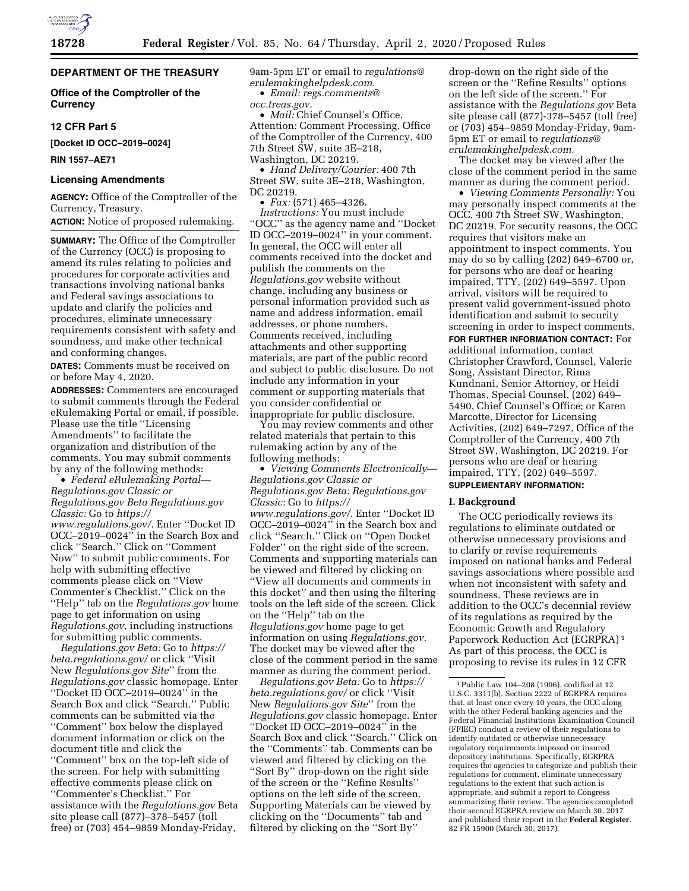## DEPARTMENT OF THE TREASURY

### Office of the Comptroller of the Currency

### 12 CFR Part 5

**[Docket ID OCC–2019–0024]**

**RIN 1557–AE71**

### Licensing Amendments

**AGENCY:** Office of the Comptroller of the Currency, Treasury.

**ACTION:** Notice of proposed rulemaking.

**SUMMARY:** The Office of the Comptroller of the Currency (OCC) is proposing to amend its rules relating to policies and procedures for corporate activities and transactions involving national banks and Federal savings associations to update and clarify the policies and procedures, eliminate unnecessary requirements consistent with safety and soundness, and make other technical and conforming changes.

**DATES:** Comments must be received on or before May 4, 2020.

**ADDRESSES:** Commenters are encouraged to submit comments through the Federal eRulemaking Portal or email, if possible. Please use the title ''Licensing Amendments'' to facilitate the organization and distribution of the comments. You may submit comments by any of the following methods:

- *Federal eRulemaking Portal—Regulations.gov Classic or Regulations.gov Beta Regulations.gov Classic:* Go to *https://www.regulations.gov/*. Enter ''Docket ID OCC–2019–0024'' in the Search Box and click ''Search.'' Click on ''Comment Now'' to submit public comments. For help with submitting effective comments please click on ''View Commenter's Checklist.'' Click on the ''Help'' tab on the *Regulations.gov* home page to get information on using *Regulations.gov,* including instructions for submitting public comments.

*Regulations.gov Beta:* Go to *https://beta.regulations.gov/* or click ''Visit New *Regulations.gov Site*'' from the *Regulations.gov* classic homepage. Enter ''Docket ID OCC–2019–0024'' in the Search Box and click ''Search.'' Public comments can be submitted via the ''Comment'' box below the displayed document information or click on the document title and click the ''Comment'' box on the top-left side of the screen. For help with submitting effective comments please click on ''Commenter's Checklist.'' For assistance with the *Regulations.gov* Beta site please call (877)–378–5457 (toll free) or (703) 454–9859 Monday-Friday, 9am-5pm ET or email to *regulations@erulemakinghelpdesk.com.*

- *Email: regs.comments@occ.treas.gov.*
- *Mail:* Chief Counsel's Office, Attention: Comment Processing, Office of the Comptroller of the Currency, 400 7th Street SW, suite 3E–218, Washington, DC 20219.
- *Hand Delivery/Courier:* 400 7th Street SW, suite 3E–218, Washington, DC 20219.
- *Fax:* (571) 465–4326.

*Instructions:* You must include ''OCC'' as the agency name and ''Docket ID OCC–2019–0024'' in your comment. In general, the OCC will enter all comments received into the docket and publish the comments on the *Regulations.gov* website without change, including any business or personal information provided such as name and address information, email addresses, or phone numbers. Comments received, including attachments and other supporting materials, are part of the public record and subject to public disclosure. Do not include any information in your comment or supporting materials that you consider confidential or inappropriate for public disclosure.

You may review comments and other related materials that pertain to this rulemaking action by any of the following methods:

- *Viewing Comments Electronically—Regulations.gov Classic or Regulations.gov Beta: Regulations.gov Classic:* Go to *https://www.regulations.gov/*. Enter ''Docket ID OCC–2019–0024'' in the Search box and click ''Search.'' Click on ''Open Docket Folder'' on the right side of the screen. Comments and supporting materials can be viewed and filtered by clicking on ''View all documents and comments in this docket'' and then using the filtering tools on the left side of the screen. Click on the ''Help'' tab on the *Regulations.gov* home page to get information on using *Regulations.gov.* The docket may be viewed after the close of the comment period in the same manner as during the comment period.

*Regulations.gov Beta:* Go to *https://beta.regulations.gov/* or click ''Visit New *Regulations.gov Site*'' from the *Regulations.gov* classic homepage. Enter ''Docket ID OCC–2019–0024'' in the Search Box and click ''Search.'' Click on the ''Comments'' tab. Comments can be viewed and filtered by clicking on the ''Sort By'' drop-down on the right side of the screen or the ''Refine Results'' options on the left side of the screen. Supporting Materials can be viewed by clicking on the ''Documents'' tab and filtered by clicking on the ''Sort By'' drop-down on the right side of the screen or the ''Refine Results'' options on the left side of the screen.'' For assistance with the *Regulations.gov* Beta site please call (877)-378–5457 (toll free) or (703) 454–9859 Monday-Friday, 9am-5pm ET or email to *regulations@erulemakinghelpdesk.com.*

The docket may be viewed after the close of the comment period in the same manner as during the comment period.

- *Viewing Comments Personally:* You may personally inspect comments at the OCC, 400 7th Street SW, Washington, DC 20219. For security reasons, the OCC requires that visitors make an appointment to inspect comments. You may do so by calling (202) 649–6700 or, for persons who are deaf or hearing impaired, TTY, (202) 649–5597. Upon arrival, visitors will be required to present valid government-issued photo identification and submit to security screening in order to inspect comments.

**FOR FURTHER INFORMATION CONTACT:** For additional information, contact Christopher Crawford, Counsel, Valerie Song, Assistant Director, Rima Kundnani, Senior Attorney, or Heidi Thomas, Special Counsel, (202) 649–5490, Chief Counsel's Office; or Karen Marcotte, Director for Licensing Activities, (202) 649–7297, Office of the Comptroller of the Currency, 400 7th Street SW, Washington, DC 20219. For persons who are deaf or hearing impaired, TTY, (202) 649–5597.

**SUPPLEMENTARY INFORMATION:**

### I. Background

The OCC periodically reviews its regulations to eliminate outdated or otherwise unnecessary provisions and to clarify or revise requirements imposed on national banks and Federal savings associations where possible and when not inconsistent with safety and soundness. These reviews are in addition to the OCC's decennial review of its regulations as required by the Economic Growth and Regulatory Paperwork Reduction Act (EGRPRA) [1] As part of this process, the OCC is proposing to revise its rules in 12 CFR

---

[1] Public Law 104–208 (1996), codified at 12 U.S.C. 3311(b). Section 2222 of EGRPRA requires that, at least once every 10 years, the OCC along with the other Federal banking agencies and the Federal Financial Institutions Examination Council (FFIEC) conduct a review of their regulations to identify outdated or otherwise unnecessary regulatory requirements imposed on insured depository institutions. Specifically, EGRPRA requires the agencies to categorize and publish their regulations for comment, eliminate unnecessary regulations to the extent that such action is appropriate, and submit a report to Congress summarizing their review. The agencies completed their second EGRPRA review on March 30, 2017 and published their report in the **Federal Register**. 82 FR 15900 (March 30, 2017).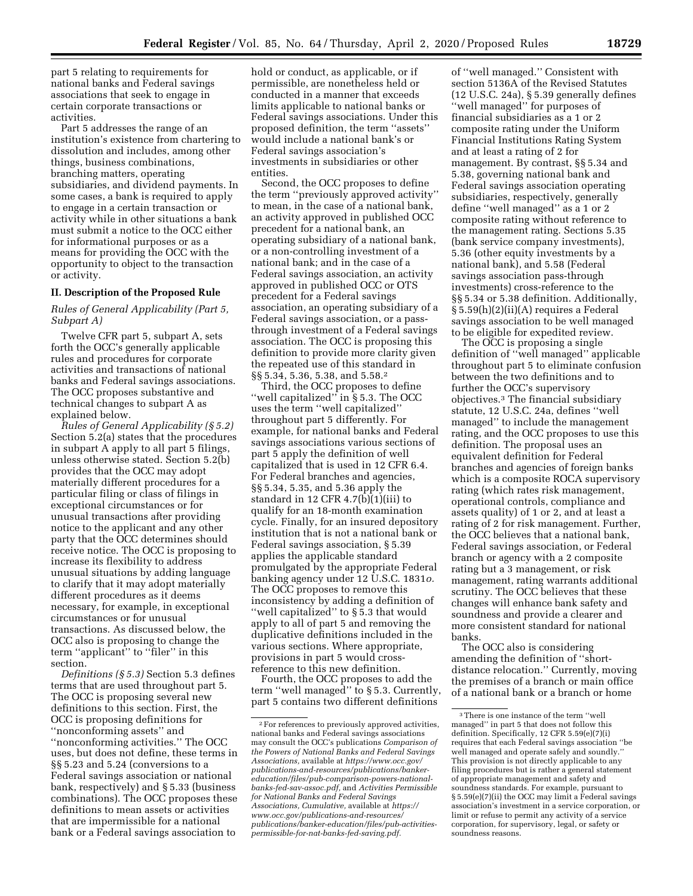part 5 relating to requirements for national banks and Federal savings associations that seek to engage in certain corporate transactions or activities.

Part 5 addresses the range of an institution's existence from chartering to dissolution and includes, among other things, business combinations, branching matters, operating subsidiaries, and dividend payments. In some cases, a bank is required to apply to engage in a certain transaction or activity while in other situations a bank must submit a notice to the OCC either for informational purposes or as a means for providing the OCC with the opportunity to object to the transaction or activity.

## II. Description of the Proposed Rule

### *Rules of General Applicability (Part 5, Subpart A)*

Twelve CFR part 5, subpart A, sets forth the OCC's generally applicable rules and procedures for corporate activities and transactions of national banks and Federal savings associations. The OCC proposes substantive and technical changes to subpart A as explained below.

*Rules of General Applicability (§ 5.2)* Section 5.2(a) states that the procedures in subpart A apply to all part 5 filings, unless otherwise stated. Section 5.2(b) provides that the OCC may adopt materially different procedures for a particular filing or class of filings in exceptional circumstances or for unusual transactions after providing notice to the applicant and any other party that the OCC determines should receive notice. The OCC is proposing to increase its flexibility to address unusual situations by adding language to clarify that it may adopt materially different procedures as it deems necessary, for example, in exceptional circumstances or for unusual transactions. As discussed below, the OCC also is proposing to change the term ''applicant'' to ''filer'' in this section.

*Definitions (§ 5.3)* Section 5.3 defines terms that are used throughout part 5. The OCC is proposing several new definitions to this section. First, the OCC is proposing definitions for ''nonconforming assets'' and ''nonconforming activities.'' The OCC uses, but does not define, these terms in §§ 5.23 and 5.24 (conversions to a Federal savings association or national bank, respectively) and § 5.33 (business combinations). The OCC proposes these definitions to mean assets or activities that are impermissible for a national bank or a Federal savings association to hold or conduct, as applicable, or if permissible, are nonetheless held or conducted in a manner that exceeds limits applicable to national banks or Federal savings associations. Under this proposed definition, the term ''assets'' would include a national bank's or Federal savings association's investments in subsidiaries or other entities.

Second, the OCC proposes to define the term ''previously approved activity'' to mean, in the case of a national bank, an activity approved in published OCC precedent for a national bank, an operating subsidiary of a national bank, or a non-controlling investment of a national bank; and in the case of a Federal savings association, an activity approved in published OCC or OTS precedent for a Federal savings association, an operating subsidiary of a Federal savings association, or a pass-through investment of a Federal savings association. The OCC is proposing this definition to provide more clarity given the repeated use of this standard in §§ 5.34, 5.36, 5.38, and 5.58.[2]

Third, the OCC proposes to define ''well capitalized'' in § 5.3. The OCC uses the term ''well capitalized'' throughout part 5 differently. For example, for national banks and Federal savings associations various sections of part 5 apply the definition of well capitalized that is used in 12 CFR 6.4. For Federal branches and agencies, §§ 5.34, 5.35, and 5.36 apply the standard in 12 CFR 4.7(b)(1)(iii) to qualify for an 18-month examination cycle. Finally, for an insured depository institution that is not a national bank or Federal savings association, § 5.39 applies the applicable standard promulgated by the appropriate Federal banking agency under 12 U.S.C. 1831*o*. The OCC proposes to remove this inconsistency by adding a definition of ''well capitalized'' to § 5.3 that would apply to all of part 5 and removing the duplicative definitions included in the various sections. Where appropriate, provisions in part 5 would cross-reference to this new definition.

Fourth, the OCC proposes to add the term ''well managed'' to § 5.3. Currently, part 5 contains two different definitions of ''well managed.'' Consistent with section 5136A of the Revised Statutes (12 U.S.C. 24a), § 5.39 generally defines ''well managed'' for purposes of financial subsidiaries as a 1 or 2 composite rating under the Uniform Financial Institutions Rating System and at least a rating of 2 for management. By contrast, §§ 5.34 and 5.38, governing national bank and Federal savings association operating subsidiaries, respectively, generally define ''well managed'' as a 1 or 2 composite rating without reference to the management rating. Sections 5.35 (bank service company investments), 5.36 (other equity investments by a national bank), and 5.58 (Federal savings association pass-through investments) cross-reference to the §§ 5.34 or 5.38 definition. Additionally, § 5.59(h)(2)(ii)(A) requires a Federal savings association to be well managed to be eligible for expedited review.

The OCC is proposing a single definition of ''well managed'' applicable throughout part 5 to eliminate confusion between the two definitions and to further the OCC's supervisory objectives.[3] The financial subsidiary statute, 12 U.S.C. 24a, defines ''well managed'' to include the management rating, and the OCC proposes to use this definition. The proposal uses an equivalent definition for Federal branches and agencies of foreign banks which is a composite ROCA supervisory rating (which rates risk management, operational controls, compliance and assets quality) of 1 or 2, and at least a rating of 2 for risk management. Further, the OCC believes that a national bank, Federal savings association, or Federal branch or agency with a 2 composite rating but a 3 management, or risk management, rating warrants additional scrutiny. The OCC believes that these changes will enhance bank safety and soundness and provide a clearer and more consistent standard for national banks.

The OCC also is considering amending the definition of ''short-distance relocation.'' Currently, moving the premises of a branch or main office of a national bank or a branch or home

[2] For references to previously approved activities, national banks and Federal savings associations may consult the OCC's publications *Comparison of the Powers of National Banks and Federal Savings Associations,* available at *https://www.occ.gov/publications-and-resources/publications/banker-education/files/pub-comparison-powers-national-banks-fed-sav-assoc.pdf,* and *Activities Permissible for National Banks and Federal Savings Associations, Cumulative,* available at *https://www.occ.gov/publications-and-resources/publications/banker-education/files/pub-activities-permissible-for-nat-banks-fed-saving.pdf.*

[3] There is one instance of the term ''well managed'' in part 5 that does not follow this definition. Specifically, 12 CFR 5.59(e)(7)(i) requires that each Federal savings association ''be well managed and operate safely and soundly.'' This provision is not directly applicable to any filing procedures but is rather a general statement of appropriate management and safety and soundness standards. For example, pursuant to § 5.59(e)(7)(ii) the OCC may limit a Federal savings association's investment in a service corporation, or limit or refuse to permit any activity of a service corporation, for supervisory, legal, or safety or soundness reasons.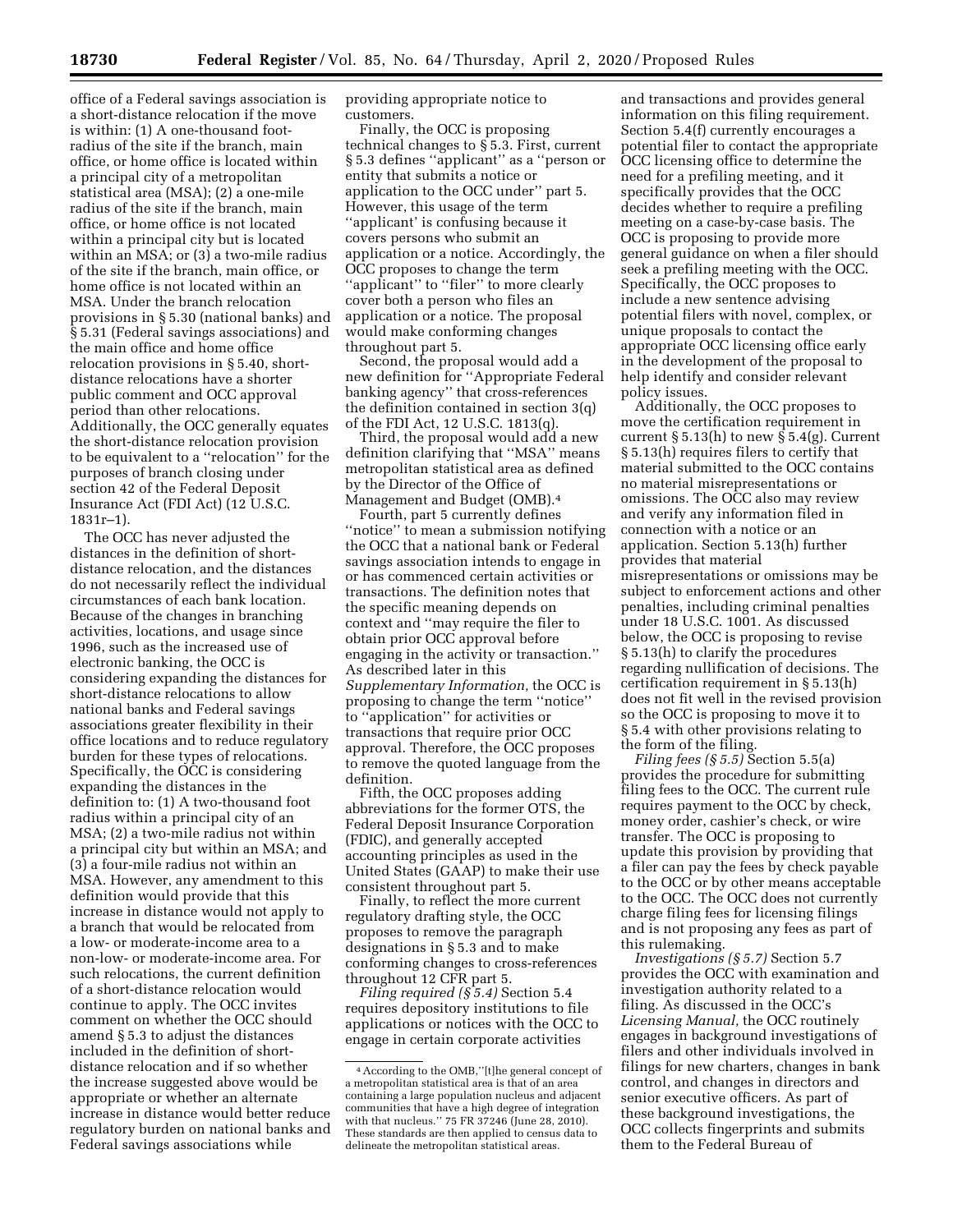office of a Federal savings association is a short-distance relocation if the move is within: (1) A one-thousand foot-radius of the site if the branch, main office, or home office is located within a principal city of a metropolitan statistical area (MSA); (2) a one-mile radius of the site if the branch, main office, or home office is not located within a principal city but is located within an MSA; or (3) a two-mile radius of the site if the branch, main office, or home office is not located within an MSA. Under the branch relocation provisions in § 5.30 (national banks) and § 5.31 (Federal savings associations) and the main office and home office relocation provisions in § 5.40, short-distance relocations have a shorter public comment and OCC approval period than other relocations. Additionally, the OCC generally equates the short-distance relocation provision to be equivalent to a ''relocation'' for the purposes of branch closing under section 42 of the Federal Deposit Insurance Act (FDI Act) (12 U.S.C. 1831r–1).

The OCC has never adjusted the distances in the definition of short-distance relocation, and the distances do not necessarily reflect the individual circumstances of each bank location. Because of the changes in branching activities, locations, and usage since 1996, such as the increased use of electronic banking, the OCC is considering expanding the distances for short-distance relocations to allow national banks and Federal savings associations greater flexibility in their office locations and to reduce regulatory burden for these types of relocations. Specifically, the OCC is considering expanding the distances in the definition to: (1) A two-thousand foot radius within a principal city of an MSA; (2) a two-mile radius not within a principal city but within an MSA; and (3) a four-mile radius not within an MSA. However, any amendment to this definition would provide that this increase in distance would not apply to a branch that would be relocated from a low- or moderate-income area to a non-low- or moderate-income area. For such relocations, the current definition of a short-distance relocation would continue to apply. The OCC invites comment on whether the OCC should amend § 5.3 to adjust the distances included in the definition of short-distance relocation and if so whether the increase suggested above would be appropriate or whether an alternate increase in distance would better reduce regulatory burden on national banks and Federal savings associations while providing appropriate notice to customers.

Finally, the OCC is proposing technical changes to § 5.3. First, current § 5.3 defines ''applicant'' as a ''person or entity that submits a notice or application to the OCC under'' part 5. However, this usage of the term ''applicant' is confusing because it covers persons who submit an application or a notice. Accordingly, the OCC proposes to change the term ''applicant'' to ''filer'' to more clearly cover both a person who files an application or a notice. The proposal would make conforming changes throughout part 5.

Second, the proposal would add a new definition for ''Appropriate Federal banking agency'' that cross-references the definition contained in section 3(q) of the FDI Act, 12 U.S.C. 1813(q).

Third, the proposal would add a new definition clarifying that ''MSA'' means metropolitan statistical area as defined by the Director of the Office of Management and Budget (OMB).[4]

Fourth, part 5 currently defines ''notice'' to mean a submission notifying the OCC that a national bank or Federal savings association intends to engage in or has commenced certain activities or transactions. The definition notes that the specific meaning depends on context and ''may require the filer to obtain prior OCC approval before engaging in the activity or transaction.'' As described later in this *Supplementary Information,* the OCC is proposing to change the term ''notice'' to ''application'' for activities or transactions that require prior OCC approval. Therefore, the OCC proposes to remove the quoted language from the definition.

Fifth, the OCC proposes adding abbreviations for the former OTS, the Federal Deposit Insurance Corporation (FDIC), and generally accepted accounting principles as used in the United States (GAAP) to make their use consistent throughout part 5.

Finally, to reflect the more current regulatory drafting style, the OCC proposes to remove the paragraph designations in § 5.3 and to make conforming changes to cross-references throughout 12 CFR part 5.

*Filing required (§ 5.4)* Section 5.4 requires depository institutions to file applications or notices with the OCC to engage in certain corporate activities and transactions and provides general information on this filing requirement. Section 5.4(f) currently encourages a potential filer to contact the appropriate OCC licensing office to determine the need for a prefiling meeting, and it specifically provides that the OCC decides whether to require a prefiling meeting on a case-by-case basis. The OCC is proposing to provide more general guidance on when a filer should seek a prefiling meeting with the OCC. Specifically, the OCC proposes to include a new sentence advising potential filers with novel, complex, or unique proposals to contact the appropriate OCC licensing office early in the development of the proposal to help identify and consider relevant policy issues.

Additionally, the OCC proposes to move the certification requirement in current § 5.13(h) to new § 5.4(g). Current § 5.13(h) requires filers to certify that material submitted to the OCC contains no material misrepresentations or omissions. The OCC also may review and verify any information filed in connection with a notice or an application. Section 5.13(h) further provides that material misrepresentations or omissions may be subject to enforcement actions and other penalties, including criminal penalties under 18 U.S.C. 1001. As discussed below, the OCC is proposing to revise § 5.13(h) to clarify the procedures regarding nullification of decisions. The certification requirement in § 5.13(h) does not fit well in the revised provision so the OCC is proposing to move it to § 5.4 with other provisions relating to the form of the filing.

*Filing fees (§ 5.5)* Section 5.5(a) provides the procedure for submitting filing fees to the OCC. The current rule requires payment to the OCC by check, money order, cashier's check, or wire transfer. The OCC is proposing to update this provision by providing that a filer can pay the fees by check payable to the OCC or by other means acceptable to the OCC. The OCC does not currently charge filing fees for licensing filings and is not proposing any fees as part of this rulemaking.

*Investigations (§ 5.7)* Section 5.7 provides the OCC with examination and investigation authority related to a filing. As discussed in the OCC's *Licensing Manual,* the OCC routinely engages in background investigations of filers and other individuals involved in filings for new charters, changes in bank control, and changes in directors and senior executive officers. As part of these background investigations, the OCC collects fingerprints and submits them to the Federal Bureau of

[4] According to the OMB,''[t]he general concept of a metropolitan statistical area is that of an area containing a large population nucleus and adjacent communities that have a high degree of integration with that nucleus.'' 75 FR 37246 (June 28, 2010). These standards are then applied to census data to delineate the metropolitan statistical areas.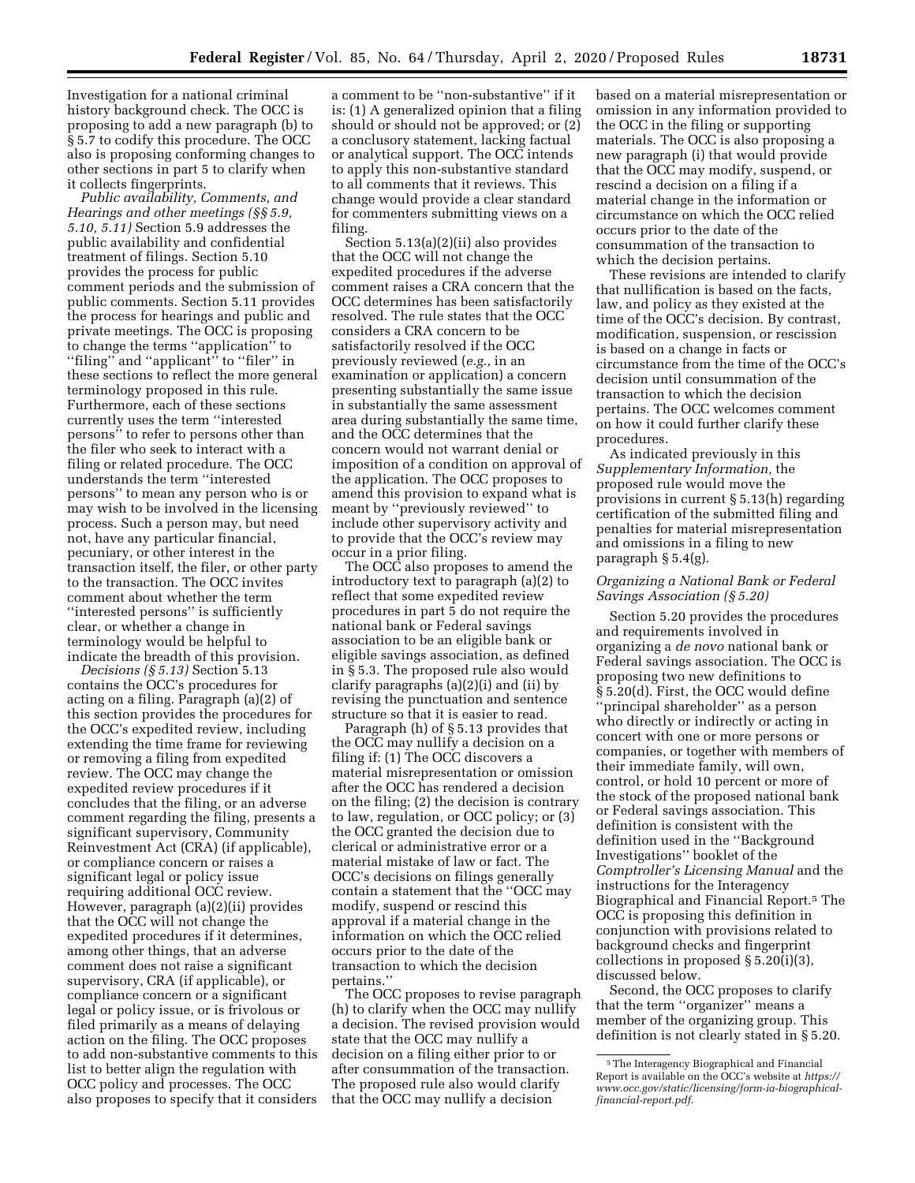Investigation for a national criminal history background check. The OCC is proposing to add a new paragraph (b) to § 5.7 to codify this procedure. The OCC also is proposing conforming changes to other sections in part 5 to clarify when it collects fingerprints.

*Public availability, Comments, and Hearings and other meetings (§§ 5.9, 5.10, 5.11)* Section 5.9 addresses the public availability and confidential treatment of filings. Section 5.10 provides the process for public comment periods and the submission of public comments. Section 5.11 provides the process for hearings and public and private meetings. The OCC is proposing to change the terms ''application'' to ''filing'' and ''applicant'' to ''filer'' in these sections to reflect the more general terminology proposed in this rule. Furthermore, each of these sections currently uses the term ''interested persons'' to refer to persons other than the filer who seek to interact with a filing or related procedure. The OCC understands the term ''interested persons'' to mean any person who is or may wish to be involved in the licensing process. Such a person may, but need not, have any particular financial, pecuniary, or other interest in the transaction itself, the filer, or other party to the transaction. The OCC invites comment about whether the term ''interested persons'' is sufficiently clear, or whether a change in terminology would be helpful to indicate the breadth of this provision.

*Decisions (§ 5.13)* Section 5.13 contains the OCC's procedures for acting on a filing. Paragraph (a)(2) of this section provides the procedures for the OCC's expedited review, including extending the time frame for reviewing or removing a filing from expedited review. The OCC may change the expedited review procedures if it concludes that the filing, or an adverse comment regarding the filing, presents a significant supervisory, Community Reinvestment Act (CRA) (if applicable), or compliance concern or raises a significant legal or policy issue requiring additional OCC review. However, paragraph (a)(2)(ii) provides that the OCC will not change the expedited procedures if it determines, among other things, that an adverse comment does not raise a significant supervisory, CRA (if applicable), or compliance concern or a significant legal or policy issue, or is frivolous or filed primarily as a means of delaying action on the filing. The OCC proposes to add non-substantive comments to this list to better align the regulation with OCC policy and processes. The OCC also proposes to specify that it considers a comment to be ''non-substantive'' if it is: (1) A generalized opinion that a filing should or should not be approved; or (2) a conclusory statement, lacking factual or analytical support. The OCC intends to apply this non-substantive standard to all comments that it reviews. This change would provide a clear standard for commenters submitting views on a filing.

Section 5.13(a)(2)(ii) also provides that the OCC will not change the expedited procedures if the adverse comment raises a CRA concern that the OCC determines has been satisfactorily resolved. The rule states that the OCC considers a CRA concern to be satisfactorily resolved if the OCC previously reviewed (*e.g.,* in an examination or application) a concern presenting substantially the same issue in substantially the same assessment area during substantially the same time, and the OCC determines that the concern would not warrant denial or imposition of a condition on approval of the application. The OCC proposes to amend this provision to expand what is meant by ''previously reviewed'' to include other supervisory activity and to provide that the OCC's review may occur in a prior filing.

The OCC also proposes to amend the introductory text to paragraph (a)(2) to reflect that some expedited review procedures in part 5 do not require the national bank or Federal savings association to be an eligible bank or eligible savings association, as defined in § 5.3. The proposed rule also would clarify paragraphs (a)(2)(i) and (ii) by revising the punctuation and sentence structure so that it is easier to read.

Paragraph (h) of § 5.13 provides that the OCC may nullify a decision on a filing if: (1) The OCC discovers a material misrepresentation or omission after the OCC has rendered a decision on the filing; (2) the decision is contrary to law, regulation, or OCC policy; or (3) the OCC granted the decision due to clerical or administrative error or a material mistake of law or fact. The OCC's decisions on filings generally contain a statement that the ''OCC may modify, suspend or rescind this approval if a material change in the information on which the OCC relied occurs prior to the date of the transaction to which the decision pertains.''

The OCC proposes to revise paragraph (h) to clarify when the OCC may nullify a decision. The revised provision would state that the OCC may nullify a decision on a filing either prior to or after consummation of the transaction. The proposed rule also would clarify that the OCC may nullify a decision based on a material misrepresentation or omission in any information provided to the OCC in the filing or supporting materials. The OCC is also proposing a new paragraph (i) that would provide that the OCC may modify, suspend, or rescind a decision on a filing if a material change in the information or circumstance on which the OCC relied occurs prior to the date of the consummation of the transaction to which the decision pertains.

These revisions are intended to clarify that nullification is based on the facts, law, and policy as they existed at the time of the OCC's decision. By contrast, modification, suspension, or rescission is based on a change in facts or circumstance from the time of the OCC's decision until consummation of the transaction to which the decision pertains. The OCC welcomes comment on how it could further clarify these procedures.

As indicated previously in this *Supplementary Information,* the proposed rule would move the provisions in current § 5.13(h) regarding certification of the submitted filing and penalties for material misrepresentation and omissions in a filing to new paragraph § 5.4(g).

### *Organizing a National Bank or Federal Savings Association (§ 5.20)*

Section 5.20 provides the procedures and requirements involved in organizing a *de novo* national bank or Federal savings association. The OCC is proposing two new definitions to § 5.20(d). First, the OCC would define ''principal shareholder'' as a person who directly or indirectly or acting in concert with one or more persons or companies, or together with members of their immediate family, will own, control, or hold 10 percent or more of the stock of the proposed national bank or Federal savings association. This definition is consistent with the definition used in the ''Background Investigations'' booklet of the *Comptroller's Licensing Manual* and the instructions for the Interagency Biographical and Financial Report.[5] The OCC is proposing this definition in conjunction with provisions related to background checks and fingerprint collections in proposed § 5.20(i)(3), discussed below.

Second, the OCC proposes to clarify that the term ''organizer'' means a member of the organizing group. This definition is not clearly stated in § 5.20.

[5] The Interagency Biographical and Financial Report is available on the OCC's website at *https://www.occ.gov/static/licensing/form-ia-biographical-financial-report.pdf.*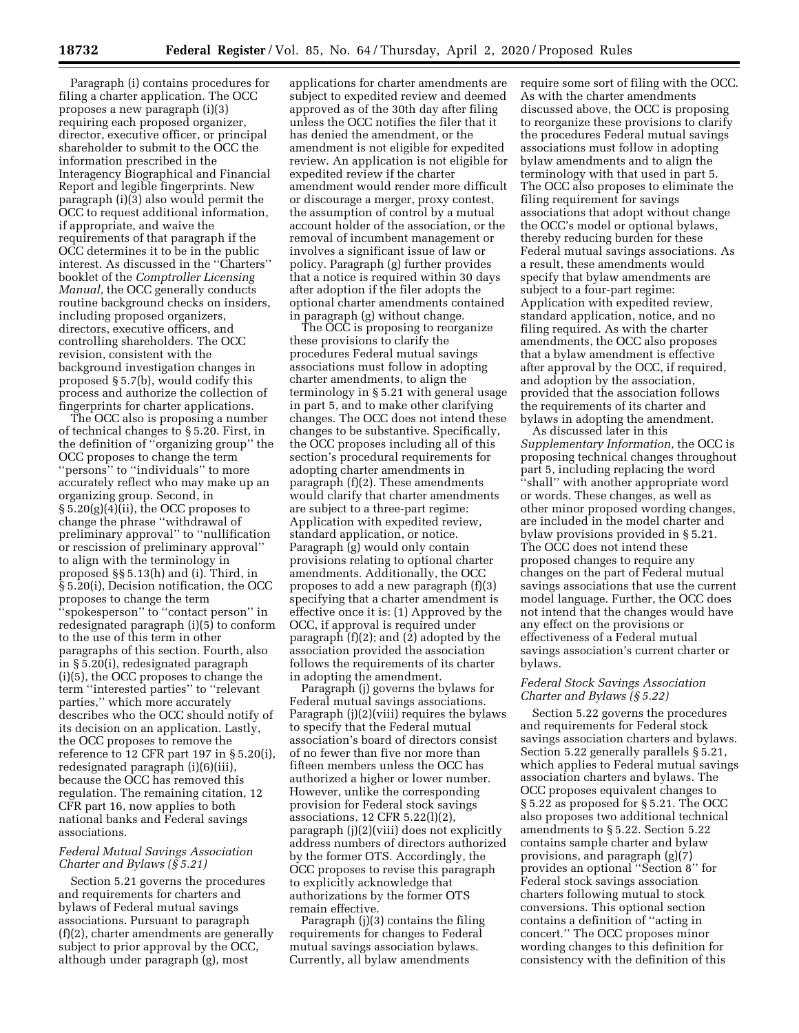Paragraph (i) contains procedures for filing a charter application. The OCC proposes a new paragraph (i)(3) requiring each proposed organizer, director, executive officer, or principal shareholder to submit to the OCC the information prescribed in the Interagency Biographical and Financial Report and legible fingerprints. New paragraph (i)(3) also would permit the OCC to request additional information, if appropriate, and waive the requirements of that paragraph if the OCC determines it to be in the public interest. As discussed in the ''Charters'' booklet of the *Comptroller Licensing Manual,* the OCC generally conducts routine background checks on insiders, including proposed organizers, directors, executive officers, and controlling shareholders. The OCC revision, consistent with the background investigation changes in proposed § 5.7(b), would codify this process and authorize the collection of fingerprints for charter applications.

The OCC also is proposing a number of technical changes to § 5.20. First, in the definition of ''organizing group'' the OCC proposes to change the term ''persons'' to ''individuals'' to more accurately reflect who may make up an organizing group. Second, in § 5.20(g)(4)(ii), the OCC proposes to change the phrase ''withdrawal of preliminary approval'' to ''nullification or rescission of preliminary approval'' to align with the terminology in proposed §§ 5.13(h) and (i). Third, in § 5.20(i), Decision notification, the OCC proposes to change the term ''spokesperson'' to ''contact person'' in redesignated paragraph (i)(5) to conform to the use of this term in other paragraphs of this section. Fourth, also in § 5.20(i), redesignated paragraph (i)(5), the OCC proposes to change the term ''interested parties'' to ''relevant parties,'' which more accurately describes who the OCC should notify of its decision on an application. Lastly, the OCC proposes to remove the reference to 12 CFR part 197 in § 5.20(i), redesignated paragraph (i)(6)(iii), because the OCC has removed this regulation. The remaining citation, 12 CFR part 16, now applies to both national banks and Federal savings associations.

### *Federal Mutual Savings Association Charter and Bylaws (§ 5.21)*

Section 5.21 governs the procedures and requirements for charters and bylaws of Federal mutual savings associations. Pursuant to paragraph (f)(2), charter amendments are generally subject to prior approval by the OCC, although under paragraph (g), most applications for charter amendments are subject to expedited review and deemed approved as of the 30th day after filing unless the OCC notifies the filer that it has denied the amendment, or the amendment is not eligible for expedited review. An application is not eligible for expedited review if the charter amendment would render more difficult or discourage a merger, proxy contest, the assumption of control by a mutual account holder of the association, or the removal of incumbent management or involves a significant issue of law or policy. Paragraph (g) further provides that a notice is required within 30 days after adoption if the filer adopts the optional charter amendments contained in paragraph (g) without change.

The OCC is proposing to reorganize these provisions to clarify the procedures Federal mutual savings associations must follow in adopting charter amendments, to align the terminology in § 5.21 with general usage in part 5, and to make other clarifying changes. The OCC does not intend these changes to be substantive. Specifically, the OCC proposes including all of this section's procedural requirements for adopting charter amendments in paragraph (f)(2). These amendments would clarify that charter amendments are subject to a three-part regime: Application with expedited review, standard application, or notice. Paragraph (g) would only contain provisions relating to optional charter amendments. Additionally, the OCC proposes to add a new paragraph (f)(3) specifying that a charter amendment is effective once it is: (1) Approved by the OCC, if approval is required under paragraph (f)(2); and (2) adopted by the association provided the association follows the requirements of its charter in adopting the amendment.

Paragraph (j) governs the bylaws for Federal mutual savings associations. Paragraph (j)(2)(viii) requires the bylaws to specify that the Federal mutual association's board of directors consist of no fewer than five nor more than fifteen members unless the OCC has authorized a higher or lower number. However, unlike the corresponding provision for Federal stock savings associations, 12 CFR 5.22(l)(2), paragraph (j)(2)(viii) does not explicitly address numbers of directors authorized by the former OTS. Accordingly, the OCC proposes to revise this paragraph to explicitly acknowledge that authorizations by the former OTS remain effective.

Paragraph (j)(3) contains the filing requirements for changes to Federal mutual savings association bylaws. Currently, all bylaw amendments require some sort of filing with the OCC. As with the charter amendments discussed above, the OCC is proposing to reorganize these provisions to clarify the procedures Federal mutual savings associations must follow in adopting bylaw amendments and to align the terminology with that used in part 5. The OCC also proposes to eliminate the filing requirement for savings associations that adopt without change the OCC's model or optional bylaws, thereby reducing burden for these Federal mutual savings associations. As a result, these amendments would specify that bylaw amendments are subject to a four-part regime: Application with expedited review, standard application, notice, and no filing required. As with the charter amendments, the OCC also proposes that a bylaw amendment is effective after approval by the OCC, if required, and adoption by the association, provided that the association follows the requirements of its charter and bylaws in adopting the amendment.

As discussed later in this *Supplementary Information,* the OCC is proposing technical changes throughout part 5, including replacing the word ''shall'' with another appropriate word or words. These changes, as well as other minor proposed wording changes, are included in the model charter and bylaw provisions provided in § 5.21. The OCC does not intend these proposed changes to require any changes on the part of Federal mutual savings associations that use the current model language. Further, the OCC does not intend that the changes would have any effect on the provisions or effectiveness of a Federal mutual savings association's current charter or bylaws.

### *Federal Stock Savings Association Charter and Bylaws (§ 5.22)*

Section 5.22 governs the procedures and requirements for Federal stock savings association charters and bylaws. Section 5.22 generally parallels § 5.21, which applies to Federal mutual savings association charters and bylaws. The OCC proposes equivalent changes to § 5.22 as proposed for § 5.21. The OCC also proposes two additional technical amendments to § 5.22. Section 5.22 contains sample charter and bylaw provisions, and paragraph (g)(7) provides an optional ''Section 8'' for Federal stock savings association charters following mutual to stock conversions. This optional section contains a definition of ''acting in concert.'' The OCC proposes minor wording changes to this definition for consistency with the definition of this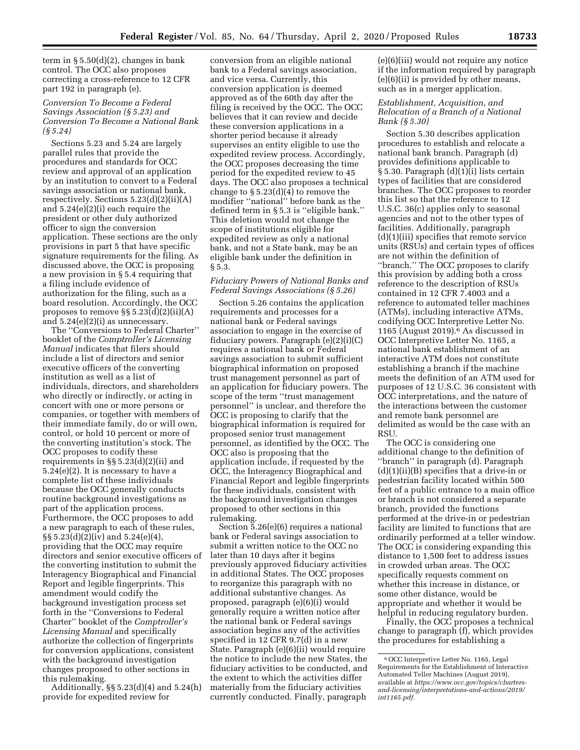term in § 5.50(d)(2), changes in bank control. The OCC also proposes correcting a cross-reference to 12 CFR part 192 in paragraph (e).

### *Conversion To Become a Federal Savings Association (§ 5.23) and Conversion To Become a National Bank (§ 5.24)*

Sections 5.23 and 5.24 are largely parallel rules that provide the procedures and standards for OCC review and approval of an application by an institution to convert to a Federal savings association or national bank, respectively. Sections 5.23(d)(2)(ii)(A) and 5.24(e)(2)(i) each require the president or other duly authorized officer to sign the conversion application. These sections are the only provisions in part 5 that have specific signature requirements for the filing. As discussed above, the OCC is proposing a new provision in § 5.4 requiring that a filing include evidence of authorization for the filing, such as a board resolution. Accordingly, the OCC proposes to remove §§ 5.23(d)(2)(ii)(A) and 5.24(e)(2)(i) as unnecessary.

The ''Conversions to Federal Charter'' booklet of the *Comptroller's Licensing Manual* indicates that filers should include a list of directors and senior executive officers of the converting institution as well as a list of individuals, directors, and shareholders who directly or indirectly, or acting in concert with one or more persons or companies, or together with members of their immediate family, do or will own, control, or hold 10 percent or more of the converting institution's stock. The OCC proposes to codify these requirements in §§ 5.23(d)(2)(ii) and 5.24(e)(2). It is necessary to have a complete list of these individuals because the OCC generally conducts routine background investigations as part of the application process. Furthermore, the OCC proposes to add a new paragraph to each of these rules, §§ 5.23(d)(2)(iv) and 5.24(e)(4), providing that the OCC may require directors and senior executive officers of the converting institution to submit the Interagency Biographical and Financial Report and legible fingerprints. This amendment would codify the background investigation process set forth in the ''Conversions to Federal Charter'' booklet of the *Comptroller's Licensing Manual* and specifically authorize the collection of fingerprints for conversion applications, consistent with the background investigation changes proposed to other sections in this rulemaking.

Additionally, §§ 5.23(d)(4) and 5.24(h) provide for expedited review for conversion from an eligible national bank to a Federal savings association, and vice versa. Currently, this conversion application is deemed approved as of the 60th day after the filing is received by the OCC. The OCC believes that it can review and decide these conversion applications in a shorter period because it already supervises an entity eligible to use the expedited review process. Accordingly, the OCC proposes decreasing the time period for the expedited review to 45 days. The OCC also proposes a technical change to § 5.23(d)(4) to remove the modifier ''national'' before bank as the defined term in § 5.3 is ''eligible bank.'' This deletion would not change the scope of institutions eligible for expedited review as only a national bank, and not a State bank, may be an eligible bank under the definition in § 5.3.

### *Fiduciary Powers of National Banks and Federal Savings Associations (§ 5.26)*

Section 5.26 contains the application requirements and processes for a national bank or Federal savings association to engage in the exercise of fiduciary powers. Paragraph (e)(2)(i)(C) requires a national bank or Federal savings association to submit sufficient biographical information on proposed trust management personnel as part of an application for fiduciary powers. The scope of the term ''trust management personnel'' is unclear, and therefore the OCC is proposing to clarify that the biographical information is required for proposed senior trust management personnel, as identified by the OCC. The OCC also is proposing that the application include, if requested by the OCC, the Interagency Biographical and Financial Report and legible fingerprints for these individuals, consistent with the background investigation changes proposed to other sections in this rulemaking.

Section 5.26(e)(6) requires a national bank or Federal savings association to submit a written notice to the OCC no later than 10 days after it begins previously approved fiduciary activities in additional States. The OCC proposes to reorganize this paragraph with no additional substantive changes. As proposed, paragraph (e)(6)(i) would generally require a written notice after the national bank or Federal savings association begins any of the activities specified in 12 CFR 9.7(d) in a new State. Paragraph (e)(6)(ii) would require the notice to include the new States, the fiduciary activities to be conducted, and the extent to which the activities differ materially from the fiduciary activities currently conducted. Finally, paragraph (e)(6)(iii) would not require any notice if the information required by paragraph (e)(6)(ii) is provided by other means, such as in a merger application.

### *Establishment, Acquisition, and Relocation of a Branch of a National Bank (§ 5.30)*

Section 5.30 describes application procedures to establish and relocate a national bank branch. Paragraph (d) provides definitions applicable to § 5.30. Paragraph (d)(1)(i) lists certain types of facilities that are considered branches. The OCC proposes to reorder this list so that the reference to 12 U.S.C. 36(c) applies only to seasonal agencies and not to the other types of facilities. Additionally, paragraph (d)(1)(iii) specifies that remote service units (RSUs) and certain types of offices are not within the definition of ''branch.'' The OCC proposes to clarify this provision by adding both a cross reference to the description of RSUs contained in 12 CFR 7.4003 and a reference to automated teller machines (ATMs), including interactive ATMs, codifying OCC Interpretive Letter No. 1165 (August 2019).[6] As discussed in OCC Interpretive Letter No. 1165, a national bank establishment of an interactive ATM does not constitute establishing a branch if the machine meets the definition of an ATM used for purposes of 12 U.S.C. 36 consistent with OCC interpretations, and the nature of the interactions between the customer and remote bank personnel are delimited as would be the case with an RSU.

The OCC is considering one additional change to the definition of ''branch'' in paragraph (d). Paragraph (d)(1)(ii)(B) specifies that a drive-in or pedestrian facility located within 500 feet of a public entrance to a main office or branch is not considered a separate branch, provided the functions performed at the drive-in or pedestrian facility are limited to functions that are ordinarily performed at a teller window. The OCC is considering expanding this distance to 1,500 feet to address issues in crowded urban areas. The OCC specifically requests comment on whether this increase in distance, or some other distance, would be appropriate and whether it would be helpful in reducing regulatory burden.

Finally, the OCC proposes a technical change to paragraph (f), which provides the procedures for establishing a

[6] OCC Interpretive Letter No. 1165, Legal Requirements for the Establishment of Interactive Automated Teller Machines (August 2019), available at *https://www.occ.gov/topics/charters-and-licensing/interpretations-and-actions/2019/int1165.pdf*.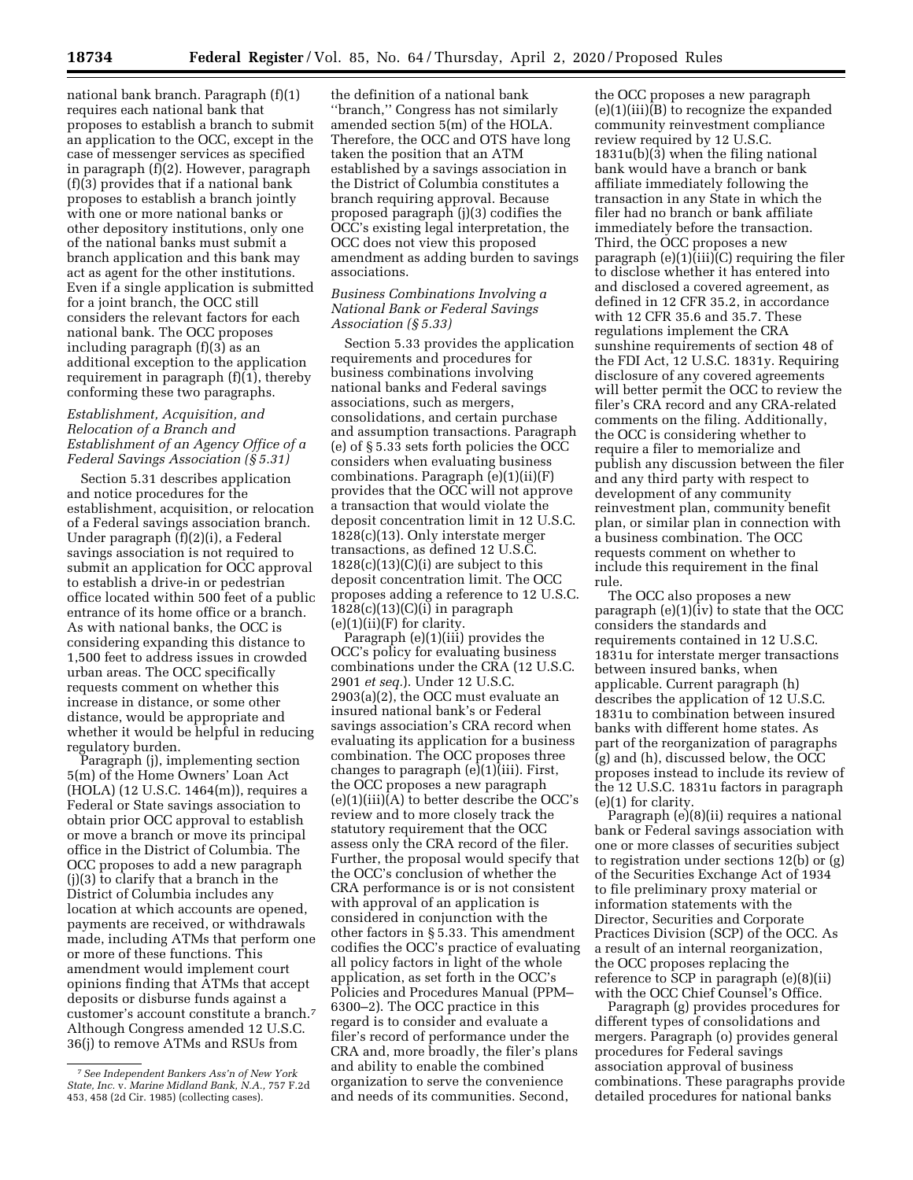national bank branch. Paragraph (f)(1) requires each national bank that proposes to establish a branch to submit an application to the OCC, except in the case of messenger services as specified in paragraph (f)(2). However, paragraph (f)(3) provides that if a national bank proposes to establish a branch jointly with one or more national banks or other depository institutions, only one of the national banks must submit a branch application and this bank may act as agent for the other institutions. Even if a single application is submitted for a joint branch, the OCC still considers the relevant factors for each national bank. The OCC proposes including paragraph (f)(3) as an additional exception to the application requirement in paragraph (f)(1), thereby conforming these two paragraphs.

### *Establishment, Acquisition, and Relocation of a Branch and Establishment of an Agency Office of a Federal Savings Association (§ 5.31)*

Section 5.31 describes application and notice procedures for the establishment, acquisition, or relocation of a Federal savings association branch. Under paragraph (f)(2)(i), a Federal savings association is not required to submit an application for OCC approval to establish a drive-in or pedestrian office located within 500 feet of a public entrance of its home office or a branch. As with national banks, the OCC is considering expanding this distance to 1,500 feet to address issues in crowded urban areas. The OCC specifically requests comment on whether this increase in distance, or some other distance, would be appropriate and whether it would be helpful in reducing regulatory burden.

Paragraph (j), implementing section 5(m) of the Home Owners' Loan Act (HOLA) (12 U.S.C. 1464(m)), requires a Federal or State savings association to obtain prior OCC approval to establish or move a branch or move its principal office in the District of Columbia. The OCC proposes to add a new paragraph (j)(3) to clarify that a branch in the District of Columbia includes any location at which accounts are opened, payments are received, or withdrawals made, including ATMs that perform one or more of these functions. This amendment would implement court opinions finding that ATMs that accept deposits or disburse funds against a customer's account constitute a branch.[7] Although Congress amended 12 U.S.C. 36(j) to remove ATMs and RSUs from the definition of a national bank "branch," Congress has not similarly amended section 5(m) of the HOLA. Therefore, the OCC and OTS have long taken the position that an ATM established by a savings association in the District of Columbia constitutes a branch requiring approval. Because proposed paragraph (j)(3) codifies the OCC's existing legal interpretation, the OCC does not view this proposed amendment as adding burden to savings associations.

### *Business Combinations Involving a National Bank or Federal Savings Association (§ 5.33)*

Section 5.33 provides the application requirements and procedures for business combinations involving national banks and Federal savings associations, such as mergers, consolidations, and certain purchase and assumption transactions. Paragraph (e) of § 5.33 sets forth policies the OCC considers when evaluating business combinations. Paragraph (e)(1)(ii)(F) provides that the OCC will not approve a transaction that would violate the deposit concentration limit in 12 U.S.C. 1828(c)(13). Only interstate merger transactions, as defined 12 U.S.C. 1828(c)(13)(C)(i) are subject to this deposit concentration limit. The OCC proposes adding a reference to 12 U.S.C. 1828(c)(13)(C)(i) in paragraph (e)(1)(ii)(F) for clarity.

Paragraph (e)(1)(iii) provides the OCC's policy for evaluating business combinations under the CRA (12 U.S.C. 2901 *et seq.*). Under 12 U.S.C. 2903(a)(2), the OCC must evaluate an insured national bank's or Federal savings association's CRA record when evaluating its application for a business combination. The OCC proposes three changes to paragraph (e)(1)(iii). First, the OCC proposes a new paragraph (e)(1)(iii)(A) to better describe the OCC's review and to more closely track the statutory requirement that the OCC assess only the CRA record of the filer. Further, the proposal would specify that the OCC's conclusion of whether the CRA performance is or is not consistent with approval of an application is considered in conjunction with the other factors in § 5.33. This amendment codifies the OCC's practice of evaluating all policy factors in light of the whole application, as set forth in the OCC's Policies and Procedures Manual (PPM–6300–2). The OCC practice in this regard is to consider and evaluate a filer's record of performance under the CRA and, more broadly, the filer's plans and ability to enable the combined organization to serve the convenience and needs of its communities. Second, the OCC proposes a new paragraph (e)(1)(iii)(B) to recognize the expanded community reinvestment compliance review required by 12 U.S.C. 1831u(b)(3) when the filing national bank would have a branch or bank affiliate immediately following the transaction in any State in which the filer had no branch or bank affiliate immediately before the transaction. Third, the OCC proposes a new paragraph (e)(1)(iii)(C) requiring the filer to disclose whether it has entered into and disclosed a covered agreement, as defined in 12 CFR 35.2, in accordance with 12 CFR 35.6 and 35.7. These regulations implement the CRA sunshine requirements of section 48 of the FDI Act, 12 U.S.C. 1831y. Requiring disclosure of any covered agreements will better permit the OCC to review the filer's CRA record and any CRA-related comments on the filing. Additionally, the OCC is considering whether to require a filer to memorialize and publish any discussion between the filer and any third party with respect to development of any community reinvestment plan, community benefit plan, or similar plan in connection with a business combination. The OCC requests comment on whether to include this requirement in the final rule.

The OCC also proposes a new paragraph (e)(1)(iv) to state that the OCC considers the standards and requirements contained in 12 U.S.C. 1831u for interstate merger transactions between insured banks, when applicable. Current paragraph (h) describes the application of 12 U.S.C. 1831u to combination between insured banks with different home states. As part of the reorganization of paragraphs (g) and (h), discussed below, the OCC proposes instead to include its review of the 12 U.S.C. 1831u factors in paragraph (e)(1) for clarity.

Paragraph (e)(8)(ii) requires a national bank or Federal savings association with one or more classes of securities subject to registration under sections 12(b) or (g) of the Securities Exchange Act of 1934 to file preliminary proxy material or information statements with the Director, Securities and Corporate Practices Division (SCP) of the OCC. As a result of an internal reorganization, the OCC proposes replacing the reference to SCP in paragraph (e)(8)(ii) with the OCC Chief Counsel's Office.

Paragraph (g) provides procedures for different types of consolidations and mergers. Paragraph (o) provides general procedures for Federal savings association approval of business combinations. These paragraphs provide detailed procedures for national banks

[7] *See Independent Bankers Ass'n of New York State, Inc.* v. *Marine Midland Bank, N.A.*, 757 F.2d 453, 458 (2d Cir. 1985) (collecting cases).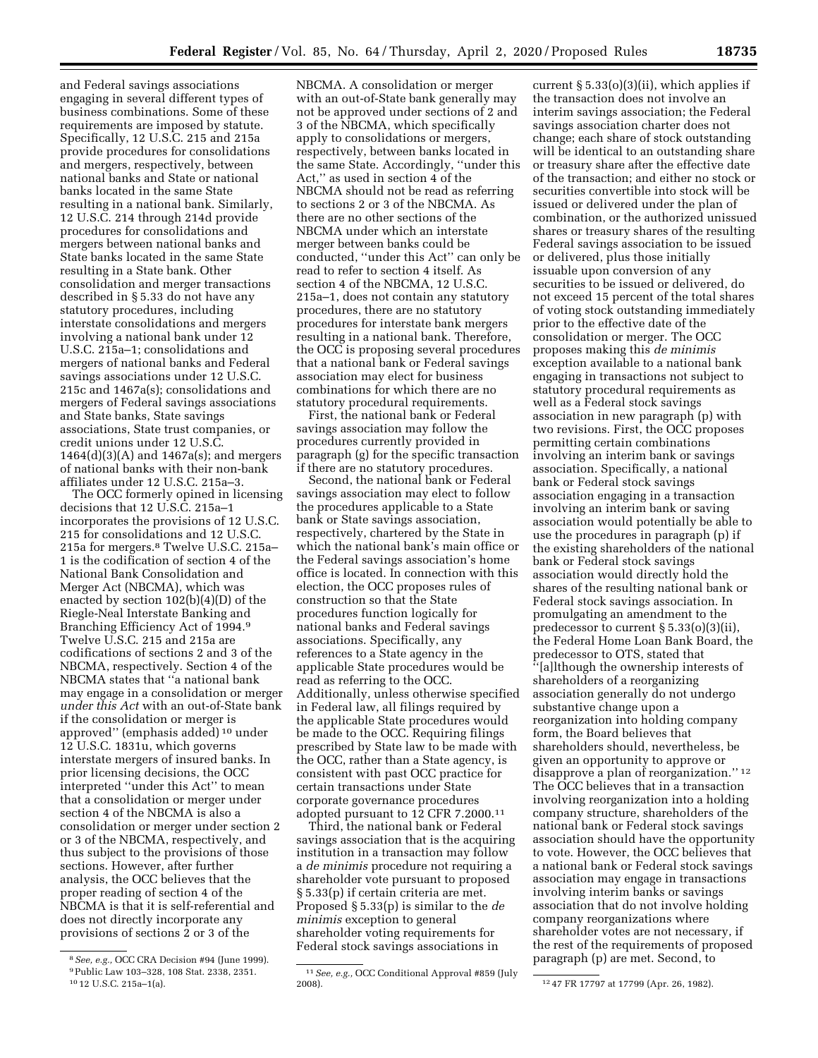and Federal savings associations engaging in several different types of business combinations. Some of these requirements are imposed by statute. Specifically, 12 U.S.C. 215 and 215a provide procedures for consolidations and mergers, respectively, between national banks and State or national banks located in the same State resulting in a national bank. Similarly, 12 U.S.C. 214 through 214d provide procedures for consolidations and mergers between national banks and State banks located in the same State resulting in a State bank. Other consolidation and merger transactions described in § 5.33 do not have any statutory procedures, including interstate consolidations and mergers involving a national bank under 12 U.S.C. 215a–1; consolidations and mergers of national banks and Federal savings associations under 12 U.S.C. 215c and 1467a(s); consolidations and mergers of Federal savings associations and State banks, State savings associations, State trust companies, or credit unions under 12 U.S.C. 1464(d)(3)(A) and 1467a(s); and mergers of national banks with their non-bank affiliates under 12 U.S.C. 215a–3.

The OCC formerly opined in licensing decisions that 12 U.S.C. 215a–1 incorporates the provisions of 12 U.S.C. 215 for consolidations and 12 U.S.C. 215a for mergers.[8] Twelve U.S.C. 215a–1 is the codification of section 4 of the National Bank Consolidation and Merger Act (NBCMA), which was enacted by section 102(b)(4)(D) of the Riegle-Neal Interstate Banking and Branching Efficiency Act of 1994.[9] Twelve U.S.C. 215 and 215a are codifications of sections 2 and 3 of the NBCMA, respectively. Section 4 of the NBCMA states that ''a national bank may engage in a consolidation or merger *under this Act* with an out-of-State bank if the consolidation or merger is approved'' (emphasis added)[10] under 12 U.S.C. 1831u, which governs interstate mergers of insured banks. In prior licensing decisions, the OCC interpreted ''under this Act'' to mean that a consolidation or merger under section 4 of the NBCMA is also a consolidation or merger under section 2 or 3 of the NBCMA, respectively, and thus subject to the provisions of those sections. However, after further analysis, the OCC believes that the proper reading of section 4 of the NBCMA is that it is self-referential and does not directly incorporate any provisions of sections 2 or 3 of the NBCMA. A consolidation or merger with an out-of-State bank generally may not be approved under sections of 2 and 3 of the NBCMA, which specifically apply to consolidations or mergers, respectively, between banks located in the same State. Accordingly, ''under this Act,'' as used in section 4 of the NBCMA should not be read as referring to sections 2 or 3 of the NBCMA. As there are no other sections of the NBCMA under which an interstate merger between banks could be conducted, ''under this Act'' can only be read to refer to section 4 itself. As section 4 of the NBCMA, 12 U.S.C. 215a–1, does not contain any statutory procedures, there are no statutory procedures for interstate bank mergers resulting in a national bank. Therefore, the OCC is proposing several procedures that a national bank or Federal savings association may elect for business combinations for which there are no statutory procedural requirements.

First, the national bank or Federal savings association may follow the procedures currently provided in paragraph (g) for the specific transaction if there are no statutory procedures.

Second, the national bank or Federal savings association may elect to follow the procedures applicable to a State bank or State savings association, respectively, chartered by the State in which the national bank's main office or the Federal savings association's home office is located. In connection with this election, the OCC proposes rules of construction so that the State procedures function logically for national banks and Federal savings associations. Specifically, any references to a State agency in the applicable State procedures would be read as referring to the OCC. Additionally, unless otherwise specified in Federal law, all filings required by the applicable State procedures would be made to the OCC. Requiring filings prescribed by State law to be made with the OCC, rather than a State agency, is consistent with past OCC practice for certain transactions under State corporate governance procedures adopted pursuant to 12 CFR 7.2000.[11]

Third, the national bank or Federal savings association that is the acquiring institution in a transaction may follow a *de minimis* procedure not requiring a shareholder vote pursuant to proposed § 5.33(p) if certain criteria are met. Proposed § 5.33(p) is similar to the *de minimis* exception to general shareholder voting requirements for Federal stock savings associations in current § 5.33(o)(3)(ii), which applies if the transaction does not involve an interim savings association; the Federal savings association charter does not change; each share of stock outstanding will be identical to an outstanding share or treasury share after the effective date of the transaction; and either no stock or securities convertible into stock will be issued or delivered under the plan of combination, or the authorized unissued shares or treasury shares of the resulting Federal savings association to be issued or delivered, plus those initially issuable upon conversion of any securities to be issued or delivered, do not exceed 15 percent of the total shares of voting stock outstanding immediately prior to the effective date of the consolidation or merger. The OCC proposes making this *de minimis* exception available to a national bank engaging in transactions not subject to statutory procedural requirements as well as a Federal stock savings association in new paragraph (p) with two revisions. First, the OCC proposes permitting certain combinations involving an interim bank or savings association. Specifically, a national bank or Federal stock savings association engaging in a transaction involving an interim bank or saving association would potentially be able to use the procedures in paragraph (p) if the existing shareholders of the national bank or Federal stock savings association would directly hold the shares of the resulting national bank or Federal stock savings association. In promulgating an amendment to the predecessor to current § 5.33(o)(3)(ii), the Federal Home Loan Bank Board, the predecessor to OTS, stated that ''[a]lthough the ownership interests of shareholders of a reorganizing association generally do not undergo substantive change upon a reorganization into holding company form, the Board believes that shareholders should, nevertheless, be given an opportunity to approve or disapprove a plan of reorganization.''[12] The OCC believes that in a transaction involving reorganization into a holding company structure, shareholders of the national bank or Federal stock savings association should have the opportunity to vote. However, the OCC believes that a national bank or Federal stock savings association may engage in transactions involving interim banks or savings association that do not involve holding company reorganizations where shareholder votes are not necessary, if the rest of the requirements of proposed paragraph (p) are met. Second, to

---

[8] *See, e.g.,* OCC CRA Decision #94 (June 1999).

[9] Public Law 103–328, 108 Stat. 2338, 2351.

[10] 12 U.S.C. 215a–1(a).

[11] *See, e.g.,* OCC Conditional Approval #859 (July 2008).

[12] 47 FR 17797 at 17799 (Apr. 26, 1982).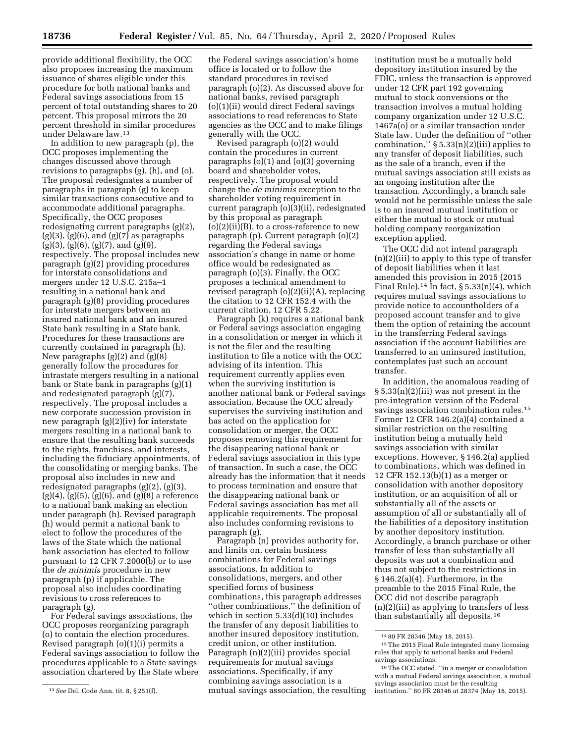provide additional flexibility, the OCC also proposes increasing the maximum issuance of shares eligible under this procedure for both national banks and Federal savings associations from 15 percent of total outstanding shares to 20 percent. This proposal mirrors the 20 percent threshold in similar procedures under Delaware law.[13]

In addition to new paragraph (p), the OCC proposes implementing the changes discussed above through revisions to paragraphs (g), (h), and (o). The proposal redesignates a number of paragraphs in paragraph (g) to keep similar transactions consecutive and to accommodate additional paragraphs. Specifically, the OCC proposes redesignating current paragraphs (g)(2), (g)(3), (g)(6), and (g)(7) as paragraphs (g)(3), (g)(6), (g)(7), and (g)(9), respectively. The proposal includes new paragraph (g)(2) providing procedures for interstate consolidations and mergers under 12 U.S.C. 215a–1 resulting in a national bank and paragraph (g)(8) providing procedures for interstate mergers between an insured national bank and an insured State bank resulting in a State bank. Procedures for these transactions are currently contained in paragraph (h). New paragraphs (g)(2) and (g)(8) generally follow the procedures for intrastate mergers resulting in a national bank or State bank in paragraphs (g)(1) and redesignated paragraph (g)(7), respectively. The proposal includes a new corporate succession provision in new paragraph (g)(2)(iv) for interstate mergers resulting in a national bank to ensure that the resulting bank succeeds to the rights, franchises, and interests, including the fiduciary appointments, of the consolidating or merging banks. The proposal also includes in new and redesignated paragraphs (g)(2), (g)(3), (g)(4), (g)(5), (g)(6), and (g)(8) a reference to a national bank making an election under paragraph (h). Revised paragraph (h) would permit a national bank to elect to follow the procedures of the laws of the State which the national bank association has elected to follow pursuant to 12 CFR 7.2000(b) or to use the *de minimis* procedure in new paragraph (p) if applicable. The proposal also includes coordinating revisions to cross references to paragraph (g).

For Federal savings associations, the OCC proposes reorganizing paragraph (o) to contain the election procedures. Revised paragraph (o)(1)(i) permits a Federal savings association to follow the procedures applicable to a State savings association chartered by the State where the Federal savings association's home office is located or to follow the standard procedures in revised paragraph (o)(2). As discussed above for national banks, revised paragraph (o)(1)(ii) would direct Federal savings associations to read references to State agencies as the OCC and to make filings generally with the OCC.

Revised paragraph (o)(2) would contain the procedures in current paragraphs (o)(1) and (o)(3) governing board and shareholder votes, respectively. The proposal would change the *de minimis* exception to the shareholder voting requirement in current paragraph (o)(3)(ii), redesignated by this proposal as paragraph (o)(2)(ii)(B), to a cross-reference to new paragraph (p). Current paragraph (o)(2) regarding the Federal savings association's change in name or home office would be redesignated as paragraph (o)(3). Finally, the OCC proposes a technical amendment to revised paragraph (o)(2)(ii)(A), replacing the citation to 12 CFR 152.4 with the current citation, 12 CFR 5.22.

Paragraph (k) requires a national bank or Federal savings association engaging in a consolidation or merger in which it is not the filer and the resulting institution to file a notice with the OCC advising of its intention. This requirement currently applies even when the surviving institution is another national bank or Federal savings association. Because the OCC already supervises the surviving institution and has acted on the application for consolidation or merger, the OCC proposes removing this requirement for the disappearing national bank or Federal savings association in this type of transaction. In such a case, the OCC already has the information that it needs to process termination and ensure that the disappearing national bank or Federal savings association has met all applicable requirements. The proposal also includes conforming revisions to paragraph (g).

Paragraph (n) provides authority for, and limits on, certain business combinations for Federal savings associations. In addition to consolidations, mergers, and other specified forms of business combinations, this paragraph addresses "other combinations," the definition of which in section 5.33(d)(10) includes the transfer of any deposit liabilities to another insured depository institution, credit union, or other institution. Paragraph (n)(2)(iii) provides special requirements for mutual savings associations. Specifically, if any combining savings association is a mutual savings association, the resulting institution must be a mutually held depository institution insured by the FDIC, unless the transaction is approved under 12 CFR part 192 governing mutual to stock conversions or the transaction involves a mutual holding company organization under 12 U.S.C. 1467a(o) or a similar transaction under State law. Under the definition of "other combination," § 5.33(n)(2)(iii) applies to any transfer of deposit liabilities, such as the sale of a branch, even if the mutual savings association still exists as an ongoing institution after the transaction. Accordingly, a branch sale would not be permissible unless the sale is to an insured mutual institution or either the mutual to stock or mutual holding company reorganization exception applied.

The OCC did not intend paragraph (n)(2)(iii) to apply to this type of transfer of deposit liabilities when it last amended this provision in 2015 (2015 Final Rule).[14] In fact, § 5.33(n)(4), which requires mutual savings associations to provide notice to accountholders of a proposed account transfer and to give them the option of retaining the account in the transferring Federal savings association if the account liabilities are transferred to an uninsured institution, contemplates just such an account transfer.

In addition, the anomalous reading of § 5.33(n)(2)(iii) was not present in the pre-integration version of the Federal savings association combination rules.[15] Former 12 CFR 146.2(a)(4) contained a similar restriction on the resulting institution being a mutually held savings association with similar exceptions. However, § 146.2(a) applied to combinations, which was defined in 12 CFR 152.13(b)(1) as a merger or consolidation with another depository institution, or an acquisition of all or substantially all of the assets or assumption of all or substantially all of the liabilities of a depository institution by another depository institution. Accordingly, a branch purchase or other transfer of less than substantially all deposits was not a combination and thus not subject to the restrictions in § 146.2(a)(4). Furthermore, in the preamble to the 2015 Final Rule, the OCC did not describe paragraph (n)(2)(iii) as applying to transfers of less than substantially all deposits.[16]

---

[13] *See* Del. Code Ann. tit. 8, § 251(f).

[14] 80 FR 28346 (May 18, 2015).

[15] The 2015 Final Rule integrated many licensing rules that apply to national banks and Federal savings associations.

[16] The OCC stated, "in a merger or consolidation with a mutual Federal savings association, a mutual savings association must be the resulting institution." 80 FR 28346 at 28374 (May 18, 2015).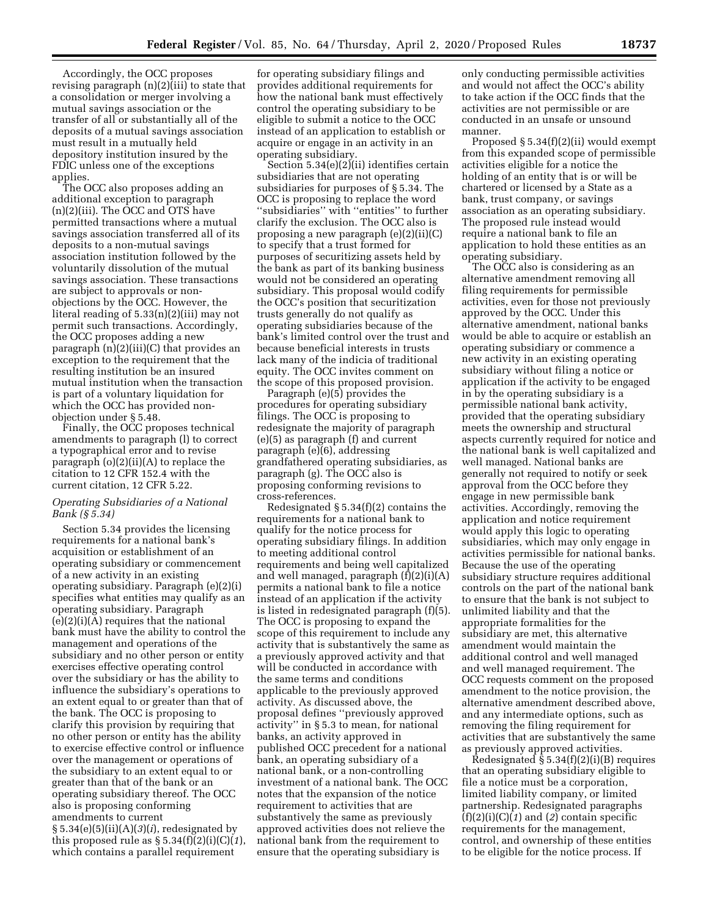Accordingly, the OCC proposes revising paragraph (n)(2)(iii) to state that a consolidation or merger involving a mutual savings association or the transfer of all or substantially all of the deposits of a mutual savings association must result in a mutually held depository institution insured by the FDIC unless one of the exceptions applies.

The OCC also proposes adding an additional exception to paragraph (n)(2)(iii). The OCC and OTS have permitted transactions where a mutual savings association transferred all of its deposits to a non-mutual savings association institution followed by the voluntarily dissolution of the mutual savings association. These transactions are subject to approvals or non-objections by the OCC. However, the literal reading of 5.33(n)(2)(iii) may not permit such transactions. Accordingly, the OCC proposes adding a new paragraph (n)(2)(iii)(C) that provides an exception to the requirement that the resulting institution be an insured mutual institution when the transaction is part of a voluntary liquidation for which the OCC has provided non-objection under § 5.48.

Finally, the OCC proposes technical amendments to paragraph (l) to correct a typographical error and to revise paragraph (o)(2)(ii)(A) to replace the citation to 12 CFR 152.4 with the current citation, 12 CFR 5.22.

### *Operating Subsidiaries of a National Bank (§ 5.34)*

Section 5.34 provides the licensing requirements for a national bank's acquisition or establishment of an operating subsidiary or commencement of a new activity in an existing operating subsidiary. Paragraph (e)(2)(i) specifies what entities may qualify as an operating subsidiary. Paragraph (e)(2)(i)(A) requires that the national bank must have the ability to control the management and operations of the subsidiary and no other person or entity exercises effective operating control over the subsidiary or has the ability to influence the subsidiary's operations to an extent equal to or greater than that of the bank. The OCC is proposing to clarify this provision by requiring that no other person or entity has the ability to exercise effective control or influence over the management or operations of the subsidiary to an extent equal to or greater than that of the bank or an operating subsidiary thereof. The OCC also is proposing conforming amendments to current § 5.34(e)(5)(ii)(A)(*3*)(*i*), redesignated by this proposed rule as § 5.34(f)(2)(i)(C)(*1*), which contains a parallel requirement for operating subsidiary filings and provides additional requirements for how the national bank must effectively control the operating subsidiary to be eligible to submit a notice to the OCC instead of an application to establish or acquire or engage in an activity in an operating subsidiary.

Section 5.34(e)(2)(ii) identifies certain subsidiaries that are not operating subsidiaries for purposes of § 5.34. The OCC is proposing to replace the word ''subsidiaries'' with ''entities'' to further clarify the exclusion. The OCC also is proposing a new paragraph (e)(2)(ii)(C) to specify that a trust formed for purposes of securitizing assets held by the bank as part of its banking business would not be considered an operating subsidiary. This proposal would codify the OCC's position that securitization trusts generally do not qualify as operating subsidiaries because of the bank's limited control over the trust and because beneficial interests in trusts lack many of the indicia of traditional equity. The OCC invites comment on the scope of this proposed provision.

Paragraph (e)(5) provides the procedures for operating subsidiary filings. The OCC is proposing to redesignate the majority of paragraph (e)(5) as paragraph (f) and current paragraph (e)(6), addressing grandfathered operating subsidiaries, as paragraph (g). The OCC also is proposing conforming revisions to cross-references.

Redesignated § 5.34(f)(2) contains the requirements for a national bank to qualify for the notice process for operating subsidiary filings. In addition to meeting additional control requirements and being well capitalized and well managed, paragraph (f)(2)(i)(A) permits a national bank to file a notice instead of an application if the activity is listed in redesignated paragraph (f)(5). The OCC is proposing to expand the scope of this requirement to include any activity that is substantively the same as a previously approved activity and that will be conducted in accordance with the same terms and conditions applicable to the previously approved activity. As discussed above, the proposal defines ''previously approved activity'' in § 5.3 to mean, for national banks, an activity approved in published OCC precedent for a national bank, an operating subsidiary of a national bank, or a non-controlling investment of a national bank. The OCC notes that the expansion of the notice requirement to activities that are substantively the same as previously approved activities does not relieve the national bank from the requirement to ensure that the operating subsidiary is only conducting permissible activities and would not affect the OCC's ability to take action if the OCC finds that the activities are not permissible or are conducted in an unsafe or unsound manner.

Proposed § 5.34(f)(2)(ii) would exempt from this expanded scope of permissible activities eligible for a notice the holding of an entity that is or will be chartered or licensed by a State as a bank, trust company, or savings association as an operating subsidiary. The proposed rule instead would require a national bank to file an application to hold these entities as an operating subsidiary.

The OCC also is considering as an alternative amendment removing all filing requirements for permissible activities, even for those not previously approved by the OCC. Under this alternative amendment, national banks would be able to acquire or establish an operating subsidiary or commence a new activity in an existing operating subsidiary without filing a notice or application if the activity to be engaged in by the operating subsidiary is a permissible national bank activity, provided that the operating subsidiary meets the ownership and structural aspects currently required for notice and the national bank is well capitalized and well managed. National banks are generally not required to notify or seek approval from the OCC before they engage in new permissible bank activities. Accordingly, removing the application and notice requirement would apply this logic to operating subsidiaries, which may only engage in activities permissible for national banks. Because the use of the operating subsidiary structure requires additional controls on the part of the national bank to ensure that the bank is not subject to unlimited liability and that the appropriate formalities for the subsidiary are met, this alternative amendment would maintain the additional control and well managed and well managed requirement. The OCC requests comment on the proposed amendment to the notice provision, the alternative amendment described above, and any intermediate options, such as removing the filing requirement for activities that are substantively the same as previously approved activities.

Redesignated § 5.34(f)(2)(i)(B) requires that an operating subsidiary eligible to file a notice must be a corporation, limited liability company, or limited partnership. Redesignated paragraphs (f)(2)(i)(C)(*1*) and (*2*) contain specific requirements for the management, control, and ownership of these entities to be eligible for the notice process. If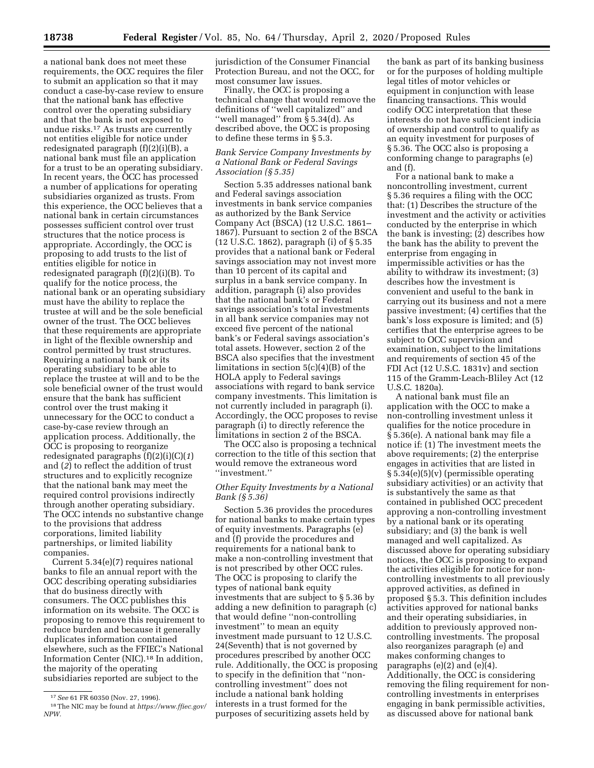a national bank does not meet these requirements, the OCC requires the filer to submit an application so that it may conduct a case-by-case review to ensure that the national bank has effective control over the operating subsidiary and that the bank is not exposed to undue risks.[17] As trusts are currently not entities eligible for notice under redesignated paragraph (f)(2)(i)(B), a national bank must file an application for a trust to be an operating subsidiary. In recent years, the OCC has processed a number of applications for operating subsidiaries organized as trusts. From this experience, the OCC believes that a national bank in certain circumstances possesses sufficient control over trust structures that the notice process is appropriate. Accordingly, the OCC is proposing to add trusts to the list of entities eligible for notice in redesignated paragraph (f)(2)(i)(B). To qualify for the notice process, the national bank or an operating subsidiary must have the ability to replace the trustee at will and be the sole beneficial owner of the trust. The OCC believes that these requirements are appropriate in light of the flexible ownership and control permitted by trust structures. Requiring a national bank or its operating subsidiary to be able to replace the trustee at will and to be the sole beneficial owner of the trust would ensure that the bank has sufficient control over the trust making it unnecessary for the OCC to conduct a case-by-case review through an application process. Additionally, the OCC is proposing to reorganize redesignated paragraphs (f)(2)(i)(C)(*1*) and (*2*) to reflect the addition of trust structures and to explicitly recognize that the national bank may meet the required control provisions indirectly through another operating subsidiary. The OCC intends no substantive change to the provisions that address corporations, limited liability partnerships, or limited liability companies.

Current 5.34(e)(7) requires national banks to file an annual report with the OCC describing operating subsidiaries that do business directly with consumers. The OCC publishes this information on its website. The OCC is proposing to remove this requirement to reduce burden and because it generally duplicates information contained elsewhere, such as the FFIEC's National Information Center (NIC).[18] In addition, the majority of the operating subsidiaries reported are subject to the jurisdiction of the Consumer Financial Protection Bureau, and not the OCC, for most consumer law issues.

Finally, the OCC is proposing a technical change that would remove the definitions of ''well capitalized'' and ''well managed'' from § 5.34(d). As described above, the OCC is proposing to define these terms in § 5.3.

### *Bank Service Company Investments by a National Bank or Federal Savings Association (§ 5.35)*

Section 5.35 addresses national bank and Federal savings association investments in bank service companies as authorized by the Bank Service Company Act (BSCA) (12 U.S.C. 1861–1867). Pursuant to section 2 of the BSCA (12 U.S.C. 1862), paragraph (i) of § 5.35 provides that a national bank or Federal savings association may not invest more than 10 percent of its capital and surplus in a bank service company. In addition, paragraph (i) also provides that the national bank's or Federal savings association's total investments in all bank service companies may not exceed five percent of the national bank's or Federal savings association's total assets. However, section 2 of the BSCA also specifies that the investment limitations in section 5(c)(4)(B) of the HOLA apply to Federal savings associations with regard to bank service company investments. This limitation is not currently included in paragraph (i). Accordingly, the OCC proposes to revise paragraph (i) to directly reference the limitations in section 2 of the BSCA.

The OCC also is proposing a technical correction to the title of this section that would remove the extraneous word ''investment.''

### *Other Equity Investments by a National Bank (§ 5.36)*

Section 5.36 provides the procedures for national banks to make certain types of equity investments. Paragraphs (e) and (f) provide the procedures and requirements for a national bank to make a non-controlling investment that is not prescribed by other OCC rules. The OCC is proposing to clarify the types of national bank equity investments that are subject to § 5.36 by adding a new definition to paragraph (c) that would define ''non-controlling investment'' to mean an equity investment made pursuant to 12 U.S.C. 24(Seventh) that is not governed by procedures prescribed by another OCC rule. Additionally, the OCC is proposing to specify in the definition that ''non-controlling investment'' does not include a national bank holding interests in a trust formed for the purposes of securitizing assets held by the bank as part of its banking business or for the purposes of holding multiple legal titles of motor vehicles or equipment in conjunction with lease financing transactions. This would codify OCC interpretation that these interests do not have sufficient indicia of ownership and control to qualify as an equity investment for purposes of § 5.36. The OCC also is proposing a conforming change to paragraphs (e) and (f).

For a national bank to make a noncontrolling investment, current § 5.36 requires a filing with the OCC that: (1) Describes the structure of the investment and the activity or activities conducted by the enterprise in which the bank is investing; (2) describes how the bank has the ability to prevent the enterprise from engaging in impermissible activities or has the ability to withdraw its investment; (3) describes how the investment is convenient and useful to the bank in carrying out its business and not a mere passive investment; (4) certifies that the bank's loss exposure is limited; and (5) certifies that the enterprise agrees to be subject to OCC supervision and examination, subject to the limitations and requirements of section 45 of the FDI Act (12 U.S.C. 1831v) and section 115 of the Gramm-Leach-Bliley Act (12 U.S.C. 1820a).

A national bank must file an application with the OCC to make a non-controlling investment unless it qualifies for the notice procedure in § 5.36(e). A national bank may file a notice if: (1) The investment meets the above requirements; (2) the enterprise engages in activities that are listed in § 5.34(e)(5)(v) (permissible operating subsidiary activities) or an activity that is substantively the same as that contained in published OCC precedent approving a non-controlling investment by a national bank or its operating subsidiary; and (3) the bank is well managed and well capitalized. As discussed above for operating subsidiary notices, the OCC is proposing to expand the activities eligible for notice for non-controlling investments to all previously approved activities, as defined in proposed § 5.3. This definition includes activities approved for national banks and their operating subsidiaries, in addition to previously approved non-controlling investments. The proposal also reorganizes paragraph (e) and makes conforming changes to paragraphs (e)(2) and (e)(4). Additionally, the OCC is considering removing the filing requirement for non-controlling investments in enterprises engaging in bank permissible activities, as discussed above for national bank

---

[17] *See* 61 FR 60350 (Nov. 27, 1996).

[18] The NIC may be found at *https://www.ffiec.gov/NPW.*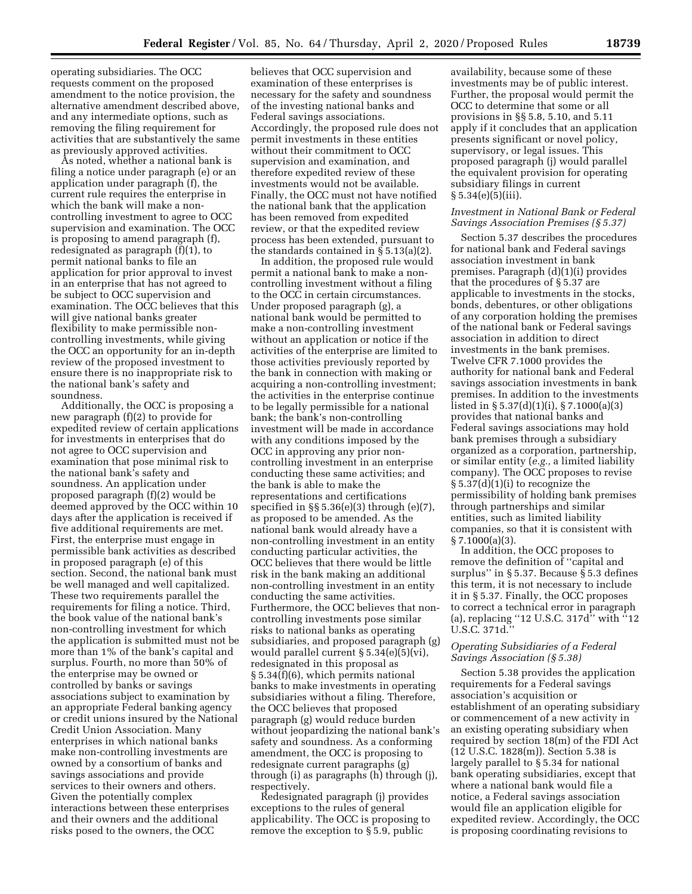operating subsidiaries. The OCC requests comment on the proposed amendment to the notice provision, the alternative amendment described above, and any intermediate options, such as removing the filing requirement for activities that are substantively the same as previously approved activities.

As noted, whether a national bank is filing a notice under paragraph (e) or an application under paragraph (f), the current rule requires the enterprise in which the bank will make a non-controlling investment to agree to OCC supervision and examination. The OCC is proposing to amend paragraph (f), redesignated as paragraph (f)(1), to permit national banks to file an application for prior approval to invest in an enterprise that has not agreed to be subject to OCC supervision and examination. The OCC believes that this will give national banks greater flexibility to make permissible non-controlling investments, while giving the OCC an opportunity for an in-depth review of the proposed investment to ensure there is no inappropriate risk to the national bank's safety and soundness.

Additionally, the OCC is proposing a new paragraph (f)(2) to provide for expedited review of certain applications for investments in enterprises that do not agree to OCC supervision and examination that pose minimal risk to the national bank's safety and soundness. An application under proposed paragraph (f)(2) would be deemed approved by the OCC within 10 days after the application is received if five additional requirements are met. First, the enterprise must engage in permissible bank activities as described in proposed paragraph (e) of this section. Second, the national bank must be well managed and well capitalized. These two requirements parallel the requirements for filing a notice. Third, the book value of the national bank's non-controlling investment for which the application is submitted must not be more than 1% of the bank's capital and surplus. Fourth, no more than 50% of the enterprise may be owned or controlled by banks or savings associations subject to examination by an appropriate Federal banking agency or credit unions insured by the National Credit Union Association. Many enterprises in which national banks make non-controlling investments are owned by a consortium of banks and savings associations and provide services to their owners and others. Given the potentially complex interactions between these enterprises and their owners and the additional risks posed to the owners, the OCC believes that OCC supervision and examination of these enterprises is necessary for the safety and soundness of the investing national banks and Federal savings associations. Accordingly, the proposed rule does not permit investments in these entities without their commitment to OCC supervision and examination, and therefore expedited review of these investments would not be available. Finally, the OCC must not have notified the national bank that the application has been removed from expedited review, or that the expedited review process has been extended, pursuant to the standards contained in § 5.13(a)(2).

In addition, the proposed rule would permit a national bank to make a non-controlling investment without a filing to the OCC in certain circumstances. Under proposed paragraph (g), a national bank would be permitted to make a non-controlling investment without an application or notice if the activities of the enterprise are limited to those activities previously reported by the bank in connection with making or acquiring a non-controlling investment; the activities in the enterprise continue to be legally permissible for a national bank; the bank's non-controlling investment will be made in accordance with any conditions imposed by the OCC in approving any prior non-controlling investment in an enterprise conducting these same activities; and the bank is able to make the representations and certifications specified in §§ 5.36(e)(3) through (e)(7), as proposed to be amended. As the national bank would already have a non-controlling investment in an entity conducting particular activities, the OCC believes that there would be little risk in the bank making an additional non-controlling investment in an entity conducting the same activities. Furthermore, the OCC believes that non-controlling investments pose similar risks to national banks as operating subsidiaries, and proposed paragraph (g) would parallel current § 5.34(e)(5)(vi), redesignated in this proposal as § 5.34(f)(6), which permits national banks to make investments in operating subsidiaries without a filing. Therefore, the OCC believes that proposed paragraph (g) would reduce burden without jeopardizing the national bank's safety and soundness. As a conforming amendment, the OCC is proposing to redesignate current paragraphs (g) through (i) as paragraphs (h) through (j), respectively.

Redesignated paragraph (j) provides exceptions to the rules of general applicability. The OCC is proposing to remove the exception to § 5.9, public availability, because some of these investments may be of public interest. Further, the proposal would permit the OCC to determine that some or all provisions in §§ 5.8, 5.10, and 5.11 apply if it concludes that an application presents significant or novel policy, supervisory, or legal issues. This proposed paragraph (j) would parallel the equivalent provision for operating subsidiary filings in current § 5.34(e)(5)(iii).

### *Investment in National Bank or Federal Savings Association Premises (§ 5.37)*

Section 5.37 describes the procedures for national bank and Federal savings association investment in bank premises. Paragraph (d)(1)(i) provides that the procedures of § 5.37 are applicable to investments in the stocks, bonds, debentures, or other obligations of any corporation holding the premises of the national bank or Federal savings association in addition to direct investments in the bank premises. Twelve CFR 7.1000 provides the authority for national bank and Federal savings association investments in bank premises. In addition to the investments listed in § 5.37(d)(1)(i), § 7.1000(a)(3) provides that national banks and Federal savings associations may hold bank premises through a subsidiary organized as a corporation, partnership, or similar entity (*e.g.,* a limited liability company). The OCC proposes to revise § 5.37(d)(1)(i) to recognize the permissibility of holding bank premises through partnerships and similar entities, such as limited liability companies, so that it is consistent with § 7.1000(a)(3).

In addition, the OCC proposes to remove the definition of ''capital and surplus'' in § 5.37. Because § 5.3 defines this term, it is not necessary to include it in § 5.37. Finally, the OCC proposes to correct a technical error in paragraph (a), replacing ''12 U.S.C. 317d'' with ''12 U.S.C. 371d.''

### *Operating Subsidiaries of a Federal Savings Association (§ 5.38)*

Section 5.38 provides the application requirements for a Federal savings association's acquisition or establishment of an operating subsidiary or commencement of a new activity in an existing operating subsidiary when required by section 18(m) of the FDI Act (12 U.S.C. 1828(m)). Section 5.38 is largely parallel to § 5.34 for national bank operating subsidiaries, except that where a national bank would file a notice, a Federal savings association would file an application eligible for expedited review. Accordingly, the OCC is proposing coordinating revisions to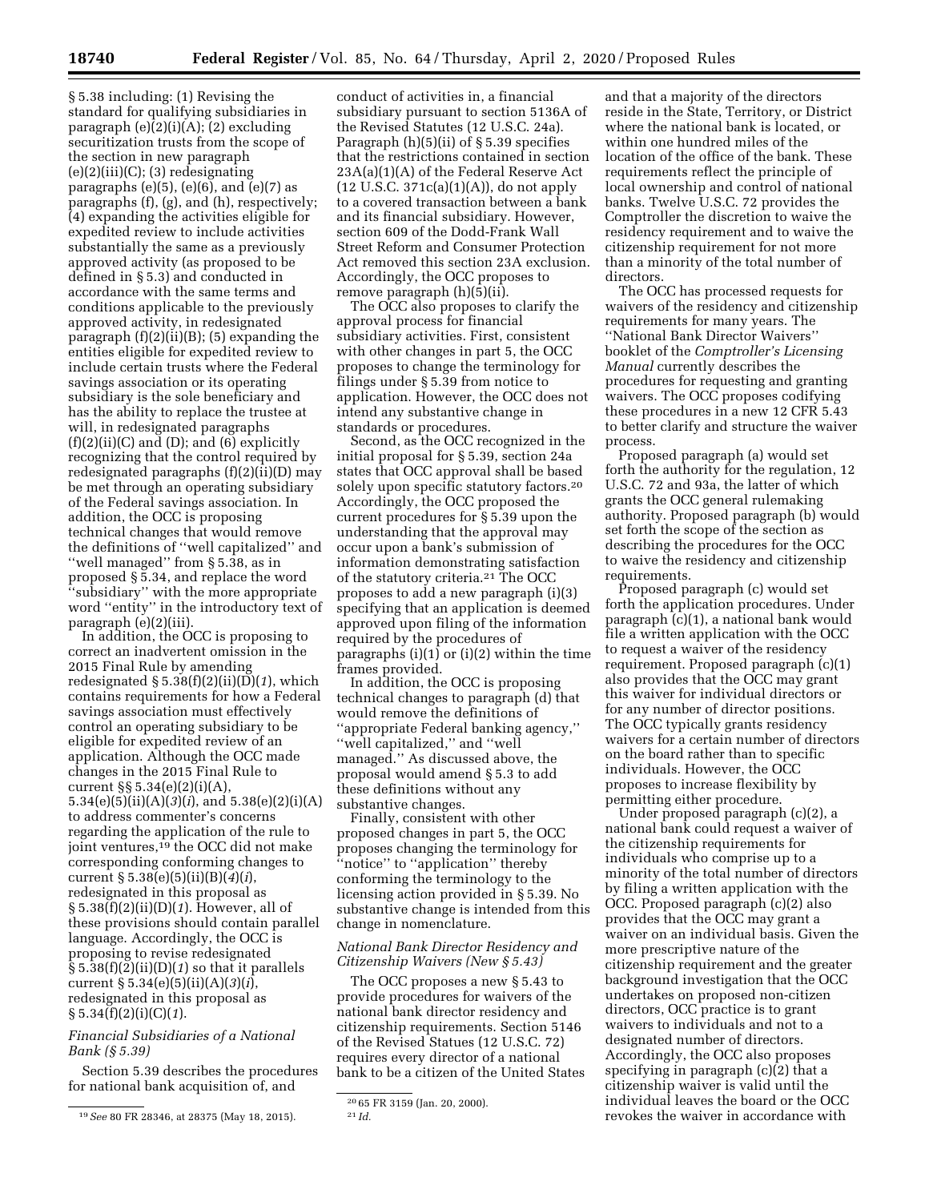§ 5.38 including: (1) Revising the standard for qualifying subsidiaries in paragraph (e)(2)(i)(A); (2) excluding securitization trusts from the scope of the section in new paragraph (e)(2)(iii)(C); (3) redesignating paragraphs (e)(5), (e)(6), and (e)(7) as paragraphs (f), (g), and (h), respectively; (4) expanding the activities eligible for expedited review to include activities substantially the same as a previously approved activity (as proposed to be defined in § 5.3) and conducted in accordance with the same terms and conditions applicable to the previously approved activity, in redesignated paragraph (f)(2)(ii)(B); (5) expanding the entities eligible for expedited review to include certain trusts where the Federal savings association or its operating subsidiary is the sole beneficiary and has the ability to replace the trustee at will, in redesignated paragraphs (f)(2)(ii)(C) and (D); and (6) explicitly recognizing that the control required by redesignated paragraphs (f)(2)(ii)(D) may be met through an operating subsidiary of the Federal savings association. In addition, the OCC is proposing technical changes that would remove the definitions of ''well capitalized'' and ''well managed'' from § 5.38, as in proposed § 5.34, and replace the word ''subsidiary'' with the more appropriate word ''entity'' in the introductory text of paragraph (e)(2)(iii).

In addition, the OCC is proposing to correct an inadvertent omission in the 2015 Final Rule by amending redesignated § 5.38(f)(2)(ii)(D)(*1*), which contains requirements for how a Federal savings association must effectively control an operating subsidiary to be eligible for expedited review of an application. Although the OCC made changes in the 2015 Final Rule to current §§ 5.34(e)(2)(i)(A), 5.34(e)(5)(ii)(A)(*3*)(*i*), and 5.38(e)(2)(i)(A) to address commenter's concerns regarding the application of the rule to joint ventures,[19] the OCC did not make corresponding conforming changes to current § 5.38(e)(5)(ii)(B)(*4*)(*i*), redesignated in this proposal as § 5.38(f)(2)(ii)(D)(*1*). However, all of these provisions should contain parallel language. Accordingly, the OCC is proposing to revise redesignated § 5.38(f)(2)(ii)(D)(*1*) so that it parallels current § 5.34(e)(5)(ii)(A)(*3*)(*i*), redesignated in this proposal as § 5.34(f)(2)(i)(C)(*1*).

### *Financial Subsidiaries of a National Bank (§ 5.39)*

Section 5.39 describes the procedures for national bank acquisition of, and conduct of activities in, a financial subsidiary pursuant to section 5136A of the Revised Statutes (12 U.S.C. 24a). Paragraph (h)(5)(ii) of § 5.39 specifies that the restrictions contained in section 23A(a)(1)(A) of the Federal Reserve Act (12 U.S.C. 371c(a)(1)(A)), do not apply to a covered transaction between a bank and its financial subsidiary. However, section 609 of the Dodd-Frank Wall Street Reform and Consumer Protection Act removed this section 23A exclusion. Accordingly, the OCC proposes to remove paragraph (h)(5)(ii).

The OCC also proposes to clarify the approval process for financial subsidiary activities. First, consistent with other changes in part 5, the OCC proposes to change the terminology for filings under § 5.39 from notice to application. However, the OCC does not intend any substantive change in standards or procedures.

Second, as the OCC recognized in the initial proposal for § 5.39, section 24a states that OCC approval shall be based solely upon specific statutory factors.[20] Accordingly, the OCC proposed the current procedures for § 5.39 upon the understanding that the approval may occur upon a bank's submission of information demonstrating satisfaction of the statutory criteria.[21] The OCC proposes to add a new paragraph (i)(3) specifying that an application is deemed approved upon filing of the information required by the procedures of paragraphs (i)(1) or (i)(2) within the time frames provided.

In addition, the OCC is proposing technical changes to paragraph (d) that would remove the definitions of ''appropriate Federal banking agency,'' ''well capitalized,'' and ''well managed.'' As discussed above, the proposal would amend § 5.3 to add these definitions without any substantive changes.

Finally, consistent with other proposed changes in part 5, the OCC proposes changing the terminology for ''notice'' to ''application'' thereby conforming the terminology to the licensing action provided in § 5.39. No substantive change is intended from this change in nomenclature.

### *National Bank Director Residency and Citizenship Waivers (New § 5.43)*

The OCC proposes a new § 5.43 to provide procedures for waivers of the national bank director residency and citizenship requirements. Section 5146 of the Revised Statues (12 U.S.C. 72) requires every director of a national bank to be a citizen of the United States and that a majority of the directors reside in the State, Territory, or District where the national bank is located, or within one hundred miles of the location of the office of the bank. These requirements reflect the principle of local ownership and control of national banks. Twelve U.S.C. 72 provides the Comptroller the discretion to waive the residency requirement and to waive the citizenship requirement for not more than a minority of the total number of directors.

The OCC has processed requests for waivers of the residency and citizenship requirements for many years. The ''National Bank Director Waivers'' booklet of the *Comptroller's Licensing Manual* currently describes the procedures for requesting and granting waivers. The OCC proposes codifying these procedures in a new 12 CFR 5.43 to better clarify and structure the waiver process.

Proposed paragraph (a) would set forth the authority for the regulation, 12 U.S.C. 72 and 93a, the latter of which grants the OCC general rulemaking authority. Proposed paragraph (b) would set forth the scope of the section as describing the procedures for the OCC to waive the residency and citizenship requirements.

Proposed paragraph (c) would set forth the application procedures. Under paragraph (c)(1), a national bank would file a written application with the OCC to request a waiver of the residency requirement. Proposed paragraph (c)(1) also provides that the OCC may grant this waiver for individual directors or for any number of director positions. The OCC typically grants residency waivers for a certain number of directors on the board rather than to specific individuals. However, the OCC proposes to increase flexibility by permitting either procedure.

Under proposed paragraph (c)(2), a national bank could request a waiver of the citizenship requirements for individuals who comprise up to a minority of the total number of directors by filing a written application with the OCC. Proposed paragraph (c)(2) also provides that the OCC may grant a waiver on an individual basis. Given the more prescriptive nature of the citizenship requirement and the greater background investigation that the OCC undertakes on proposed non-citizen directors, OCC practice is to grant waivers to individuals and not to a designated number of directors. Accordingly, the OCC also proposes specifying in paragraph (c)(2) that a citizenship waiver is valid until the individual leaves the board or the OCC revokes the waiver in accordance with

---

[19] *See* 80 FR 28346, at 28375 (May 18, 2015).

[20] 65 FR 3159 (Jan. 20, 2000).

[21] *Id.*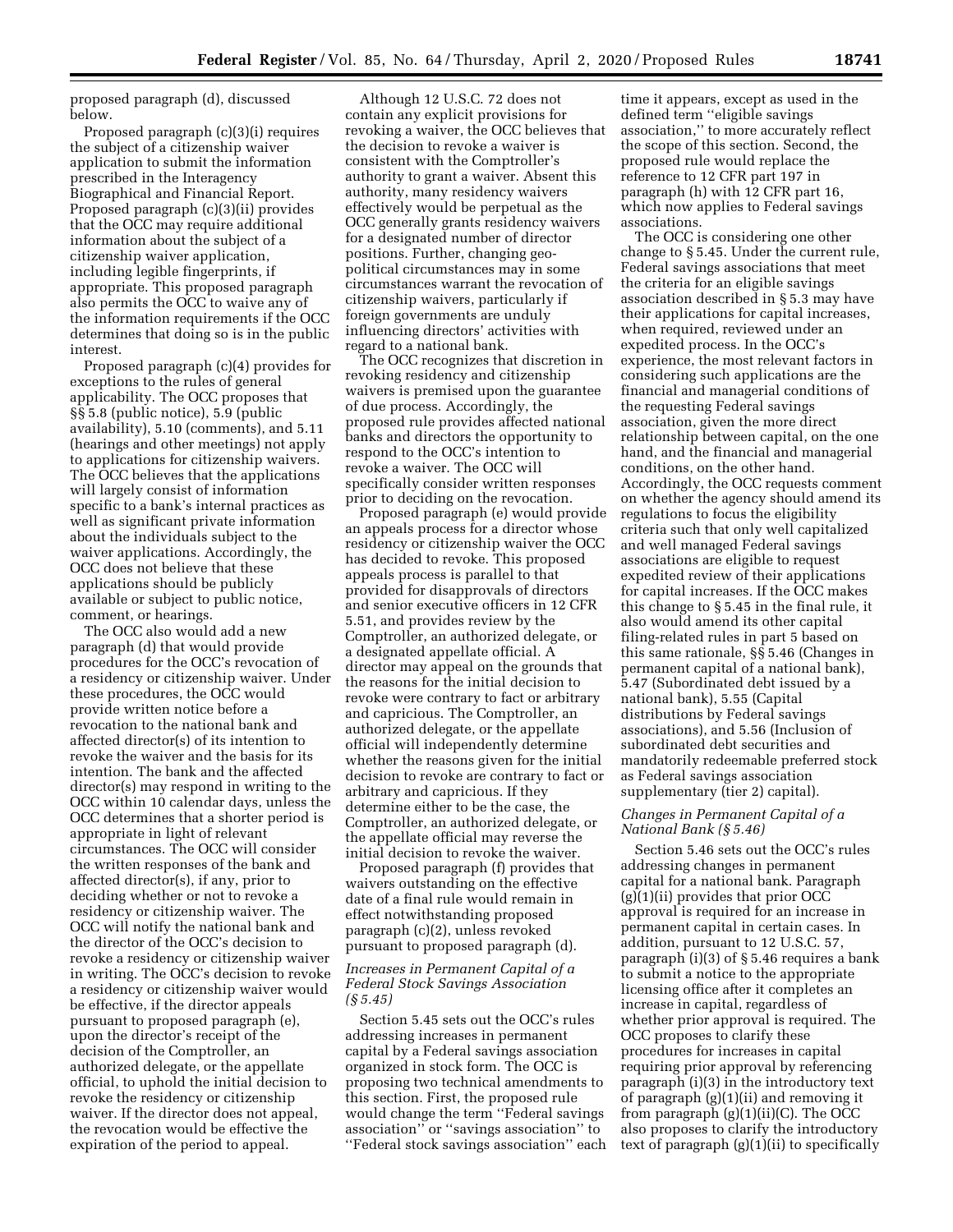proposed paragraph (d), discussed below.

Proposed paragraph (c)(3)(i) requires the subject of a citizenship waiver application to submit the information prescribed in the Interagency Biographical and Financial Report. Proposed paragraph (c)(3)(ii) provides that the OCC may require additional information about the subject of a citizenship waiver application, including legible fingerprints, if appropriate. This proposed paragraph also permits the OCC to waive any of the information requirements if the OCC determines that doing so is in the public interest.

Proposed paragraph (c)(4) provides for exceptions to the rules of general applicability. The OCC proposes that §§ 5.8 (public notice), 5.9 (public availability), 5.10 (comments), and 5.11 (hearings and other meetings) not apply to applications for citizenship waivers. The OCC believes that the applications will largely consist of information specific to a bank's internal practices as well as significant private information about the individuals subject to the waiver applications. Accordingly, the OCC does not believe that these applications should be publicly available or subject to public notice, comment, or hearings.

The OCC also would add a new paragraph (d) that would provide procedures for the OCC's revocation of a residency or citizenship waiver. Under these procedures, the OCC would provide written notice before a revocation to the national bank and affected director(s) of its intention to revoke the waiver and the basis for its intention. The bank and the affected director(s) may respond in writing to the OCC within 10 calendar days, unless the OCC determines that a shorter period is appropriate in light of relevant circumstances. The OCC will consider the written responses of the bank and affected director(s), if any, prior to deciding whether or not to revoke a residency or citizenship waiver. The OCC will notify the national bank and the director of the OCC's decision to revoke a residency or citizenship waiver in writing. The OCC's decision to revoke a residency or citizenship waiver would be effective, if the director appeals pursuant to proposed paragraph (e), upon the director's receipt of the decision of the Comptroller, an authorized delegate, or the appellate official, to uphold the initial decision to revoke the residency or citizenship waiver. If the director does not appeal, the revocation would be effective the expiration of the period to appeal.

Although 12 U.S.C. 72 does not contain any explicit provisions for revoking a waiver, the OCC believes that the decision to revoke a waiver is consistent with the Comptroller's authority to grant a waiver. Absent this authority, many residency waivers effectively would be perpetual as the OCC generally grants residency waivers for a designated number of director positions. Further, changing geo-political circumstances may in some circumstances warrant the revocation of citizenship waivers, particularly if foreign governments are unduly influencing directors' activities with regard to a national bank.

The OCC recognizes that discretion in revoking residency and citizenship waivers is premised upon the guarantee of due process. Accordingly, the proposed rule provides affected national banks and directors the opportunity to respond to the OCC's intention to revoke a waiver. The OCC will specifically consider written responses prior to deciding on the revocation.

Proposed paragraph (e) would provide an appeals process for a director whose residency or citizenship waiver the OCC has decided to revoke. This proposed appeals process is parallel to that provided for disapprovals of directors and senior executive officers in 12 CFR 5.51, and provides review by the Comptroller, an authorized delegate, or a designated appellate official. A director may appeal on the grounds that the reasons for the initial decision to revoke were contrary to fact or arbitrary and capricious. The Comptroller, an authorized delegate, or the appellate official will independently determine whether the reasons given for the initial decision to revoke are contrary to fact or arbitrary and capricious. If they determine either to be the case, the Comptroller, an authorized delegate, or the appellate official may reverse the initial decision to revoke the waiver.

Proposed paragraph (f) provides that waivers outstanding on the effective date of a final rule would remain in effect notwithstanding proposed paragraph (c)(2), unless revoked pursuant to proposed paragraph (d).

### *Increases in Permanent Capital of a Federal Stock Savings Association (§ 5.45)*

Section 5.45 sets out the OCC's rules addressing increases in permanent capital by a Federal savings association organized in stock form. The OCC is proposing two technical amendments to this section. First, the proposed rule would change the term ''Federal savings association'' or ''savings association'' to ''Federal stock savings association'' each time it appears, except as used in the defined term ''eligible savings association,'' to more accurately reflect the scope of this section. Second, the proposed rule would replace the reference to 12 CFR part 197 in paragraph (h) with 12 CFR part 16, which now applies to Federal savings associations.

The OCC is considering one other change to § 5.45. Under the current rule, Federal savings associations that meet the criteria for an eligible savings association described in § 5.3 may have their applications for capital increases, when required, reviewed under an expedited process. In the OCC's experience, the most relevant factors in considering such applications are the financial and managerial conditions of the requesting Federal savings association, given the more direct relationship between capital, on the one hand, and the financial and managerial conditions, on the other hand. Accordingly, the OCC requests comment on whether the agency should amend its regulations to focus the eligibility criteria such that only well capitalized and well managed Federal savings associations are eligible to request expedited review of their applications for capital increases. If the OCC makes this change to § 5.45 in the final rule, it also would amend its other capital filing-related rules in part 5 based on this same rationale, §§ 5.46 (Changes in permanent capital of a national bank), 5.47 (Subordinated debt issued by a national bank), 5.55 (Capital distributions by Federal savings associations), and 5.56 (Inclusion of subordinated debt securities and mandatorily redeemable preferred stock as Federal savings association supplementary (tier 2) capital).

### *Changes in Permanent Capital of a National Bank (§ 5.46)*

Section 5.46 sets out the OCC's rules addressing changes in permanent capital for a national bank. Paragraph (g)(1)(ii) provides that prior OCC approval is required for an increase in permanent capital in certain cases. In addition, pursuant to 12 U.S.C. 57, paragraph (i)(3) of § 5.46 requires a bank to submit a notice to the appropriate licensing office after it completes an increase in capital, regardless of whether prior approval is required. The OCC proposes to clarify these procedures for increases in capital requiring prior approval by referencing paragraph (i)(3) in the introductory text of paragraph (g)(1)(ii) and removing it from paragraph (g)(1)(ii)(C). The OCC also proposes to clarify the introductory text of paragraph (g)(1)(ii) to specifically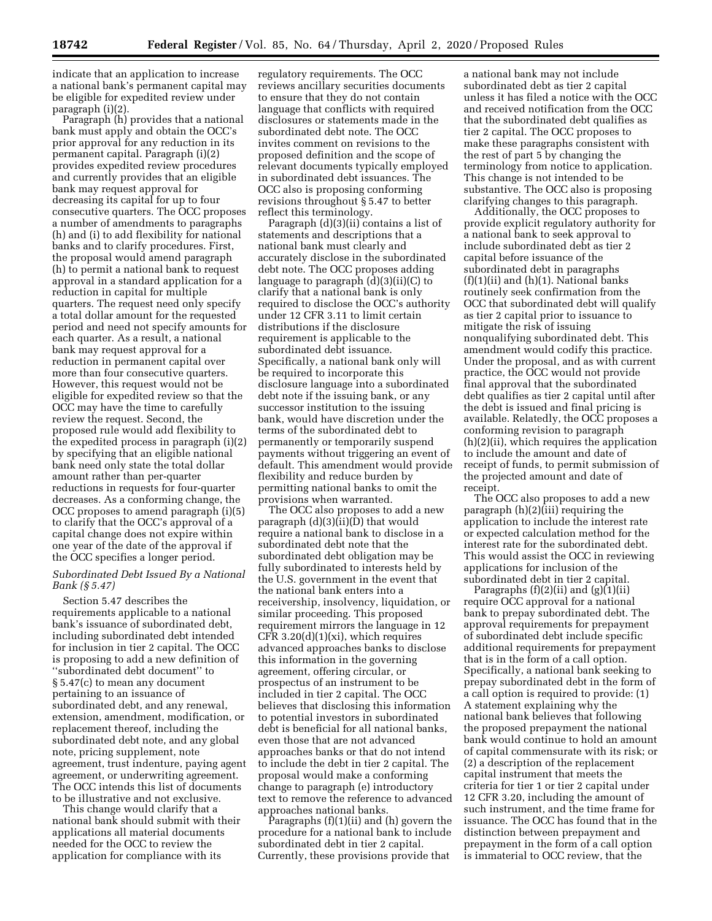indicate that an application to increase a national bank's permanent capital may be eligible for expedited review under paragraph (i)(2).

Paragraph (h) provides that a national bank must apply and obtain the OCC's prior approval for any reduction in its permanent capital. Paragraph (i)(2) provides expedited review procedures and currently provides that an eligible bank may request approval for decreasing its capital for up to four consecutive quarters. The OCC proposes a number of amendments to paragraphs (h) and (i) to add flexibility for national banks and to clarify procedures. First, the proposal would amend paragraph (h) to permit a national bank to request approval in a standard application for a reduction in capital for multiple quarters. The request need only specify a total dollar amount for the requested period and need not specify amounts for each quarter. As a result, a national bank may request approval for a reduction in permanent capital over more than four consecutive quarters. However, this request would not be eligible for expedited review so that the OCC may have the time to carefully review the request. Second, the proposed rule would add flexibility to the expedited process in paragraph (i)(2) by specifying that an eligible national bank need only state the total dollar amount rather than per-quarter reductions in requests for four-quarter decreases. As a conforming change, the OCC proposes to amend paragraph (i)(5) to clarify that the OCC's approval of a capital change does not expire within one year of the date of the approval if the OCC specifies a longer period.

### *Subordinated Debt Issued By a National Bank (§ 5.47)*

Section 5.47 describes the requirements applicable to a national bank's issuance of subordinated debt, including subordinated debt intended for inclusion in tier 2 capital. The OCC is proposing to add a new definition of "subordinated debt document" to § 5.47(c) to mean any document pertaining to an issuance of subordinated debt, and any renewal, extension, amendment, modification, or replacement thereof, including the subordinated debt note, and any global note, pricing supplement, note agreement, trust indenture, paying agent agreement, or underwriting agreement. The OCC intends this list of documents to be illustrative and not exclusive.

This change would clarify that a national bank should submit with their applications all material documents needed for the OCC to review the application for compliance with its regulatory requirements. The OCC reviews ancillary securities documents to ensure that they do not contain language that conflicts with required disclosures or statements made in the subordinated debt note. The OCC invites comment on revisions to the proposed definition and the scope of relevant documents typically employed in subordinated debt issuances. The OCC also is proposing conforming revisions throughout § 5.47 to better reflect this terminology.

Paragraph (d)(3)(ii) contains a list of statements and descriptions that a national bank must clearly and accurately disclose in the subordinated debt note. The OCC proposes adding language to paragraph (d)(3)(ii)(C) to clarify that a national bank is only required to disclose the OCC's authority under 12 CFR 3.11 to limit certain distributions if the disclosure requirement is applicable to the subordinated debt issuance. Specifically, a national bank only will be required to incorporate this disclosure language into a subordinated debt note if the issuing bank, or any successor institution to the issuing bank, would have discretion under the terms of the subordinated debt to permanently or temporarily suspend payments without triggering an event of default. This amendment would provide flexibility and reduce burden by permitting national banks to omit the provisions when warranted.

The OCC also proposes to add a new paragraph (d)(3)(ii)(D) that would require a national bank to disclose in a subordinated debt note that the subordinated debt obligation may be fully subordinated to interests held by the U.S. government in the event that the national bank enters into a receivership, insolvency, liquidation, or similar proceeding. This proposed requirement mirrors the language in 12 CFR 3.20(d)(1)(xi), which requires advanced approaches banks to disclose this information in the governing agreement, offering circular, or prospectus of an instrument to be included in tier 2 capital. The OCC believes that disclosing this information to potential investors in subordinated debt is beneficial for all national banks, even those that are not advanced approaches banks or that do not intend to include the debt in tier 2 capital. The proposal would make a conforming change to paragraph (e) introductory text to remove the reference to advanced approaches national banks.

Paragraphs (f)(1)(ii) and (h) govern the procedure for a national bank to include subordinated debt in tier 2 capital. Currently, these provisions provide that a national bank may not include subordinated debt as tier 2 capital unless it has filed a notice with the OCC and received notification from the OCC that the subordinated debt qualifies as tier 2 capital. The OCC proposes to make these paragraphs consistent with the rest of part 5 by changing the terminology from notice to application. This change is not intended to be substantive. The OCC also is proposing clarifying changes to this paragraph.

Additionally, the OCC proposes to provide explicit regulatory authority for a national bank to seek approval to include subordinated debt as tier 2 capital before issuance of the subordinated debt in paragraphs (f)(1)(ii) and (h)(1). National banks routinely seek confirmation from the OCC that subordinated debt will qualify as tier 2 capital prior to issuance to mitigate the risk of issuing nonqualifying subordinated debt. This amendment would codify this practice. Under the proposal, and as with current practice, the OCC would not provide final approval that the subordinated debt qualifies as tier 2 capital until after the debt is issued and final pricing is available. Relatedly, the OCC proposes a conforming revision to paragraph (h)(2)(ii), which requires the application to include the amount and date of receipt of funds, to permit submission of the projected amount and date of receipt.

The OCC also proposes to add a new paragraph (h)(2)(iii) requiring the application to include the interest rate or expected calculation method for the interest rate for the subordinated debt. This would assist the OCC in reviewing applications for inclusion of the subordinated debt in tier 2 capital.

Paragraphs (f)(2)(ii) and (g)(1)(ii) require OCC approval for a national bank to prepay subordinated debt. The approval requirements for prepayment of subordinated debt include specific additional requirements for prepayment that is in the form of a call option. Specifically, a national bank seeking to prepay subordinated debt in the form of a call option is required to provide: (1) A statement explaining why the national bank believes that following the proposed prepayment the national bank would continue to hold an amount of capital commensurate with its risk; or (2) a description of the replacement capital instrument that meets the criteria for tier 1 or tier 2 capital under 12 CFR 3.20, including the amount of such instrument, and the time frame for issuance. The OCC has found that in the distinction between prepayment and prepayment in the form of a call option is immaterial to OCC review, that the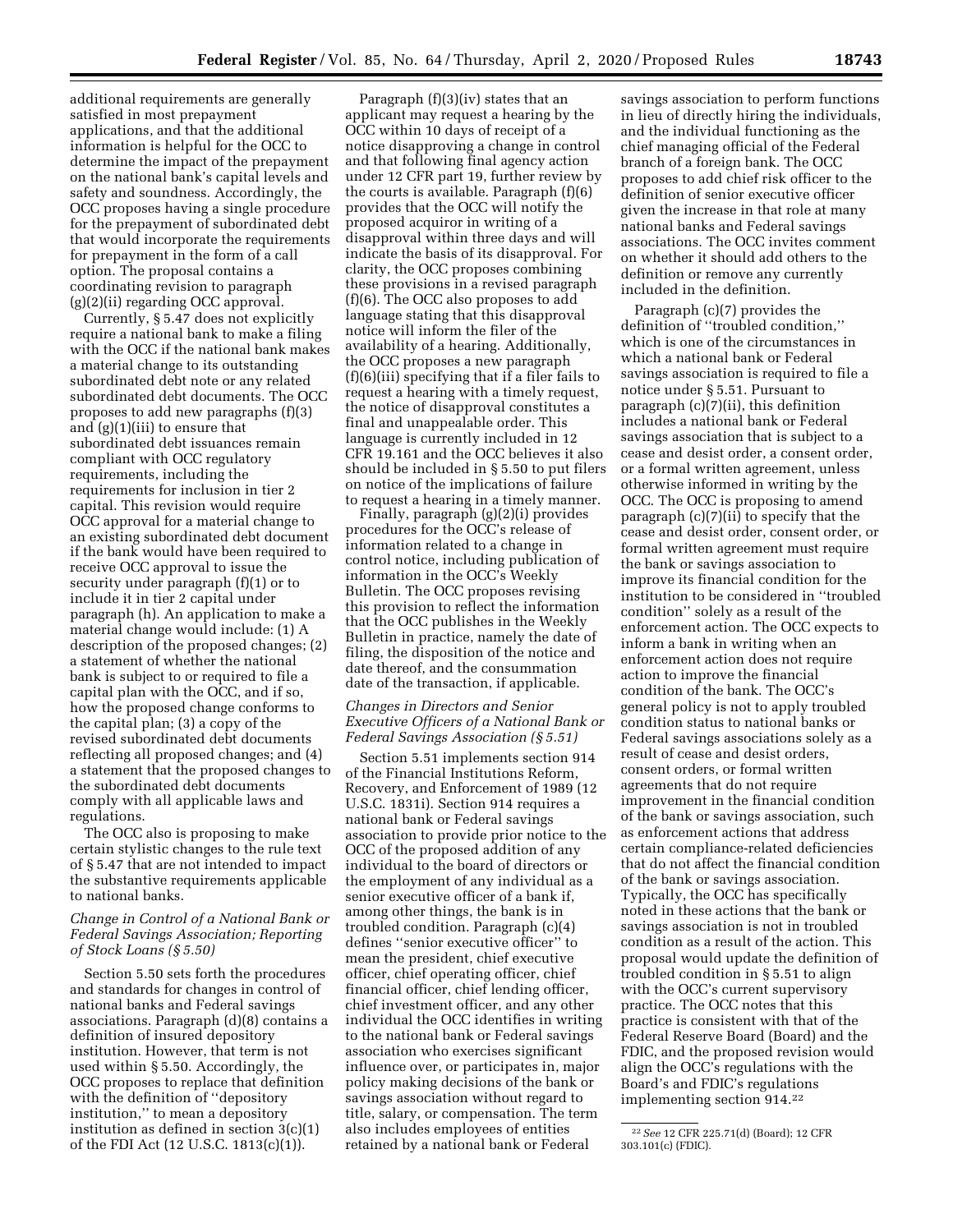additional requirements are generally satisfied in most prepayment applications, and that the additional information is helpful for the OCC to determine the impact of the prepayment on the national bank's capital levels and safety and soundness. Accordingly, the OCC proposes having a single procedure for the prepayment of subordinated debt that would incorporate the requirements for prepayment in the form of a call option. The proposal contains a coordinating revision to paragraph (g)(2)(ii) regarding OCC approval.

Currently, § 5.47 does not explicitly require a national bank to make a filing with the OCC if the national bank makes a material change to its outstanding subordinated debt note or any related subordinated debt documents. The OCC proposes to add new paragraphs (f)(3) and (g)(1)(iii) to ensure that subordinated debt issuances remain compliant with OCC regulatory requirements, including the requirements for inclusion in tier 2 capital. This revision would require OCC approval for a material change to an existing subordinated debt document if the bank would have been required to receive OCC approval to issue the security under paragraph (f)(1) or to include it in tier 2 capital under paragraph (h). An application to make a material change would include: (1) A description of the proposed changes; (2) a statement of whether the national bank is subject to or required to file a capital plan with the OCC, and if so, how the proposed change conforms to the capital plan; (3) a copy of the revised subordinated debt documents reflecting all proposed changes; and (4) a statement that the proposed changes to the subordinated debt documents comply with all applicable laws and regulations.

The OCC also is proposing to make certain stylistic changes to the rule text of § 5.47 that are not intended to impact the substantive requirements applicable to national banks.

*Change in Control of a National Bank or Federal Savings Association; Reporting of Stock Loans (§ 5.50)*

Section 5.50 sets forth the procedures and standards for changes in control of national banks and Federal savings associations. Paragraph (d)(8) contains a definition of insured depository institution. However, that term is not used within § 5.50. Accordingly, the OCC proposes to replace that definition with the definition of "depository institution," to mean a depository institution as defined in section 3(c)(1) of the FDI Act (12 U.S.C. 1813(c)(1)).

Paragraph (f)(3)(iv) states that an applicant may request a hearing by the OCC within 10 days of receipt of a notice disapproving a change in control and that following final agency action under 12 CFR part 19, further review by the courts is available. Paragraph (f)(6) provides that the OCC will notify the proposed acquiror in writing of a disapproval within three days and will indicate the basis of its disapproval. For clarity, the OCC proposes combining these provisions in a revised paragraph (f)(6). The OCC also proposes to add language stating that this disapproval notice will inform the filer of the availability of a hearing. Additionally, the OCC proposes a new paragraph (f)(6)(iii) specifying that if a filer fails to request a hearing with a timely request, the notice of disapproval constitutes a final and unappealable order. This language is currently included in 12 CFR 19.161 and the OCC believes it also should be included in § 5.50 to put filers on notice of the implications of failure to request a hearing in a timely manner.

Finally, paragraph (g)(2)(i) provides procedures for the OCC's release of information related to a change in control notice, including publication of information in the OCC's Weekly Bulletin. The OCC proposes revising this provision to reflect the information that the OCC publishes in the Weekly Bulletin in practice, namely the date of filing, the disposition of the notice and date thereof, and the consummation date of the transaction, if applicable.

*Changes in Directors and Senior Executive Officers of a National Bank or Federal Savings Association (§ 5.51)*

Section 5.51 implements section 914 of the Financial Institutions Reform, Recovery, and Enforcement of 1989 (12 U.S.C. 1831i). Section 914 requires a national bank or Federal savings association to provide prior notice to the OCC of the proposed addition of any individual to the board of directors or the employment of any individual as a senior executive officer of a bank if, among other things, the bank is in troubled condition. Paragraph (c)(4) defines "senior executive officer" to mean the president, chief executive officer, chief operating officer, chief financial officer, chief lending officer, chief investment officer, and any other individual the OCC identifies in writing to the national bank or Federal savings association who exercises significant influence over, or participates in, major policy making decisions of the bank or savings association without regard to title, salary, or compensation. The term also includes employees of entities retained by a national bank or Federal savings association to perform functions in lieu of directly hiring the individuals, and the individual functioning as the chief managing official of the Federal branch of a foreign bank. The OCC proposes to add chief risk officer to the definition of senior executive officer given the increase in that role at many national banks and Federal savings associations. The OCC invites comment on whether it should add others to the definition or remove any currently included in the definition.

Paragraph (c)(7) provides the definition of "troubled condition," which is one of the circumstances in which a national bank or Federal savings association is required to file a notice under § 5.51. Pursuant to paragraph (c)(7)(ii), this definition includes a national bank or Federal savings association that is subject to a cease and desist order, a consent order, or a formal written agreement, unless otherwise informed in writing by the OCC. The OCC is proposing to amend paragraph (c)(7)(ii) to specify that the cease and desist order, consent order, or formal written agreement must require the bank or savings association to improve its financial condition for the institution to be considered in "troubled condition" solely as a result of the enforcement action. The OCC expects to inform a bank in writing when an enforcement action does not require action to improve the financial condition of the bank. The OCC's general policy is not to apply troubled condition status to national banks or Federal savings associations solely as a result of cease and desist orders, consent orders, or formal written agreements that do not require improvement in the financial condition of the bank or savings association, such as enforcement actions that address certain compliance-related deficiencies that do not affect the financial condition of the bank or savings association. Typically, the OCC has specifically noted in these actions that the bank or savings association is not in troubled condition as a result of the action. This proposal would update the definition of troubled condition in § 5.51 to align with the OCC's current supervisory practice. The OCC notes that this practice is consistent with that of the Federal Reserve Board (Board) and the FDIC, and the proposed revision would align the OCC's regulations with the Board's and FDIC's regulations implementing section 914.[22]

[22] *See* 12 CFR 225.71(d) (Board); 12 CFR 303.101(c) (FDIC).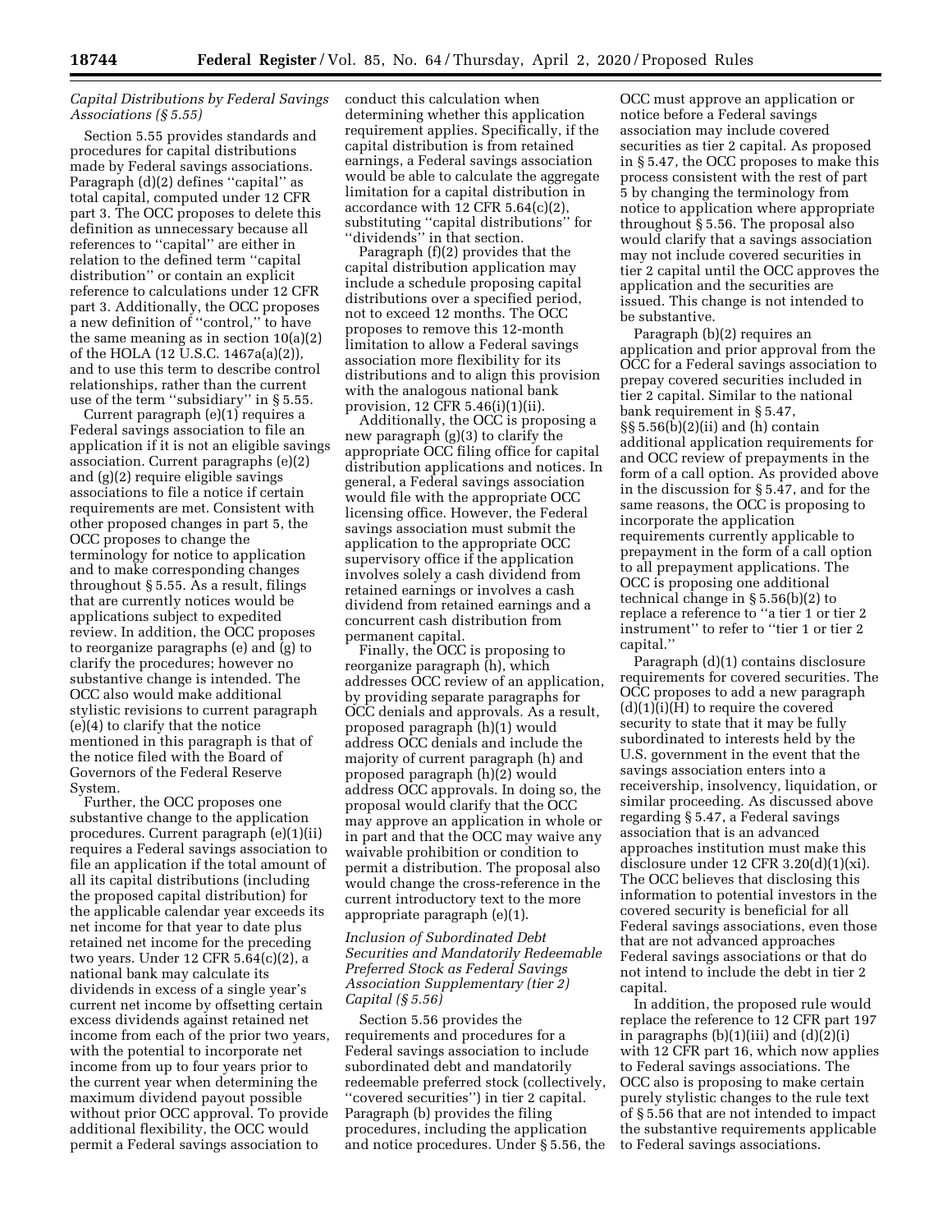### *Capital Distributions by Federal Savings Associations (§ 5.55)*

Section 5.55 provides standards and procedures for capital distributions made by Federal savings associations. Paragraph (d)(2) defines "capital" as total capital, computed under 12 CFR part 3. The OCC proposes to delete this definition as unnecessary because all references to "capital" are either in relation to the defined term "capital distribution" or contain an explicit reference to calculations under 12 CFR part 3. Additionally, the OCC proposes a new definition of "control," to have the same meaning as in section 10(a)(2) of the HOLA (12 U.S.C. 1467a(a)(2)), and to use this term to describe control relationships, rather than the current use of the term "subsidiary" in § 5.55.

Current paragraph (e)(1) requires a Federal savings association to file an application if it is not an eligible savings association. Current paragraphs (e)(2) and (g)(2) require eligible savings associations to file a notice if certain requirements are met. Consistent with other proposed changes in part 5, the OCC proposes to change the terminology for notice to application and to make corresponding changes throughout § 5.55. As a result, filings that are currently notices would be applications subject to expedited review. In addition, the OCC proposes to reorganize paragraphs (e) and (g) to clarify the procedures; however no substantive change is intended. The OCC also would make additional stylistic revisions to current paragraph (e)(4) to clarify that the notice mentioned in this paragraph is that of the notice filed with the Board of Governors of the Federal Reserve System.

Further, the OCC proposes one substantive change to the application procedures. Current paragraph (e)(1)(ii) requires a Federal savings association to file an application if the total amount of all its capital distributions (including the proposed capital distribution) for the applicable calendar year exceeds its net income for that year to date plus retained net income for the preceding two years. Under 12 CFR 5.64(c)(2), a national bank may calculate its dividends in excess of a single year's current net income by offsetting certain excess dividends against retained net income from each of the prior two years, with the potential to incorporate net income from up to four years prior to the current year when determining the maximum dividend payout possible without prior OCC approval. To provide additional flexibility, the OCC would permit a Federal savings association to conduct this calculation when determining whether this application requirement applies. Specifically, if the capital distribution is from retained earnings, a Federal savings association would be able to calculate the aggregate limitation for a capital distribution in accordance with 12 CFR 5.64(c)(2), substituting "capital distributions" for "dividends" in that section.

Paragraph (f)(2) provides that the capital distribution application may include a schedule proposing capital distributions over a specified period, not to exceed 12 months. The OCC proposes to remove this 12-month limitation to allow a Federal savings association more flexibility for its distributions and to align this provision with the analogous national bank provision, 12 CFR 5.46(i)(1)(ii).

Additionally, the OCC is proposing a new paragraph (g)(3) to clarify the appropriate OCC filing office for capital distribution applications and notices. In general, a Federal savings association would file with the appropriate OCC licensing office. However, the Federal savings association must submit the application to the appropriate OCC supervisory office if the application involves solely a cash dividend from retained earnings or involves a cash dividend from retained earnings and a concurrent cash distribution from permanent capital.

Finally, the OCC is proposing to reorganize paragraph (h), which addresses OCC review of an application, by providing separate paragraphs for OCC denials and approvals. As a result, proposed paragraph (h)(1) would address OCC denials and include the majority of current paragraph (h) and proposed paragraph (h)(2) would address OCC approvals. In doing so, the proposal would clarify that the OCC may approve an application in whole or in part and that the OCC may waive any waivable prohibition or condition to permit a distribution. The proposal also would change the cross-reference in the current introductory text to the more appropriate paragraph (e)(1).

### *Inclusion of Subordinated Debt Securities and Mandatorily Redeemable Preferred Stock as Federal Savings Association Supplementary (tier 2) Capital (§ 5.56)*

Section 5.56 provides the requirements and procedures for a Federal savings association to include subordinated debt and mandatorily redeemable preferred stock (collectively, "covered securities") in tier 2 capital. Paragraph (b) provides the filing procedures, including the application and notice procedures. Under § 5.56, the OCC must approve an application or notice before a Federal savings association may include covered securities as tier 2 capital. As proposed in § 5.47, the OCC proposes to make this process consistent with the rest of part 5 by changing the terminology from notice to application where appropriate throughout § 5.56. The proposal also would clarify that a savings association may not include covered securities in tier 2 capital until the OCC approves the application and the securities are issued. This change is not intended to be substantive.

Paragraph (b)(2) requires an application and prior approval from the OCC for a Federal savings association to prepay covered securities included in tier 2 capital. Similar to the national bank requirement in § 5.47, §§ 5.56(b)(2)(ii) and (h) contain additional application requirements for and OCC review of prepayments in the form of a call option. As provided above in the discussion for § 5.47, and for the same reasons, the OCC is proposing to incorporate the application requirements currently applicable to prepayment in the form of a call option to all prepayment applications. The OCC is proposing one additional technical change in § 5.56(b)(2) to replace a reference to "a tier 1 or tier 2 instrument" to refer to "tier 1 or tier 2 capital."

Paragraph (d)(1) contains disclosure requirements for covered securities. The OCC proposes to add a new paragraph (d)(1)(i)(H) to require the covered security to state that it may be fully subordinated to interests held by the U.S. government in the event that the savings association enters into a receivership, insolvency, liquidation, or similar proceeding. As discussed above regarding § 5.47, a Federal savings association that is an advanced approaches institution must make this disclosure under 12 CFR 3.20(d)(1)(xi). The OCC believes that disclosing this information to potential investors in the covered security is beneficial for all Federal savings associations, even those that are not advanced approaches Federal savings associations or that do not intend to include the debt in tier 2 capital.

In addition, the proposed rule would replace the reference to 12 CFR part 197 in paragraphs (b)(1)(iii) and (d)(2)(i) with 12 CFR part 16, which now applies to Federal savings associations. The OCC also is proposing to make certain purely stylistic changes to the rule text of § 5.56 that are not intended to impact the substantive requirements applicable to Federal savings associations.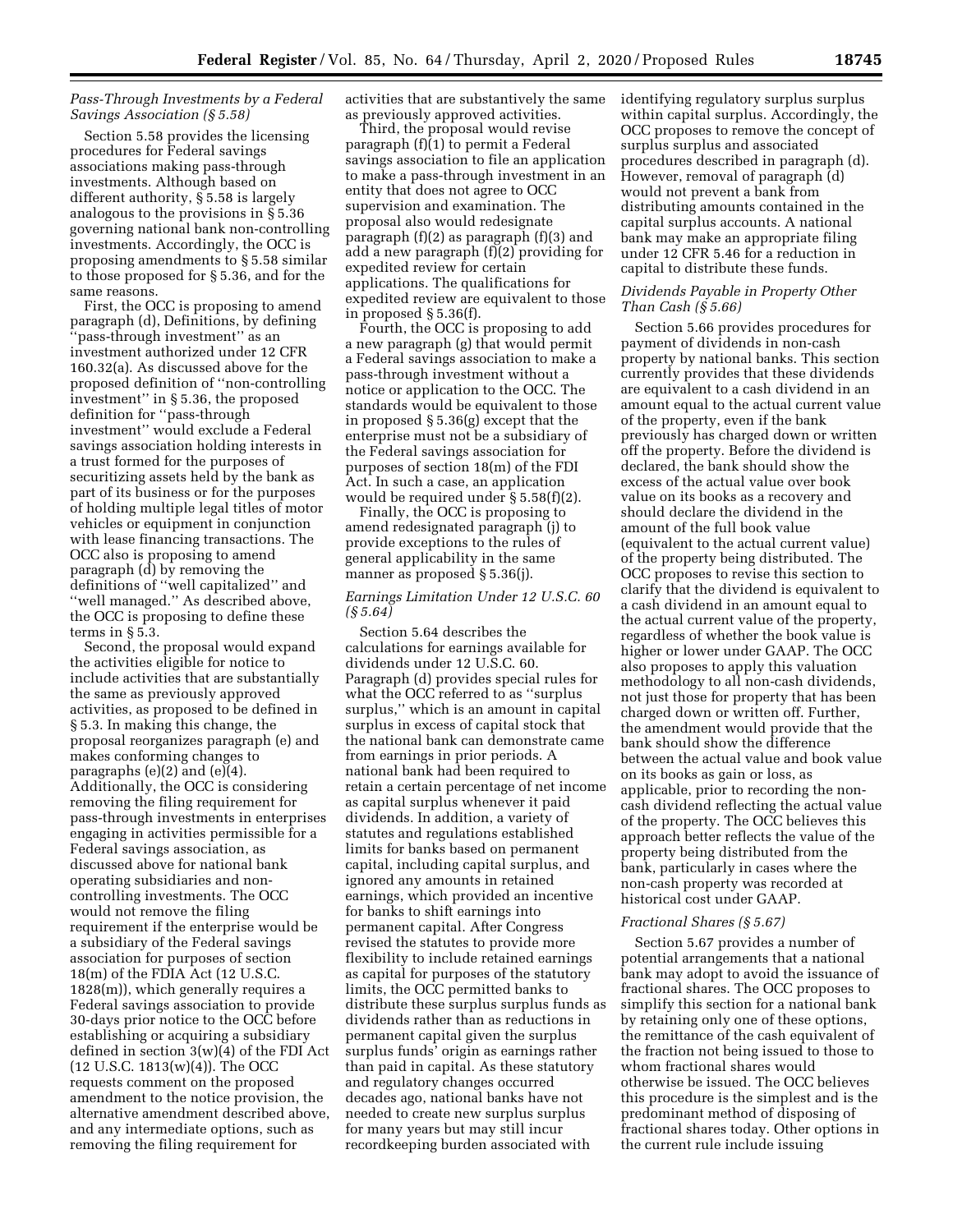### *Pass-Through Investments by a Federal Savings Association (§ 5.58)*

Section 5.58 provides the licensing procedures for Federal savings associations making pass-through investments. Although based on different authority, § 5.58 is largely analogous to the provisions in § 5.36 governing national bank non-controlling investments. Accordingly, the OCC is proposing amendments to § 5.58 similar to those proposed for § 5.36, and for the same reasons.

First, the OCC is proposing to amend paragraph (d), Definitions, by defining ''pass-through investment'' as an investment authorized under 12 CFR 160.32(a). As discussed above for the proposed definition of ''non-controlling investment'' in § 5.36, the proposed definition for ''pass-through investment'' would exclude a Federal savings association holding interests in a trust formed for the purposes of securitizing assets held by the bank as part of its business or for the purposes of holding multiple legal titles of motor vehicles or equipment in conjunction with lease financing transactions. The OCC also is proposing to amend paragraph (d) by removing the definitions of ''well capitalized'' and ''well managed.'' As described above, the OCC is proposing to define these terms in § 5.3.

Second, the proposal would expand the activities eligible for notice to include activities that are substantially the same as previously approved activities, as proposed to be defined in § 5.3. In making this change, the proposal reorganizes paragraph (e) and makes conforming changes to paragraphs (e)(2) and (e)(4). Additionally, the OCC is considering removing the filing requirement for pass-through investments in enterprises engaging in activities permissible for a Federal savings association, as discussed above for national bank operating subsidiaries and non-controlling investments. The OCC would not remove the filing requirement if the enterprise would be a subsidiary of the Federal savings association for purposes of section 18(m) of the FDIA Act (12 U.S.C. 1828(m)), which generally requires a Federal savings association to provide 30-days prior notice to the OCC before establishing or acquiring a subsidiary defined in section 3(w)(4) of the FDI Act (12 U.S.C. 1813(w)(4)). The OCC requests comment on the proposed amendment to the notice provision, the alternative amendment described above, and any intermediate options, such as removing the filing requirement for activities that are substantively the same as previously approved activities.

Third, the proposal would revise paragraph (f)(1) to permit a Federal savings association to file an application to make a pass-through investment in an entity that does not agree to OCC supervision and examination. The proposal also would redesignate paragraph (f)(2) as paragraph (f)(3) and add a new paragraph (f)(2) providing for expedited review for certain applications. The qualifications for expedited review are equivalent to those in proposed § 5.36(f).

Fourth, the OCC is proposing to add a new paragraph (g) that would permit a Federal savings association to make a pass-through investment without a notice or application to the OCC. The standards would be equivalent to those in proposed § 5.36(g) except that the enterprise must not be a subsidiary of the Federal savings association for purposes of section 18(m) of the FDI Act. In such a case, an application would be required under § 5.58(f)(2).

Finally, the OCC is proposing to amend redesignated paragraph (j) to provide exceptions to the rules of general applicability in the same manner as proposed § 5.36(j).

### *Earnings Limitation Under 12 U.S.C. 60 (§ 5.64)*

Section 5.64 describes the calculations for earnings available for dividends under 12 U.S.C. 60. Paragraph (d) provides special rules for what the OCC referred to as ''surplus surplus,'' which is an amount in capital surplus in excess of capital stock that the national bank can demonstrate came from earnings in prior periods. A national bank had been required to retain a certain percentage of net income as capital surplus whenever it paid dividends. In addition, a variety of statutes and regulations established limits for banks based on permanent capital, including capital surplus, and ignored any amounts in retained earnings, which provided an incentive for banks to shift earnings into permanent capital. After Congress revised the statutes to provide more flexibility to include retained earnings as capital for purposes of the statutory limits, the OCC permitted banks to distribute these surplus surplus funds as dividends rather than as reductions in permanent capital given the surplus surplus funds' origin as earnings rather than paid in capital. As these statutory and regulatory changes occurred decades ago, national banks have not needed to create new surplus surplus for many years but may still incur recordkeeping burden associated with identifying regulatory surplus surplus within capital surplus. Accordingly, the OCC proposes to remove the concept of surplus surplus and associated procedures described in paragraph (d). However, removal of paragraph (d) would not prevent a bank from distributing amounts contained in the capital surplus accounts. A national bank may make an appropriate filing under 12 CFR 5.46 for a reduction in capital to distribute these funds.

### *Dividends Payable in Property Other Than Cash (§ 5.66)*

Section 5.66 provides procedures for payment of dividends in non-cash property by national banks. This section currently provides that these dividends are equivalent to a cash dividend in an amount equal to the actual current value of the property, even if the bank previously has charged down or written off the property. Before the dividend is declared, the bank should show the excess of the actual value over book value on its books as a recovery and should declare the dividend in the amount of the full book value (equivalent to the actual current value) of the property being distributed. The OCC proposes to revise this section to clarify that the dividend is equivalent to a cash dividend in an amount equal to the actual current value of the property, regardless of whether the book value is higher or lower under GAAP. The OCC also proposes to apply this valuation methodology to all non-cash dividends, not just those for property that has been charged down or written off. Further, the amendment would provide that the bank should show the difference between the actual value and book value on its books as gain or loss, as applicable, prior to recording the non-cash dividend reflecting the actual value of the property. The OCC believes this approach better reflects the value of the property being distributed from the bank, particularly in cases where the non-cash property was recorded at historical cost under GAAP.

### *Fractional Shares (§ 5.67)*

Section 5.67 provides a number of potential arrangements that a national bank may adopt to avoid the issuance of fractional shares. The OCC proposes to simplify this section for a national bank by retaining only one of these options, the remittance of the cash equivalent of the fraction not being issued to those to whom fractional shares would otherwise be issued. The OCC believes this procedure is the simplest and is the predominant method of disposing of fractional shares today. Other options in the current rule include issuing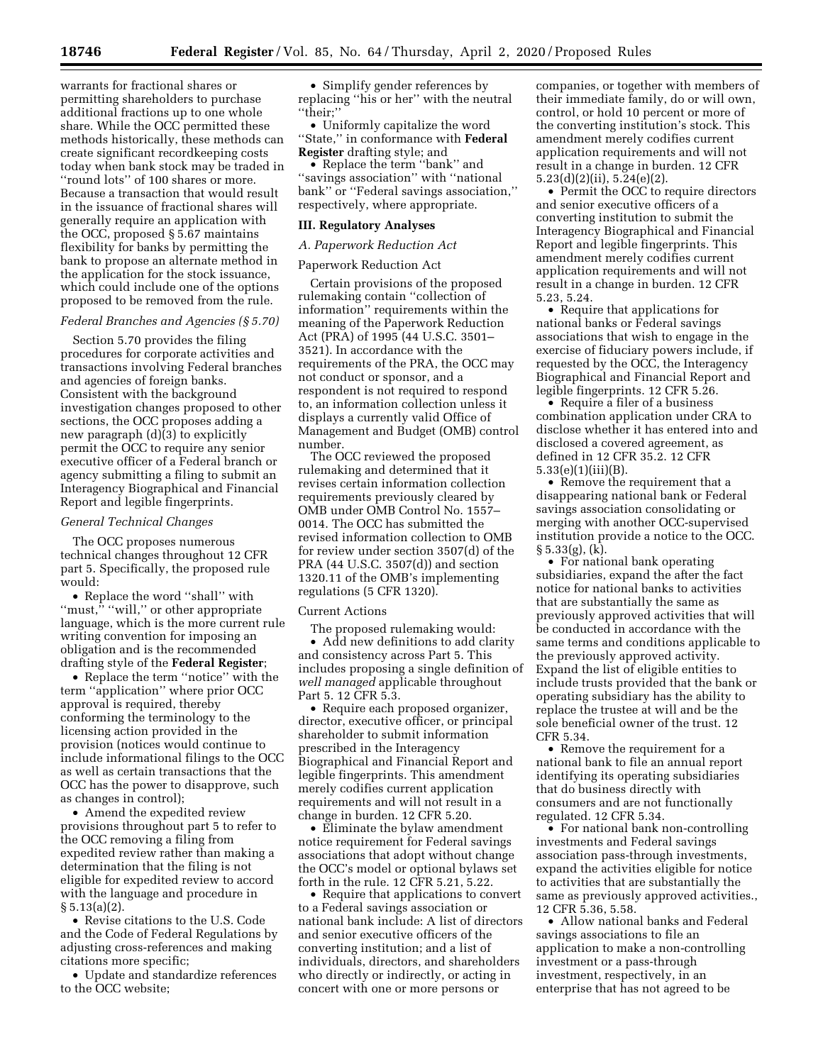warrants for fractional shares or permitting shareholders to purchase additional fractions up to one whole share. While the OCC permitted these methods historically, these methods can create significant recordkeeping costs today when bank stock may be traded in ''round lots'' of 100 shares or more. Because a transaction that would result in the issuance of fractional shares will generally require an application with the OCC, proposed § 5.67 maintains flexibility for banks by permitting the bank to propose an alternate method in the application for the stock issuance, which could include one of the options proposed to be removed from the rule.

*Federal Branches and Agencies (§ 5.70)*

Section 5.70 provides the filing procedures for corporate activities and transactions involving Federal branches and agencies of foreign banks. Consistent with the background investigation changes proposed to other sections, the OCC proposes adding a new paragraph (d)(3) to explicitly permit the OCC to require any senior executive officer of a Federal branch or agency submitting a filing to submit an Interagency Biographical and Financial Report and legible fingerprints.

*General Technical Changes*

The OCC proposes numerous technical changes throughout 12 CFR part 5. Specifically, the proposed rule would:

- Replace the word ''shall'' with ''must,'' ''will,'' or other appropriate language, which is the more current rule writing convention for imposing an obligation and is the recommended drafting style of the **Federal Register**;
- Replace the term ''notice'' with the term ''application'' where prior OCC approval is required, thereby conforming the terminology to the licensing action provided in the provision (notices would continue to include informational filings to the OCC as well as certain transactions that the OCC has the power to disapprove, such as changes in control);
- Amend the expedited review provisions throughout part 5 to refer to the OCC removing a filing from expedited review rather than making a determination that the filing is not eligible for expedited review to accord with the language and procedure in § 5.13(a)(2).
- Revise citations to the U.S. Code and the Code of Federal Regulations by adjusting cross-references and making citations more specific;
- Update and standardize references to the OCC website;
- Simplify gender references by replacing ''his or her'' with the neutral ''their;''
- Uniformly capitalize the word ''State,'' in conformance with **Federal Register** drafting style; and
- Replace the term ''bank'' and ''savings association'' with ''national bank'' or ''Federal savings association,'' respectively, where appropriate.

## III. Regulatory Analyses

*A. Paperwork Reduction Act*

Paperwork Reduction Act

Certain provisions of the proposed rulemaking contain ''collection of information'' requirements within the meaning of the Paperwork Reduction Act (PRA) of 1995 (44 U.S.C. 3501–3521). In accordance with the requirements of the PRA, the OCC may not conduct or sponsor, and a respondent is not required to respond to, an information collection unless it displays a currently valid Office of Management and Budget (OMB) control number.

The OCC reviewed the proposed rulemaking and determined that it revises certain information collection requirements previously cleared by OMB under OMB Control No. 1557–0014. The OCC has submitted the revised information collection to OMB for review under section 3507(d) of the PRA (44 U.S.C. 3507(d)) and section 1320.11 of the OMB's implementing regulations (5 CFR 1320).

Current Actions

The proposed rulemaking would:

- Add new definitions to add clarity and consistency across Part 5. This includes proposing a single definition of *well managed* applicable throughout Part 5. 12 CFR 5.3.
- Require each proposed organizer, director, executive officer, or principal shareholder to submit information prescribed in the Interagency Biographical and Financial Report and legible fingerprints. This amendment merely codifies current application requirements and will not result in a change in burden. 12 CFR 5.20.
- Eliminate the bylaw amendment notice requirement for Federal savings associations that adopt without change the OCC's model or optional bylaws set forth in the rule. 12 CFR 5.21, 5.22.
- Require that applications to convert to a Federal savings association or national bank include: A list of directors and senior executive officers of the converting institution; and a list of individuals, directors, and shareholders who directly or indirectly, or acting in concert with one or more persons or companies, or together with members of their immediate family, do or will own, control, or hold 10 percent or more of the converting institution's stock. This amendment merely codifies current application requirements and will not result in a change in burden. 12 CFR 5.23(d)(2)(ii), 5.24(e)(2).
- Permit the OCC to require directors and senior executive officers of a converting institution to submit the Interagency Biographical and Financial Report and legible fingerprints. This amendment merely codifies current application requirements and will not result in a change in burden. 12 CFR 5.23, 5.24.
- Require that applications for national banks or Federal savings associations that wish to engage in the exercise of fiduciary powers include, if requested by the OCC, the Interagency Biographical and Financial Report and legible fingerprints. 12 CFR 5.26.
- Require a filer of a business combination application under CRA to disclose whether it has entered into and disclosed a covered agreement, as defined in 12 CFR 35.2. 12 CFR 5.33(e)(1)(iii)(B).
- Remove the requirement that a disappearing national bank or Federal savings association consolidating or merging with another OCC-supervised institution provide a notice to the OCC. § 5.33(g), (k).
- For national bank operating subsidiaries, expand the after the fact notice for national banks to activities that are substantially the same as previously approved activities that will be conducted in accordance with the same terms and conditions applicable to the previously approved activity. Expand the list of eligible entities to include trusts provided that the bank or operating subsidiary has the ability to replace the trustee at will and be the sole beneficial owner of the trust. 12 CFR 5.34.
- Remove the requirement for a national bank to file an annual report identifying its operating subsidiaries that do business directly with consumers and are not functionally regulated. 12 CFR 5.34.
- For national bank non-controlling investments and Federal savings association pass-through investments, expand the activities eligible for notice to activities that are substantially the same as previously approved activities., 12 CFR 5.36, 5.58.
- Allow national banks and Federal savings associations to file an application to make a non-controlling investment or a pass-through investment, respectively, in an enterprise that has not agreed to be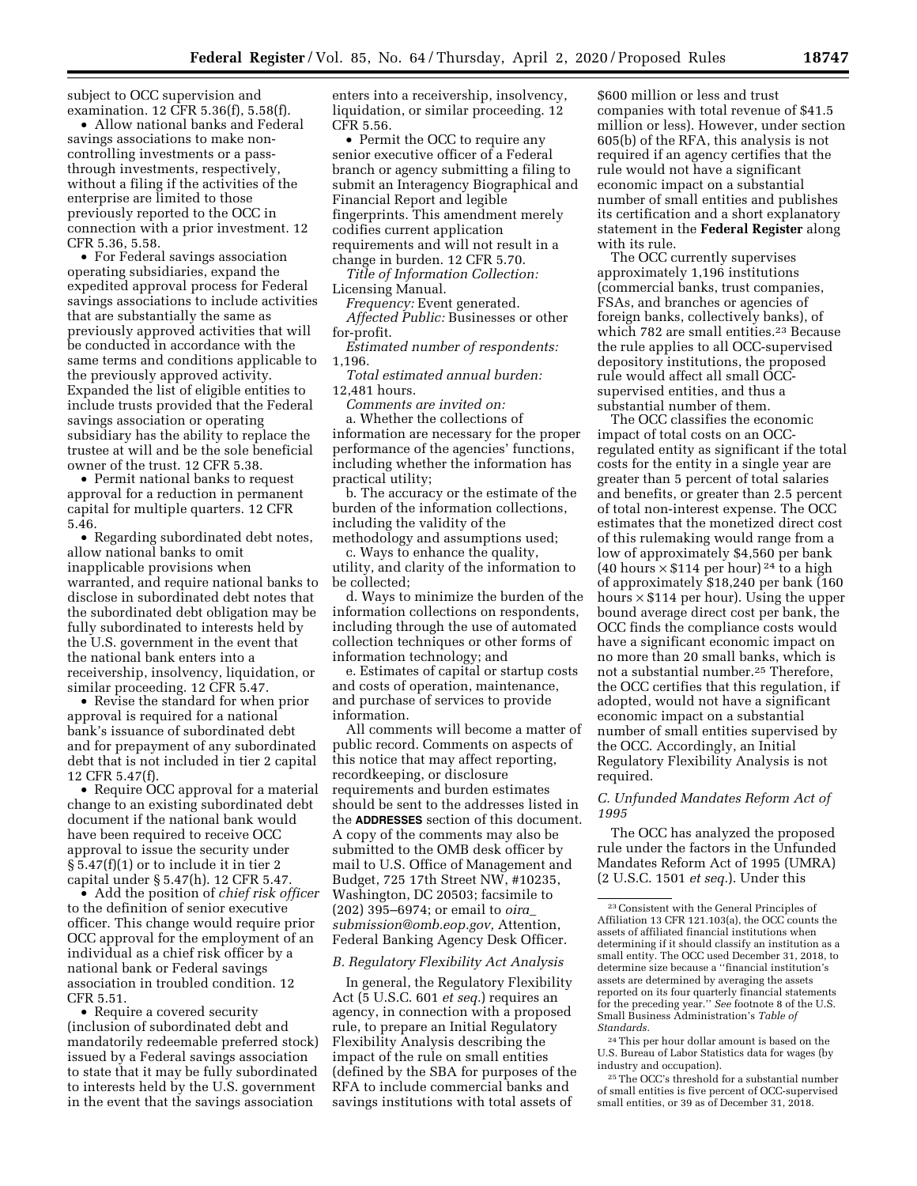subject to OCC supervision and examination. 12 CFR 5.36(f), 5.58(f).

- Allow national banks and Federal savings associations to make non-controlling investments or a pass-through investments, respectively, without a filing if the activities of the enterprise are limited to those previously reported to the OCC in connection with a prior investment. 12 CFR 5.36, 5.58.
- For Federal savings association operating subsidiaries, expand the expedited approval process for Federal savings associations to include activities that are substantially the same as previously approved activities that will be conducted in accordance with the same terms and conditions applicable to the previously approved activity. Expanded the list of eligible entities to include trusts provided that the Federal savings association or operating subsidiary has the ability to replace the trustee at will and be the sole beneficial owner of the trust. 12 CFR 5.38.
- Permit national banks to request approval for a reduction in permanent capital for multiple quarters. 12 CFR 5.46.
- Regarding subordinated debt notes, allow national banks to omit inapplicable provisions when warranted, and require national banks to disclose in subordinated debt notes that the subordinated debt obligation may be fully subordinated to interests held by the U.S. government in the event that the national bank enters into a receivership, insolvency, liquidation, or similar proceeding. 12 CFR 5.47.
- Revise the standard for when prior approval is required for a national bank's issuance of subordinated debt and for prepayment of any subordinated debt that is not included in tier 2 capital 12 CFR 5.47(f).
- Require OCC approval for a material change to an existing subordinated debt document if the national bank would have been required to receive OCC approval to issue the security under § 5.47(f)(1) or to include it in tier 2 capital under § 5.47(h). 12 CFR 5.47.
- Add the position of *chief risk officer* to the definition of senior executive officer. This change would require prior OCC approval for the employment of an individual as a chief risk officer by a national bank or Federal savings association in troubled condition. 12 CFR 5.51.
- Require a covered security (inclusion of subordinated debt and mandatorily redeemable preferred stock) issued by a Federal savings association to state that it may be fully subordinated to interests held by the U.S. government in the event that the savings association enters into a receivership, insolvency, liquidation, or similar proceeding. 12 CFR 5.56.
- Permit the OCC to require any senior executive officer of a Federal branch or agency submitting a filing to submit an Interagency Biographical and Financial Report and legible fingerprints. This amendment merely codifies current application requirements and will not result in a change in burden. 12 CFR 5.70.

*Title of Information Collection:* Licensing Manual.

*Frequency:* Event generated.

*Affected Public:* Businesses or other for-profit.

*Estimated number of respondents:* 1,196.

*Total estimated annual burden:* 12,481 hours.

*Comments are invited on:*

a. Whether the collections of information are necessary for the proper performance of the agencies' functions, including whether the information has practical utility;

b. The accuracy or the estimate of the burden of the information collections, including the validity of the methodology and assumptions used;

c. Ways to enhance the quality, utility, and clarity of the information to be collected;

d. Ways to minimize the burden of the information collections on respondents, including through the use of automated collection techniques or other forms of information technology; and

e. Estimates of capital or startup costs and costs of operation, maintenance, and purchase of services to provide information.

All comments will become a matter of public record. Comments on aspects of this notice that may affect reporting, recordkeeping, or disclosure requirements and burden estimates should be sent to the addresses listed in the **ADDRESSES** section of this document. A copy of the comments may also be submitted to the OMB desk officer by mail to U.S. Office of Management and Budget, 725 17th Street NW, #10235, Washington, DC 20503; facsimile to (202) 395–6974; or email to *oira_submission@omb.eop.gov,* Attention, Federal Banking Agency Desk Officer.

### *B. Regulatory Flexibility Act Analysis*

In general, the Regulatory Flexibility Act (5 U.S.C. 601 *et seq.*) requires an agency, in connection with a proposed rule, to prepare an Initial Regulatory Flexibility Analysis describing the impact of the rule on small entities (defined by the SBA for purposes of the RFA to include commercial banks and savings institutions with total assets of $600 million or less and trust companies with total revenue of $41.5 million or less). However, under section 605(b) of the RFA, this analysis is not required if an agency certifies that the rule would not have a significant economic impact on a substantial number of small entities and publishes its certification and a short explanatory statement in the **Federal Register** along with its rule.

The OCC currently supervises approximately 1,196 institutions (commercial banks, trust companies, FSAs, and branches or agencies of foreign banks, collectively banks), of which 782 are small entities.[23] Because the rule applies to all OCC-supervised depository institutions, the proposed rule would affect all small OCC-supervised entities, and thus a substantial number of them.

The OCC classifies the economic impact of total costs on an OCC-regulated entity as significant if the total costs for the entity in a single year are greater than 5 percent of total salaries and benefits, or greater than 2.5 percent of total non-interest expense. The OCC estimates that the monetized direct cost of this rulemaking would range from a low of approximately $4,560 per bank (40 hours × $114 per hour)[24] to a high of approximately $18,240 per bank (160 hours × $114 per hour). Using the upper bound average direct cost per bank, the OCC finds the compliance costs would have a significant economic impact on no more than 20 small banks, which is not a substantial number.[25] Therefore, the OCC certifies that this regulation, if adopted, would not have a significant economic impact on a substantial number of small entities supervised by the OCC. Accordingly, an Initial Regulatory Flexibility Analysis is not required.

### *C. Unfunded Mandates Reform Act of 1995*

The OCC has analyzed the proposed rule under the factors in the Unfunded Mandates Reform Act of 1995 (UMRA) (2 U.S.C. 1501 *et seq.*). Under this

---

[23] Consistent with the General Principles of Affiliation 13 CFR 121.103(a), the OCC counts the assets of affiliated financial institutions when determining if it should classify an institution as a small entity. The OCC used December 31, 2018, to determine size because a "financial institution's assets are determined by averaging the assets reported on its four quarterly financial statements for the preceding year." *See* footnote 8 of the U.S. Small Business Administration's *Table of Standards.*

[24] This per hour dollar amount is based on the U.S. Bureau of Labor Statistics data for wages (by industry and occupation).

[25] The OCC's threshold for a substantial number of small entities is five percent of OCC-supervised small entities, or 39 as of December 31, 2018.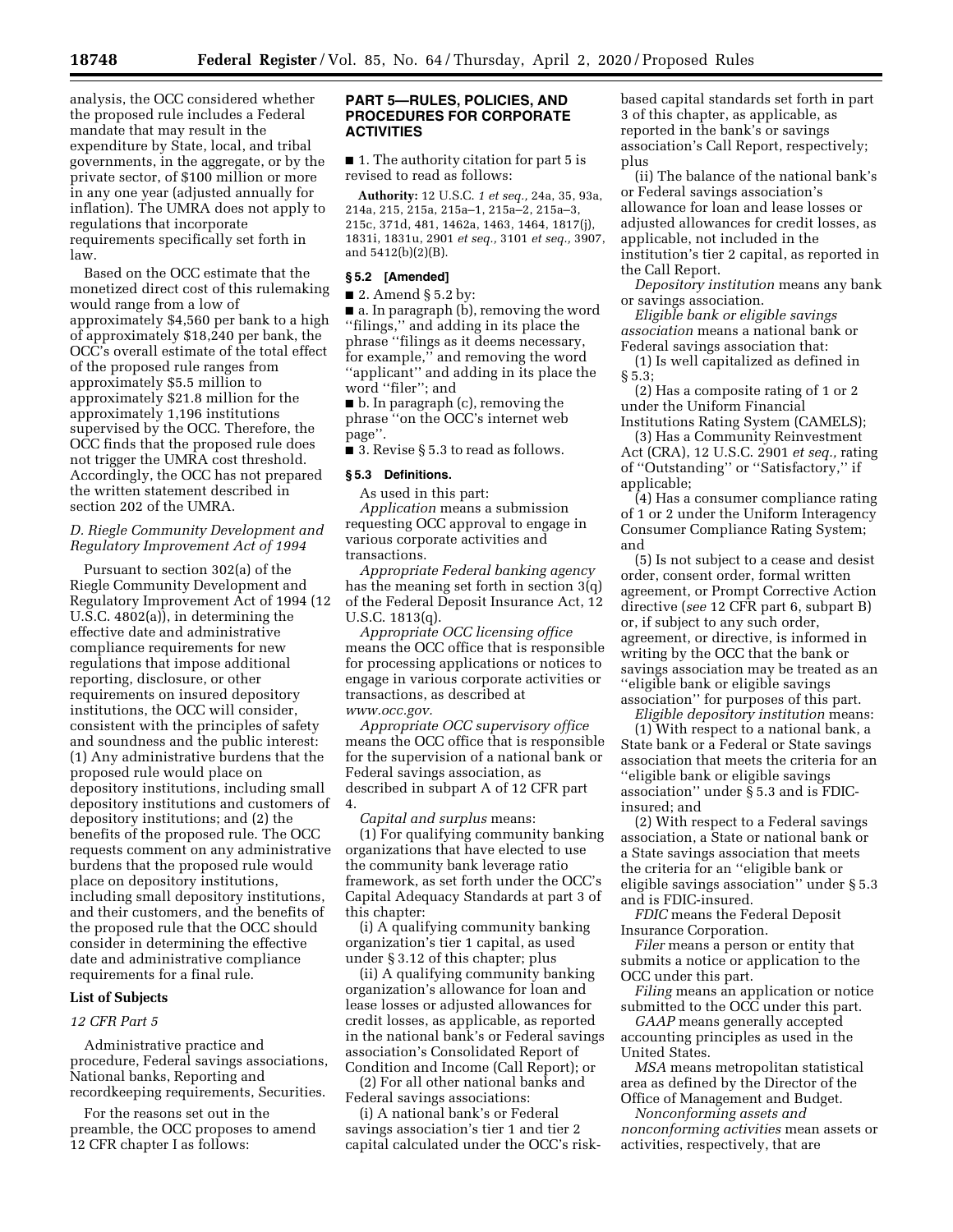analysis, the OCC considered whether the proposed rule includes a Federal mandate that may result in the expenditure by State, local, and tribal governments, in the aggregate, or by the private sector, of $100 million or more in any one year (adjusted annually for inflation). The UMRA does not apply to regulations that incorporate requirements specifically set forth in law.

Based on the OCC estimate that the monetized direct cost of this rulemaking would range from a low of approximately $4,560 per bank to a high of approximately $18,240 per bank, the OCC's overall estimate of the total effect of the proposed rule ranges from approximately $5.5 million to approximately $21.8 million for the approximately 1,196 institutions supervised by the OCC. Therefore, the OCC finds that the proposed rule does not trigger the UMRA cost threshold. Accordingly, the OCC has not prepared the written statement described in section 202 of the UMRA.

### *D. Riegle Community Development and Regulatory Improvement Act of 1994*

Pursuant to section 302(a) of the Riegle Community Development and Regulatory Improvement Act of 1994 (12 U.S.C. 4802(a)), in determining the effective date and administrative compliance requirements for new regulations that impose additional reporting, disclosure, or other requirements on insured depository institutions, the OCC will consider, consistent with the principles of safety and soundness and the public interest: (1) Any administrative burdens that the proposed rule would place on depository institutions, including small depository institutions and customers of depository institutions; and (2) the benefits of the proposed rule. The OCC requests comment on any administrative burdens that the proposed rule would place on depository institutions, including small depository institutions, and their customers, and the benefits of the proposed rule that the OCC should consider in determining the effective date and administrative compliance requirements for a final rule.

### List of Subjects

#### *12 CFR Part 5*

Administrative practice and procedure, Federal savings associations, National banks, Reporting and recordkeeping requirements, Securities.

For the reasons set out in the preamble, the OCC proposes to amend 12 CFR chapter I as follows:

## PART 5—RULES, POLICIES, AND PROCEDURES FOR CORPORATE ACTIVITIES

■ 1. The authority citation for part 5 is revised to read as follows:

**Authority:** 12 U.S.C. *1 et seq.,* 24a, 35, 93a, 214a, 215, 215a, 215a–1, 215a–2, 215a–3, 215c, 371d, 481, 1462a, 1463, 1464, 1817(j), 1831i, 1831u, 2901 *et seq.,* 3101 *et seq.,* 3907, and 5412(b)(2)(B).

### § 5.2 [Amended]

■ 2. Amend § 5.2 by:

■ a. In paragraph (b), removing the word ''filings,'' and adding in its place the phrase ''filings as it deems necessary, for example,'' and removing the word ''applicant'' and adding in its place the word ''filer''; and

■ b. In paragraph (c), removing the phrase ''on the OCC's internet web page''.

■ 3. Revise § 5.3 to read as follows.

### § 5.3 Definitions.

As used in this part:

*Application* means a submission requesting OCC approval to engage in various corporate activities and transactions.

*Appropriate Federal banking agency* has the meaning set forth in section 3(q) of the Federal Deposit Insurance Act, 12 U.S.C. 1813(q).

*Appropriate OCC licensing office* means the OCC office that is responsible for processing applications or notices to engage in various corporate activities or transactions, as described at *www.occ.gov.*

*Appropriate OCC supervisory office* means the OCC office that is responsible for the supervision of a national bank or Federal savings association, as described in subpart A of 12 CFR part 4.

*Capital and surplus* means:

(1) For qualifying community banking organizations that have elected to use the community bank leverage ratio framework, as set forth under the OCC's Capital Adequacy Standards at part 3 of this chapter:

(i) A qualifying community banking organization's tier 1 capital, as used under § 3.12 of this chapter; plus

(ii) A qualifying community banking organization's allowance for loan and lease losses or adjusted allowances for credit losses, as applicable, as reported in the national bank's or Federal savings association's Consolidated Report of Condition and Income (Call Report); or

(2) For all other national banks and Federal savings associations:

(i) A national bank's or Federal savings association's tier 1 and tier 2 capital calculated under the OCC's risk-based capital standards set forth in part 3 of this chapter, as applicable, as reported in the bank's or savings association's Call Report, respectively; plus

(ii) The balance of the national bank's or Federal savings association's allowance for loan and lease losses or adjusted allowances for credit losses, as applicable, not included in the institution's tier 2 capital, as reported in the Call Report.

*Depository institution* means any bank or savings association.

*Eligible bank or eligible savings association* means a national bank or Federal savings association that:

(1) Is well capitalized as defined in § 5.3;

(2) Has a composite rating of 1 or 2 under the Uniform Financial Institutions Rating System (CAMELS);

(3) Has a Community Reinvestment Act (CRA), 12 U.S.C. 2901 *et seq.,* rating of ''Outstanding'' or ''Satisfactory,'' if applicable;

(4) Has a consumer compliance rating of 1 or 2 under the Uniform Interagency Consumer Compliance Rating System; and

(5) Is not subject to a cease and desist order, consent order, formal written agreement, or Prompt Corrective Action directive (*see* 12 CFR part 6, subpart B) or, if subject to any such order, agreement, or directive, is informed in writing by the OCC that the bank or savings association may be treated as an ''eligible bank or eligible savings association'' for purposes of this part.

*Eligible depository institution* means:

(1) With respect to a national bank, a State bank or a Federal or State savings association that meets the criteria for an ''eligible bank or eligible savings association'' under § 5.3 and is FDIC-insured; and

(2) With respect to a Federal savings association, a State or national bank or a State savings association that meets the criteria for an ''eligible bank or eligible savings association'' under § 5.3 and is FDIC-insured.

*FDIC* means the Federal Deposit Insurance Corporation.

*Filer* means a person or entity that submits a notice or application to the OCC under this part.

*Filing* means an application or notice submitted to the OCC under this part.

*GAAP* means generally accepted accounting principles as used in the United States.

*MSA* means metropolitan statistical area as defined by the Director of the Office of Management and Budget.

*Nonconforming assets and nonconforming activities* mean assets or activities, respectively, that are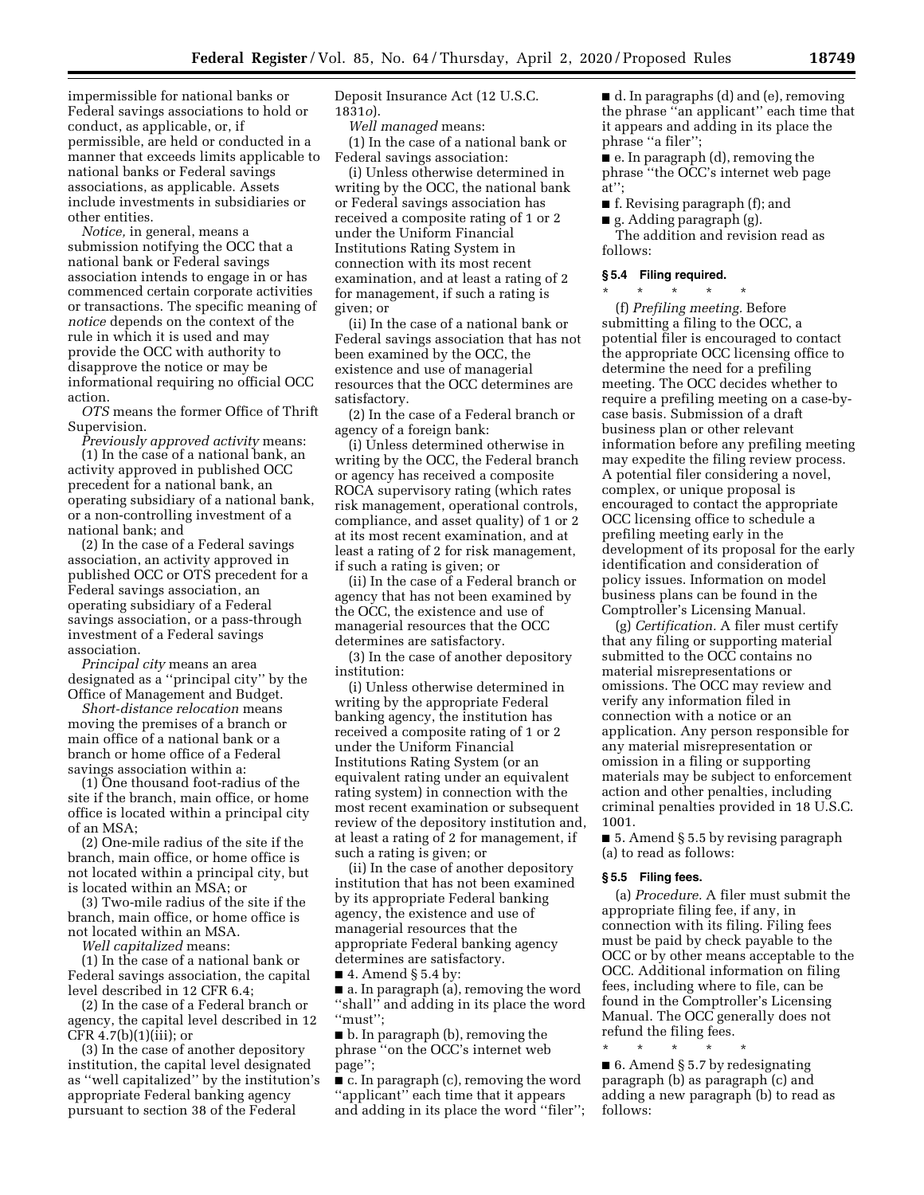impermissible for national banks or Federal savings associations to hold or conduct, as applicable, or, if permissible, are held or conducted in a manner that exceeds limits applicable to national banks or Federal savings associations, as applicable. Assets include investments in subsidiaries or other entities.

*Notice,* in general, means a submission notifying the OCC that a national bank or Federal savings association intends to engage in or has commenced certain corporate activities or transactions. The specific meaning of *notice* depends on the context of the rule in which it is used and may provide the OCC with authority to disapprove the notice or may be informational requiring no official OCC action.

*OTS* means the former Office of Thrift Supervision.

*Previously approved activity* means:

(1) In the case of a national bank, an activity approved in published OCC precedent for a national bank, an operating subsidiary of a national bank, or a non-controlling investment of a national bank; and

(2) In the case of a Federal savings association, an activity approved in published OCC or OTS precedent for a Federal savings association, an operating subsidiary of a Federal savings association, or a pass-through investment of a Federal savings association.

*Principal city* means an area designated as a "principal city" by the Office of Management and Budget.

*Short-distance relocation* means moving the premises of a branch or main office of a national bank or a branch or home office of a Federal savings association within a:

(1) One thousand foot-radius of the site if the branch, main office, or home office is located within a principal city of an MSA;

(2) One-mile radius of the site if the branch, main office, or home office is not located within a principal city, but is located within an MSA; or

(3) Two-mile radius of the site if the branch, main office, or home office is not located within an MSA.

*Well capitalized* means:

(1) In the case of a national bank or Federal savings association, the capital level described in 12 CFR 6.4;

(2) In the case of a Federal branch or agency, the capital level described in 12 CFR 4.7(b)(1)(iii); or

(3) In the case of another depository institution, the capital level designated as "well capitalized" by the institution's appropriate Federal banking agency pursuant to section 38 of the Federal Deposit Insurance Act (12 U.S.C. 1831*o*).

*Well managed* means:

(1) In the case of a national bank or Federal savings association:

(i) Unless otherwise determined in writing by the OCC, the national bank or Federal savings association has received a composite rating of 1 or 2 under the Uniform Financial Institutions Rating System in connection with its most recent examination, and at least a rating of 2 for management, if such a rating is given; or

(ii) In the case of a national bank or Federal savings association that has not been examined by the OCC, the existence and use of managerial resources that the OCC determines are satisfactory.

(2) In the case of a Federal branch or agency of a foreign bank:

(i) Unless determined otherwise in writing by the OCC, the Federal branch or agency has received a composite ROCA supervisory rating (which rates risk management, operational controls, compliance, and asset quality) of 1 or 2 at its most recent examination, and at least a rating of 2 for risk management, if such a rating is given; or

(ii) In the case of a Federal branch or agency that has not been examined by the OCC, the existence and use of managerial resources that the OCC determines are satisfactory.

(3) In the case of another depository institution:

(i) Unless otherwise determined in writing by the appropriate Federal banking agency, the institution has received a composite rating of 1 or 2 under the Uniform Financial Institutions Rating System (or an equivalent rating under an equivalent rating system) in connection with the most recent examination or subsequent review of the depository institution and, at least a rating of 2 for management, if such a rating is given; or

(ii) In the case of another depository institution that has not been examined by its appropriate Federal banking agency, the existence and use of managerial resources that the appropriate Federal banking agency determines are satisfactory.

■ 4. Amend § 5.4 by:

■ a. In paragraph (a), removing the word "shall" and adding in its place the word "must";

■ b. In paragraph (b), removing the phrase "on the OCC's internet web page";

■ c. In paragraph (c), removing the word "applicant" each time that it appears and adding in its place the word "filer";

■ d. In paragraphs (d) and (e), removing the phrase "an applicant" each time that it appears and adding in its place the phrase "a filer";

■ e. In paragraph (d), removing the phrase "the OCC's internet web page at";

■ f. Revising paragraph (f); and

■ g. Adding paragraph (g).

The addition and revision read as follows:

### § 5.4 Filing required.

\* \* \* \* \*

(f) *Prefiling meeting.* Before submitting a filing to the OCC, a potential filer is encouraged to contact the appropriate OCC licensing office to determine the need for a prefiling meeting. The OCC decides whether to require a prefiling meeting on a case-by-case basis. Submission of a draft business plan or other relevant information before any prefiling meeting may expedite the filing review process. A potential filer considering a novel, complex, or unique proposal is encouraged to contact the appropriate OCC licensing office to schedule a prefiling meeting early in the development of its proposal for the early identification and consideration of policy issues. Information on model business plans can be found in the Comptroller's Licensing Manual.

(g) *Certification.* A filer must certify that any filing or supporting material submitted to the OCC contains no material misrepresentations or omissions. The OCC may review and verify any information filed in connection with a notice or an application. Any person responsible for any material misrepresentation or omission in a filing or supporting materials may be subject to enforcement action and other penalties, including criminal penalties provided in 18 U.S.C. 1001.

■ 5. Amend § 5.5 by revising paragraph (a) to read as follows:

### § 5.5 Filing fees.

(a) *Procedure.* A filer must submit the appropriate filing fee, if any, in connection with its filing. Filing fees must be paid by check payable to the OCC or by other means acceptable to the OCC. Additional information on filing fees, including where to file, can be found in the Comptroller's Licensing Manual. The OCC generally does not refund the filing fees.

\* \* \* \* \*

■ 6. Amend § 5.7 by redesignating paragraph (b) as paragraph (c) and adding a new paragraph (b) to read as follows: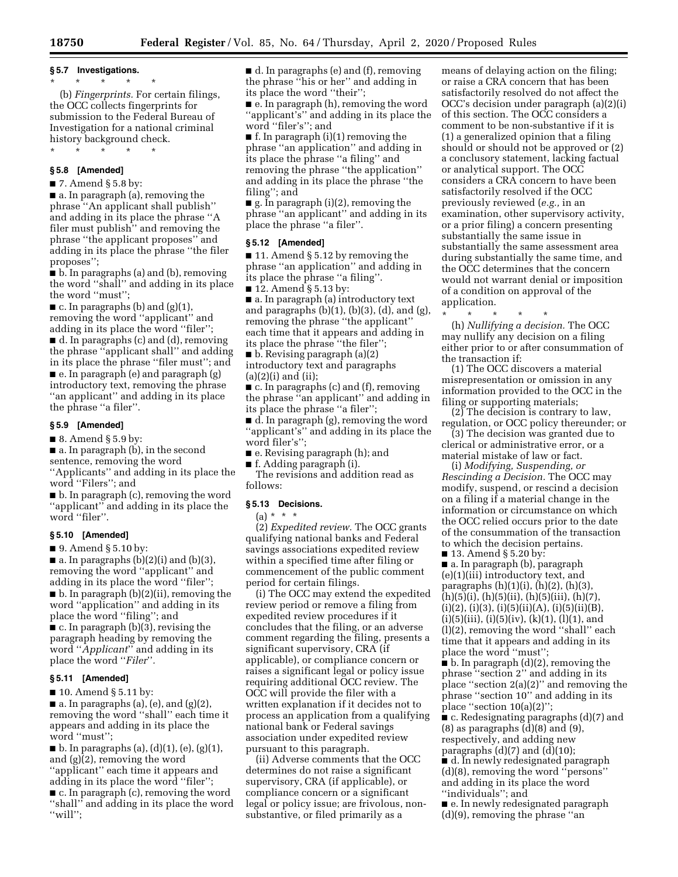### § 5.7 Investigations.

\* \* \* \* \*

(b) *Fingerprints.* For certain filings, the OCC collects fingerprints for submission to the Federal Bureau of Investigation for a national criminal history background check.

\* \* \* \* \*

### § 5.8 [Amended]

■ 7. Amend § 5.8 by:

■ a. In paragraph (a), removing the phrase ''An applicant shall publish'' and adding in its place the phrase ''A filer must publish'' and removing the phrase ''the applicant proposes'' and adding in its place the phrase ''the filer proposes'';

■ b. In paragraphs (a) and (b), removing the word ''shall'' and adding in its place the word ''must'';

■ c. In paragraphs (b) and (g)(1), removing the word ''applicant'' and adding in its place the word ''filer'';

■ d. In paragraphs (c) and (d), removing the phrase ''applicant shall'' and adding in its place the phrase ''filer must''; and

■ e. In paragraph (e) and paragraph (g) introductory text, removing the phrase ''an applicant'' and adding in its place the phrase ''a filer''.

### § 5.9 [Amended]

■ 8. Amend § 5.9 by:

■ a. In paragraph (b), in the second sentence, removing the word ''Applicants'' and adding in its place the word ''Filers''; and

■ b. In paragraph (c), removing the word ''applicant'' and adding in its place the word ''filer''.

### § 5.10 [Amended]

■ 9. Amend § 5.10 by:

■ a. In paragraphs (b)(2)(i) and (b)(3), removing the word ''applicant'' and adding in its place the word ''filer'';

■ b. In paragraph (b)(2)(ii), removing the word ''application'' and adding in its place the word ''filing''; and

■ c. In paragraph (b)(3), revising the paragraph heading by removing the word ''*Applicant*'' and adding in its place the word ''*Filer*''.

### § 5.11 [Amended]

■ 10. Amend § 5.11 by:

■ a. In paragraphs (a), (e), and (g)(2), removing the word ''shall'' each time it appears and adding in its place the word ''must'';

■ b. In paragraphs (a), (d)(1), (e), (g)(1), and (g)(2), removing the word ''applicant'' each time it appears and adding in its place the word ''filer'';

■ c. In paragraph (c), removing the word ''shall'' and adding in its place the word ''will'';

■ d. In paragraphs (e) and (f), removing the phrase ''his or her'' and adding in its place the word ''their'';

■ e. In paragraph (h), removing the word ''applicant's'' and adding in its place the word ''filer's''; and

■ f. In paragraph (i)(1) removing the phrase ''an application'' and adding in its place the phrase ''a filing'' and removing the phrase ''the application'' and adding in its place the phrase ''the filing''; and

■ g. In paragraph (i)(2), removing the phrase ''an applicant'' and adding in its place the phrase ''a filer''.

### § 5.12 [Amended]

■ 11. Amend § 5.12 by removing the phrase ''an application'' and adding in its place the phrase ''a filing''.

■ 12. Amend § 5.13 by:

■ a. In paragraph (a) introductory text and paragraphs (b)(1), (b)(3), (d), and (g), removing the phrase ''the applicant'' each time that it appears and adding in its place the phrase ''the filer'';

■ b. Revising paragraph (a)(2) introductory text and paragraphs (a)(2)(i) and (ii);

■ c. In paragraphs (c) and (f), removing the phrase ''an applicant'' and adding in its place the phrase ''a filer'';

■ d. In paragraph (g), removing the word ''applicant's'' and adding in its place the word filer's'';

■ e. Revising paragraph (h); and

■ f. Adding paragraph (i).

The revisions and addition read as follows:

### § 5.13 Decisions.

(a) \* \* \*

(2) *Expedited review.* The OCC grants qualifying national banks and Federal savings associations expedited review within a specified time after filing or commencement of the public comment period for certain filings.

(i) The OCC may extend the expedited review period or remove a filing from expedited review procedures if it concludes that the filing, or an adverse comment regarding the filing, presents a significant supervisory, CRA (if applicable), or compliance concern or raises a significant legal or policy issue requiring additional OCC review. The OCC will provide the filer with a written explanation if it decides not to process an application from a qualifying national bank or Federal savings association under expedited review pursuant to this paragraph.

(ii) Adverse comments that the OCC determines do not raise a significant supervisory, CRA (if applicable), or compliance concern or a significant legal or policy issue; are frivolous, non-substantive, or filed primarily as a means of delaying action on the filing; or raise a CRA concern that has been satisfactorily resolved do not affect the OCC's decision under paragraph (a)(2)(i) of this section. The OCC considers a comment to be non-substantive if it is (1) a generalized opinion that a filing should or should not be approved or (2) a conclusory statement, lacking factual or analytical support. The OCC considers a CRA concern to have been satisfactorily resolved if the OCC previously reviewed (*e.g.,* in an examination, other supervisory activity, or a prior filing) a concern presenting substantially the same issue in substantially the same assessment area during substantially the same time, and the OCC determines that the concern would not warrant denial or imposition of a condition on approval of the application.

\* \* \* \* \*

(h) *Nullifying a decision.* The OCC may nullify any decision on a filing either prior to or after consummation of the transaction if:

(1) The OCC discovers a material misrepresentation or omission in any information provided to the OCC in the filing or supporting materials;

(2) The decision is contrary to law, regulation, or OCC policy thereunder; or

(3) The decision was granted due to clerical or administrative error, or a material mistake of law or fact.

(i) *Modifying, Suspending, or Rescinding a Decision.* The OCC may modify, suspend, or rescind a decision on a filing if a material change in the information or circumstance on which the OCC relied occurs prior to the date of the consummation of the transaction to which the decision pertains.

■ 13. Amend § 5.20 by:

■ a. In paragraph (b), paragraph (e)(1)(iii) introductory text, and paragraphs (h)(1)(i), (h)(2), (h)(3), (h)(5)(i), (h)(5)(ii), (h)(5)(iii), (h)(7), (i)(2), (i)(3), (i)(5)(ii)(A), (i)(5)(ii)(B), (i)(5)(iii), (i)(5)(iv), (k)(1), (l)(1), and (l)(2), removing the word ''shall'' each time that it appears and adding in its place the word ''must'';

■ b. In paragraph (d)(2), removing the phrase ''section 2'' and adding in its place ''section 2(a)(2)'' and removing the phrase ''section 10'' and adding in its place ''section 10(a)(2)'';

■ c. Redesignating paragraphs (d)(7) and (8) as paragraphs (d)(8) and (9), respectively, and adding new paragraphs (d)(7) and (d)(10);

■ d. In newly redesignated paragraph (d)(8), removing the word ''persons'' and adding in its place the word ''individuals''; and

■ e. In newly redesignated paragraph (d)(9), removing the phrase ''an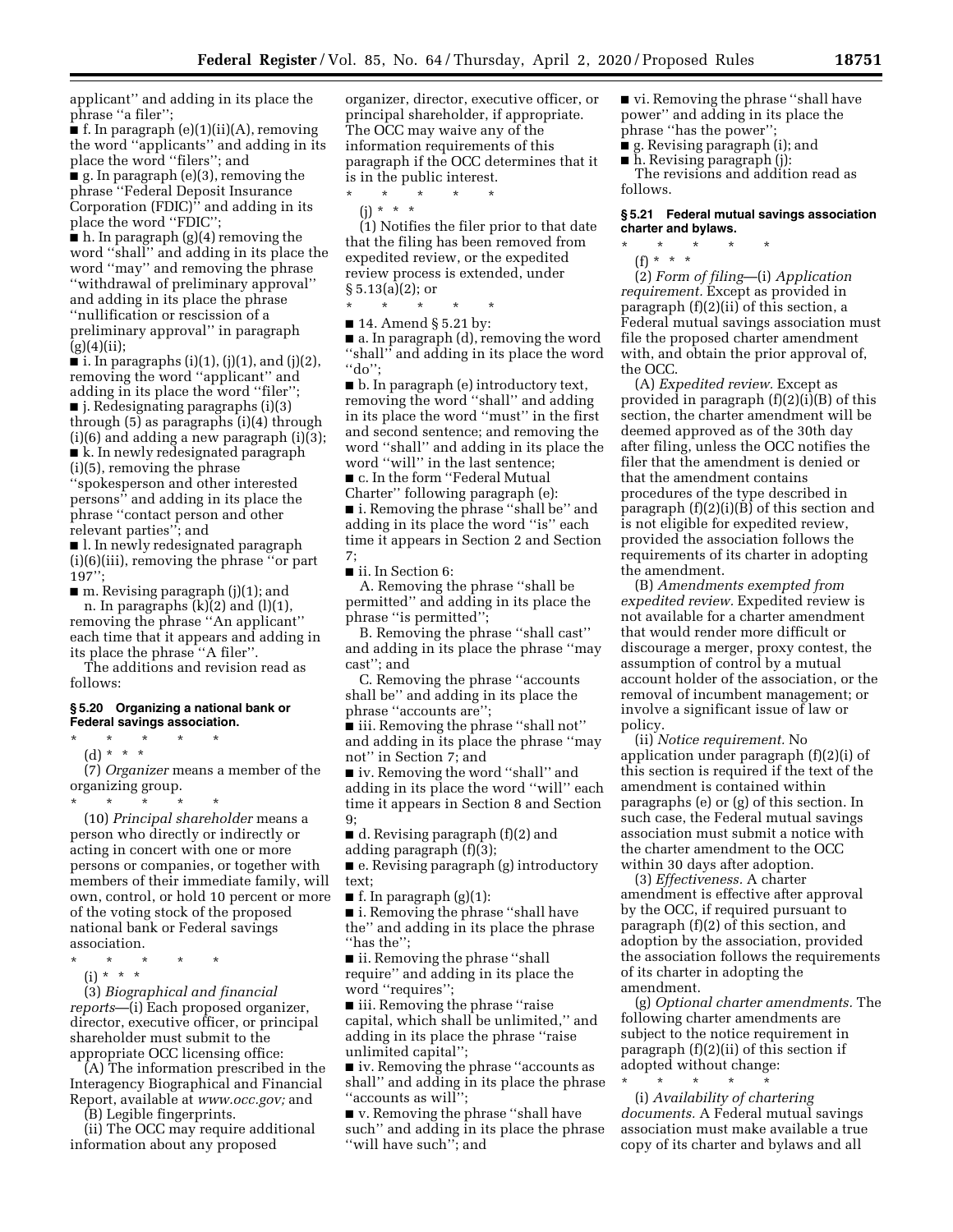applicant'' and adding in its place the phrase ''a filer'';

■ f. In paragraph (e)(1)(ii)(A), removing the word ''applicants'' and adding in its place the word ''filers''; and

■ g. In paragraph (e)(3), removing the phrase ''Federal Deposit Insurance Corporation (FDIC)'' and adding in its place the word ''FDIC'';

■ h. In paragraph (g)(4) removing the word ''shall'' and adding in its place the word ''may'' and removing the phrase ''withdrawal of preliminary approval'' and adding in its place the phrase ''nullification or rescission of a preliminary approval'' in paragraph (g)(4)(ii);

■ i. In paragraphs (i)(1), (j)(1), and (j)(2), removing the word ''applicant'' and adding in its place the word ''filer'';

■ j. Redesignating paragraphs (i)(3) through (5) as paragraphs (i)(4) through (i)(6) and adding a new paragraph (i)(3);

■ k. In newly redesignated paragraph (i)(5), removing the phrase ''spokesperson and other interested persons'' and adding in its place the phrase ''contact person and other relevant parties''; and

■ l. In newly redesignated paragraph (i)(6)(iii), removing the phrase ''or part 197'';

■ m. Revising paragraph (j)(1); and

n. In paragraphs (k)(2) and (l)(1), removing the phrase ''An applicant'' each time that it appears and adding in its place the phrase ''A filer''.

The additions and revision read as follows:

**§ 5.20 Organizing a national bank or Federal savings association.**

\* \* \* \* \*

(d) \* \* \*

(7) *Organizer* means a member of the organizing group.

\* \* \* \* \*

(10) *Principal shareholder* means a person who directly or indirectly or acting in concert with one or more persons or companies, or together with members of their immediate family, will own, control, or hold 10 percent or more of the voting stock of the proposed national bank or Federal savings association.

\* \* \* \* \*

(i) \* \* \*

(3) *Biographical and financial reports*—(i) Each proposed organizer, director, executive officer, or principal shareholder must submit to the appropriate OCC licensing office:

(A) The information prescribed in the Interagency Biographical and Financial Report, available at *www.occ.gov;* and

(B) Legible fingerprints.

(ii) The OCC may require additional information about any proposed organizer, director, executive officer, or principal shareholder, if appropriate. The OCC may waive any of the information requirements of this paragraph if the OCC determines that it is in the public interest.

\* \* \* \* \*

(j) \* \* \*

(1) Notifies the filer prior to that date that the filing has been removed from expedited review, or the expedited review process is extended, under § 5.13(a)(2); or

\* \* \* \* \*

■ 14. Amend § 5.21 by:

■ a. In paragraph (d), removing the word ''shall'' and adding in its place the word ''do'';

■ b. In paragraph (e) introductory text, removing the word ''shall'' and adding in its place the word ''must'' in the first and second sentence; and removing the word ''shall'' and adding in its place the word ''will'' in the last sentence;

■ c. In the form ''Federal Mutual Charter'' following paragraph (e):

■ i. Removing the phrase ''shall be'' and adding in its place the word ''is'' each time it appears in Section 2 and Section 7;

■ ii. In Section 6:

A. Removing the phrase ''shall be permitted'' and adding in its place the phrase ''is permitted'';

B. Removing the phrase ''shall cast'' and adding in its place the phrase ''may cast''; and

C. Removing the phrase ''accounts shall be'' and adding in its place the phrase ''accounts are'';

■ iii. Removing the phrase ''shall not'' and adding in its place the phrase ''may not'' in Section 7; and

■ iv. Removing the word ''shall'' and adding in its place the word ''will'' each time it appears in Section 8 and Section 9;

■ d. Revising paragraph (f)(2) and adding paragraph (f)(3);

■ e. Revising paragraph (g) introductory text;

■ f. In paragraph (g)(1):

■ i. Removing the phrase ''shall have the'' and adding in its place the phrase ''has the'';

■ ii. Removing the phrase ''shall require'' and adding in its place the word ''requires'';

■ iii. Removing the phrase ''raise capital, which shall be unlimited,'' and adding in its place the phrase ''raise unlimited capital'';

■ iv. Removing the phrase ''accounts as shall'' and adding in its place the phrase ''accounts as will'';

■ v. Removing the phrase ''shall have such'' and adding in its place the phrase ''will have such''; and

■ vi. Removing the phrase ''shall have power'' and adding in its place the phrase ''has the power'';

■ g. Revising paragraph (i); and

■ h. Revising paragraph (j):

The revisions and addition read as follows.

**§ 5.21 Federal mutual savings association charter and bylaws.**

\* \* \* \* \*

(f) \* \* \*

(2) *Form of filing*—(i) *Application requirement.* Except as provided in paragraph (f)(2)(ii) of this section, a Federal mutual savings association must file the proposed charter amendment with, and obtain the prior approval of, the OCC.

(A) *Expedited review.* Except as provided in paragraph (f)(2)(i)(B) of this section, the charter amendment will be deemed approved as of the 30th day after filing, unless the OCC notifies the filer that the amendment is denied or that the amendment contains procedures of the type described in paragraph (f)(2)(i)(B) of this section and is not eligible for expedited review, provided the association follows the requirements of its charter in adopting the amendment.

(B) *Amendments exempted from expedited review.* Expedited review is not available for a charter amendment that would render more difficult or discourage a merger, proxy contest, the assumption of control by a mutual account holder of the association, or the removal of incumbent management; or involve a significant issue of law or policy.

(ii) *Notice requirement.* No application under paragraph (f)(2)(i) of this section is required if the text of the amendment is contained within paragraphs (e) or (g) of this section. In such case, the Federal mutual savings association must submit a notice with the charter amendment to the OCC within 30 days after adoption.

(3) *Effectiveness.* A charter amendment is effective after approval by the OCC, if required pursuant to paragraph (f)(2) of this section, and adoption by the association, provided the association follows the requirements of its charter in adopting the amendment.

(g) *Optional charter amendments.* The following charter amendments are subject to the notice requirement in paragraph (f)(2)(ii) of this section if adopted without change:

\* \* \* \* \*

(i) *Availability of chartering documents.* A Federal mutual savings association must make available a true copy of its charter and bylaws and all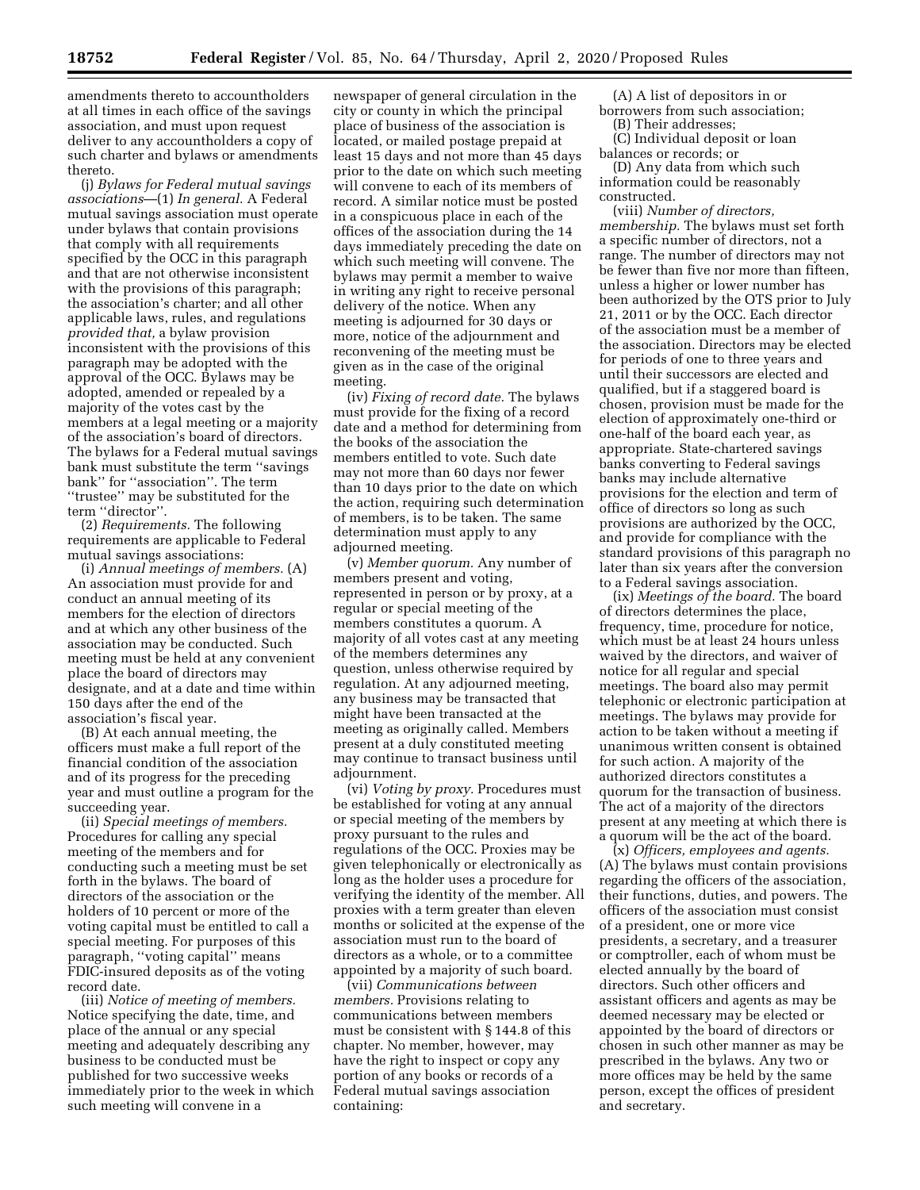amendments thereto to accountholders at all times in each office of the savings association, and must upon request deliver to any accountholders a copy of such charter and bylaws or amendments thereto.

(j) *Bylaws for Federal mutual savings associations*—(1) *In general.* A Federal mutual savings association must operate under bylaws that contain provisions that comply with all requirements specified by the OCC in this paragraph and that are not otherwise inconsistent with the provisions of this paragraph; the association's charter; and all other applicable laws, rules, and regulations *provided that,* a bylaw provision inconsistent with the provisions of this paragraph may be adopted with the approval of the OCC. Bylaws may be adopted, amended or repealed by a majority of the votes cast by the members at a legal meeting or a majority of the association's board of directors. The bylaws for a Federal mutual savings bank must substitute the term ''savings bank'' for ''association''. The term ''trustee'' may be substituted for the term ''director''.

(2) *Requirements.* The following requirements are applicable to Federal mutual savings associations:

(i) *Annual meetings of members.* (A) An association must provide for and conduct an annual meeting of its members for the election of directors and at which any other business of the association may be conducted. Such meeting must be held at any convenient place the board of directors may designate, and at a date and time within 150 days after the end of the association's fiscal year.

(B) At each annual meeting, the officers must make a full report of the financial condition of the association and of its progress for the preceding year and must outline a program for the succeeding year.

(ii) *Special meetings of members.* Procedures for calling any special meeting of the members and for conducting such a meeting must be set forth in the bylaws. The board of directors of the association or the holders of 10 percent or more of the voting capital must be entitled to call a special meeting. For purposes of this paragraph, ''voting capital'' means FDIC-insured deposits as of the voting record date.

(iii) *Notice of meeting of members.* Notice specifying the date, time, and place of the annual or any special meeting and adequately describing any business to be conducted must be published for two successive weeks immediately prior to the week in which such meeting will convene in a newspaper of general circulation in the city or county in which the principal place of business of the association is located, or mailed postage prepaid at least 15 days and not more than 45 days prior to the date on which such meeting will convene to each of its members of record. A similar notice must be posted in a conspicuous place in each of the offices of the association during the 14 days immediately preceding the date on which such meeting will convene. The bylaws may permit a member to waive in writing any right to receive personal delivery of the notice. When any meeting is adjourned for 30 days or more, notice of the adjournment and reconvening of the meeting must be given as in the case of the original meeting.

(iv) *Fixing of record date.* The bylaws must provide for the fixing of a record date and a method for determining from the books of the association the members entitled to vote. Such date may not more than 60 days nor fewer than 10 days prior to the date on which the action, requiring such determination of members, is to be taken. The same determination must apply to any adjourned meeting.

(v) *Member quorum.* Any number of members present and voting, represented in person or by proxy, at a regular or special meeting of the members constitutes a quorum. A majority of all votes cast at any meeting of the members determines any question, unless otherwise required by regulation. At any adjourned meeting, any business may be transacted that might have been transacted at the meeting as originally called. Members present at a duly constituted meeting may continue to transact business until adjournment.

(vi) *Voting by proxy.* Procedures must be established for voting at any annual or special meeting of the members by proxy pursuant to the rules and regulations of the OCC. Proxies may be given telephonically or electronically as long as the holder uses a procedure for verifying the identity of the member. All proxies with a term greater than eleven months or solicited at the expense of the association must run to the board of directors as a whole, or to a committee appointed by a majority of such board.

(vii) *Communications between members.* Provisions relating to communications between members must be consistent with § 144.8 of this chapter. No member, however, may have the right to inspect or copy any portion of any books or records of a Federal mutual savings association containing:

(A) A list of depositors in or borrowers from such association;

(B) Their addresses;

(C) Individual deposit or loan balances or records; or

(D) Any data from which such information could be reasonably constructed.

(viii) *Number of directors, membership.* The bylaws must set forth a specific number of directors, not a range. The number of directors may not be fewer than five nor more than fifteen, unless a higher or lower number has been authorized by the OTS prior to July 21, 2011 or by the OCC. Each director of the association must be a member of the association. Directors may be elected for periods of one to three years and until their successors are elected and qualified, but if a staggered board is chosen, provision must be made for the election of approximately one-third or one-half of the board each year, as appropriate. State-chartered savings banks converting to Federal savings banks may include alternative provisions for the election and term of office of directors so long as such provisions are authorized by the OCC, and provide for compliance with the standard provisions of this paragraph no later than six years after the conversion to a Federal savings association.

(ix) *Meetings of the board.* The board of directors determines the place, frequency, time, procedure for notice, which must be at least 24 hours unless waived by the directors, and waiver of notice for all regular and special meetings. The board also may permit telephonic or electronic participation at meetings. The bylaws may provide for action to be taken without a meeting if unanimous written consent is obtained for such action. A majority of the authorized directors constitutes a quorum for the transaction of business. The act of a majority of the directors present at any meeting at which there is a quorum will be the act of the board.

(x) *Officers, employees and agents.* (A) The bylaws must contain provisions regarding the officers of the association, their functions, duties, and powers. The officers of the association must consist of a president, one or more vice presidents, a secretary, and a treasurer or comptroller, each of whom must be elected annually by the board of directors. Such other officers and assistant officers and agents as may be deemed necessary may be elected or appointed by the board of directors or chosen in such other manner as may be prescribed in the bylaws. Any two or more offices may be held by the same person, except the offices of president and secretary.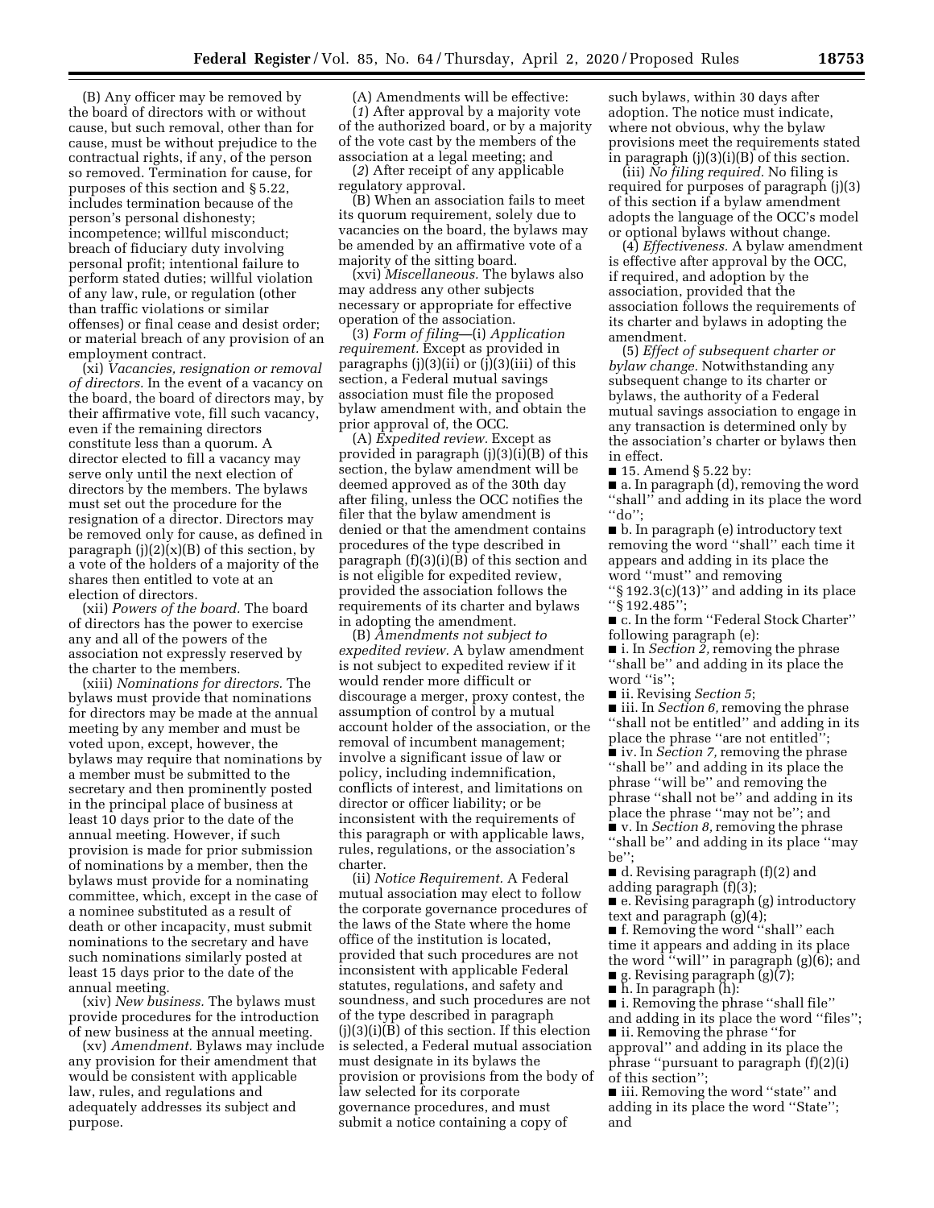(B) Any officer may be removed by the board of directors with or without cause, but such removal, other than for cause, must be without prejudice to the contractual rights, if any, of the person so removed. Termination for cause, for purposes of this section and § 5.22, includes termination because of the person's personal dishonesty; incompetence; willful misconduct; breach of fiduciary duty involving personal profit; intentional failure to perform stated duties; willful violation of any law, rule, or regulation (other than traffic violations or similar offenses) or final cease and desist order; or material breach of any provision of an employment contract.

(xi) *Vacancies, resignation or removal of directors.* In the event of a vacancy on the board, the board of directors may, by their affirmative vote, fill such vacancy, even if the remaining directors constitute less than a quorum. A director elected to fill a vacancy may serve only until the next election of directors by the members. The bylaws must set out the procedure for the resignation of a director. Directors may be removed only for cause, as defined in paragraph (j)(2)(x)(B) of this section, by a vote of the holders of a majority of the shares then entitled to vote at an election of directors.

(xii) *Powers of the board.* The board of directors has the power to exercise any and all of the powers of the association not expressly reserved by the charter to the members.

(xiii) *Nominations for directors.* The bylaws must provide that nominations for directors may be made at the annual meeting by any member and must be voted upon, except, however, the bylaws may require that nominations by a member must be submitted to the secretary and then prominently posted in the principal place of business at least 10 days prior to the date of the annual meeting. However, if such provision is made for prior submission of nominations by a member, then the bylaws must provide for a nominating committee, which, except in the case of a nominee substituted as a result of death or other incapacity, must submit nominations to the secretary and have such nominations similarly posted at least 15 days prior to the date of the annual meeting.

(xiv) *New business.* The bylaws must provide procedures for the introduction of new business at the annual meeting.

(xv) *Amendment.* Bylaws may include any provision for their amendment that would be consistent with applicable law, rules, and regulations and adequately addresses its subject and purpose.

(A) Amendments will be effective:

(*1*) After approval by a majority vote of the authorized board, or by a majority of the vote cast by the members of the association at a legal meeting; and

(*2*) After receipt of any applicable regulatory approval.

(B) When an association fails to meet its quorum requirement, solely due to vacancies on the board, the bylaws may be amended by an affirmative vote of a majority of the sitting board.

(xvi) *Miscellaneous.* The bylaws also may address any other subjects necessary or appropriate for effective operation of the association.

(3) *Form of filing*—(i) *Application requirement.* Except as provided in paragraphs (j)(3)(ii) or (j)(3)(iii) of this section, a Federal mutual savings association must file the proposed bylaw amendment with, and obtain the prior approval of, the OCC.

(A) *Expedited review.* Except as provided in paragraph (j)(3)(i)(B) of this section, the bylaw amendment will be deemed approved as of the 30th day after filing, unless the OCC notifies the filer that the bylaw amendment is denied or that the amendment contains procedures of the type described in paragraph (f)(3)(i)(B) of this section and is not eligible for expedited review, provided the association follows the requirements of its charter and bylaws in adopting the amendment.

(B) *Amendments not subject to expedited review.* A bylaw amendment is not subject to expedited review if it would render more difficult or discourage a merger, proxy contest, the assumption of control by a mutual account holder of the association, or the removal of incumbent management; involve a significant issue of law or policy, including indemnification, conflicts of interest, and limitations on director or officer liability; or be inconsistent with the requirements of this paragraph or with applicable laws, rules, regulations, or the association's charter.

(ii) *Notice Requirement.* A Federal mutual association may elect to follow the corporate governance procedures of the laws of the State where the home office of the institution is located, provided that such procedures are not inconsistent with applicable Federal statutes, regulations, and safety and soundness, and such procedures are not of the type described in paragraph (j)(3)(i)(B) of this section. If this election is selected, a Federal mutual association must designate in its bylaws the provision or provisions from the body of law selected for its corporate governance procedures, and must submit a notice containing a copy of such bylaws, within 30 days after adoption. The notice must indicate, where not obvious, why the bylaw provisions meet the requirements stated in paragraph (j)(3)(i)(B) of this section.

(iii) *No filing required.* No filing is required for purposes of paragraph (j)(3) of this section if a bylaw amendment adopts the language of the OCC's model or optional bylaws without change.

(4) *Effectiveness.* A bylaw amendment is effective after approval by the OCC, if required, and adoption by the association, provided that the association follows the requirements of its charter and bylaws in adopting the amendment.

(5) *Effect of subsequent charter or bylaw change.* Notwithstanding any subsequent change to its charter or bylaws, the authority of a Federal mutual savings association to engage in any transaction is determined only by the association's charter or bylaws then in effect.

■ 15. Amend § 5.22 by:

■ a. In paragraph (d), removing the word "shall" and adding in its place the word "do";

■ b. In paragraph (e) introductory text removing the word "shall" each time it appears and adding in its place the word "must" and removing "§ 192.3(c)(13)" and adding in its place "§ 192.485";

■ c. In the form "Federal Stock Charter" following paragraph (e):

■ i. In *Section 2,* removing the phrase "shall be" and adding in its place the word "is";

■ ii. Revising *Section 5*;

■ iii. In *Section 6,* removing the phrase "shall not be entitled" and adding in its place the phrase "are not entitled";

■ iv. In *Section 7,* removing the phrase "shall be" and adding in its place the phrase "will be" and removing the phrase "shall not be" and adding in its place the phrase "may not be"; and

■ v. In *Section 8,* removing the phrase "shall be" and adding in its place "may be";

■ d. Revising paragraph (f)(2) and adding paragraph (f)(3);

■ e. Revising paragraph (g) introductory text and paragraph (g)(4);

■ f. Removing the word "shall" each time it appears and adding in its place the word "will" in paragraph (g)(6); and

■ g. Revising paragraph (g)(7);

■ h. In paragraph (h):

■ i. Removing the phrase "shall file" and adding in its place the word "files";

■ ii. Removing the phrase "for approval" and adding in its place the phrase "pursuant to paragraph (f)(2)(i) of this section";

■ iii. Removing the word "state" and adding in its place the word "State"; and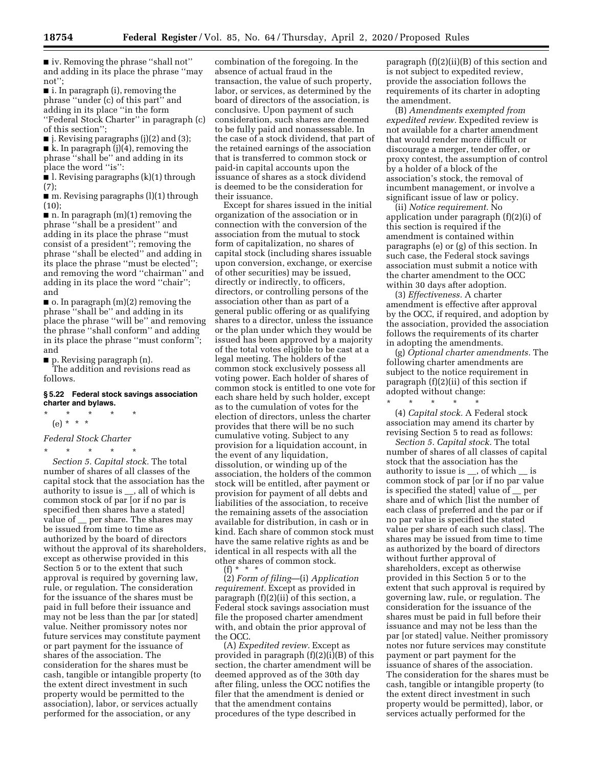■ iv. Removing the phrase ''shall not'' and adding in its place the phrase ''may not'';

■ i. In paragraph (i), removing the phrase ''under (c) of this part'' and adding in its place ''in the form ''Federal Stock Charter'' in paragraph (c) of this section'';

■ j. Revising paragraphs (j)(2) and (3);

■ k. In paragraph (j)(4), removing the phrase ''shall be'' and adding in its place the word ''is'':

■ l. Revising paragraphs (k)(1) through (7);

■ m. Revising paragraphs (l)(1) through (10);

■ n. In paragraph (m)(1) removing the phrase ''shall be a president'' and adding in its place the phrase ''must consist of a president''; removing the phrase ''shall be elected'' and adding in its place the phrase ''must be elected''; and removing the word ''chairman'' and adding in its place the word ''chair''; and

■ o. In paragraph (m)(2) removing the phrase ''shall be'' and adding in its place the phrase ''will be'' and removing the phrase ''shall conform'' and adding in its place the phrase ''must conform''; and

■ p. Revising paragraph (n).

The addition and revisions read as follows.

**§ 5.22 Federal stock savings association charter and bylaws.**

\* \* \* \* \*

(e) \* \* \*

*Federal Stock Charter*

\* \* \* \* \*

*Section 5. Capital stock.* The total number of shares of all classes of the capital stock that the association has the authority to issue is __, all of which is common stock of par [or if no par is specified then shares have a stated] value of __ per share. The shares may be issued from time to time as authorized by the board of directors without the approval of its shareholders, except as otherwise provided in this Section 5 or to the extent that such approval is required by governing law, rule, or regulation. The consideration for the issuance of the shares must be paid in full before their issuance and may not be less than the par [or stated] value. Neither promissory notes nor future services may constitute payment or part payment for the issuance of shares of the association. The consideration for the shares must be cash, tangible or intangible property (to the extent direct investment in such property would be permitted to the association), labor, or services actually performed for the association, or any combination of the foregoing. In the absence of actual fraud in the transaction, the value of such property, labor, or services, as determined by the board of directors of the association, is conclusive. Upon payment of such consideration, such shares are deemed to be fully paid and nonassessable. In the case of a stock dividend, that part of the retained earnings of the association that is transferred to common stock or paid-in capital accounts upon the issuance of shares as a stock dividend is deemed to be the consideration for their issuance.

Except for shares issued in the initial organization of the association or in connection with the conversion of the association from the mutual to stock form of capitalization, no shares of capital stock (including shares issuable upon conversion, exchange, or exercise of other securities) may be issued, directly or indirectly, to officers, directors, or controlling persons of the association other than as part of a general public offering or as qualifying shares to a director, unless the issuance or the plan under which they would be issued has been approved by a majority of the total votes eligible to be cast at a legal meeting. The holders of the common stock exclusively possess all voting power. Each holder of shares of common stock is entitled to one vote for each share held by such holder, except as to the cumulation of votes for the election of directors, unless the charter provides that there will be no such cumulative voting. Subject to any provision for a liquidation account, in the event of any liquidation, dissolution, or winding up of the association, the holders of the common stock will be entitled, after payment or provision for payment of all debts and liabilities of the association, to receive the remaining assets of the association available for distribution, in cash or in kind. Each share of common stock must have the same relative rights as and be identical in all respects with all the other shares of common stock.

(f) \* \* \*

(2) *Form of filing*—(i) *Application requirement.* Except as provided in paragraph (f)(2)(ii) of this section, a Federal stock savings association must file the proposed charter amendment with, and obtain the prior approval of the OCC.

(A) *Expedited review.* Except as provided in paragraph (f)(2)(i)(B) of this section, the charter amendment will be deemed approved as of the 30th day after filing, unless the OCC notifies the filer that the amendment is denied or that the amendment contains procedures of the type described in paragraph (f)(2)(ii)(B) of this section and is not subject to expedited review, provide the association follows the requirements of its charter in adopting the amendment.

(B) *Amendments exempted from expedited review.* Expedited review is not available for a charter amendment that would render more difficult or discourage a merger, tender offer, or proxy contest, the assumption of control by a holder of a block of the association's stock, the removal of incumbent management, or involve a significant issue of law or policy.

(ii) *Notice requirement.* No application under paragraph (f)(2)(i) of this section is required if the amendment is contained within paragraphs (e) or (g) of this section. In such case, the Federal stock savings association must submit a notice with the charter amendment to the OCC within 30 days after adoption.

(3) *Effectiveness.* A charter amendment is effective after approval by the OCC, if required, and adoption by the association, provided the association follows the requirements of its charter in adopting the amendments.

(g) *Optional charter amendments.* The following charter amendments are subject to the notice requirement in paragraph (f)(2)(ii) of this section if adopted without change:

\* \* \* \* \*

(4) *Capital stock.* A Federal stock association may amend its charter by revising Section 5 to read as follows:

*Section 5. Capital stock.* The total number of shares of all classes of capital stock that the association has the authority to issue is __, of which __ is common stock of par [or if no par value is specified the stated] value of __ per share and of which [list the number of each class of preferred and the par or if no par value is specified the stated value per share of each such class]. The shares may be issued from time to time as authorized by the board of directors without further approval of shareholders, except as otherwise provided in this Section 5 or to the extent that such approval is required by governing law, rule, or regulation. The consideration for the issuance of the shares must be paid in full before their issuance and may not be less than the par [or stated] value. Neither promissory notes nor future services may constitute payment or part payment for the issuance of shares of the association. The consideration for the shares must be cash, tangible or intangible property (to the extent direct investment in such property would be permitted), labor, or services actually performed for the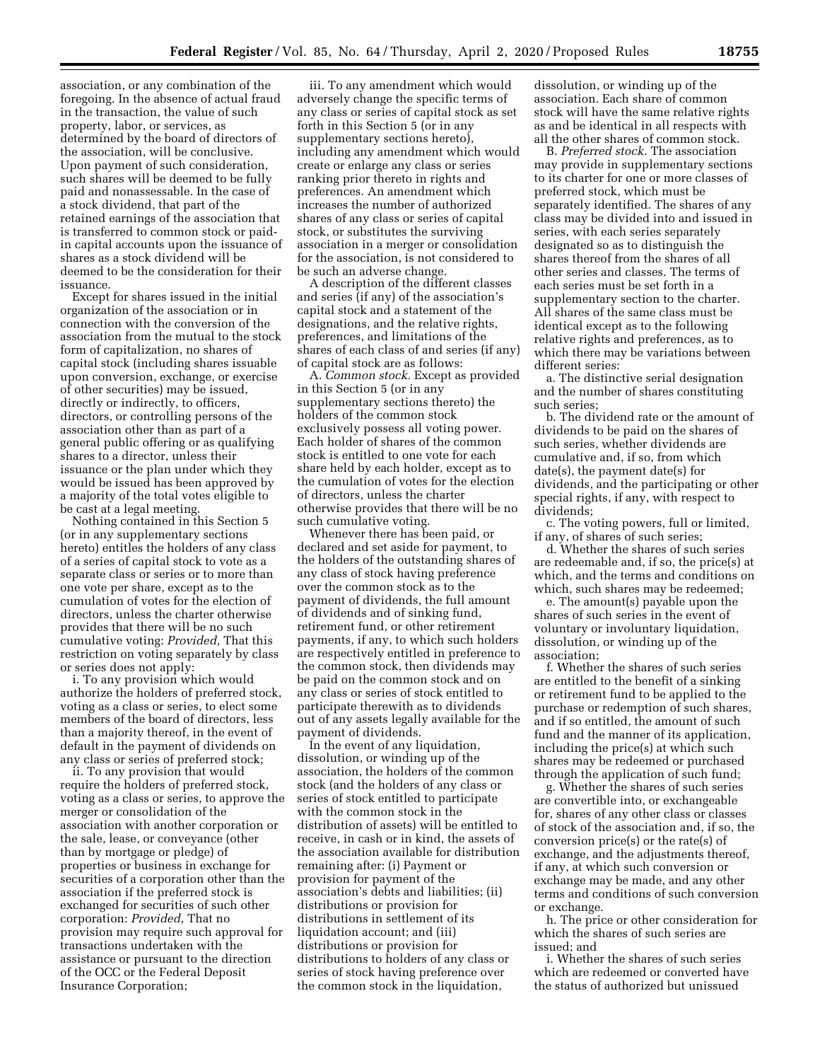association, or any combination of the foregoing. In the absence of actual fraud in the transaction, the value of such property, labor, or services, as determined by the board of directors of the association, will be conclusive. Upon payment of such consideration, such shares will be deemed to be fully paid and nonassessable. In the case of a stock dividend, that part of the retained earnings of the association that is transferred to common stock or paid-in capital accounts upon the issuance of shares as a stock dividend will be deemed to be the consideration for their issuance.

Except for shares issued in the initial organization of the association or in connection with the conversion of the association from the mutual to the stock form of capitalization, no shares of capital stock (including shares issuable upon conversion, exchange, or exercise of other securities) may be issued, directly or indirectly, to officers, directors, or controlling persons of the association other than as part of a general public offering or as qualifying shares to a director, unless their issuance or the plan under which they would be issued has been approved by a majority of the total votes eligible to be cast at a legal meeting.

Nothing contained in this Section 5 (or in any supplementary sections hereto) entitles the holders of any class of a series of capital stock to vote as a separate class or series or to more than one vote per share, except as to the cumulation of votes for the election of directors, unless the charter otherwise provides that there will be no such cumulative voting: *Provided,* That this restriction on voting separately by class or series does not apply:

i. To any provision which would authorize the holders of preferred stock, voting as a class or series, to elect some members of the board of directors, less than a majority thereof, in the event of default in the payment of dividends on any class or series of preferred stock;

ii. To any provision that would require the holders of preferred stock, voting as a class or series, to approve the merger or consolidation of the association with another corporation or the sale, lease, or conveyance (other than by mortgage or pledge) of properties or business in exchange for securities of a corporation other than the association if the preferred stock is exchanged for securities of such other corporation: *Provided,* That no provision may require such approval for transactions undertaken with the assistance or pursuant to the direction of the OCC or the Federal Deposit Insurance Corporation;

iii. To any amendment which would adversely change the specific terms of any class or series of capital stock as set forth in this Section 5 (or in any supplementary sections hereto), including any amendment which would create or enlarge any class or series ranking prior thereto in rights and preferences. An amendment which increases the number of authorized shares of any class or series of capital stock, or substitutes the surviving association in a merger or consolidation for the association, is not considered to be such an adverse change.

A description of the different classes and series (if any) of the association's capital stock and a statement of the designations, and the relative rights, preferences, and limitations of the shares of each class of and series (if any) of capital stock are as follows:

A. *Common stock.* Except as provided in this Section 5 (or in any supplementary sections thereto) the holders of the common stock exclusively possess all voting power. Each holder of shares of the common stock is entitled to one vote for each share held by each holder, except as to the cumulation of votes for the election of directors, unless the charter otherwise provides that there will be no such cumulative voting.

Whenever there has been paid, or declared and set aside for payment, to the holders of the outstanding shares of any class of stock having preference over the common stock as to the payment of dividends, the full amount of dividends and of sinking fund, retirement fund, or other retirement payments, if any, to which such holders are respectively entitled in preference to the common stock, then dividends may be paid on the common stock and on any class or series of stock entitled to participate therewith as to dividends out of any assets legally available for the payment of dividends.

In the event of any liquidation, dissolution, or winding up of the association, the holders of the common stock (and the holders of any class or series of stock entitled to participate with the common stock in the distribution of assets) will be entitled to receive, in cash or in kind, the assets of the association available for distribution remaining after: (i) Payment or provision for payment of the association's debts and liabilities; (ii) distributions or provision for distributions in settlement of its liquidation account; and (iii) distributions or provision for distributions to holders of any class or series of stock having preference over the common stock in the liquidation, dissolution, or winding up of the association. Each share of common stock will have the same relative rights as and be identical in all respects with all the other shares of common stock.

B. *Preferred stock.* The association may provide in supplementary sections to its charter for one or more classes of preferred stock, which must be separately identified. The shares of any class may be divided into and issued in series, with each series separately designated so as to distinguish the shares thereof from the shares of all other series and classes. The terms of each series must be set forth in a supplementary section to the charter. All shares of the same class must be identical except as to the following relative rights and preferences, as to which there may be variations between different series:

a. The distinctive serial designation and the number of shares constituting such series;

b. The dividend rate or the amount of dividends to be paid on the shares of such series, whether dividends are cumulative and, if so, from which date(s), the payment date(s) for dividends, and the participating or other special rights, if any, with respect to dividends;

c. The voting powers, full or limited, if any, of shares of such series;

d. Whether the shares of such series are redeemable and, if so, the price(s) at which, and the terms and conditions on which, such shares may be redeemed;

e. The amount(s) payable upon the shares of such series in the event of voluntary or involuntary liquidation, dissolution, or winding up of the association;

f. Whether the shares of such series are entitled to the benefit of a sinking or retirement fund to be applied to the purchase or redemption of such shares, and if so entitled, the amount of such fund and the manner of its application, including the price(s) at which such shares may be redeemed or purchased through the application of such fund;

g. Whether the shares of such series are convertible into, or exchangeable for, shares of any other class or classes of stock of the association and, if so, the conversion price(s) or the rate(s) of exchange, and the adjustments thereof, if any, at which such conversion or exchange may be made, and any other terms and conditions of such conversion or exchange.

h. The price or other consideration for which the shares of such series are issued; and

i. Whether the shares of such series which are redeemed or converted have the status of authorized but unissued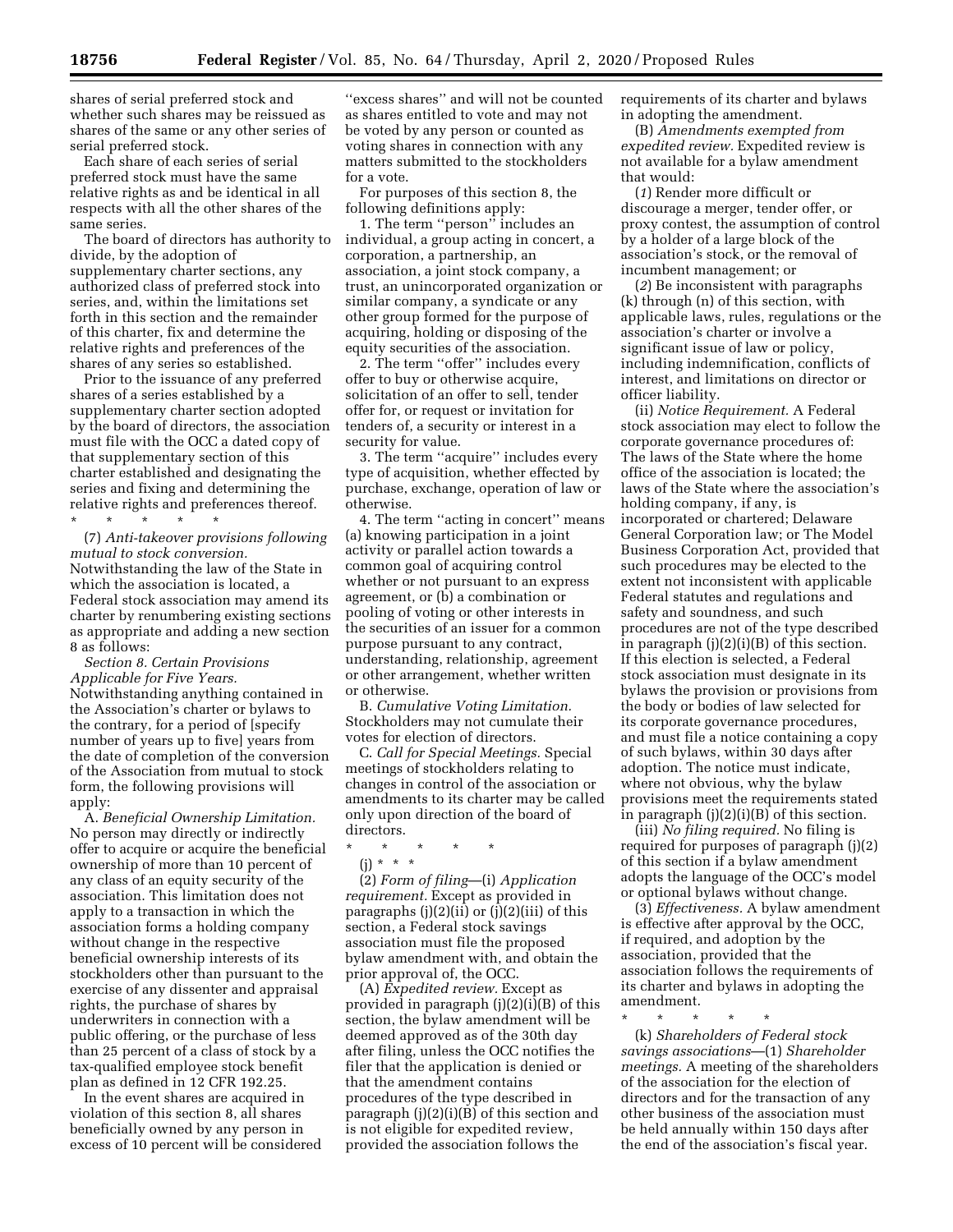shares of serial preferred stock and whether such shares may be reissued as shares of the same or any other series of serial preferred stock.

Each share of each series of serial preferred stock must have the same relative rights as and be identical in all respects with all the other shares of the same series.

The board of directors has authority to divide, by the adoption of supplementary charter sections, any authorized class of preferred stock into series, and, within the limitations set forth in this section and the remainder of this charter, fix and determine the relative rights and preferences of the shares of any series so established.

Prior to the issuance of any preferred shares of a series established by a supplementary charter section adopted by the board of directors, the association must file with the OCC a dated copy of that supplementary section of this charter established and designating the series and fixing and determining the relative rights and preferences thereof.

\* \* \* \* \*

(7) *Anti-takeover provisions following mutual to stock conversion.* Notwithstanding the law of the State in which the association is located, a Federal stock association may amend its charter by renumbering existing sections as appropriate and adding a new section 8 as follows:

*Section 8. Certain Provisions Applicable for Five Years.* Notwithstanding anything contained in the Association's charter or bylaws to the contrary, for a period of [specify number of years up to five] years from the date of completion of the conversion of the Association from mutual to stock form, the following provisions will apply:

A. *Beneficial Ownership Limitation.* No person may directly or indirectly offer to acquire or acquire the beneficial ownership of more than 10 percent of any class of an equity security of the association. This limitation does not apply to a transaction in which the association forms a holding company without change in the respective beneficial ownership interests of its stockholders other than pursuant to the exercise of any dissenter and appraisal rights, the purchase of shares by underwriters in connection with a public offering, or the purchase of less than 25 percent of a class of stock by a tax-qualified employee stock benefit plan as defined in 12 CFR 192.25.

In the event shares are acquired in violation of this section 8, all shares beneficially owned by any person in excess of 10 percent will be considered ''excess shares'' and will not be counted as shares entitled to vote and may not be voted by any person or counted as voting shares in connection with any matters submitted to the stockholders for a vote.

For purposes of this section 8, the following definitions apply:

1. The term ''person'' includes an individual, a group acting in concert, a corporation, a partnership, an association, a joint stock company, a trust, an unincorporated organization or similar company, a syndicate or any other group formed for the purpose of acquiring, holding or disposing of the equity securities of the association.

2. The term ''offer'' includes every offer to buy or otherwise acquire, solicitation of an offer to sell, tender offer for, or request or invitation for tenders of, a security or interest in a security for value.

3. The term ''acquire'' includes every type of acquisition, whether effected by purchase, exchange, operation of law or otherwise.

4. The term ''acting in concert'' means (a) knowing participation in a joint activity or parallel action towards a common goal of acquiring control whether or not pursuant to an express agreement, or (b) a combination or pooling of voting or other interests in the securities of an issuer for a common purpose pursuant to any contract, understanding, relationship, agreement or other arrangement, whether written or otherwise.

B. *Cumulative Voting Limitation.* Stockholders may not cumulate their votes for election of directors.

C. *Call for Special Meetings.* Special meetings of stockholders relating to changes in control of the association or amendments to its charter may be called only upon direction of the board of directors.

\* \* \* \* \*

(j) \* \* \*

(2) *Form of filing*—(i) *Application requirement.* Except as provided in paragraphs (j)(2)(ii) or (j)(2)(iii) of this section, a Federal stock savings association must file the proposed bylaw amendment with, and obtain the prior approval of, the OCC.

(A) *Expedited review.* Except as provided in paragraph (j)(2)(i)(B) of this section, the bylaw amendment will be deemed approved as of the 30th day after filing, unless the OCC notifies the filer that the application is denied or that the amendment contains procedures of the type described in paragraph (j)(2)(i)(B) of this section and is not eligible for expedited review, provided the association follows the requirements of its charter and bylaws in adopting the amendment.

(B) *Amendments exempted from expedited review.* Expedited review is not available for a bylaw amendment that would:

(*1*) Render more difficult or discourage a merger, tender offer, or proxy contest, the assumption of control by a holder of a large block of the association's stock, or the removal of incumbent management; or

(*2*) Be inconsistent with paragraphs (k) through (n) of this section, with applicable laws, rules, regulations or the association's charter or involve a significant issue of law or policy, including indemnification, conflicts of interest, and limitations on director or officer liability.

(ii) *Notice Requirement.* A Federal stock association may elect to follow the corporate governance procedures of: The laws of the State where the home office of the association is located; the laws of the State where the association's holding company, if any, is incorporated or chartered; Delaware General Corporation law; or The Model Business Corporation Act, provided that such procedures may be elected to the extent not inconsistent with applicable Federal statutes and regulations and safety and soundness, and such procedures are not of the type described in paragraph (j)(2)(i)(B) of this section. If this election is selected, a Federal stock association must designate in its bylaws the provision or provisions from the body or bodies of law selected for its corporate governance procedures, and must file a notice containing a copy of such bylaws, within 30 days after adoption. The notice must indicate, where not obvious, why the bylaw provisions meet the requirements stated in paragraph (j)(2)(i)(B) of this section.

(iii) *No filing required.* No filing is required for purposes of paragraph (j)(2) of this section if a bylaw amendment adopts the language of the OCC's model or optional bylaws without change.

(3) *Effectiveness.* A bylaw amendment is effective after approval by the OCC, if required, and adoption by the association, provided that the association follows the requirements of its charter and bylaws in adopting the amendment.

\* \* \* \* \*

(k) *Shareholders of Federal stock savings associations*—(1) *Shareholder meetings.* A meeting of the shareholders of the association for the election of directors and for the transaction of any other business of the association must be held annually within 150 days after the end of the association's fiscal year.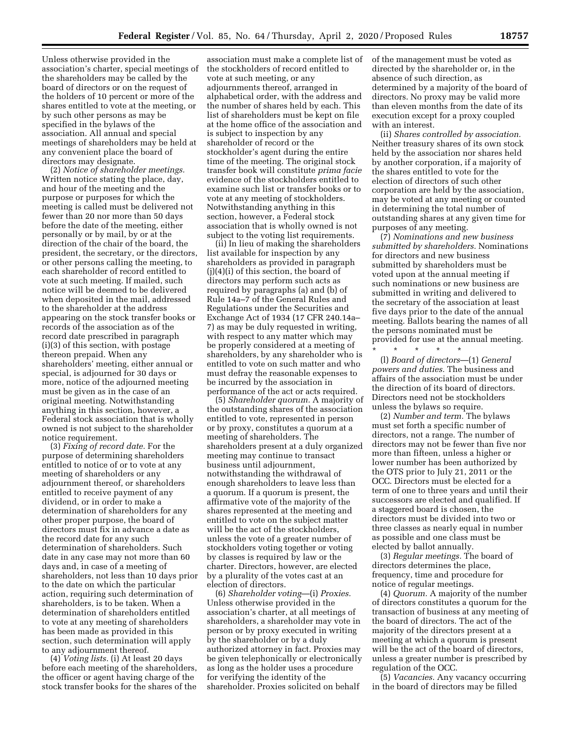Unless otherwise provided in the association's charter, special meetings of the shareholders may be called by the board of directors or on the request of the holders of 10 percent or more of the shares entitled to vote at the meeting, or by such other persons as may be specified in the bylaws of the association. All annual and special meetings of shareholders may be held at any convenient place the board of directors may designate.

(2) *Notice of shareholder meetings.* Written notice stating the place, day, and hour of the meeting and the purpose or purposes for which the meeting is called must be delivered not fewer than 20 nor more than 50 days before the date of the meeting, either personally or by mail, by or at the direction of the chair of the board, the president, the secretary, or the directors, or other persons calling the meeting, to each shareholder of record entitled to vote at such meeting. If mailed, such notice will be deemed to be delivered when deposited in the mail, addressed to the shareholder at the address appearing on the stock transfer books or records of the association as of the record date prescribed in paragraph (i)(3) of this section, with postage thereon prepaid. When any shareholders' meeting, either annual or special, is adjourned for 30 days or more, notice of the adjourned meeting must be given as in the case of an original meeting. Notwithstanding anything in this section, however, a Federal stock association that is wholly owned is not subject to the shareholder notice requirement.

(3) *Fixing of record date.* For the purpose of determining shareholders entitled to notice of or to vote at any meeting of shareholders or any adjournment thereof, or shareholders entitled to receive payment of any dividend, or in order to make a determination of shareholders for any other proper purpose, the board of directors must fix in advance a date as the record date for any such determination of shareholders. Such date in any case may not more than 60 days and, in case of a meeting of shareholders, not less than 10 days prior to the date on which the particular action, requiring such determination of shareholders, is to be taken. When a determination of shareholders entitled to vote at any meeting of shareholders has been made as provided in this section, such determination will apply to any adjournment thereof.

(4) *Voting lists.* (i) At least 20 days before each meeting of the shareholders, the officer or agent having charge of the stock transfer books for the shares of the association must make a complete list of the stockholders of record entitled to vote at such meeting, or any adjournments thereof, arranged in alphabetical order, with the address and the number of shares held by each. This list of shareholders must be kept on file at the home office of the association and is subject to inspection by any shareholder of record or the stockholder's agent during the entire time of the meeting. The original stock transfer book will constitute *prima facie* evidence of the stockholders entitled to examine such list or transfer books or to vote at any meeting of stockholders. Notwithstanding anything in this section, however, a Federal stock association that is wholly owned is not subject to the voting list requirements.

(ii) In lieu of making the shareholders list available for inspection by any shareholders as provided in paragraph (j)(4)(i) of this section, the board of directors may perform such acts as required by paragraphs (a) and (b) of Rule 14a–7 of the General Rules and Regulations under the Securities and Exchange Act of 1934 (17 CFR 240.14a–7) as may be duly requested in writing, with respect to any matter which may be properly considered at a meeting of shareholders, by any shareholder who is entitled to vote on such matter and who must defray the reasonable expenses to be incurred by the association in performance of the act or acts required.

(5) *Shareholder quorum.* A majority of the outstanding shares of the association entitled to vote, represented in person or by proxy, constitutes a quorum at a meeting of shareholders. The shareholders present at a duly organized meeting may continue to transact business until adjournment, notwithstanding the withdrawal of enough shareholders to leave less than a quorum. If a quorum is present, the affirmative vote of the majority of the shares represented at the meeting and entitled to vote on the subject matter will be the act of the stockholders, unless the vote of a greater number of stockholders voting together or voting by classes is required by law or the charter. Directors, however, are elected by a plurality of the votes cast at an election of directors.

(6) *Shareholder voting*—(i) *Proxies.* Unless otherwise provided in the association's charter, at all meetings of shareholders, a shareholder may vote in person or by proxy executed in writing by the shareholder or by a duly authorized attorney in fact. Proxies may be given telephonically or electronically as long as the holder uses a procedure for verifying the identity of the shareholder. Proxies solicited on behalf of the management must be voted as directed by the shareholder or, in the absence of such direction, as determined by a majority of the board of directors. No proxy may be valid more than eleven months from the date of its execution except for a proxy coupled with an interest.

(ii) *Shares controlled by association.* Neither treasury shares of its own stock held by the association nor shares held by another corporation, if a majority of the shares entitled to vote for the election of directors of such other corporation are held by the association, may be voted at any meeting or counted in determining the total number of outstanding shares at any given time for purposes of any meeting.

(7) *Nominations and new business submitted by shareholders.* Nominations for directors and new business submitted by shareholders must be voted upon at the annual meeting if such nominations or new business are submitted in writing and delivered to the secretary of the association at least five days prior to the date of the annual meeting. Ballots bearing the names of all the persons nominated must be provided for use at the annual meeting.

\* \* \* \* \*

(l) *Board of directors*—(1) *General powers and duties.* The business and affairs of the association must be under the direction of its board of directors. Directors need not be stockholders unless the bylaws so require.

(2) *Number and term.* The bylaws must set forth a specific number of directors, not a range. The number of directors may not be fewer than five nor more than fifteen, unless a higher or lower number has been authorized by the OTS prior to July 21, 2011 or the OCC. Directors must be elected for a term of one to three years and until their successors are elected and qualified. If a staggered board is chosen, the directors must be divided into two or three classes as nearly equal in number as possible and one class must be elected by ballot annually.

(3) *Regular meetings.* The board of directors determines the place, frequency, time and procedure for notice of regular meetings.

(4) *Quorum.* A majority of the number of directors constitutes a quorum for the transaction of business at any meeting of the board of directors. The act of the majority of the directors present at a meeting at which a quorum is present will be the act of the board of directors, unless a greater number is prescribed by regulation of the OCC.

(5) *Vacancies.* Any vacancy occurring in the board of directors may be filled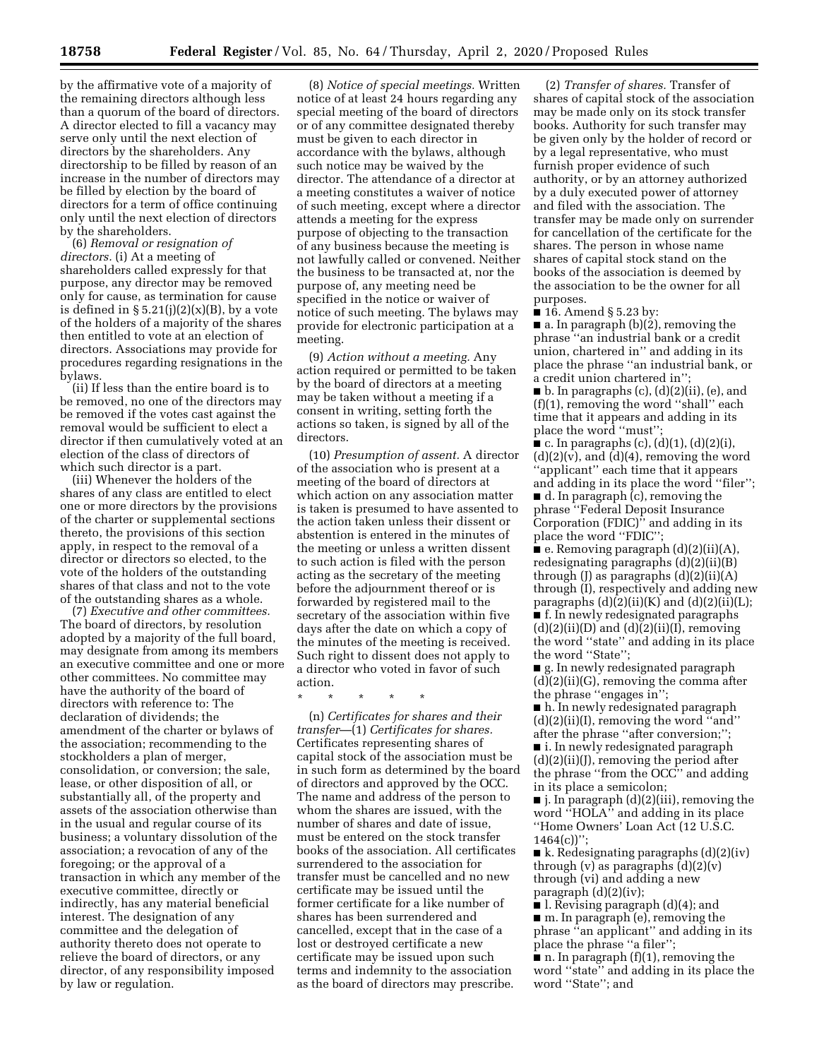by the affirmative vote of a majority of the remaining directors although less than a quorum of the board of directors. A director elected to fill a vacancy may serve only until the next election of directors by the shareholders. Any directorship to be filled by reason of an increase in the number of directors may be filled by election by the board of directors for a term of office continuing only until the next election of directors by the shareholders.

(6) *Removal or resignation of directors.* (i) At a meeting of shareholders called expressly for that purpose, any director may be removed only for cause, as termination for cause is defined in § 5.21(j)(2)(x)(B), by a vote of the holders of a majority of the shares then entitled to vote at an election of directors. Associations may provide for procedures regarding resignations in the bylaws.

(ii) If less than the entire board is to be removed, no one of the directors may be removed if the votes cast against the removal would be sufficient to elect a director if then cumulatively voted at an election of the class of directors of which such director is a part.

(iii) Whenever the holders of the shares of any class are entitled to elect one or more directors by the provisions of the charter or supplemental sections thereto, the provisions of this section apply, in respect to the removal of a director or directors so elected, to the vote of the holders of the outstanding shares of that class and not to the vote of the outstanding shares as a whole.

(7) *Executive and other committees.* The board of directors, by resolution adopted by a majority of the full board, may designate from among its members an executive committee and one or more other committees. No committee may have the authority of the board of directors with reference to: The declaration of dividends; the amendment of the charter or bylaws of the association; recommending to the stockholders a plan of merger, consolidation, or conversion; the sale, lease, or other disposition of all, or substantially all, of the property and assets of the association otherwise than in the usual and regular course of its business; a voluntary dissolution of the association; a revocation of any of the foregoing; or the approval of a transaction in which any member of the executive committee, directly or indirectly, has any material beneficial interest. The designation of any committee and the delegation of authority thereto does not operate to relieve the board of directors, or any director, of any responsibility imposed by law or regulation.

(8) *Notice of special meetings.* Written notice of at least 24 hours regarding any special meeting of the board of directors or of any committee designated thereby must be given to each director in accordance with the bylaws, although such notice may be waived by the director. The attendance of a director at a meeting constitutes a waiver of notice of such meeting, except where a director attends a meeting for the express purpose of objecting to the transaction of any business because the meeting is not lawfully called or convened. Neither the business to be transacted at, nor the purpose of, any meeting need be specified in the notice or waiver of notice of such meeting. The bylaws may provide for electronic participation at a meeting.

(9) *Action without a meeting.* Any action required or permitted to be taken by the board of directors at a meeting may be taken without a meeting if a consent in writing, setting forth the actions so taken, is signed by all of the directors.

(10) *Presumption of assent.* A director of the association who is present at a meeting of the board of directors at which action on any association matter is taken is presumed to have assented to the action taken unless their dissent or abstention is entered in the minutes of the meeting or unless a written dissent to such action is filed with the person acting as the secretary of the meeting before the adjournment thereof or is forwarded by registered mail to the secretary of the association within five days after the date on which a copy of the minutes of the meeting is received. Such right to dissent does not apply to a director who voted in favor of such action.

\* \* \* \* \*

(n) *Certificates for shares and their transfer*—(1) *Certificates for shares.* Certificates representing shares of capital stock of the association must be in such form as determined by the board of directors and approved by the OCC. The name and address of the person to whom the shares are issued, with the number of shares and date of issue, must be entered on the stock transfer books of the association. All certificates surrendered to the association for transfer must be cancelled and no new certificate may be issued until the former certificate for a like number of shares has been surrendered and cancelled, except that in the case of a lost or destroyed certificate a new certificate may be issued upon such terms and indemnity to the association as the board of directors may prescribe.

(2) *Transfer of shares.* Transfer of shares of capital stock of the association may be made only on its stock transfer books. Authority for such transfer may be given only by the holder of record or by a legal representative, who must furnish proper evidence of such authority, or by an attorney authorized by a duly executed power of attorney and filed with the association. The transfer may be made only on surrender for cancellation of the certificate for the shares. The person in whose name shares of capital stock stand on the books of the association is deemed by the association to be the owner for all purposes.

■ 16. Amend § 5.23 by:

■ a. In paragraph (b)(2), removing the phrase "an industrial bank or a credit union, chartered in" and adding in its place the phrase "an industrial bank, or a credit union chartered in";

■ b. In paragraphs (c), (d)(2)(ii), (e), and (f)(1), removing the word "shall" each time that it appears and adding in its place the word "must";

■ c. In paragraphs (c), (d)(1), (d)(2)(i), (d)(2)(v), and (d)(4), removing the word "applicant" each time that it appears and adding in its place the word "filer";

■ d. In paragraph (c), removing the phrase "Federal Deposit Insurance Corporation (FDIC)" and adding in its place the word "FDIC";

■ e. Removing paragraph (d)(2)(ii)(A), redesignating paragraphs (d)(2)(ii)(B) through (J) as paragraphs (d)(2)(ii)(A) through (I), respectively and adding new paragraphs (d)(2)(ii)(K) and (d)(2)(ii)(L);

■ f. In newly redesignated paragraphs (d)(2)(ii)(D) and (d)(2)(ii)(I), removing the word "state" and adding in its place the word "State";

■ g. In newly redesignated paragraph (d)(2)(ii)(G), removing the comma after the phrase "engages in";

■ h. In newly redesignated paragraph (d)(2)(ii)(I), removing the word "and" after the phrase "after conversion;";

■ i. In newly redesignated paragraph (d)(2)(ii)(J), removing the period after the phrase "from the OCC" and adding in its place a semicolon;

■ j. In paragraph (d)(2)(iii), removing the word "HOLA" and adding in its place "Home Owners' Loan Act (12 U.S.C. 1464(c))";

■ k. Redesignating paragraphs (d)(2)(iv) through (v) as paragraphs (d)(2)(v) through (vi) and adding a new paragraph (d)(2)(iv);

■ l. Revising paragraph (d)(4); and

■ m. In paragraph (e), removing the phrase "an applicant" and adding in its place the phrase "a filer";

■ n. In paragraph (f)(1), removing the word "state" and adding in its place the word "State"; and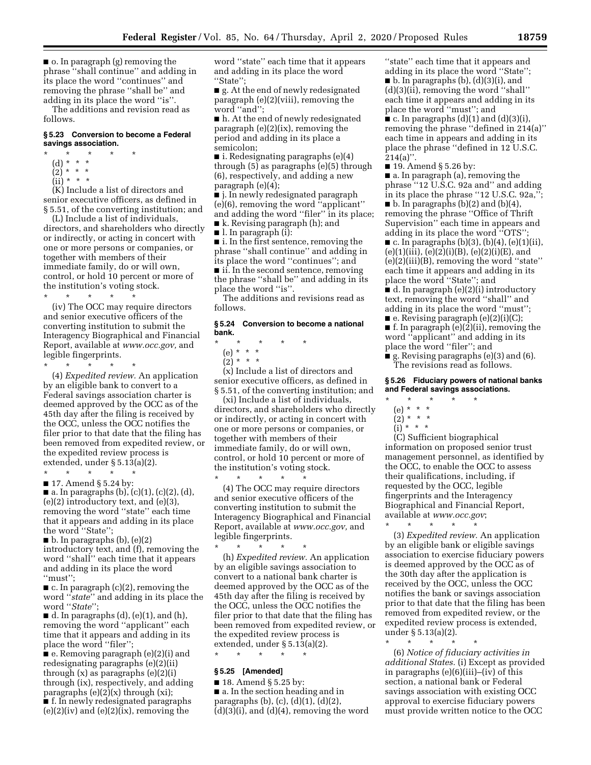■ o. In paragraph (g) removing the phrase ''shall continue'' and adding in its place the word ''continues'' and removing the phrase ''shall be'' and adding in its place the word ''is''.

The additions and revision read as follows.

**§ 5.23 Conversion to become a Federal savings association.**

\* \* \* \* \*

(d) \* \* \*

(2) \* \* \*

(ii) \* \* \*

(K) Include a list of directors and senior executive officers, as defined in § 5.51, of the converting institution; and

(L) Include a list of individuals, directors, and shareholders who directly or indirectly, or acting in concert with one or more persons or companies, or together with members of their immediate family, do or will own, control, or hold 10 percent or more of the institution's voting stock.

\* \* \* \* \*

(iv) The OCC may require directors and senior executive officers of the converting institution to submit the Interagency Biographical and Financial Report, available at *www.occ.gov,* and legible fingerprints.

\* \* \* \* \*

(4) *Expedited review.* An application by an eligible bank to convert to a Federal savings association charter is deemed approved by the OCC as of the 45th day after the filing is received by the OCC, unless the OCC notifies the filer prior to that date that the filing has been removed from expedited review, or the expedited review process is extended, under § 5.13(a)(2).

\* \* \* \* \*

■ 17. Amend § 5.24 by:

■ a. In paragraphs (b), (c)(1), (c)(2), (d), (e)(2) introductory text, and (e)(3), removing the word ''state'' each time that it appears and adding in its place the word ''State'';

■ b. In paragraphs (b), (e)(2) introductory text, and (f), removing the word ''shall'' each time that it appears and adding in its place the word ''must'';

■ c. In paragraph (c)(2), removing the word ''*state*'' and adding in its place the word ''*State*'';

■ d. In paragraphs (d), (e)(1), and (h), removing the word ''applicant'' each time that it appears and adding in its place the word ''filer'';

■ e. Removing paragraph (e)(2)(i) and redesignating paragraphs (e)(2)(ii) through (x) as paragraphs (e)(2)(i) through (ix), respectively, and adding paragraphs (e)(2)(x) through (xi);

■ f. In newly redesignated paragraphs (e)(2)(iv) and (e)(2)(ix), removing the word ''state'' each time that it appears and adding in its place the word ''State'';

■ g. At the end of newly redesignated paragraph (e)(2)(viii), removing the word ''and'';

■ h. At the end of newly redesignated paragraph (e)(2)(ix), removing the period and adding in its place a semicolon;

■ i. Redesignating paragraphs (e)(4) through (5) as paragraphs (e)(5) through (6), respectively, and adding a new paragraph (e)(4);

■ j. In newly redesignated paragraph (e)(6), removing the word ''applicant'' and adding the word ''filer'' in its place;

■ k. Revising paragraph (h); and

■ l. In paragraph (i):

■ i. In the first sentence, removing the phrase ''shall continue'' and adding in its place the word ''continues''; and

■ ii. In the second sentence, removing the phrase ''shall be'' and adding in its place the word ''is''.

The additions and revisions read as follows.

**§ 5.24 Conversion to become a national bank.**

\* \* \* \* \*

(e) \* \* \*

(2) \* \* \*

(x) Include a list of directors and senior executive officers, as defined in § 5.51, of the converting institution; and

(xi) Include a list of individuals, directors, and shareholders who directly or indirectly, or acting in concert with one or more persons or companies, or together with members of their immediate family, do or will own, control, or hold 10 percent or more of the institution's voting stock.

\* \* \* \* \*

(4) The OCC may require directors and senior executive officers of the converting institution to submit the Interagency Biographical and Financial Report, available at *www.occ.gov,* and legible fingerprints.

\* \* \* \* \*

(h) *Expedited review.* An application by an eligible savings association to convert to a national bank charter is deemed approved by the OCC as of the 45th day after the filing is received by the OCC, unless the OCC notifies the filer prior to that date that the filing has been removed from expedited review, or the expedited review process is extended, under § 5.13(a)(2).

\* \* \* \* \*

**§ 5.25 [Amended]**

■ 18. Amend § 5.25 by:

■ a. In the section heading and in paragraphs (b), (c), (d)(1), (d)(2), (d)(3)(i), and (d)(4), removing the word ''state'' each time that it appears and adding in its place the word ''State'';

■ b. In paragraphs (b), (d)(3)(i), and (d)(3)(ii), removing the word ''shall'' each time it appears and adding in its place the word ''must''; and

■ c. In paragraphs (d)(1) and (d)(3)(i), removing the phrase ''defined in 214(a)'' each time in appears and adding in its place the phrase ''defined in 12 U.S.C. 214(a)''.

■ 19. Amend § 5.26 by:

■ a. In paragraph (a), removing the phrase ''12 U.S.C. 92a and'' and adding in its place the phrase ''12 U.S.C. 92a,'';

■ b. In paragraphs (b)(2) and (b)(4), removing the phrase ''Office of Thrift Supervision'' each time in appears and adding in its place the word ''OTS'';

■ c. In paragraphs (b)(3), (b)(4), (e)(1)(ii), (e)(1)(iii), (e)(2)(i)(B), (e)(2)(i)(E), and (e)(2)(iii)(B), removing the word ''state'' each time it appears and adding in its place the word ''State''; and

■ d. In paragraph (e)(2)(i) introductory text, removing the word ''shall'' and adding in its place the word ''must'';

■ e. Revising paragraph (e)(2)(i)(C);

■ f. In paragraph (e)(2)(ii), removing the word ''applicant'' and adding in its place the word ''filer''; and

■ g. Revising paragraphs (e)(3) and (6).

The revisions read as follows.

**§ 5.26 Fiduciary powers of national banks and Federal savings associations.**

\* \* \* \* \*

(e) \* \* \*

(2) \* \* \*

(i) \* \* \*

(C) Sufficient biographical information on proposed senior trust management personnel, as identified by the OCC, to enable the OCC to assess their qualifications, including, if requested by the OCC, legible fingerprints and the Interagency Biographical and Financial Report, available at *www.occ.gov*;

\* \* \* \* \*

(3) *Expedited review.* An application by an eligible bank or eligible savings association to exercise fiduciary powers is deemed approved by the OCC as of the 30th day after the application is received by the OCC, unless the OCC notifies the bank or savings association prior to that date that the filing has been removed from expedited review, or the expedited review process is extended, under § 5.13(a)(2).

\* \* \* \* \*

(6) *Notice of fiduciary activities in additional States.* (i) Except as provided in paragraphs (e)(6)(iii)–(iv) of this section, a national bank or Federal savings association with existing OCC approval to exercise fiduciary powers must provide written notice to the OCC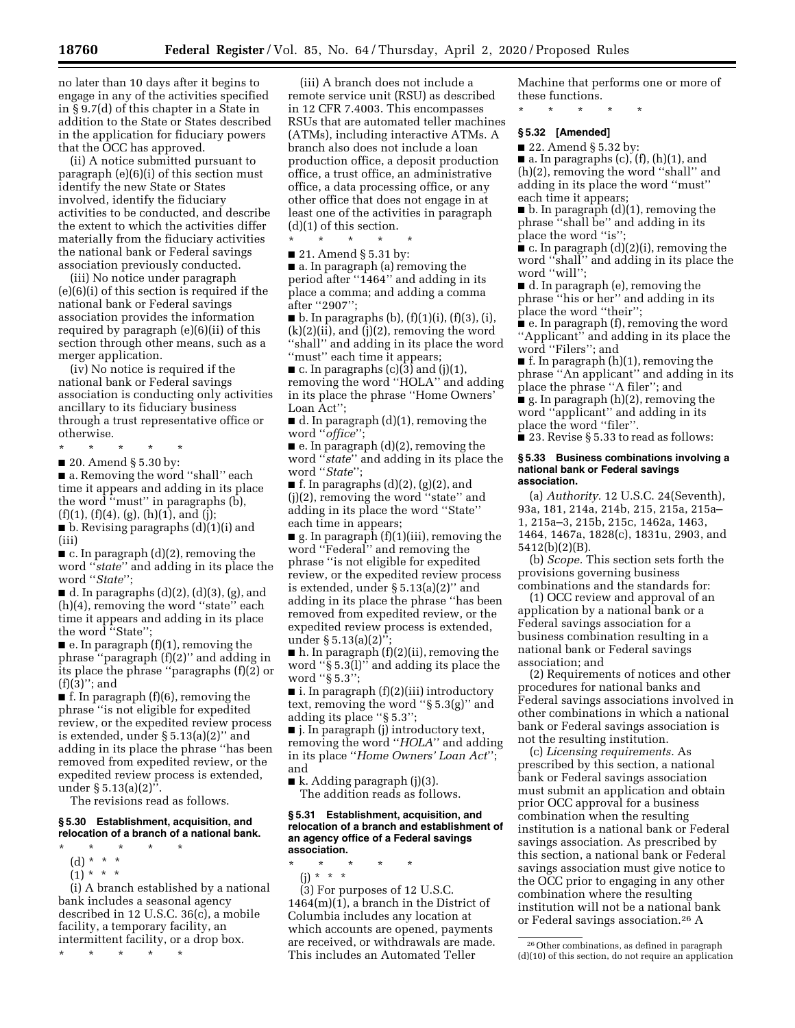no later than 10 days after it begins to engage in any of the activities specified in § 9.7(d) of this chapter in a State in addition to the State or States described in the application for fiduciary powers that the OCC has approved.

(ii) A notice submitted pursuant to paragraph (e)(6)(i) of this section must identify the new State or States involved, identify the fiduciary activities to be conducted, and describe the extent to which the activities differ materially from the fiduciary activities the national bank or Federal savings association previously conducted.

(iii) No notice under paragraph (e)(6)(i) of this section is required if the national bank or Federal savings association provides the information required by paragraph (e)(6)(ii) of this section through other means, such as a merger application.

(iv) No notice is required if the national bank or Federal savings association is conducting only activities ancillary to its fiduciary business through a trust representative office or otherwise.

\* \* \* \* \*

■ 20. Amend § 5.30 by:

■ a. Removing the word ''shall'' each time it appears and adding in its place the word ''must'' in paragraphs (b), (f)(1), (f)(4), (g), (h)(1), and (j);

■ b. Revising paragraphs (d)(1)(i) and (iii)

■ c. In paragraph (d)(2), removing the word ''*state*'' and adding in its place the word ''*State*'';

■ d. In paragraphs (d)(2), (d)(3), (g), and (h)(4), removing the word ''state'' each time it appears and adding in its place the word ''State'';

■ e. In paragraph (f)(1), removing the phrase ''paragraph (f)(2)'' and adding in its place the phrase ''paragraphs (f)(2) or (f)(3)''; and

■ f. In paragraph (f)(6), removing the phrase ''is not eligible for expedited review, or the expedited review process is extended, under § 5.13(a)(2)'' and adding in its place the phrase ''has been removed from expedited review, or the expedited review process is extended, under § 5.13(a)(2)''.

The revisions read as follows.

### § 5.30 Establishment, acquisition, and relocation of a branch of a national bank.

\* \* \* \* \*

(d) \* \* \*

(1) \* \* \*

(i) A branch established by a national bank includes a seasonal agency described in 12 U.S.C. 36(c), a mobile facility, a temporary facility, an intermittent facility, or a drop box.

\* \* \* \* \*

(iii) A branch does not include a remote service unit (RSU) as described in 12 CFR 7.4003. This encompasses RSUs that are automated teller machines (ATMs), including interactive ATMs. A branch also does not include a loan production office, a deposit production office, a trust office, an administrative office, a data processing office, or any other office that does not engage in at least one of the activities in paragraph (d)(1) of this section.

\* \* \* \* \*

■ 21. Amend § 5.31 by:

■ a. In paragraph (a) removing the period after ''1464'' and adding in its place a comma; and adding a comma after ''2907'';

■ b. In paragraphs (b), (f)(1)(i), (f)(3), (i), (k)(2)(ii), and (j)(2), removing the word ''shall'' and adding in its place the word ''must'' each time it appears;

■ c. In paragraphs (c)(3) and (j)(1), removing the word ''HOLA'' and adding in its place the phrase ''Home Owners' Loan Act'';

■ d. In paragraph (d)(1), removing the word ''*office*'';

■ e. In paragraph (d)(2), removing the word ''*state*'' and adding in its place the word ''*State*'';

■ f. In paragraphs (d)(2), (g)(2), and (j)(2), removing the word ''state'' and adding in its place the word ''State'' each time in appears;

■ g. In paragraph (f)(1)(iii), removing the word ''Federal'' and removing the phrase ''is not eligible for expedited review, or the expedited review process is extended, under § 5.13(a)(2)'' and adding in its place the phrase ''has been removed from expedited review, or the expedited review process is extended, under § 5.13(a)(2)'';

■ h. In paragraph (f)(2)(ii), removing the word ''§ 5.3(l)'' and adding its place the word ''§ 5.3'';

■ i. In paragraph (f)(2)(iii) introductory text, removing the word ''§ 5.3(g)'' and adding its place ''§ 5.3'';

■ j. In paragraph (j) introductory text, removing the word ''*HOLA*'' and adding in its place ''*Home Owners' Loan Act*''; and

■ k. Adding paragraph (j)(3).

The addition reads as follows.

### § 5.31 Establishment, acquisition, and relocation of a branch and establishment of an agency office of a Federal savings association.

\* \* \* \* \*

(j) \* \* \*

(3) For purposes of 12 U.S.C. 1464(m)(1), a branch in the District of Columbia includes any location at which accounts are opened, payments are received, or withdrawals are made. This includes an Automated Teller Machine that performs one or more of these functions.

\* \* \* \* \*

### § 5.32 [Amended]

■ 22. Amend § 5.32 by:

■ a. In paragraphs (c), (f), (h)(1), and (h)(2), removing the word ''shall'' and adding in its place the word ''must'' each time it appears;

■ b. In paragraph (d)(1), removing the phrase ''shall be'' and adding in its place the word ''is'';

■ c. In paragraph (d)(2)(i), removing the word ''shall'' and adding in its place the word ''will'';

■ d. In paragraph (e), removing the phrase ''his or her'' and adding in its place the word ''their'';

■ e. In paragraph (f), removing the word ''Applicant'' and adding in its place the word ''Filers''; and

■ f. In paragraph (h)(1), removing the phrase ''An applicant'' and adding in its place the phrase ''A filer''; and

■ g. In paragraph (h)(2), removing the word ''applicant'' and adding in its place the word ''filer''.

■ 23. Revise § 5.33 to read as follows:

### § 5.33 Business combinations involving a national bank or Federal savings association.

(a) *Authority.* 12 U.S.C. 24(Seventh), 93a, 181, 214a, 214b, 215, 215a, 215a–1, 215a–3, 215b, 215c, 1462a, 1463, 1464, 1467a, 1828(c), 1831u, 2903, and 5412(b)(2)(B).

(b) *Scope.* This section sets forth the provisions governing business combinations and the standards for:

(1) OCC review and approval of an application by a national bank or a Federal savings association for a business combination resulting in a national bank or Federal savings association; and

(2) Requirements of notices and other procedures for national banks and Federal savings associations involved in other combinations in which a national bank or Federal savings association is not the resulting institution.

(c) *Licensing requirements.* As prescribed by this section, a national bank or Federal savings association must submit an application and obtain prior OCC approval for a business combination when the resulting institution is a national bank or Federal savings association. As prescribed by this section, a national bank or Federal savings association must give notice to the OCC prior to engaging in any other combination where the resulting institution will not be a national bank or Federal savings association.[26] A

[26] Other combinations, as defined in paragraph (d)(10) of this section, do not require an application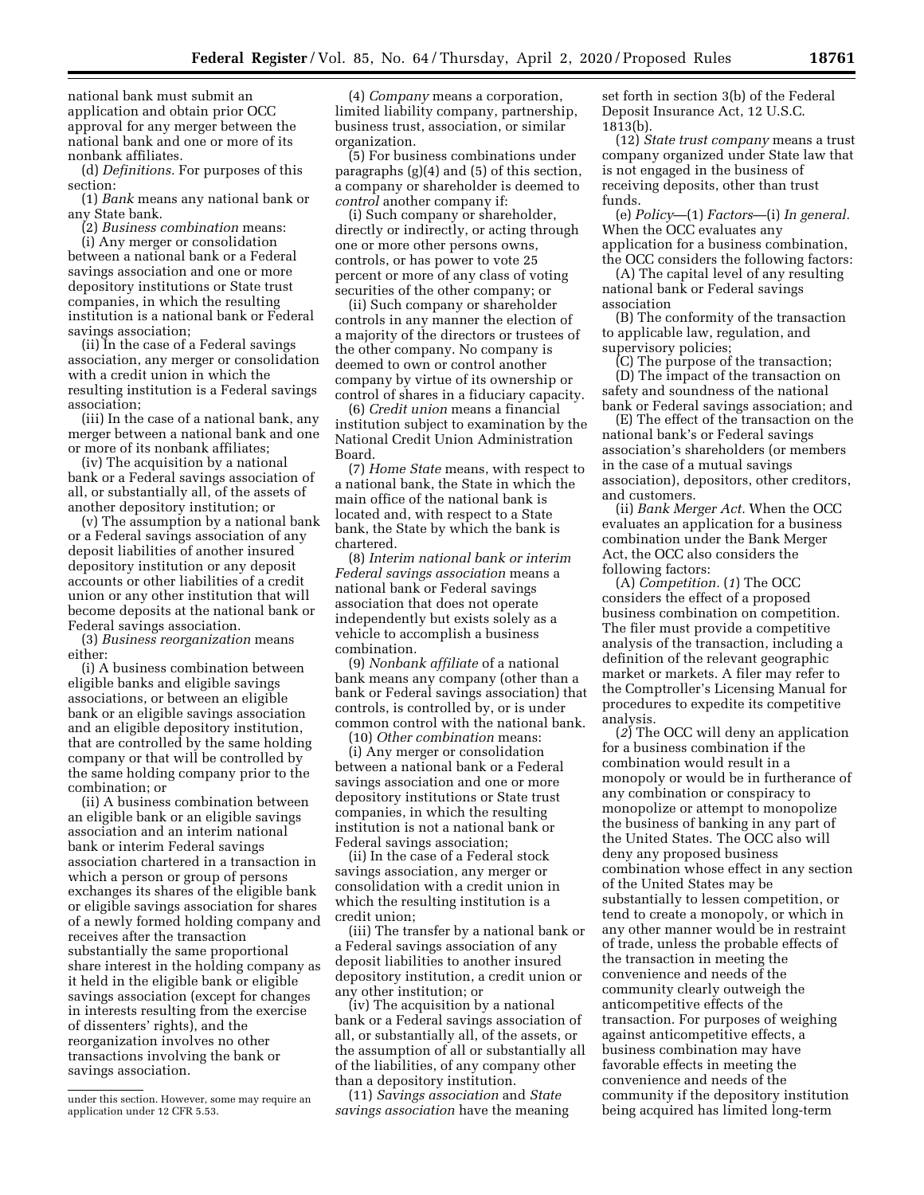national bank must submit an application and obtain prior OCC approval for any merger between the national bank and one or more of its nonbank affiliates.

(d) *Definitions.* For purposes of this section:

(1) *Bank* means any national bank or any State bank.

(2) *Business combination* means:

(i) Any merger or consolidation between a national bank or a Federal savings association and one or more depository institutions or State trust companies, in which the resulting institution is a national bank or Federal savings association;

(ii) In the case of a Federal savings association, any merger or consolidation with a credit union in which the resulting institution is a Federal savings association;

(iii) In the case of a national bank, any merger between a national bank and one or more of its nonbank affiliates;

(iv) The acquisition by a national bank or a Federal savings association of all, or substantially all, of the assets of another depository institution; or

(v) The assumption by a national bank or a Federal savings association of any deposit liabilities of another insured depository institution or any deposit accounts or other liabilities of a credit union or any other institution that will become deposits at the national bank or Federal savings association.

(3) *Business reorganization* means either:

(i) A business combination between eligible banks and eligible savings associations, or between an eligible bank or an eligible savings association and an eligible depository institution, that are controlled by the same holding company or that will be controlled by the same holding company prior to the combination; or

(ii) A business combination between an eligible bank or an eligible savings association and an interim national bank or interim Federal savings association chartered in a transaction in which a person or group of persons exchanges its shares of the eligible bank or eligible savings association for shares of a newly formed holding company and receives after the transaction substantially the same proportional share interest in the holding company as it held in the eligible bank or eligible savings association (except for changes in interests resulting from the exercise of dissenters' rights), and the reorganization involves no other transactions involving the bank or savings association.

(4) *Company* means a corporation, limited liability company, partnership, business trust, association, or similar organization.

(5) For business combinations under paragraphs (g)(4) and (5) of this section, a company or shareholder is deemed to *control* another company if:

(i) Such company or shareholder, directly or indirectly, or acting through one or more other persons owns, controls, or has power to vote 25 percent or more of any class of voting securities of the other company; or

(ii) Such company or shareholder controls in any manner the election of a majority of the directors or trustees of the other company. No company is deemed to own or control another company by virtue of its ownership or control of shares in a fiduciary capacity.

(6) *Credit union* means a financial institution subject to examination by the National Credit Union Administration Board.

(7) *Home State* means, with respect to a national bank, the State in which the main office of the national bank is located and, with respect to a State bank, the State by which the bank is chartered.

(8) *Interim national bank or interim Federal savings association* means a national bank or Federal savings association that does not operate independently but exists solely as a vehicle to accomplish a business combination.

(9) *Nonbank affiliate* of a national bank means any company (other than a bank or Federal savings association) that controls, is controlled by, or is under common control with the national bank.

(10) *Other combination* means:

(i) Any merger or consolidation between a national bank or a Federal savings association and one or more depository institutions or State trust companies, in which the resulting institution is not a national bank or Federal savings association;

(ii) In the case of a Federal stock savings association, any merger or consolidation with a credit union in which the resulting institution is a credit union;

(iii) The transfer by a national bank or a Federal savings association of any deposit liabilities to another insured depository institution, a credit union or any other institution; or

(iv) The acquisition by a national bank or a Federal savings association of all, or substantially all, of the assets, or the assumption of all or substantially all of the liabilities, of any company other than a depository institution.

(11) *Savings association* and *State savings association* have the meaning set forth in section 3(b) of the Federal Deposit Insurance Act, 12 U.S.C. 1813(b).

(12) *State trust company* means a trust company organized under State law that is not engaged in the business of receiving deposits, other than trust funds.

(e) *Policy*—(1) *Factors*—(i) *In general.* When the OCC evaluates any application for a business combination, the OCC considers the following factors:

(A) The capital level of any resulting national bank or Federal savings association

(B) The conformity of the transaction to applicable law, regulation, and supervisory policies;

(C) The purpose of the transaction;

(D) The impact of the transaction on safety and soundness of the national bank or Federal savings association; and

(E) The effect of the transaction on the national bank's or Federal savings association's shareholders (or members in the case of a mutual savings association), depositors, other creditors, and customers.

(ii) *Bank Merger Act.* When the OCC evaluates an application for a business combination under the Bank Merger Act, the OCC also considers the following factors:

(A) *Competition.* (*1*) The OCC considers the effect of a proposed business combination on competition. The filer must provide a competitive analysis of the transaction, including a definition of the relevant geographic market or markets. A filer may refer to the Comptroller's Licensing Manual for procedures to expedite its competitive analysis.

(*2*) The OCC will deny an application for a business combination if the combination would result in a monopoly or would be in furtherance of any combination or conspiracy to monopolize or attempt to monopolize the business of banking in any part of the United States. The OCC also will deny any proposed business combination whose effect in any section of the United States may be substantially to lessen competition, or tend to create a monopoly, or which in any other manner would be in restraint of trade, unless the probable effects of the transaction in meeting the convenience and needs of the community clearly outweigh the anticompetitive effects of the transaction. For purposes of weighing against anticompetitive effects, a business combination may have favorable effects in meeting the convenience and needs of the community if the depository institution being acquired has limited long-term

---

under this section. However, some may require an application under 12 CFR 5.53.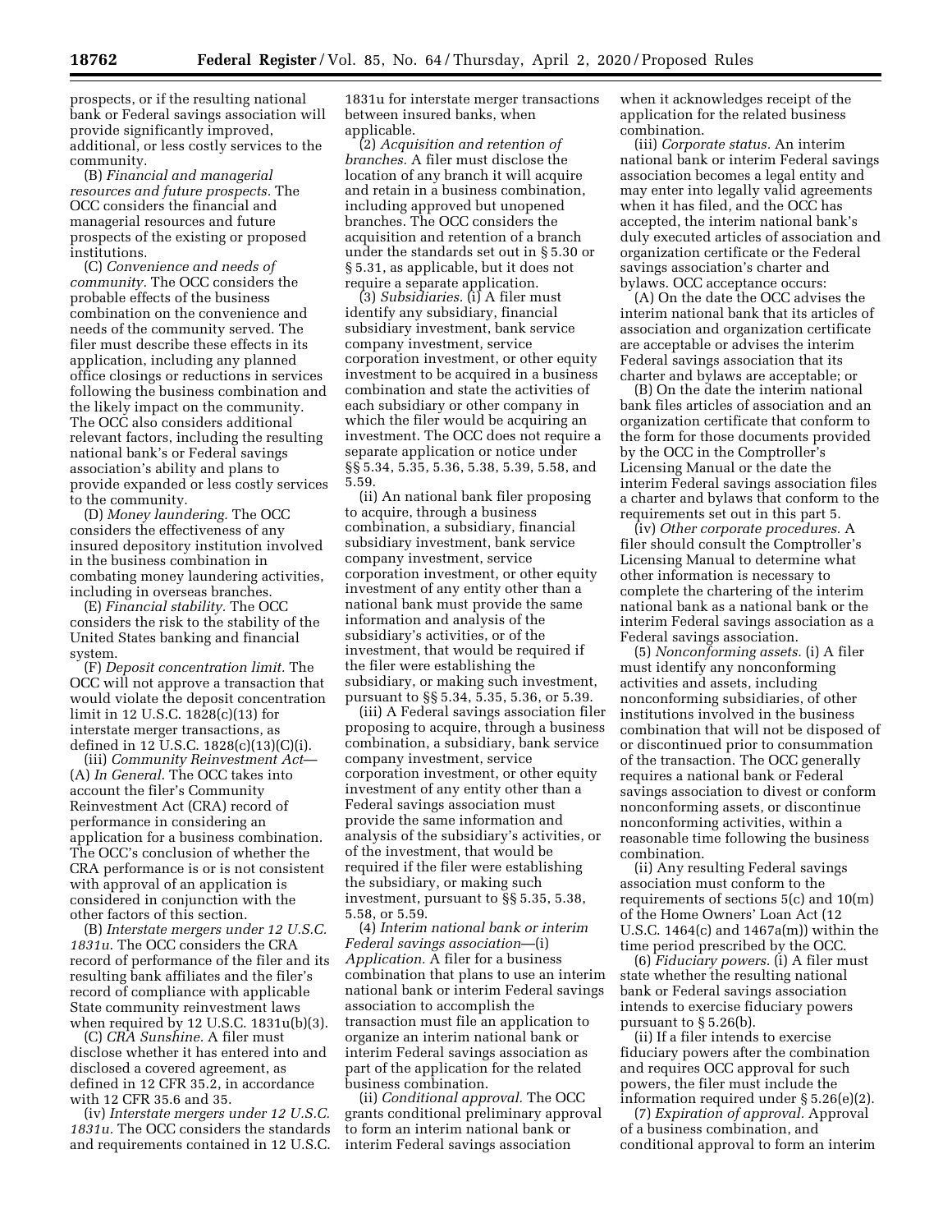prospects, or if the resulting national bank or Federal savings association will provide significantly improved, additional, or less costly services to the community.

(B) *Financial and managerial resources and future prospects.* The OCC considers the financial and managerial resources and future prospects of the existing or proposed institutions.

(C) *Convenience and needs of community.* The OCC considers the probable effects of the business combination on the convenience and needs of the community served. The filer must describe these effects in its application, including any planned office closings or reductions in services following the business combination and the likely impact on the community. The OCC also considers additional relevant factors, including the resulting national bank's or Federal savings association's ability and plans to provide expanded or less costly services to the community.

(D) *Money laundering.* The OCC considers the effectiveness of any insured depository institution involved in the business combination in combating money laundering activities, including in overseas branches.

(E) *Financial stability.* The OCC considers the risk to the stability of the United States banking and financial system.

(F) *Deposit concentration limit.* The OCC will not approve a transaction that would violate the deposit concentration limit in 12 U.S.C. 1828(c)(13) for interstate merger transactions, as defined in 12 U.S.C. 1828(c)(13)(C)(i).

(iii) *Community Reinvestment Act*—(A) *In General.* The OCC takes into account the filer's Community Reinvestment Act (CRA) record of performance in considering an application for a business combination. The OCC's conclusion of whether the CRA performance is or is not consistent with approval of an application is considered in conjunction with the other factors of this section.

(B) *Interstate mergers under 12 U.S.C. 1831u.* The OCC considers the CRA record of performance of the filer and its resulting bank affiliates and the filer's record of compliance with applicable State community reinvestment laws when required by 12 U.S.C. 1831u(b)(3).

(C) *CRA Sunshine.* A filer must disclose whether it has entered into and disclosed a covered agreement, as defined in 12 CFR 35.2, in accordance with 12 CFR 35.6 and 35.

(iv) *Interstate mergers under 12 U.S.C. 1831u.* The OCC considers the standards and requirements contained in 12 U.S.C. 1831u for interstate merger transactions between insured banks, when applicable.

(2) *Acquisition and retention of branches.* A filer must disclose the location of any branch it will acquire and retain in a business combination, including approved but unopened branches. The OCC considers the acquisition and retention of a branch under the standards set out in § 5.30 or § 5.31, as applicable, but it does not require a separate application.

(3) *Subsidiaries.* (i) A filer must identify any subsidiary, financial subsidiary investment, bank service company investment, service corporation investment, or other equity investment to be acquired in a business combination and state the activities of each subsidiary or other company in which the filer would be acquiring an investment. The OCC does not require a separate application or notice under §§ 5.34, 5.35, 5.36, 5.38, 5.39, 5.58, and 5.59.

(ii) An national bank filer proposing to acquire, through a business combination, a subsidiary, financial subsidiary investment, bank service company investment, service corporation investment, or other equity investment of any entity other than a national bank must provide the same information and analysis of the subsidiary's activities, or of the investment, that would be required if the filer were establishing the subsidiary, or making such investment, pursuant to §§ 5.34, 5.35, 5.36, or 5.39.

(iii) A Federal savings association filer proposing to acquire, through a business combination, a subsidiary, bank service company investment, service corporation investment, or other equity investment of any entity other than a Federal savings association must provide the same information and analysis of the subsidiary's activities, or of the investment, that would be required if the filer were establishing the subsidiary, or making such investment, pursuant to §§ 5.35, 5.38, 5.58, or 5.59.

(4) *Interim national bank or interim Federal savings association*—(i) *Application.* A filer for a business combination that plans to use an interim national bank or interim Federal savings association to accomplish the transaction must file an application to organize an interim national bank or interim Federal savings association as part of the application for the related business combination.

(ii) *Conditional approval.* The OCC grants conditional preliminary approval to form an interim national bank or interim Federal savings association when it acknowledges receipt of the application for the related business combination.

(iii) *Corporate status.* An interim national bank or interim Federal savings association becomes a legal entity and may enter into legally valid agreements when it has filed, and the OCC has accepted, the interim national bank's duly executed articles of association and organization certificate or the Federal savings association's charter and bylaws. OCC acceptance occurs:

(A) On the date the OCC advises the interim national bank that its articles of association and organization certificate are acceptable or advises the interim Federal savings association that its charter and bylaws are acceptable; or

(B) On the date the interim national bank files articles of association and an organization certificate that conform to the form for those documents provided by the OCC in the Comptroller's Licensing Manual or the date the interim Federal savings association files a charter and bylaws that conform to the requirements set out in this part 5.

(iv) *Other corporate procedures.* A filer should consult the Comptroller's Licensing Manual to determine what other information is necessary to complete the chartering of the interim national bank as a national bank or the interim Federal savings association as a Federal savings association.

(5) *Nonconforming assets.* (i) A filer must identify any nonconforming activities and assets, including nonconforming subsidiaries, of other institutions involved in the business combination that will not be disposed of or discontinued prior to consummation of the transaction. The OCC generally requires a national bank or Federal savings association to divest or conform nonconforming assets, or discontinue nonconforming activities, within a reasonable time following the business combination.

(ii) Any resulting Federal savings association must conform to the requirements of sections 5(c) and 10(m) of the Home Owners' Loan Act (12 U.S.C. 1464(c) and 1467a(m)) within the time period prescribed by the OCC.

(6) *Fiduciary powers.* (i) A filer must state whether the resulting national bank or Federal savings association intends to exercise fiduciary powers pursuant to § 5.26(b).

(ii) If a filer intends to exercise fiduciary powers after the combination and requires OCC approval for such powers, the filer must include the information required under § 5.26(e)(2).

(7) *Expiration of approval.* Approval of a business combination, and conditional approval to form an interim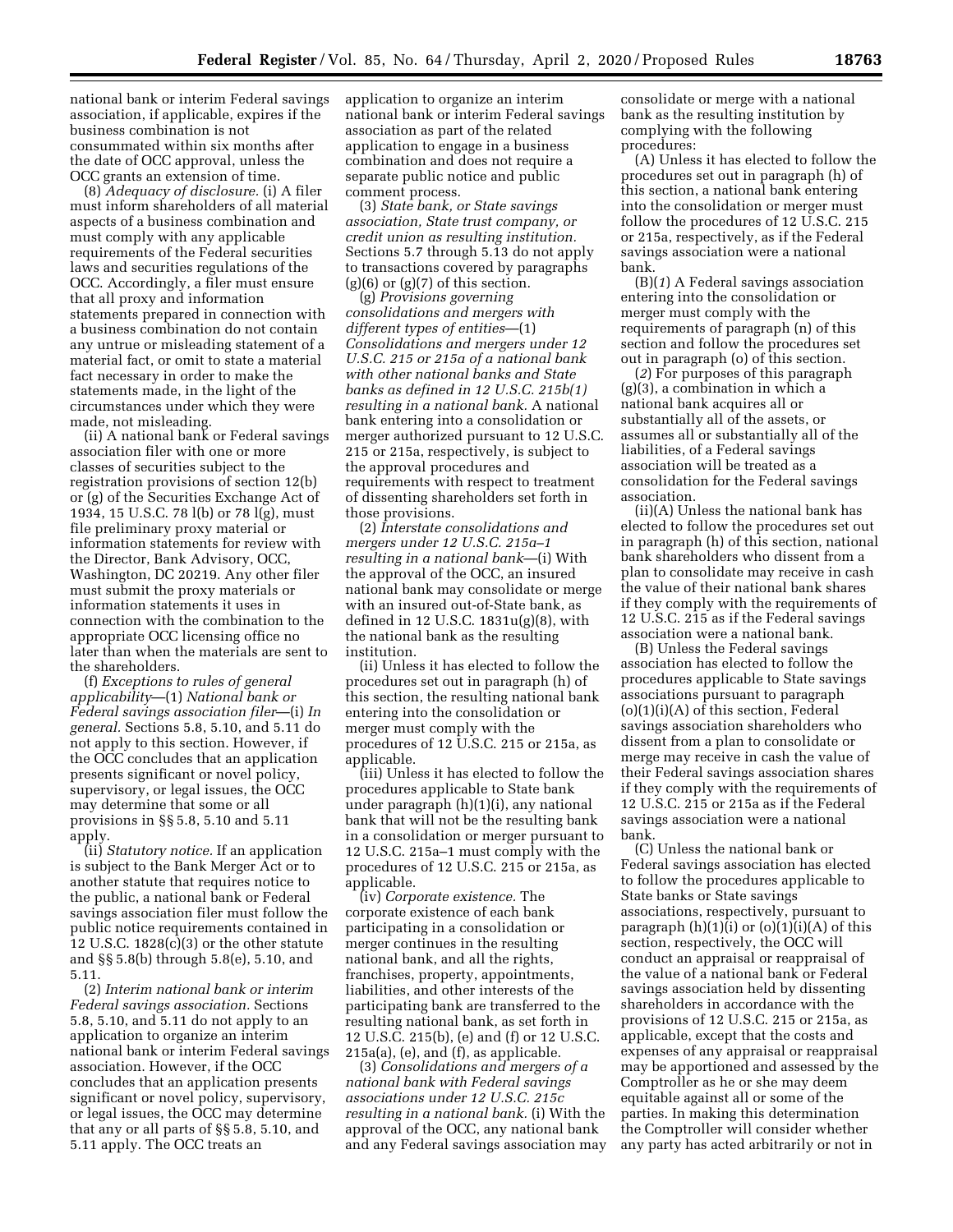national bank or interim Federal savings association, if applicable, expires if the business combination is not consummated within six months after the date of OCC approval, unless the OCC grants an extension of time.

(8) *Adequacy of disclosure.* (i) A filer must inform shareholders of all material aspects of a business combination and must comply with any applicable requirements of the Federal securities laws and securities regulations of the OCC. Accordingly, a filer must ensure that all proxy and information statements prepared in connection with a business combination do not contain any untrue or misleading statement of a material fact, or omit to state a material fact necessary in order to make the statements made, in the light of the circumstances under which they were made, not misleading.

(ii) A national bank or Federal savings association filer with one or more classes of securities subject to the registration provisions of section 12(b) or (g) of the Securities Exchange Act of 1934, 15 U.S.C. 78 l(b) or 78 l(g), must file preliminary proxy material or information statements for review with the Director, Bank Advisory, OCC, Washington, DC 20219. Any other filer must submit the proxy materials or information statements it uses in connection with the combination to the appropriate OCC licensing office no later than when the materials are sent to the shareholders.

(f) *Exceptions to rules of general applicability*—(1) *National bank or Federal savings association filer*—(i) *In general.* Sections 5.8, 5.10, and 5.11 do not apply to this section. However, if the OCC concludes that an application presents significant or novel policy, supervisory, or legal issues, the OCC may determine that some or all provisions in §§ 5.8, 5.10 and 5.11 apply.

(ii) *Statutory notice.* If an application is subject to the Bank Merger Act or to another statute that requires notice to the public, a national bank or Federal savings association filer must follow the public notice requirements contained in 12 U.S.C. 1828(c)(3) or the other statute and §§ 5.8(b) through 5.8(e), 5.10, and 5.11.

(2) *Interim national bank or interim Federal savings association.* Sections 5.8, 5.10, and 5.11 do not apply to an application to organize an interim national bank or interim Federal savings association. However, if the OCC concludes that an application presents significant or novel policy, supervisory, or legal issues, the OCC may determine that any or all parts of §§ 5.8, 5.10, and 5.11 apply. The OCC treats an application to organize an interim national bank or interim Federal savings association as part of the related application to engage in a business combination and does not require a separate public notice and public comment process.

(3) *State bank, or State savings association, State trust company, or credit union as resulting institution.* Sections 5.7 through 5.13 do not apply to transactions covered by paragraphs (g)(6) or (g)(7) of this section.

(g) *Provisions governing consolidations and mergers with different types of entities*—(1) *Consolidations and mergers under 12 U.S.C. 215 or 215a of a national bank with other national banks and State banks as defined in 12 U.S.C. 215b(1) resulting in a national bank.* A national bank entering into a consolidation or merger authorized pursuant to 12 U.S.C. 215 or 215a, respectively, is subject to the approval procedures and requirements with respect to treatment of dissenting shareholders set forth in those provisions.

(2) *Interstate consolidations and mergers under 12 U.S.C. 215a–1 resulting in a national bank*—(i) With the approval of the OCC, an insured national bank may consolidate or merge with an insured out-of-State bank, as defined in 12 U.S.C. 1831u(g)(8), with the national bank as the resulting institution.

(ii) Unless it has elected to follow the procedures set out in paragraph (h) of this section, the resulting national bank entering into the consolidation or merger must comply with the procedures of 12 U.S.C. 215 or 215a, as applicable.

(iii) Unless it has elected to follow the procedures applicable to State bank under paragraph (h)(1)(i), any national bank that will not be the resulting bank in a consolidation or merger pursuant to 12 U.S.C. 215a–1 must comply with the procedures of 12 U.S.C. 215 or 215a, as applicable.

(iv) *Corporate existence.* The corporate existence of each bank participating in a consolidation or merger continues in the resulting national bank, and all the rights, franchises, property, appointments, liabilities, and other interests of the participating bank are transferred to the resulting national bank, as set forth in 12 U.S.C. 215(b), (e) and (f) or 12 U.S.C. 215a(a), (e), and (f), as applicable.

(3) *Consolidations and mergers of a national bank with Federal savings associations under 12 U.S.C. 215c resulting in a national bank.* (i) With the approval of the OCC, any national bank and any Federal savings association may consolidate or merge with a national bank as the resulting institution by complying with the following procedures:

(A) Unless it has elected to follow the procedures set out in paragraph (h) of this section, a national bank entering into the consolidation or merger must follow the procedures of 12 U.S.C. 215 or 215a, respectively, as if the Federal savings association were a national bank.

(B)(*1*) A Federal savings association entering into the consolidation or merger must comply with the requirements of paragraph (n) of this section and follow the procedures set out in paragraph (o) of this section.

(*2*) For purposes of this paragraph (g)(3), a combination in which a national bank acquires all or substantially all of the assets, or assumes all or substantially all of the liabilities, of a Federal savings association will be treated as a consolidation for the Federal savings association.

(ii)(A) Unless the national bank has elected to follow the procedures set out in paragraph (h) of this section, national bank shareholders who dissent from a plan to consolidate may receive in cash the value of their national bank shares if they comply with the requirements of 12 U.S.C. 215 as if the Federal savings association were a national bank.

(B) Unless the Federal savings association has elected to follow the procedures applicable to State savings associations pursuant to paragraph (o)(1)(i)(A) of this section, Federal savings association shareholders who dissent from a plan to consolidate or merge may receive in cash the value of their Federal savings association shares if they comply with the requirements of 12 U.S.C. 215 or 215a as if the Federal savings association were a national bank.

(C) Unless the national bank or Federal savings association has elected to follow the procedures applicable to State banks or State savings associations, respectively, pursuant to paragraph (h)(1)(i) or (o)(1)(i)(A) of this section, respectively, the OCC will conduct an appraisal or reappraisal of the value of a national bank or Federal savings association held by dissenting shareholders in accordance with the provisions of 12 U.S.C. 215 or 215a, as applicable, except that the costs and expenses of any appraisal or reappraisal may be apportioned and assessed by the Comptroller as he or she may deem equitable against all or some of the parties. In making this determination the Comptroller will consider whether any party has acted arbitrarily or not in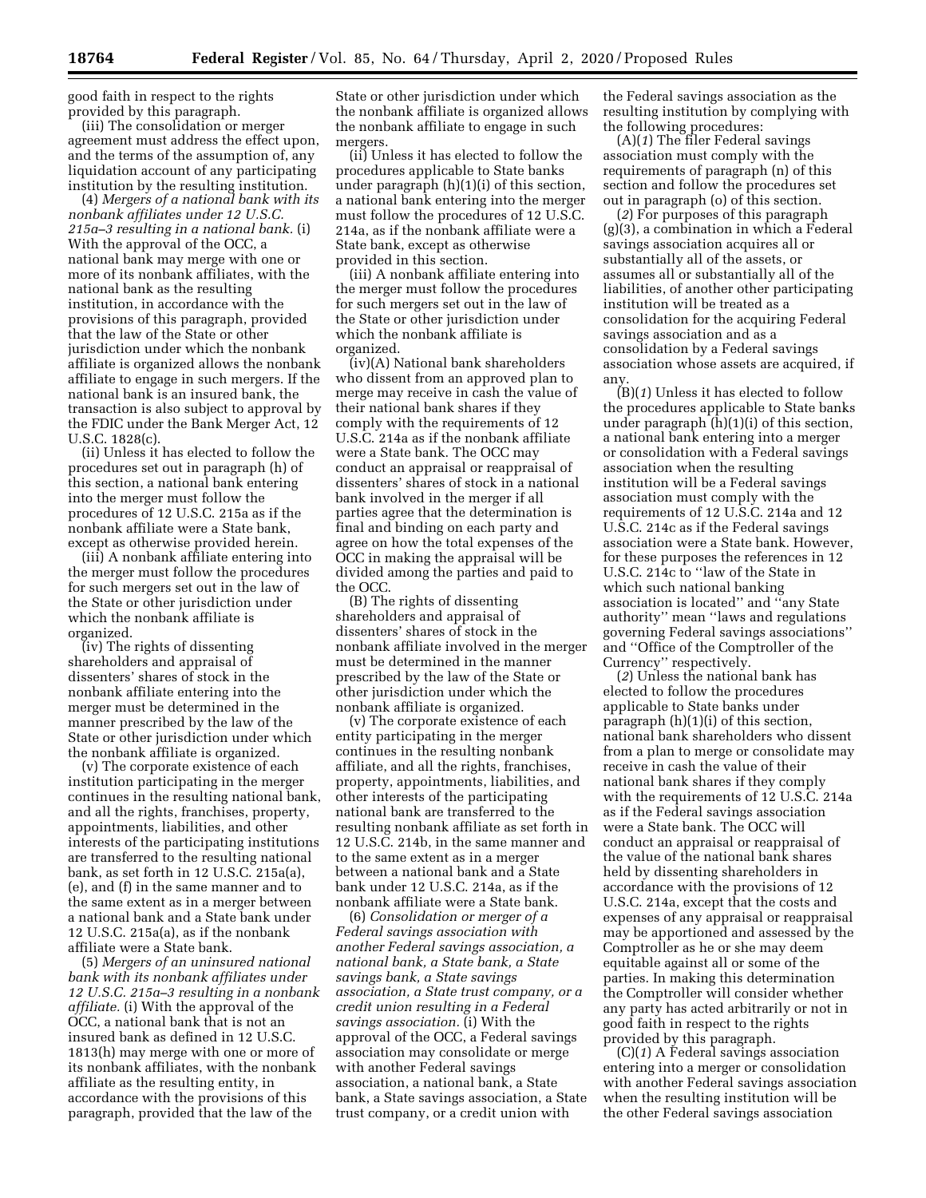good faith in respect to the rights provided by this paragraph.

(iii) The consolidation or merger agreement must address the effect upon, and the terms of the assumption of, any liquidation account of any participating institution by the resulting institution.

(4) *Mergers of a national bank with its nonbank affiliates under 12 U.S.C. 215a–3 resulting in a national bank.* (i) With the approval of the OCC, a national bank may merge with one or more of its nonbank affiliates, with the national bank as the resulting institution, in accordance with the provisions of this paragraph, provided that the law of the State or other jurisdiction under which the nonbank affiliate is organized allows the nonbank affiliate to engage in such mergers. If the national bank is an insured bank, the transaction is also subject to approval by the FDIC under the Bank Merger Act, 12 U.S.C. 1828(c).

(ii) Unless it has elected to follow the procedures set out in paragraph (h) of this section, a national bank entering into the merger must follow the procedures of 12 U.S.C. 215a as if the nonbank affiliate were a State bank, except as otherwise provided herein.

(iii) A nonbank affiliate entering into the merger must follow the procedures for such mergers set out in the law of the State or other jurisdiction under which the nonbank affiliate is organized.

(iv) The rights of dissenting shareholders and appraisal of dissenters' shares of stock in the nonbank affiliate entering into the merger must be determined in the manner prescribed by the law of the State or other jurisdiction under which the nonbank affiliate is organized.

(v) The corporate existence of each institution participating in the merger continues in the resulting national bank, and all the rights, franchises, property, appointments, liabilities, and other interests of the participating institutions are transferred to the resulting national bank, as set forth in 12 U.S.C. 215a(a), (e), and (f) in the same manner and to the same extent as in a merger between a national bank and a State bank under 12 U.S.C. 215a(a), as if the nonbank affiliate were a State bank.

(5) *Mergers of an uninsured national bank with its nonbank affiliates under 12 U.S.C. 215a–3 resulting in a nonbank affiliate.* (i) With the approval of the OCC, a national bank that is not an insured bank as defined in 12 U.S.C. 1813(h) may merge with one or more of its nonbank affiliates, with the nonbank affiliate as the resulting entity, in accordance with the provisions of this paragraph, provided that the law of the State or other jurisdiction under which the nonbank affiliate is organized allows the nonbank affiliate to engage in such mergers.

(ii) Unless it has elected to follow the procedures applicable to State banks under paragraph (h)(1)(i) of this section, a national bank entering into the merger must follow the procedures of 12 U.S.C. 214a, as if the nonbank affiliate were a State bank, except as otherwise provided in this section.

(iii) A nonbank affiliate entering into the merger must follow the procedures for such mergers set out in the law of the State or other jurisdiction under which the nonbank affiliate is organized.

(iv)(A) National bank shareholders who dissent from an approved plan to merge may receive in cash the value of their national bank shares if they comply with the requirements of 12 U.S.C. 214a as if the nonbank affiliate were a State bank. The OCC may conduct an appraisal or reappraisal of dissenters' shares of stock in a national bank involved in the merger if all parties agree that the determination is final and binding on each party and agree on how the total expenses of the OCC in making the appraisal will be divided among the parties and paid to the OCC.

(B) The rights of dissenting shareholders and appraisal of dissenters' shares of stock in the nonbank affiliate involved in the merger must be determined in the manner prescribed by the law of the State or other jurisdiction under which the nonbank affiliate is organized.

(v) The corporate existence of each entity participating in the merger continues in the resulting nonbank affiliate, and all the rights, franchises, property, appointments, liabilities, and other interests of the participating national bank are transferred to the resulting nonbank affiliate as set forth in 12 U.S.C. 214b, in the same manner and to the same extent as in a merger between a national bank and a State bank under 12 U.S.C. 214a, as if the nonbank affiliate were a State bank.

(6) *Consolidation or merger of a Federal savings association with another Federal savings association, a national bank, a State bank, a State savings bank, a State savings association, a State trust company, or a credit union resulting in a Federal savings association.* (i) With the approval of the OCC, a Federal savings association may consolidate or merge with another Federal savings association, a national bank, a State bank, a State savings association, a State trust company, or a credit union with the Federal savings association as the resulting institution by complying with the following procedures:

(A)(*1*) The filer Federal savings association must comply with the requirements of paragraph (n) of this section and follow the procedures set out in paragraph (o) of this section.

(*2*) For purposes of this paragraph (g)(3), a combination in which a Federal savings association acquires all or substantially all of the assets, or assumes all or substantially all of the liabilities, of another other participating institution will be treated as a consolidation for the acquiring Federal savings association and as a consolidation by a Federal savings association whose assets are acquired, if any.

(B)(*1*) Unless it has elected to follow the procedures applicable to State banks under paragraph (h)(1)(i) of this section, a national bank entering into a merger or consolidation with a Federal savings association when the resulting institution will be a Federal savings association must comply with the requirements of 12 U.S.C. 214a and 12 U.S.C. 214c as if the Federal savings association were a State bank. However, for these purposes the references in 12 U.S.C. 214c to "law of the State in which such national banking association is located" and "any State authority" mean "laws and regulations governing Federal savings associations" and "Office of the Comptroller of the Currency" respectively.

(*2*) Unless the national bank has elected to follow the procedures applicable to State banks under paragraph (h)(1)(i) of this section, national bank shareholders who dissent from a plan to merge or consolidate may receive in cash the value of their national bank shares if they comply with the requirements of 12 U.S.C. 214a as if the Federal savings association were a State bank. The OCC will conduct an appraisal or reappraisal of the value of the national bank shares held by dissenting shareholders in accordance with the provisions of 12 U.S.C. 214a, except that the costs and expenses of any appraisal or reappraisal may be apportioned and assessed by the Comptroller as he or she may deem equitable against all or some of the parties. In making this determination the Comptroller will consider whether any party has acted arbitrarily or not in good faith in respect to the rights provided by this paragraph.

(C)(*1*) A Federal savings association entering into a merger or consolidation with another Federal savings association when the resulting institution will be the other Federal savings association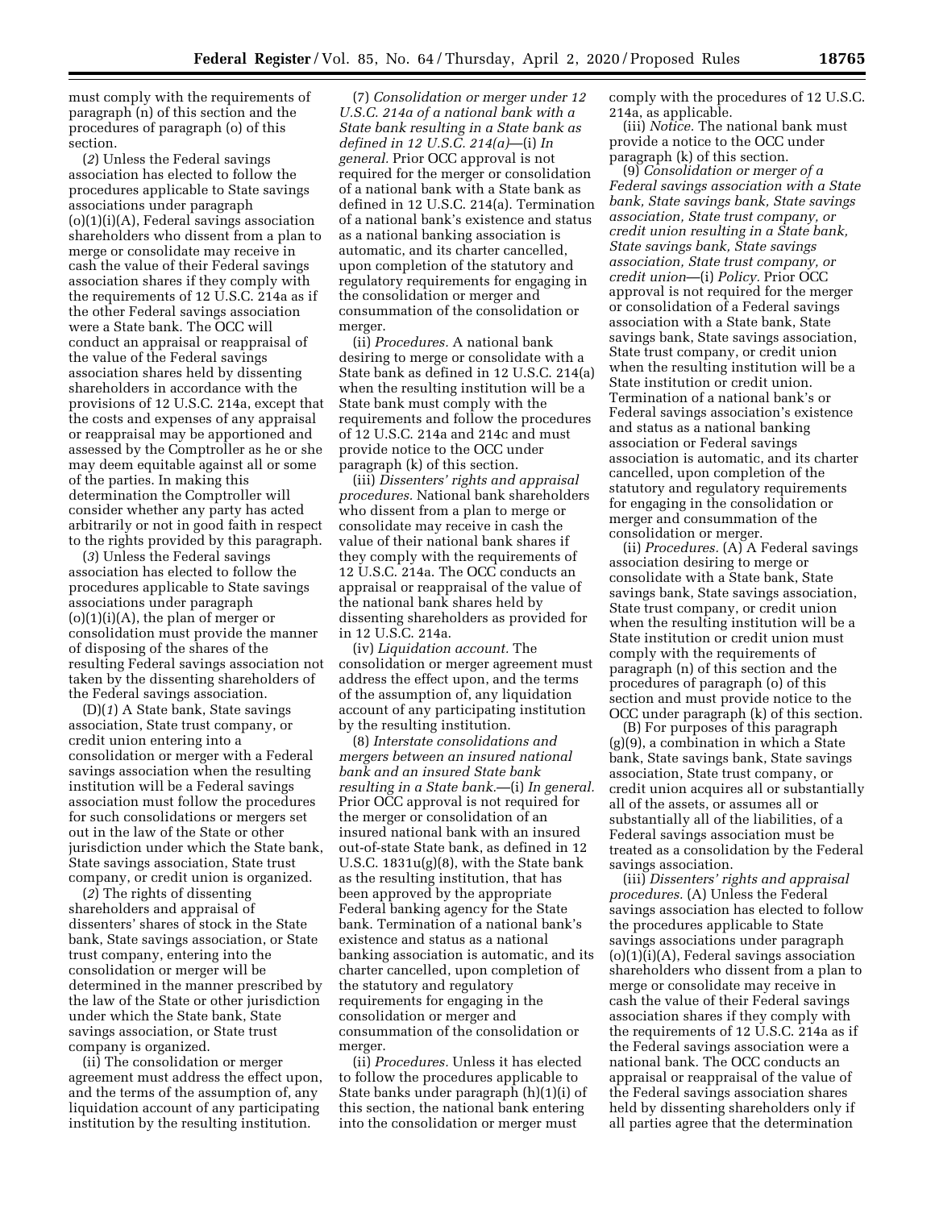must comply with the requirements of paragraph (n) of this section and the procedures of paragraph (o) of this section.

(*2*) Unless the Federal savings association has elected to follow the procedures applicable to State savings associations under paragraph (o)(1)(i)(A), Federal savings association shareholders who dissent from a plan to merge or consolidate may receive in cash the value of their Federal savings association shares if they comply with the requirements of 12 U.S.C. 214a as if the other Federal savings association were a State bank. The OCC will conduct an appraisal or reappraisal of the value of the Federal savings association shares held by dissenting shareholders in accordance with the provisions of 12 U.S.C. 214a, except that the costs and expenses of any appraisal or reappraisal may be apportioned and assessed by the Comptroller as he or she may deem equitable against all or some of the parties. In making this determination the Comptroller will consider whether any party has acted arbitrarily or not in good faith in respect to the rights provided by this paragraph.

(*3*) Unless the Federal savings association has elected to follow the procedures applicable to State savings associations under paragraph (o)(1)(i)(A), the plan of merger or consolidation must provide the manner of disposing of the shares of the resulting Federal savings association not taken by the dissenting shareholders of the Federal savings association.

(D)(*1*) A State bank, State savings association, State trust company, or credit union entering into a consolidation or merger with a Federal savings association when the resulting institution will be a Federal savings association must follow the procedures for such consolidations or mergers set out in the law of the State or other jurisdiction under which the State bank, State savings association, State trust company, or credit union is organized.

(*2*) The rights of dissenting shareholders and appraisal of dissenters' shares of stock in the State bank, State savings association, or State trust company, entering into the consolidation or merger will be determined in the manner prescribed by the law of the State or other jurisdiction under which the State bank, State savings association, or State trust company is organized.

(ii) The consolidation or merger agreement must address the effect upon, and the terms of the assumption of, any liquidation account of any participating institution by the resulting institution.

(7) *Consolidation or merger under 12 U.S.C. 214a of a national bank with a State bank resulting in a State bank as defined in 12 U.S.C. 214(a)*—(i) *In general.* Prior OCC approval is not required for the merger or consolidation of a national bank with a State bank as defined in 12 U.S.C. 214(a). Termination of a national bank's existence and status as a national banking association is automatic, and its charter cancelled, upon completion of the statutory and regulatory requirements for engaging in the consolidation or merger and consummation of the consolidation or merger.

(ii) *Procedures.* A national bank desiring to merge or consolidate with a State bank as defined in 12 U.S.C. 214(a) when the resulting institution will be a State bank must comply with the requirements and follow the procedures of 12 U.S.C. 214a and 214c and must provide notice to the OCC under paragraph (k) of this section.

(iii) *Dissenters' rights and appraisal procedures.* National bank shareholders who dissent from a plan to merge or consolidate may receive in cash the value of their national bank shares if they comply with the requirements of 12 U.S.C. 214a. The OCC conducts an appraisal or reappraisal of the value of the national bank shares held by dissenting shareholders as provided for in 12 U.S.C. 214a.

(iv) *Liquidation account.* The consolidation or merger agreement must address the effect upon, and the terms of the assumption of, any liquidation account of any participating institution by the resulting institution.

(8) *Interstate consolidations and mergers between an insured national bank and an insured State bank resulting in a State bank.*—(i) *In general.* Prior OCC approval is not required for the merger or consolidation of an insured national bank with an insured out-of-state State bank, as defined in 12 U.S.C. 1831u(g)(8), with the State bank as the resulting institution, that has been approved by the appropriate Federal banking agency for the State bank. Termination of a national bank's existence and status as a national banking association is automatic, and its charter cancelled, upon completion of the statutory and regulatory requirements for engaging in the consolidation or merger and consummation of the consolidation or merger.

(ii) *Procedures.* Unless it has elected to follow the procedures applicable to State banks under paragraph (h)(1)(i) of this section, the national bank entering into the consolidation or merger must comply with the procedures of 12 U.S.C. 214a, as applicable.

(iii) *Notice.* The national bank must provide a notice to the OCC under paragraph (k) of this section.

(9) *Consolidation or merger of a Federal savings association with a State bank, State savings bank, State savings association, State trust company, or credit union resulting in a State bank, State savings bank, State savings association, State trust company, or credit union*—(i) *Policy.* Prior OCC approval is not required for the merger or consolidation of a Federal savings association with a State bank, State savings bank, State savings association, State trust company, or credit union when the resulting institution will be a State institution or credit union. Termination of a national bank's or Federal savings association's existence and status as a national banking association or Federal savings association is automatic, and its charter cancelled, upon completion of the statutory and regulatory requirements for engaging in the consolidation or merger and consummation of the consolidation or merger.

(ii) *Procedures.* (A) A Federal savings association desiring to merge or consolidate with a State bank, State savings bank, State savings association, State trust company, or credit union when the resulting institution will be a State institution or credit union must comply with the requirements of paragraph (n) of this section and the procedures of paragraph (o) of this section and must provide notice to the OCC under paragraph (k) of this section.

(B) For purposes of this paragraph (g)(9), a combination in which a State bank, State savings bank, State savings association, State trust company, or credit union acquires all or substantially all of the assets, or assumes all or substantially all of the liabilities, of a Federal savings association must be treated as a consolidation by the Federal savings association.

(iii) *Dissenters' rights and appraisal procedures.* (A) Unless the Federal savings association has elected to follow the procedures applicable to State savings associations under paragraph (o)(1)(i)(A), Federal savings association shareholders who dissent from a plan to merge or consolidate may receive in cash the value of their Federal savings association shares if they comply with the requirements of 12 U.S.C. 214a as if the Federal savings association were a national bank. The OCC conducts an appraisal or reappraisal of the value of the Federal savings association shares held by dissenting shareholders only if all parties agree that the determination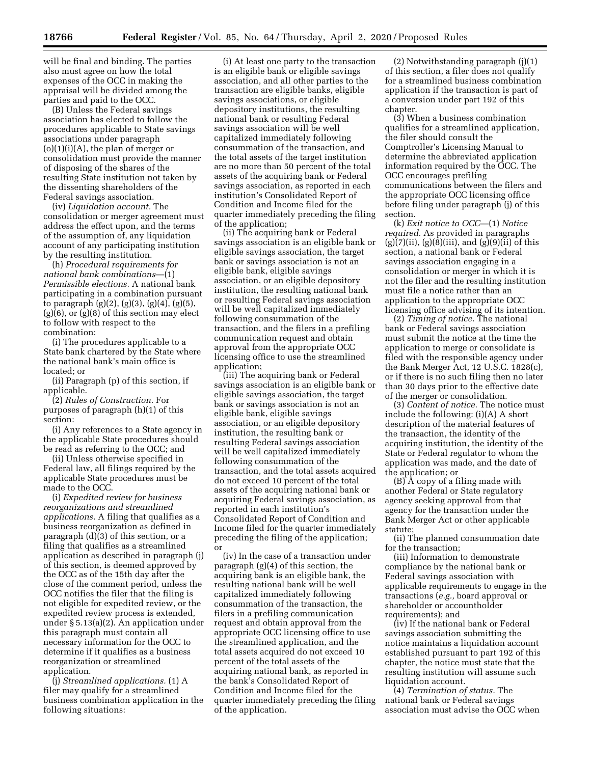will be final and binding. The parties also must agree on how the total expenses of the OCC in making the appraisal will be divided among the parties and paid to the OCC.

(B) Unless the Federal savings association has elected to follow the procedures applicable to State savings associations under paragraph (o)(1)(i)(A), the plan of merger or consolidation must provide the manner of disposing of the shares of the resulting State institution not taken by the dissenting shareholders of the Federal savings association.

(iv) *Liquidation account.* The consolidation or merger agreement must address the effect upon, and the terms of the assumption of, any liquidation account of any participating institution by the resulting institution.

(h) *Procedural requirements for national bank combinations*—(1) *Permissible elections.* A national bank participating in a combination pursuant to paragraph (g)(2), (g)(3), (g)(4), (g)(5), (g)(6), or (g)(8) of this section may elect to follow with respect to the combination:

(i) The procedures applicable to a State bank chartered by the State where the national bank's main office is located; or

(ii) Paragraph (p) of this section, if applicable.

(2) *Rules of Construction.* For purposes of paragraph (h)(1) of this section:

(i) Any references to a State agency in the applicable State procedures should be read as referring to the OCC; and

(ii) Unless otherwise specified in Federal law, all filings required by the applicable State procedures must be made to the OCC.

(i) *Expedited review for business reorganizations and streamlined applications.* A filing that qualifies as a business reorganization as defined in paragraph (d)(3) of this section, or a filing that qualifies as a streamlined application as described in paragraph (j) of this section, is deemed approved by the OCC as of the 15th day after the close of the comment period, unless the OCC notifies the filer that the filing is not eligible for expedited review, or the expedited review process is extended, under § 5.13(a)(2). An application under this paragraph must contain all necessary information for the OCC to determine if it qualifies as a business reorganization or streamlined application.

(j) *Streamlined applications.* (1) A filer may qualify for a streamlined business combination application in the following situations:

(i) At least one party to the transaction is an eligible bank or eligible savings association, and all other parties to the transaction are eligible banks, eligible savings associations, or eligible depository institutions, the resulting national bank or resulting Federal savings association will be well capitalized immediately following consummation of the transaction, and the total assets of the target institution are no more than 50 percent of the total assets of the acquiring bank or Federal savings association, as reported in each institution's Consolidated Report of Condition and Income filed for the quarter immediately preceding the filing of the application;

(ii) The acquiring bank or Federal savings association is an eligible bank or eligible savings association, the target bank or savings association is not an eligible bank, eligible savings association, or an eligible depository institution, the resulting national bank or resulting Federal savings association will be well capitalized immediately following consummation of the transaction, and the filers in a prefiling communication request and obtain approval from the appropriate OCC licensing office to use the streamlined application;

(iii) The acquiring bank or Federal savings association is an eligible bank or eligible savings association, the target bank or savings association is not an eligible bank, eligible savings association, or an eligible depository institution, the resulting bank or resulting Federal savings association will be well capitalized immediately following consummation of the transaction, and the total assets acquired do not exceed 10 percent of the total assets of the acquiring national bank or acquiring Federal savings association, as reported in each institution's Consolidated Report of Condition and Income filed for the quarter immediately preceding the filing of the application; or

(iv) In the case of a transaction under paragraph (g)(4) of this section, the acquiring bank is an eligible bank, the resulting national bank will be well capitalized immediately following consummation of the transaction, the filers in a prefiling communication request and obtain approval from the appropriate OCC licensing office to use the streamlined application, and the total assets acquired do not exceed 10 percent of the total assets of the acquiring national bank, as reported in the bank's Consolidated Report of Condition and Income filed for the quarter immediately preceding the filing of the application.

(2) Notwithstanding paragraph (j)(1) of this section, a filer does not qualify for a streamlined business combination application if the transaction is part of a conversion under part 192 of this chapter.

(3) When a business combination qualifies for a streamlined application, the filer should consult the Comptroller's Licensing Manual to determine the abbreviated application information required by the OCC. The OCC encourages prefiling communications between the filers and the appropriate OCC licensing office before filing under paragraph (j) of this section.

(k) *Exit notice to OCC*—(1) *Notice required.* As provided in paragraphs (g)(7)(ii), (g)(8)(iii), and (g)(9)(ii) of this section, a national bank or Federal savings association engaging in a consolidation or merger in which it is not the filer and the resulting institution must file a notice rather than an application to the appropriate OCC licensing office advising of its intention.

(2) *Timing of notice.* The national bank or Federal savings association must submit the notice at the time the application to merge or consolidate is filed with the responsible agency under the Bank Merger Act, 12 U.S.C. 1828(c), or if there is no such filing then no later than 30 days prior to the effective date of the merger or consolidation.

(3) *Content of notice.* The notice must include the following: (i)(A) A short description of the material features of the transaction, the identity of the acquiring institution, the identity of the State or Federal regulator to whom the application was made, and the date of the application; or

(B) A copy of a filing made with another Federal or State regulatory agency seeking approval from that agency for the transaction under the Bank Merger Act or other applicable statute;

(ii) The planned consummation date for the transaction;

(iii) Information to demonstrate compliance by the national bank or Federal savings association with applicable requirements to engage in the transactions (*e.g.,* board approval or shareholder or accountholder requirements); and

(iv) If the national bank or Federal savings association submitting the notice maintains a liquidation account established pursuant to part 192 of this chapter, the notice must state that the resulting institution will assume such liquidation account.

(4) *Termination of status.* The national bank or Federal savings association must advise the OCC when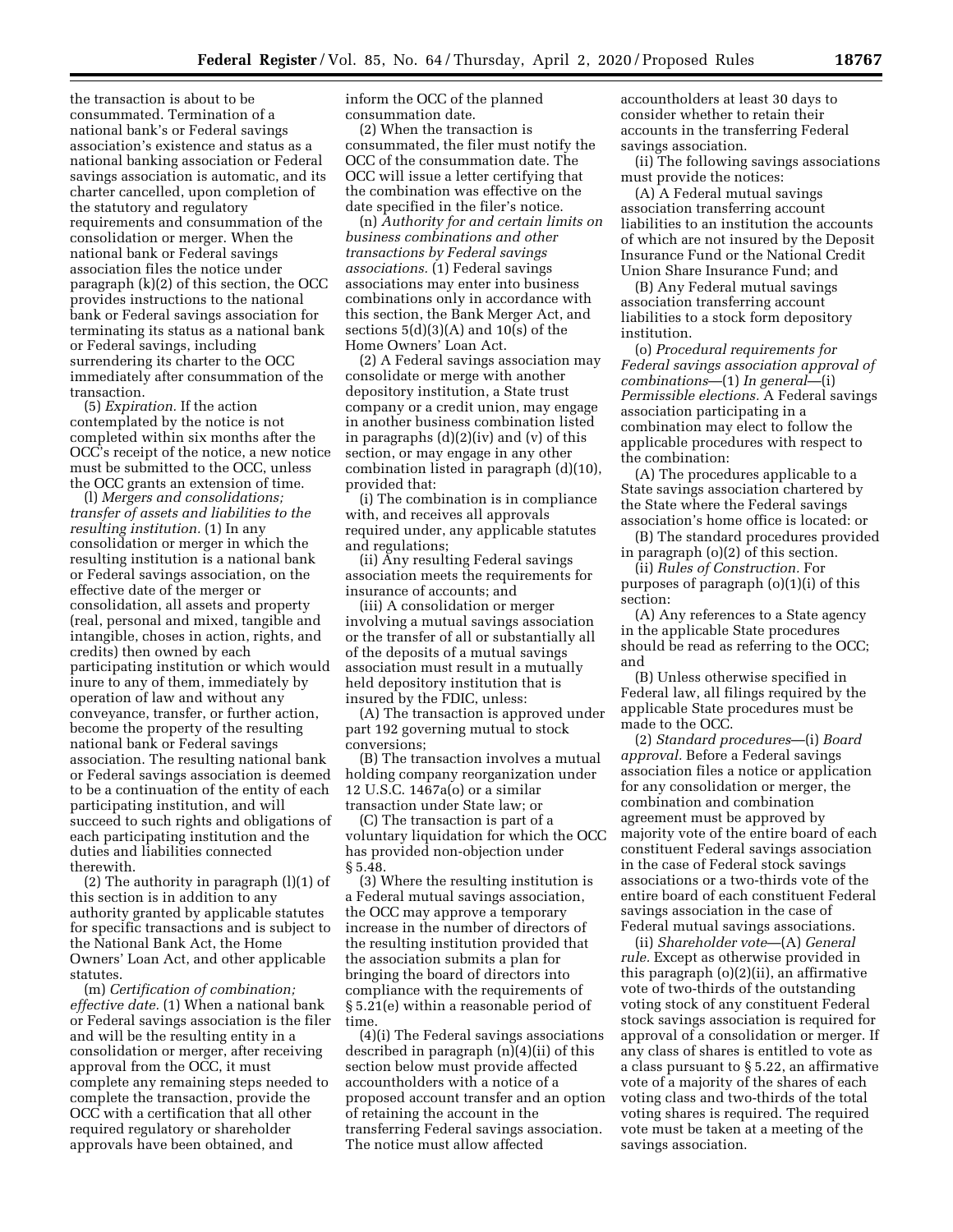the transaction is about to be consummated. Termination of a national bank's or Federal savings association's existence and status as a national banking association or Federal savings association is automatic, and its charter cancelled, upon completion of the statutory and regulatory requirements and consummation of the consolidation or merger. When the national bank or Federal savings association files the notice under paragraph (k)(2) of this section, the OCC provides instructions to the national bank or Federal savings association for terminating its status as a national bank or Federal savings, including surrendering its charter to the OCC immediately after consummation of the transaction.

(5) *Expiration.* If the action contemplated by the notice is not completed within six months after the OCC's receipt of the notice, a new notice must be submitted to the OCC, unless the OCC grants an extension of time.

(l) *Mergers and consolidations; transfer of assets and liabilities to the resulting institution.* (1) In any consolidation or merger in which the resulting institution is a national bank or Federal savings association, on the effective date of the merger or consolidation, all assets and property (real, personal and mixed, tangible and intangible, choses in action, rights, and credits) then owned by each participating institution or which would inure to any of them, immediately by operation of law and without any conveyance, transfer, or further action, become the property of the resulting national bank or Federal savings association. The resulting national bank or Federal savings association is deemed to be a continuation of the entity of each participating institution, and will succeed to such rights and obligations of each participating institution and the duties and liabilities connected therewith.

(2) The authority in paragraph (l)(1) of this section is in addition to any authority granted by applicable statutes for specific transactions and is subject to the National Bank Act, the Home Owners' Loan Act, and other applicable statutes.

(m) *Certification of combination; effective date.* (1) When a national bank or Federal savings association is the filer and will be the resulting entity in a consolidation or merger, after receiving approval from the OCC, it must complete any remaining steps needed to complete the transaction, provide the OCC with a certification that all other required regulatory or shareholder approvals have been obtained, and inform the OCC of the planned consummation date.

(2) When the transaction is consummated, the filer must notify the OCC of the consummation date. The OCC will issue a letter certifying that the combination was effective on the date specified in the filer's notice.

(n) *Authority for and certain limits on business combinations and other transactions by Federal savings associations.* (1) Federal savings associations may enter into business combinations only in accordance with this section, the Bank Merger Act, and sections 5(d)(3)(A) and 10(s) of the Home Owners' Loan Act.

(2) A Federal savings association may consolidate or merge with another depository institution, a State trust company or a credit union, may engage in another business combination listed in paragraphs (d)(2)(iv) and (v) of this section, or may engage in any other combination listed in paragraph (d)(10), provided that:

(i) The combination is in compliance with, and receives all approvals required under, any applicable statutes and regulations;

(ii) Any resulting Federal savings association meets the requirements for insurance of accounts; and

(iii) A consolidation or merger involving a mutual savings association or the transfer of all or substantially all of the deposits of a mutual savings association must result in a mutually held depository institution that is insured by the FDIC, unless:

(A) The transaction is approved under part 192 governing mutual to stock conversions;

(B) The transaction involves a mutual holding company reorganization under 12 U.S.C. 1467a(o) or a similar transaction under State law; or

(C) The transaction is part of a voluntary liquidation for which the OCC has provided non-objection under § 5.48.

(3) Where the resulting institution is a Federal mutual savings association, the OCC may approve a temporary increase in the number of directors of the resulting institution provided that the association submits a plan for bringing the board of directors into compliance with the requirements of § 5.21(e) within a reasonable period of time.

(4)(i) The Federal savings associations described in paragraph (n)(4)(ii) of this section below must provide affected accountholders with a notice of a proposed account transfer and an option of retaining the account in the transferring Federal savings association. The notice must allow affected accountholders at least 30 days to consider whether to retain their accounts in the transferring Federal savings association.

(ii) The following savings associations must provide the notices:

(A) A Federal mutual savings association transferring account liabilities to an institution the accounts of which are not insured by the Deposit Insurance Fund or the National Credit Union Share Insurance Fund; and

(B) Any Federal mutual savings association transferring account liabilities to a stock form depository institution.

(o) *Procedural requirements for Federal savings association approval of combinations*—(1) *In general*—(i) *Permissible elections.* A Federal savings association participating in a combination may elect to follow the applicable procedures with respect to the combination:

(A) The procedures applicable to a State savings association chartered by the State where the Federal savings association's home office is located: or

(B) The standard procedures provided in paragraph (o)(2) of this section.

(ii) *Rules of Construction.* For purposes of paragraph (o)(1)(i) of this section:

(A) Any references to a State agency in the applicable State procedures should be read as referring to the OCC; and

(B) Unless otherwise specified in Federal law, all filings required by the applicable State procedures must be made to the OCC.

(2) *Standard procedures*—(i) *Board approval.* Before a Federal savings association files a notice or application for any consolidation or merger, the combination and combination agreement must be approved by majority vote of the entire board of each constituent Federal savings association in the case of Federal stock savings associations or a two-thirds vote of the entire board of each constituent Federal savings association in the case of Federal mutual savings associations.

(ii) *Shareholder vote*—(A) *General rule.* Except as otherwise provided in this paragraph (o)(2)(ii), an affirmative vote of two-thirds of the outstanding voting stock of any constituent Federal stock savings association is required for approval of a consolidation or merger. If any class of shares is entitled to vote as a class pursuant to § 5.22, an affirmative vote of a majority of the shares of each voting class and two-thirds of the total voting shares is required. The required vote must be taken at a meeting of the savings association.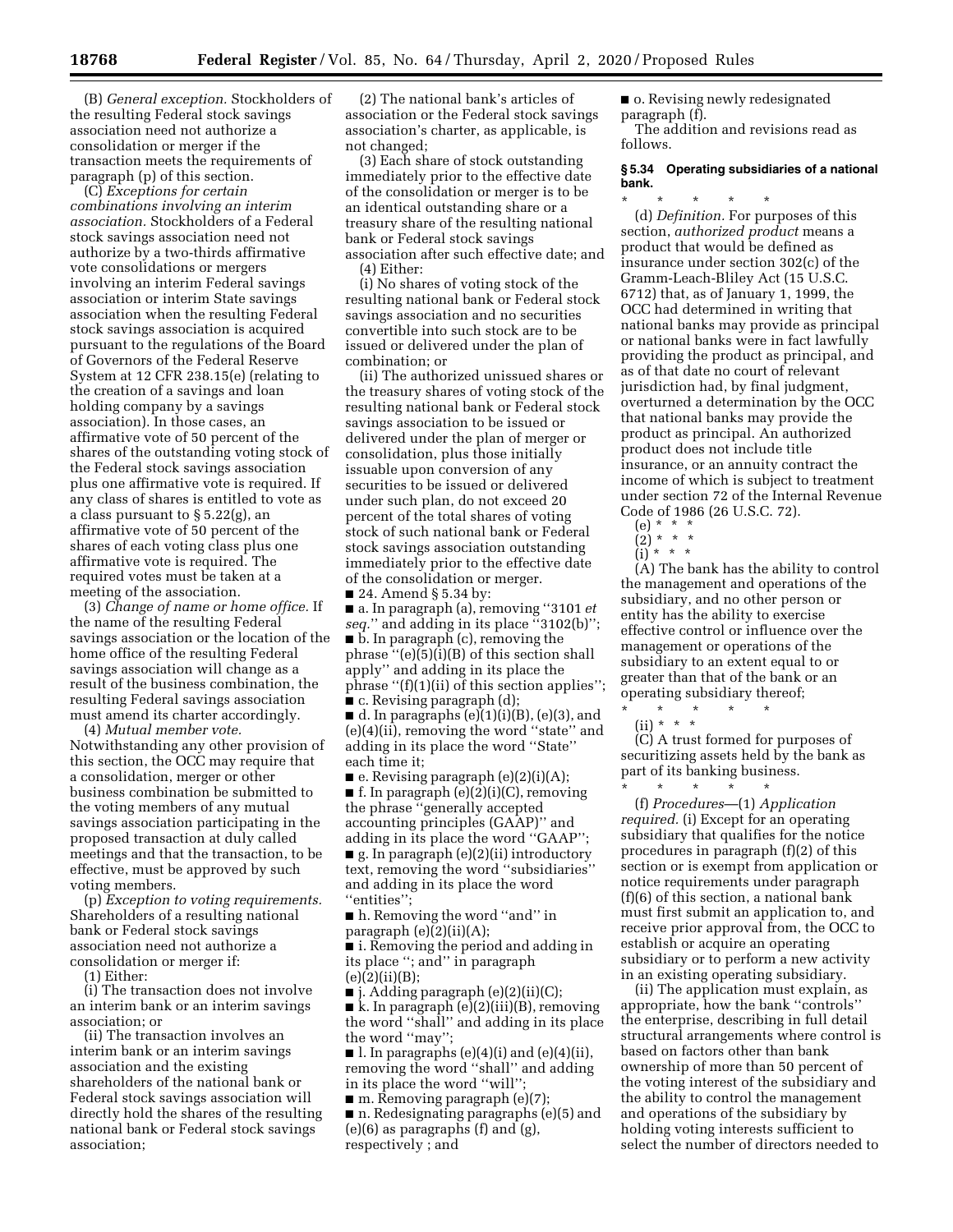(B) *General exception.* Stockholders of the resulting Federal stock savings association need not authorize a consolidation or merger if the transaction meets the requirements of paragraph (p) of this section.

(C) *Exceptions for certain combinations involving an interim association.* Stockholders of a Federal stock savings association need not authorize by a two-thirds affirmative vote consolidations or mergers involving an interim Federal savings association or interim State savings association when the resulting Federal stock savings association is acquired pursuant to the regulations of the Board of Governors of the Federal Reserve System at 12 CFR 238.15(e) (relating to the creation of a savings and loan holding company by a savings association). In those cases, an affirmative vote of 50 percent of the shares of the outstanding voting stock of the Federal stock savings association plus one affirmative vote is required. If any class of shares is entitled to vote as a class pursuant to § 5.22(g), an affirmative vote of 50 percent of the shares of each voting class plus one affirmative vote is required. The required votes must be taken at a meeting of the association.

(3) *Change of name or home office.* If the name of the resulting Federal savings association or the location of the home office of the resulting Federal savings association will change as a result of the business combination, the resulting Federal savings association must amend its charter accordingly.

(4) *Mutual member vote.* Notwithstanding any other provision of this section, the OCC may require that a consolidation, merger or other business combination be submitted to the voting members of any mutual savings association participating in the proposed transaction at duly called meetings and that the transaction, to be effective, must be approved by such voting members.

(p) *Exception to voting requirements.* Shareholders of a resulting national bank or Federal stock savings association need not authorize a consolidation or merger if:

(1) Either:

(i) The transaction does not involve an interim bank or an interim savings association; or

(ii) The transaction involves an interim bank or an interim savings association and the existing shareholders of the national bank or Federal stock savings association will directly hold the shares of the resulting national bank or Federal stock savings association;

(2) The national bank's articles of association or the Federal stock savings association's charter, as applicable, is not changed;

(3) Each share of stock outstanding immediately prior to the effective date of the consolidation or merger is to be an identical outstanding share or a treasury share of the resulting national bank or Federal stock savings association after such effective date; and

(4) Either:

(i) No shares of voting stock of the resulting national bank or Federal stock savings association and no securities convertible into such stock are to be issued or delivered under the plan of combination; or

(ii) The authorized unissued shares or the treasury shares of voting stock of the resulting national bank or Federal stock savings association to be issued or delivered under the plan of merger or consolidation, plus those initially issuable upon conversion of any securities to be issued or delivered under such plan, do not exceed 20 percent of the total shares of voting stock of such national bank or Federal stock savings association outstanding immediately prior to the effective date of the consolidation or merger.

■ 24. Amend § 5.34 by:

■ a. In paragraph (a), removing ''3101 *et seq.*'' and adding in its place ''3102(b)'';

■ b. In paragraph (c), removing the phrase ''(e)(5)(i)(B) of this section shall apply'' and adding in its place the phrase ''(f)(1)(ii) of this section applies'';

■ c. Revising paragraph (d);

■ d. In paragraphs (e)(1)(i)(B), (e)(3), and (e)(4)(ii), removing the word ''state'' and adding in its place the word ''State'' each time it;

■ e. Revising paragraph (e)(2)(i)(A);

■ f. In paragraph (e)(2)(i)(C), removing the phrase ''generally accepted accounting principles (GAAP)'' and adding in its place the word ''GAAP'';

■ g. In paragraph (e)(2)(ii) introductory text, removing the word ''subsidiaries'' and adding in its place the word ''entities'';

■ h. Removing the word ''and'' in paragraph (e)(2)(ii)(A);

■ i. Removing the period and adding in its place ''; and'' in paragraph (e)(2)(ii)(B);

■ j. Adding paragraph (e)(2)(ii)(C);

■ k. In paragraph (e)(2)(iii)(B), removing the word ''shall'' and adding in its place the word ''may'';

■ l. In paragraphs (e)(4)(i) and (e)(4)(ii), removing the word ''shall'' and adding in its place the word ''will'';

■ m. Removing paragraph (e)(7);

■ n. Redesignating paragraphs (e)(5) and (e)(6) as paragraphs (f) and (g), respectively ; and

■ o. Revising newly redesignated paragraph (f).

The addition and revisions read as follows.

**§ 5.34 Operating subsidiaries of a national bank.**

\* \* \* \* \*

(d) *Definition.* For purposes of this section, *authorized product* means a product that would be defined as insurance under section 302(c) of the Gramm-Leach-Bliley Act (15 U.S.C. 6712) that, as of January 1, 1999, the OCC had determined in writing that national banks may provide as principal or national banks were in fact lawfully providing the product as principal, and as of that date no court of relevant jurisdiction had, by final judgment, overturned a determination by the OCC that national banks may provide the product as principal. An authorized product does not include title insurance, or an annuity contract the income of which is subject to treatment under section 72 of the Internal Revenue Code of 1986 (26 U.S.C. 72).

(e) \* \* \*

(2) \* \* \*

(i) \* \* \*

(A) The bank has the ability to control the management and operations of the subsidiary, and no other person or entity has the ability to exercise effective control or influence over the management or operations of the subsidiary to an extent equal to or greater than that of the bank or an operating subsidiary thereof;

\* \* \* \* \*

(ii) \* \* \*

(C) A trust formed for purposes of securitizing assets held by the bank as part of its banking business.

\* \* \* \* \*

(f) *Procedures*—(1) *Application required.* (i) Except for an operating subsidiary that qualifies for the notice procedures in paragraph (f)(2) of this section or is exempt from application or notice requirements under paragraph (f)(6) of this section, a national bank must first submit an application to, and receive prior approval from, the OCC to establish or acquire an operating subsidiary or to perform a new activity in an existing operating subsidiary.

(ii) The application must explain, as appropriate, how the bank ''controls'' the enterprise, describing in full detail structural arrangements where control is based on factors other than bank ownership of more than 50 percent of the voting interest of the subsidiary and the ability to control the management and operations of the subsidiary by holding voting interests sufficient to select the number of directors needed to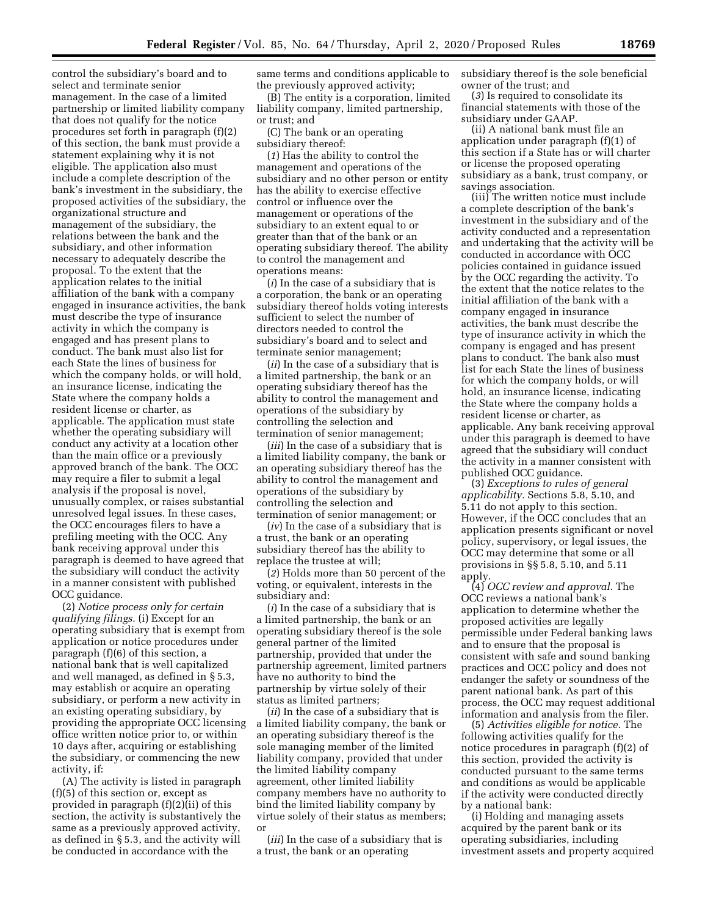control the subsidiary's board and to select and terminate senior management. In the case of a limited partnership or limited liability company that does not qualify for the notice procedures set forth in paragraph (f)(2) of this section, the bank must provide a statement explaining why it is not eligible. The application also must include a complete description of the bank's investment in the subsidiary, the proposed activities of the subsidiary, the organizational structure and management of the subsidiary, the relations between the bank and the subsidiary, and other information necessary to adequately describe the proposal. To the extent that the application relates to the initial affiliation of the bank with a company engaged in insurance activities, the bank must describe the type of insurance activity in which the company is engaged and has present plans to conduct. The bank must also list for each State the lines of business for which the company holds, or will hold, an insurance license, indicating the State where the company holds a resident license or charter, as applicable. The application must state whether the operating subsidiary will conduct any activity at a location other than the main office or a previously approved branch of the bank. The OCC may require a filer to submit a legal analysis if the proposal is novel, unusually complex, or raises substantial unresolved legal issues. In these cases, the OCC encourages filers to have a prefiling meeting with the OCC. Any bank receiving approval under this paragraph is deemed to have agreed that the subsidiary will conduct the activity in a manner consistent with published OCC guidance.

(2) *Notice process only for certain qualifying filings.* (i) Except for an operating subsidiary that is exempt from application or notice procedures under paragraph (f)(6) of this section, a national bank that is well capitalized and well managed, as defined in § 5.3, may establish or acquire an operating subsidiary, or perform a new activity in an existing operating subsidiary, by providing the appropriate OCC licensing office written notice prior to, or within 10 days after, acquiring or establishing the subsidiary, or commencing the new activity, if:

(A) The activity is listed in paragraph (f)(5) of this section or, except as provided in paragraph (f)(2)(ii) of this section, the activity is substantively the same as a previously approved activity, as defined in § 5.3, and the activity will be conducted in accordance with the same terms and conditions applicable to the previously approved activity;

(B) The entity is a corporation, limited liability company, limited partnership, or trust; and

(C) The bank or an operating subsidiary thereof:

(*1*) Has the ability to control the management and operations of the subsidiary and no other person or entity has the ability to exercise effective control or influence over the management or operations of the subsidiary to an extent equal to or greater than that of the bank or an operating subsidiary thereof. The ability to control the management and operations means:

(*i*) In the case of a subsidiary that is a corporation, the bank or an operating subsidiary thereof holds voting interests sufficient to select the number of directors needed to control the subsidiary's board and to select and terminate senior management;

(*ii*) In the case of a subsidiary that is a limited partnership, the bank or an operating subsidiary thereof has the ability to control the management and operations of the subsidiary by controlling the selection and termination of senior management;

(*iii*) In the case of a subsidiary that is a limited liability company, the bank or an operating subsidiary thereof has the ability to control the management and operations of the subsidiary by controlling the selection and termination of senior management; or

(*iv*) In the case of a subsidiary that is a trust, the bank or an operating subsidiary thereof has the ability to replace the trustee at will;

(*2*) Holds more than 50 percent of the voting, or equivalent, interests in the subsidiary and:

(*i*) In the case of a subsidiary that is a limited partnership, the bank or an operating subsidiary thereof is the sole general partner of the limited partnership, provided that under the partnership agreement, limited partners have no authority to bind the partnership by virtue solely of their status as limited partners;

(*ii*) In the case of a subsidiary that is a limited liability company, the bank or an operating subsidiary thereof is the sole managing member of the limited liability company, provided that under the limited liability company agreement, other limited liability company members have no authority to bind the limited liability company by virtue solely of their status as members; or

(*iii*) In the case of a subsidiary that is a trust, the bank or an operating subsidiary thereof is the sole beneficial owner of the trust; and

(*3*) Is required to consolidate its financial statements with those of the subsidiary under GAAP.

(ii) A national bank must file an application under paragraph (f)(1) of this section if a State has or will charter or license the proposed operating subsidiary as a bank, trust company, or savings association.

(iii) The written notice must include a complete description of the bank's investment in the subsidiary and of the activity conducted and a representation and undertaking that the activity will be conducted in accordance with OCC policies contained in guidance issued by the OCC regarding the activity. To the extent that the notice relates to the initial affiliation of the bank with a company engaged in insurance activities, the bank must describe the type of insurance activity in which the company is engaged and has present plans to conduct. The bank also must list for each State the lines of business for which the company holds, or will hold, an insurance license, indicating the State where the company holds a resident license or charter, as applicable. Any bank receiving approval under this paragraph is deemed to have agreed that the subsidiary will conduct the activity in a manner consistent with published OCC guidance.

(3) *Exceptions to rules of general applicability.* Sections 5.8, 5.10, and 5.11 do not apply to this section. However, if the OCC concludes that an application presents significant or novel policy, supervisory, or legal issues, the OCC may determine that some or all provisions in §§ 5.8, 5.10, and 5.11 apply.

(4) *OCC review and approval.* The OCC reviews a national bank's application to determine whether the proposed activities are legally permissible under Federal banking laws and to ensure that the proposal is consistent with safe and sound banking practices and OCC policy and does not endanger the safety or soundness of the parent national bank. As part of this process, the OCC may request additional information and analysis from the filer.

(5) *Activities eligible for notice.* The following activities qualify for the notice procedures in paragraph (f)(2) of this section, provided the activity is conducted pursuant to the same terms and conditions as would be applicable if the activity were conducted directly by a national bank:

(i) Holding and managing assets acquired by the parent bank or its operating subsidiaries, including investment assets and property acquired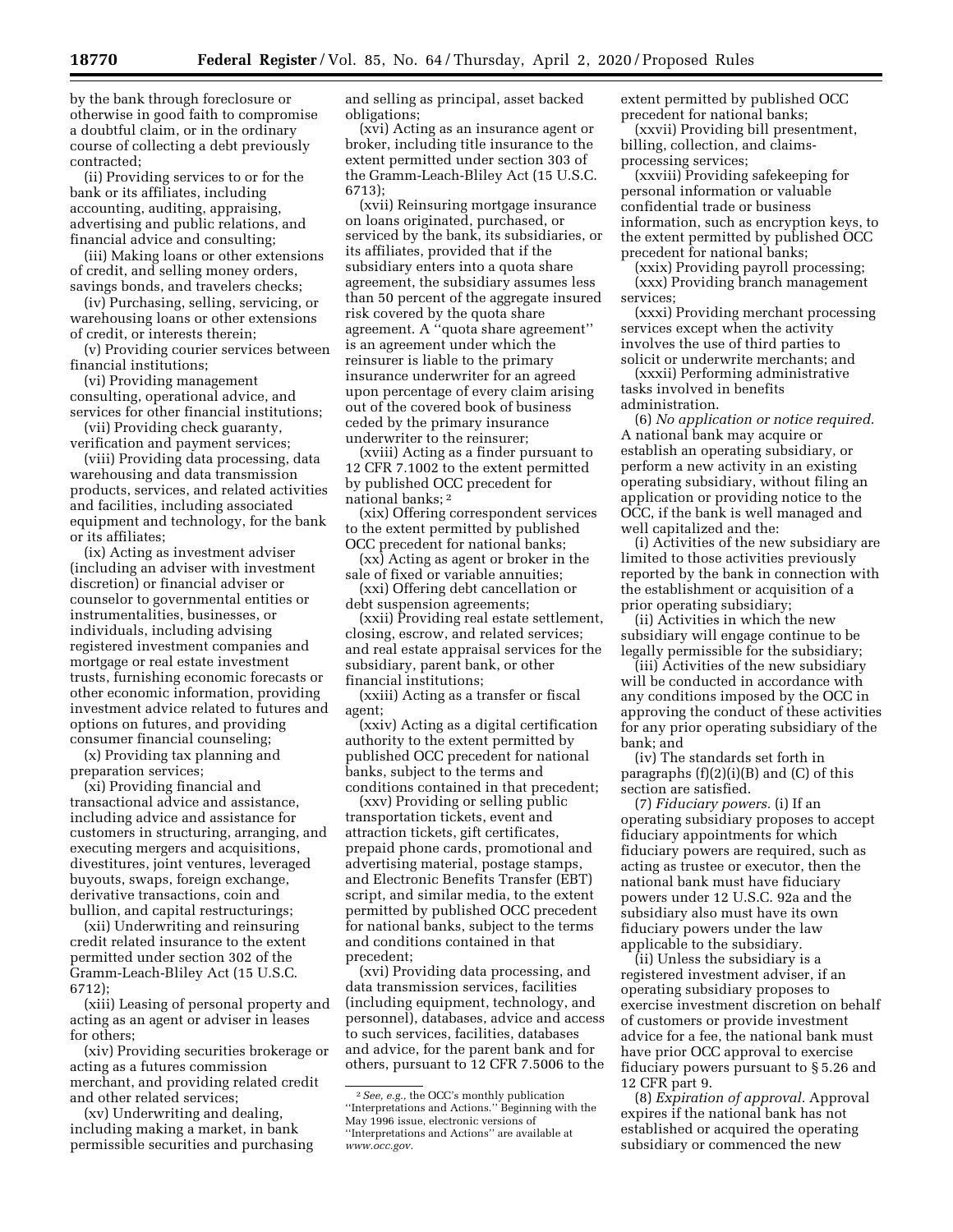by the bank through foreclosure or otherwise in good faith to compromise a doubtful claim, or in the ordinary course of collecting a debt previously contracted;

(ii) Providing services to or for the bank or its affiliates, including accounting, auditing, appraising, advertising and public relations, and financial advice and consulting;

(iii) Making loans or other extensions of credit, and selling money orders, savings bonds, and travelers checks;

(iv) Purchasing, selling, servicing, or warehousing loans or other extensions of credit, or interests therein;

(v) Providing courier services between financial institutions;

(vi) Providing management consulting, operational advice, and services for other financial institutions;

(vii) Providing check guaranty, verification and payment services;

(viii) Providing data processing, data warehousing and data transmission products, services, and related activities and facilities, including associated equipment and technology, for the bank or its affiliates;

(ix) Acting as investment adviser (including an adviser with investment discretion) or financial adviser or counselor to governmental entities or instrumentalities, businesses, or individuals, including advising registered investment companies and mortgage or real estate investment trusts, furnishing economic forecasts or other economic information, providing investment advice related to futures and options on futures, and providing consumer financial counseling;

(x) Providing tax planning and preparation services;

(xi) Providing financial and transactional advice and assistance, including advice and assistance for customers in structuring, arranging, and executing mergers and acquisitions, divestitures, joint ventures, leveraged buyouts, swaps, foreign exchange, derivative transactions, coin and bullion, and capital restructurings;

(xii) Underwriting and reinsuring credit related insurance to the extent permitted under section 302 of the Gramm-Leach-Bliley Act (15 U.S.C. 6712);

(xiii) Leasing of personal property and acting as an agent or adviser in leases for others;

(xiv) Providing securities brokerage or acting as a futures commission merchant, and providing related credit and other related services;

(xv) Underwriting and dealing, including making a market, in bank permissible securities and purchasing and selling as principal, asset backed obligations;

(xvi) Acting as an insurance agent or broker, including title insurance to the extent permitted under section 303 of the Gramm-Leach-Bliley Act (15 U.S.C. 6713);

(xvii) Reinsuring mortgage insurance on loans originated, purchased, or serviced by the bank, its subsidiaries, or its affiliates, provided that if the subsidiary enters into a quota share agreement, the subsidiary assumes less than 50 percent of the aggregate insured risk covered by the quota share agreement. A "quota share agreement" is an agreement under which the reinsurer is liable to the primary insurance underwriter for an agreed upon percentage of every claim arising out of the covered book of business ceded by the primary insurance underwriter to the reinsurer;

(xviii) Acting as a finder pursuant to 12 CFR 7.1002 to the extent permitted by published OCC precedent for national banks; [2]

(xix) Offering correspondent services to the extent permitted by published OCC precedent for national banks;

(xx) Acting as agent or broker in the sale of fixed or variable annuities;

(xxi) Offering debt cancellation or debt suspension agreements;

(xxii) Providing real estate settlement, closing, escrow, and related services; and real estate appraisal services for the subsidiary, parent bank, or other financial institutions;

(xxiii) Acting as a transfer or fiscal agent;

(xxiv) Acting as a digital certification authority to the extent permitted by published OCC precedent for national banks, subject to the terms and conditions contained in that precedent;

(xxv) Providing or selling public transportation tickets, event and attraction tickets, gift certificates, prepaid phone cards, promotional and advertising material, postage stamps, and Electronic Benefits Transfer (EBT) script, and similar media, to the extent permitted by published OCC precedent for national banks, subject to the terms and conditions contained in that precedent;

(xvi) Providing data processing, and data transmission services, facilities (including equipment, technology, and personnel), databases, advice and access to such services, facilities, databases and advice, for the parent bank and for others, pursuant to 12 CFR 7.5006 to the extent permitted by published OCC precedent for national banks;

(xxvii) Providing bill presentment, billing, collection, and claims-processing services;

(xxviii) Providing safekeeping for personal information or valuable confidential trade or business information, such as encryption keys, to the extent permitted by published OCC precedent for national banks;

(xxix) Providing payroll processing;

(xxx) Providing branch management services;

(xxxi) Providing merchant processing services except when the activity involves the use of third parties to solicit or underwrite merchants; and

(xxxii) Performing administrative tasks involved in benefits administration.

(6) *No application or notice required.* A national bank may acquire or establish an operating subsidiary, or perform a new activity in an existing operating subsidiary, without filing an application or providing notice to the OCC, if the bank is well managed and well capitalized and the:

(i) Activities of the new subsidiary are limited to those activities previously reported by the bank in connection with the establishment or acquisition of a prior operating subsidiary;

(ii) Activities in which the new subsidiary will engage continue to be legally permissible for the subsidiary;

(iii) Activities of the new subsidiary will be conducted in accordance with any conditions imposed by the OCC in approving the conduct of these activities for any prior operating subsidiary of the bank; and

(iv) The standards set forth in paragraphs (f)(2)(i)(B) and (C) of this section are satisfied.

(7) *Fiduciary powers.* (i) If an operating subsidiary proposes to accept fiduciary appointments for which fiduciary powers are required, such as acting as trustee or executor, then the national bank must have fiduciary powers under 12 U.S.C. 92a and the subsidiary also must have its own fiduciary powers under the law applicable to the subsidiary.

(ii) Unless the subsidiary is a registered investment adviser, if an operating subsidiary proposes to exercise investment discretion on behalf of customers or provide investment advice for a fee, the national bank must have prior OCC approval to exercise fiduciary powers pursuant to § 5.26 and 12 CFR part 9.

(8) *Expiration of approval.* Approval expires if the national bank has not established or acquired the operating subsidiary or commenced the new

---

[2] *See, e.g.,* the OCC's monthly publication "Interpretations and Actions." Beginning with the May 1996 issue, electronic versions of "Interpretations and Actions" are available at *www.occ.gov.*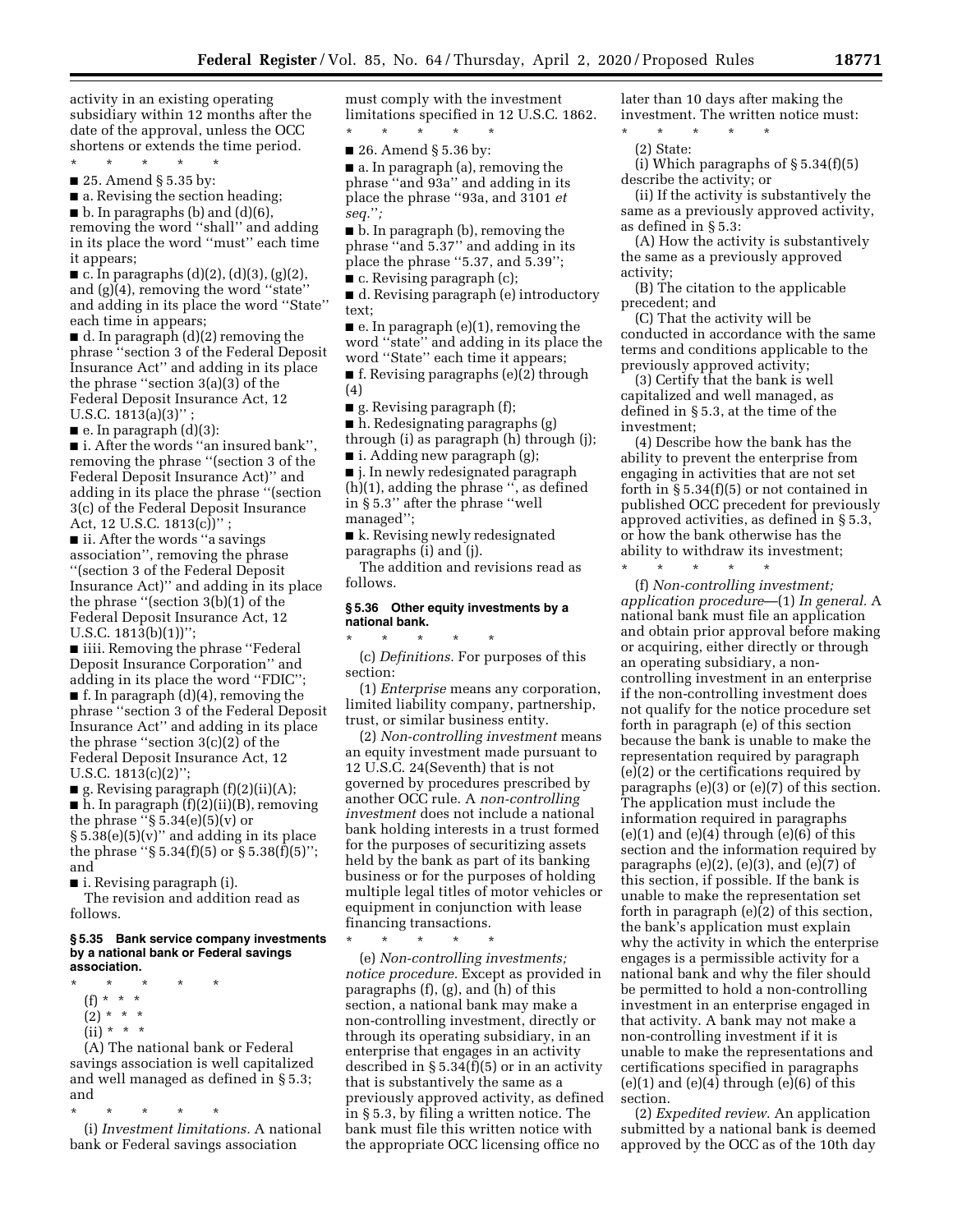activity in an existing operating subsidiary within 12 months after the date of the approval, unless the OCC shortens or extends the time period.

\* \* \* \* \*

■ 25. Amend § 5.35 by:

■ a. Revising the section heading;

■ b. In paragraphs (b) and (d)(6), removing the word ''shall'' and adding in its place the word ''must'' each time it appears;

■ c. In paragraphs (d)(2), (d)(3), (g)(2), and (g)(4), removing the word ''state'' and adding in its place the word ''State'' each time in appears;

■ d. In paragraph (d)(2) removing the phrase ''section 3 of the Federal Deposit Insurance Act'' and adding in its place the phrase ''section 3(a)(3) of the Federal Deposit Insurance Act, 12 U.S.C. 1813(a)(3)'' ;

■ e. In paragraph (d)(3):

■ i. After the words ''an insured bank'', removing the phrase ''(section 3 of the Federal Deposit Insurance Act)'' and adding in its place the phrase ''(section 3(c) of the Federal Deposit Insurance Act, 12 U.S.C. 1813(c))'' ;

■ ii. After the words ''a savings association'', removing the phrase ''(section 3 of the Federal Deposit Insurance Act)'' and adding in its place the phrase ''(section 3(b)(1) of the Federal Deposit Insurance Act, 12 U.S.C. 1813(b)(1))'';

■ iiii. Removing the phrase ''Federal Deposit Insurance Corporation'' and adding in its place the word ''FDIC'';

■ f. In paragraph (d)(4), removing the phrase ''section 3 of the Federal Deposit Insurance Act'' and adding in its place the phrase ''section 3(c)(2) of the Federal Deposit Insurance Act, 12 U.S.C. 1813(c)(2)'';

■ g. Revising paragraph (f)(2)(ii)(A);

■ h. In paragraph (f)(2)(ii)(B), removing the phrase ''§ 5.34(e)(5)(v) or § 5.38(e)(5)(v)'' and adding in its place the phrase ''§ 5.34(f)(5) or § 5.38(f)(5)''; and

■ i. Revising paragraph (i).

The revision and addition read as follows.

### § 5.35 Bank service company investments by a national bank or Federal savings association.

\* \* \* \* \*

(f) \* \* \*

(2) \* \* \*

(ii) \* \* \*

(A) The national bank or Federal savings association is well capitalized and well managed as defined in § 5.3; and

\* \* \* \* \*

(i) *Investment limitations.* A national bank or Federal savings association must comply with the investment limitations specified in 12 U.S.C. 1862.

\* \* \* \* \*

■ 26. Amend § 5.36 by:

■ a. In paragraph (a), removing the phrase ''and 93a'' and adding in its place the phrase ''93a, and 3101 *et seq.*'';

■ b. In paragraph (b), removing the phrase ''and 5.37'' and adding in its place the phrase ''5.37, and 5.39'';

■ c. Revising paragraph (c);

■ d. Revising paragraph (e) introductory text;

■ e. In paragraph (e)(1), removing the word ''state'' and adding in its place the word ''State'' each time it appears;

■ f. Revising paragraphs (e)(2) through (4)

■ g. Revising paragraph (f);

■ h. Redesignating paragraphs (g) through (i) as paragraph (h) through (j);

■ i. Adding new paragraph (g);

■ j. In newly redesignated paragraph (h)(1), adding the phrase '', as defined in § 5.3'' after the phrase ''well managed'';

■ k. Revising newly redesignated paragraphs (i) and (j).

The addition and revisions read as follows.

### § 5.36 Other equity investments by a national bank.

\* \* \* \* \*

(c) *Definitions.* For purposes of this section:

(1) *Enterprise* means any corporation, limited liability company, partnership, trust, or similar business entity.

(2) *Non-controlling investment* means an equity investment made pursuant to 12 U.S.C. 24(Seventh) that is not governed by procedures prescribed by another OCC rule. A *non-controlling investment* does not include a national bank holding interests in a trust formed for the purposes of securitizing assets held by the bank as part of its banking business or for the purposes of holding multiple legal titles of motor vehicles or equipment in conjunction with lease financing transactions.

\* \* \* \* \*

(e) *Non-controlling investments; notice procedure.* Except as provided in paragraphs (f), (g), and (h) of this section, a national bank may make a non-controlling investment, directly or through its operating subsidiary, in an enterprise that engages in an activity described in § 5.34(f)(5) or in an activity that is substantively the same as a previously approved activity, as defined in § 5.3, by filing a written notice. The bank must file this written notice with the appropriate OCC licensing office no later than 10 days after making the investment. The written notice must:

\* \* \* \* \*

(2) State:

(i) Which paragraphs of § 5.34(f)(5) describe the activity; or

(ii) If the activity is substantively the same as a previously approved activity, as defined in § 5.3:

(A) How the activity is substantively the same as a previously approved activity;

(B) The citation to the applicable precedent; and

(C) That the activity will be conducted in accordance with the same terms and conditions applicable to the previously approved activity;

(3) Certify that the bank is well capitalized and well managed, as defined in § 5.3, at the time of the investment;

(4) Describe how the bank has the ability to prevent the enterprise from engaging in activities that are not set forth in § 5.34(f)(5) or not contained in published OCC precedent for previously approved activities, as defined in § 5.3, or how the bank otherwise has the ability to withdraw its investment;

\* \* \* \* \*

(f) *Non-controlling investment; application procedure*—(1) *In general.* A national bank must file an application and obtain prior approval before making or acquiring, either directly or through an operating subsidiary, a non-controlling investment in an enterprise if the non-controlling investment does not qualify for the notice procedure set forth in paragraph (e) of this section because the bank is unable to make the representation required by paragraph (e)(2) or the certifications required by paragraphs (e)(3) or (e)(7) of this section. The application must include the information required in paragraphs (e)(1) and (e)(4) through (e)(6) of this section and the information required by paragraphs (e)(2), (e)(3), and (e)(7) of this section, if possible. If the bank is unable to make the representation set forth in paragraph (e)(2) of this section, the bank's application must explain why the activity in which the enterprise engages is a permissible activity for a national bank and why the filer should be permitted to hold a non-controlling investment in an enterprise engaged in that activity. A bank may not make a non-controlling investment if it is unable to make the representations and certifications specified in paragraphs (e)(1) and (e)(4) through (e)(6) of this section.

(2) *Expedited review.* An application submitted by a national bank is deemed approved by the OCC as of the 10th day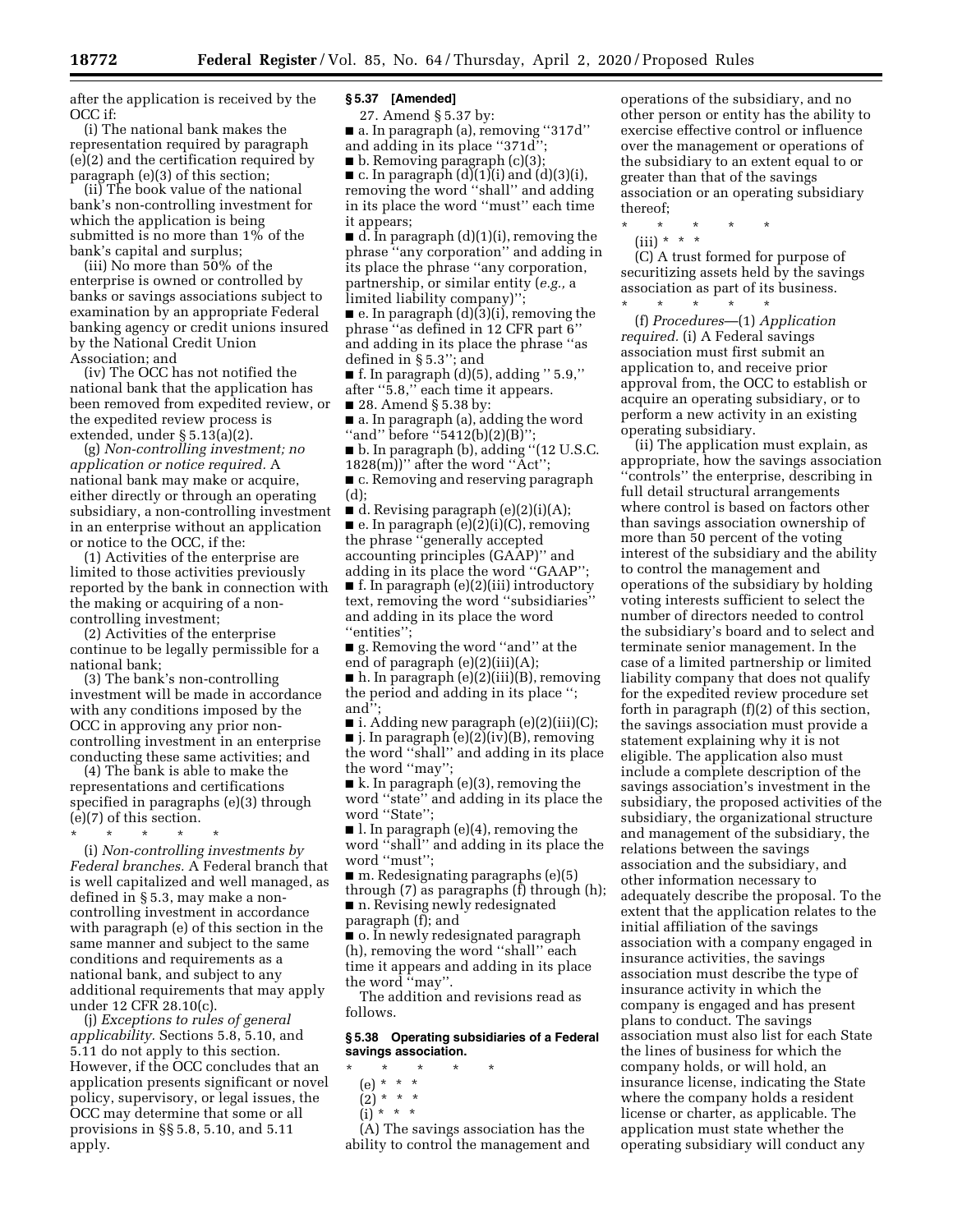after the application is received by the OCC if:

(i) The national bank makes the representation required by paragraph (e)(2) and the certification required by paragraph (e)(3) of this section;

(ii) The book value of the national bank's non-controlling investment for which the application is being submitted is no more than 1% of the bank's capital and surplus;

(iii) No more than 50% of the enterprise is owned or controlled by banks or savings associations subject to examination by an appropriate Federal banking agency or credit unions insured by the National Credit Union Association; and

(iv) The OCC has not notified the national bank that the application has been removed from expedited review, or the expedited review process is extended, under § 5.13(a)(2).

(g) *Non-controlling investment; no application or notice required.* A national bank may make or acquire, either directly or through an operating subsidiary, a non-controlling investment in an enterprise without an application or notice to the OCC, if the:

(1) Activities of the enterprise are limited to those activities previously reported by the bank in connection with the making or acquiring of a non-controlling investment;

(2) Activities of the enterprise continue to be legally permissible for a national bank;

(3) The bank's non-controlling investment will be made in accordance with any conditions imposed by the OCC in approving any prior non-controlling investment in an enterprise conducting these same activities; and

(4) The bank is able to make the representations and certifications specified in paragraphs (e)(3) through (e)(7) of this section.

\* \* \* \* \*

(i) *Non-controlling investments by Federal branches.* A Federal branch that is well capitalized and well managed, as defined in § 5.3, may make a non-controlling investment in accordance with paragraph (e) of this section in the same manner and subject to the same conditions and requirements as a national bank, and subject to any additional requirements that may apply under 12 CFR 28.10(c).

(j) *Exceptions to rules of general applicability.* Sections 5.8, 5.10, and 5.11 do not apply to this section. However, if the OCC concludes that an application presents significant or novel policy, supervisory, or legal issues, the OCC may determine that some or all provisions in §§ 5.8, 5.10, and 5.11 apply.

**§ 5.37 [Amended]**

27. Amend § 5.37 by:

■ a. In paragraph (a), removing "317d" and adding in its place "371d";

■ b. Removing paragraph (c)(3);

■ c. In paragraph (d)(1)(i) and (d)(3)(i), removing the word "shall" and adding in its place the word "must" each time it appears;

■ d. In paragraph (d)(1)(i), removing the phrase "any corporation" and adding in its place the phrase "any corporation, partnership, or similar entity (*e.g.,* a limited liability company)";

■ e. In paragraph (d)(3)(i), removing the phrase "as defined in 12 CFR part 6" and adding in its place the phrase "as defined in § 5.3"; and

■ f. In paragraph (d)(5), adding " 5.9," after "5.8," each time it appears.

■ 28. Amend § 5.38 by:

■ a. In paragraph (a), adding the word "and" before "5412(b)(2)(B)";

■ b. In paragraph (b), adding "(12 U.S.C. 1828(m))" after the word "Act";

■ c. Removing and reserving paragraph (d);

■ d. Revising paragraph (e)(2)(i)(A);

■ e. In paragraph (e)(2)(i)(C), removing the phrase "generally accepted accounting principles (GAAP)" and adding in its place the word "GAAP";

■ f. In paragraph (e)(2)(iii) introductory text, removing the word "subsidiaries" and adding in its place the word "entities";

■ g. Removing the word "and" at the end of paragraph (e)(2)(iii)(A);

■ h. In paragraph (e)(2)(iii)(B), removing the period and adding in its place "; and";

■ i. Adding new paragraph (e)(2)(iii)(C);

■ j. In paragraph (e)(2)(iv)(B), removing the word "shall" and adding in its place the word "may";

■ k. In paragraph (e)(3), removing the word "state" and adding in its place the word "State";

■ l. In paragraph (e)(4), removing the word "shall" and adding in its place the word "must";

■ m. Redesignating paragraphs (e)(5) through (7) as paragraphs (f) through (h);

■ n. Revising newly redesignated paragraph (f); and

■ o. In newly redesignated paragraph (h), removing the word "shall" each time it appears and adding in its place the word "may".

The addition and revisions read as follows.

**§ 5.38 Operating subsidiaries of a Federal savings association.**

\* \* \* \* \*

(e) \* \* \*

(2) \* \* \*

(i) \* \* \*

(A) The savings association has the ability to control the management and operations of the subsidiary, and no other person or entity has the ability to exercise effective control or influence over the management or operations of the subsidiary to an extent equal to or greater than that of the savings association or an operating subsidiary thereof;

\* \* \* \* \*

(iii) \* \* \*

(C) A trust formed for purpose of securitizing assets held by the savings association as part of its business.

\* \* \* \* \*

(f) *Procedures*—(1) *Application required.* (i) A Federal savings association must first submit an application to, and receive prior approval from, the OCC to establish or acquire an operating subsidiary, or to perform a new activity in an existing operating subsidiary.

(ii) The application must explain, as appropriate, how the savings association "controls" the enterprise, describing in full detail structural arrangements where control is based on factors other than savings association ownership of more than 50 percent of the voting interest of the subsidiary and the ability to control the management and operations of the subsidiary by holding voting interests sufficient to select the number of directors needed to control the subsidiary's board and to select and terminate senior management. In the case of a limited partnership or limited liability company that does not qualify for the expedited review procedure set forth in paragraph (f)(2) of this section, the savings association must provide a statement explaining why it is not eligible. The application also must include a complete description of the savings association's investment in the subsidiary, the proposed activities of the subsidiary, the organizational structure and management of the subsidiary, the relations between the savings association and the subsidiary, and other information necessary to adequately describe the proposal. To the extent that the application relates to the initial affiliation of the savings association with a company engaged in insurance activities, the savings association must describe the type of insurance activity in which the company is engaged and has present plans to conduct. The savings association must also list for each State the lines of business for which the company holds, or will hold, an insurance license, indicating the State where the company holds a resident license or charter, as applicable. The application must state whether the operating subsidiary will conduct any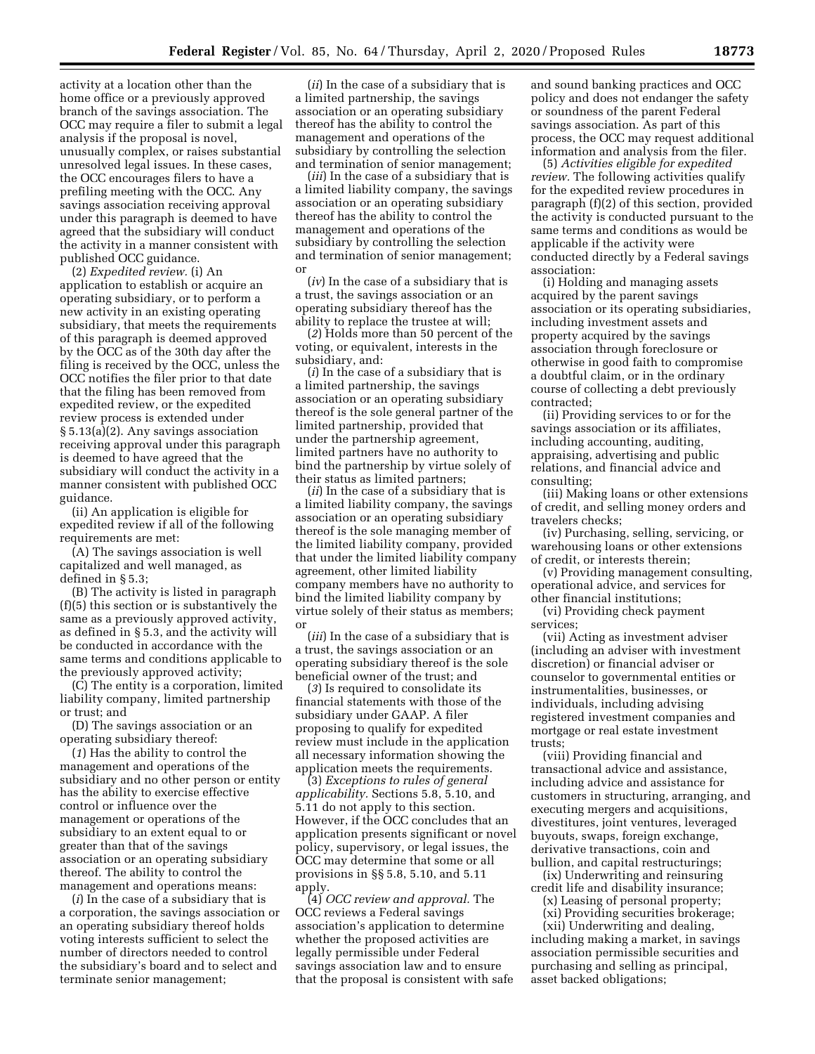activity at a location other than the home office or a previously approved branch of the savings association. The OCC may require a filer to submit a legal analysis if the proposal is novel, unusually complex, or raises substantial unresolved legal issues. In these cases, the OCC encourages filers to have a prefiling meeting with the OCC. Any savings association receiving approval under this paragraph is deemed to have agreed that the subsidiary will conduct the activity in a manner consistent with published OCC guidance.

(2) *Expedited review.* (i) An application to establish or acquire an operating subsidiary, or to perform a new activity in an existing operating subsidiary, that meets the requirements of this paragraph is deemed approved by the OCC as of the 30th day after the filing is received by the OCC, unless the OCC notifies the filer prior to that date that the filing has been removed from expedited review, or the expedited review process is extended under § 5.13(a)(2). Any savings association receiving approval under this paragraph is deemed to have agreed that the subsidiary will conduct the activity in a manner consistent with published OCC guidance.

(ii) An application is eligible for expedited review if all of the following requirements are met:

(A) The savings association is well capitalized and well managed, as defined in § 5.3;

(B) The activity is listed in paragraph (f)(5) this section or is substantively the same as a previously approved activity, as defined in § 5.3, and the activity will be conducted in accordance with the same terms and conditions applicable to the previously approved activity;

(C) The entity is a corporation, limited liability company, limited partnership or trust; and

(D) The savings association or an operating subsidiary thereof:

(*1*) Has the ability to control the management and operations of the subsidiary and no other person or entity has the ability to exercise effective control or influence over the management or operations of the subsidiary to an extent equal to or greater than that of the savings association or an operating subsidiary thereof. The ability to control the management and operations means:

(*i*) In the case of a subsidiary that is a corporation, the savings association or an operating subsidiary thereof holds voting interests sufficient to select the number of directors needed to control the subsidiary's board and to select and terminate senior management;

(*ii*) In the case of a subsidiary that is a limited partnership, the savings association or an operating subsidiary thereof has the ability to control the management and operations of the subsidiary by controlling the selection and termination of senior management;

(*iii*) In the case of a subsidiary that is a limited liability company, the savings association or an operating subsidiary thereof has the ability to control the management and operations of the subsidiary by controlling the selection and termination of senior management; or

(*iv*) In the case of a subsidiary that is a trust, the savings association or an operating subsidiary thereof has the ability to replace the trustee at will;

(*2*) Holds more than 50 percent of the voting, or equivalent, interests in the subsidiary, and:

(*i*) In the case of a subsidiary that is a limited partnership, the savings association or an operating subsidiary thereof is the sole general partner of the limited partnership, provided that under the partnership agreement, limited partners have no authority to bind the partnership by virtue solely of their status as limited partners;

(*ii*) In the case of a subsidiary that is a limited liability company, the savings association or an operating subsidiary thereof is the sole managing member of the limited liability company, provided that under the limited liability company agreement, other limited liability company members have no authority to bind the limited liability company by virtue solely of their status as members; or

(*iii*) In the case of a subsidiary that is a trust, the savings association or an operating subsidiary thereof is the sole beneficial owner of the trust; and

(*3*) Is required to consolidate its financial statements with those of the subsidiary under GAAP. A filer proposing to qualify for expedited review must include in the application all necessary information showing the application meets the requirements.

(3) *Exceptions to rules of general applicability.* Sections 5.8, 5.10, and 5.11 do not apply to this section. However, if the OCC concludes that an application presents significant or novel policy, supervisory, or legal issues, the OCC may determine that some or all provisions in §§ 5.8, 5.10, and 5.11 apply.

(4) *OCC review and approval.* The OCC reviews a Federal savings association's application to determine whether the proposed activities are legally permissible under Federal savings association law and to ensure that the proposal is consistent with safe and sound banking practices and OCC policy and does not endanger the safety or soundness of the parent Federal savings association. As part of this process, the OCC may request additional information and analysis from the filer.

(5) *Activities eligible for expedited review.* The following activities qualify for the expedited review procedures in paragraph (f)(2) of this section, provided the activity is conducted pursuant to the same terms and conditions as would be applicable if the activity were conducted directly by a Federal savings association:

(i) Holding and managing assets acquired by the parent savings association or its operating subsidiaries, including investment assets and property acquired by the savings association through foreclosure or otherwise in good faith to compromise a doubtful claim, or in the ordinary course of collecting a debt previously contracted;

(ii) Providing services to or for the savings association or its affiliates, including accounting, auditing, appraising, advertising and public relations, and financial advice and consulting;

(iii) Making loans or other extensions of credit, and selling money orders and travelers checks;

(iv) Purchasing, selling, servicing, or warehousing loans or other extensions of credit, or interests therein;

(v) Providing management consulting, operational advice, and services for other financial institutions;

(vi) Providing check payment services;

(vii) Acting as investment adviser (including an adviser with investment discretion) or financial adviser or counselor to governmental entities or instrumentalities, businesses, or individuals, including advising registered investment companies and mortgage or real estate investment trusts;

(viii) Providing financial and transactional advice and assistance, including advice and assistance for customers in structuring, arranging, and executing mergers and acquisitions, divestitures, joint ventures, leveraged buyouts, swaps, foreign exchange, derivative transactions, coin and bullion, and capital restructurings;

(ix) Underwriting and reinsuring credit life and disability insurance;

(x) Leasing of personal property;

(xi) Providing securities brokerage;

(xii) Underwriting and dealing, including making a market, in savings association permissible securities and purchasing and selling as principal, asset backed obligations;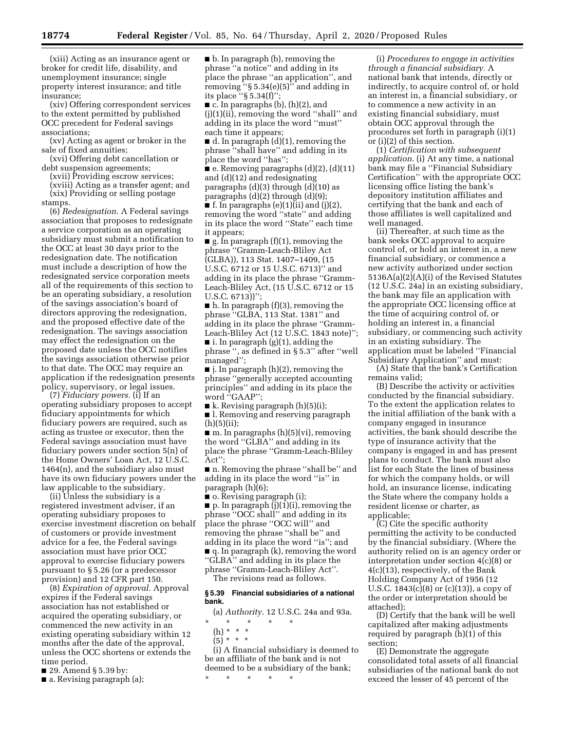(xiii) Acting as an insurance agent or broker for credit life, disability, and unemployment insurance; single property interest insurance; and title insurance;

(xiv) Offering correspondent services to the extent permitted by published OCC precedent for Federal savings associations;

(xv) Acting as agent or broker in the sale of fixed annuities;

(xvi) Offering debt cancellation or debt suspension agreements;

(xvii) Providing escrow services;

(xviii) Acting as a transfer agent; and

(xix) Providing or selling postage stamps.

(6) *Redesignation.* A Federal savings association that proposes to redesignate a service corporation as an operating subsidiary must submit a notification to the OCC at least 30 days prior to the redesignation date. The notification must include a description of how the redesignated service corporation meets all of the requirements of this section to be an operating subsidiary, a resolution of the savings association's board of directors approving the redesignation, and the proposed effective date of the redesignation. The savings association may effect the redesignation on the proposed date unless the OCC notifies the savings association otherwise prior to that date. The OCC may require an application if the redesignation presents policy, supervisory, or legal issues.

(7) *Fiduciary powers.* (i) If an operating subsidiary proposes to accept fiduciary appointments for which fiduciary powers are required, such as acting as trustee or executor, then the Federal savings association must have fiduciary powers under section 5(n) of the Home Owners' Loan Act, 12 U.S.C. 1464(n), and the subsidiary also must have its own fiduciary powers under the law applicable to the subsidiary.

(ii) Unless the subsidiary is a registered investment adviser, if an operating subsidiary proposes to exercise investment discretion on behalf of customers or provide investment advice for a fee, the Federal savings association must have prior OCC approval to exercise fiduciary powers pursuant to § 5.26 (or a predecessor provision) and 12 CFR part 150.

(8) *Expiration of approval.* Approval expires if the Federal savings association has not established or acquired the operating subsidiary, or commenced the new activity in an existing operating subsidiary within 12 months after the date of the approval, unless the OCC shortens or extends the time period.

■ 29. Amend § 5.39 by:

■ a. Revising paragraph (a);

■ b. In paragraph (b), removing the phrase "a notice" and adding in its place the phrase "an application", and removing "§ 5.34(e)(5)" and adding in its place "§ 5.34(f)";

■ c. In paragraphs (b), (h)(2), and (j)(1)(ii), removing the word "shall" and adding in its place the word "must" each time it appears;

■ d. In paragraph (d)(1), removing the phrase "shall have" and adding in its place the word "has";

■ e. Removing paragraphs (d)(2), (d)(11) and (d)(12) and redesignating paragraphs (d)(3) through (d)(10) as paragraphs (d)(2) through (d)(9);

■ f. In paragraphs (e)(1)(ii) and (j)(2), removing the word "state" and adding in its place the word "State" each time it appears;

■ g. In paragraph (f)(1), removing the phrase "Gramm-Leach-Bliley Act (GLBA)), 113 Stat. 1407–1409, (15 U.S.C. 6712 or 15 U.S.C. 6713)" and adding in its place the phrase "Gramm-Leach-Bliley Act, (15 U.S.C. 6712 or 15 U.S.C. 6713))";

■ h. In paragraph (f)(3), removing the phrase "GLBA, 113 Stat. 1381" and adding in its place the phrase "Gramm-Leach-Bliley Act (12 U.S.C. 1843 note)";

■ i. In paragraph (g)(1), adding the phrase ", as defined in § 5.3" after "well managed";

■ j. In paragraph (h)(2), removing the phrase "generally accepted accounting principles" and adding in its place the word "GAAP";

■ k. Revising paragraph (h)(5)(i);

■ l. Removing and reserving paragraph (h)(5)(ii);

■ m. In paragraphs (h)(5)(vi), removing the word "GLBA" and adding in its place the phrase "Gramm-Leach-Bliley Act";

■ n. Removing the phrase "shall be" and adding in its place the word "is" in paragraph (h)(6);

■ o. Revising paragraph (i);

■ p. In paragraph (j)(1)(i), removing the phrase "OCC shall" and adding in its place the phrase "OCC will" and removing the phrase "shall be" and adding in its place the word "is"; and

■ q. In paragraph (k), removing the word "GLBA" and adding in its place the phrase "Gramm-Leach-Bliley Act".

The revisions read as follows.

### § 5.39 Financial subsidiaries of a national bank.

(a) *Authority.* 12 U.S.C. 24a and 93a.

\* \* \* \* \*

(h) \* \* \*

(5) \* \* \*

(i) A financial subsidiary is deemed to be an affiliate of the bank and is not deemed to be a subsidiary of the bank;

\* \* \* \* \*

(i) *Procedures to engage in activities through a financial subsidiary.* A national bank that intends, directly or indirectly, to acquire control of, or hold an interest in, a financial subsidiary, or to commence a new activity in an existing financial subsidiary, must obtain OCC approval through the procedures set forth in paragraph (i)(1) or (i)(2) of this section.

(1) *Certification with subsequent application.* (i) At any time, a national bank may file a "Financial Subsidiary Certification" with the appropriate OCC licensing office listing the bank's depository institution affiliates and certifying that the bank and each of those affiliates is well capitalized and well managed.

(ii) Thereafter, at such time as the bank seeks OCC approval to acquire control of, or hold an interest in, a new financial subsidiary, or commence a new activity authorized under section 5136A(a)(2)(A)(i) of the Revised Statutes (12 U.S.C. 24a) in an existing subsidiary, the bank may file an application with the appropriate OCC licensing office at the time of acquiring control of, or holding an interest in, a financial subsidiary, or commencing such activity in an existing subsidiary. The application must be labeled "Financial Subsidiary Application" and must:

(A) State that the bank's Certification remains valid;

(B) Describe the activity or activities conducted by the financial subsidiary. To the extent the application relates to the initial affiliation of the bank with a company engaged in insurance activities, the bank should describe the type of insurance activity that the company is engaged in and has present plans to conduct. The bank must also list for each State the lines of business for which the company holds, or will hold, an insurance license, indicating the State where the company holds a resident license or charter, as applicable;

(C) Cite the specific authority permitting the activity to be conducted by the financial subsidiary. (Where the authority relied on is an agency order or interpretation under section 4(c)(8) or 4(c)(13), respectively, of the Bank Holding Company Act of 1956 (12 U.S.C. 1843(c)(8) or (c)(13)), a copy of the order or interpretation should be attached);

(D) Certify that the bank will be well capitalized after making adjustments required by paragraph (h)(1) of this section;

(E) Demonstrate the aggregate consolidated total assets of all financial subsidiaries of the national bank do not exceed the lesser of 45 percent of the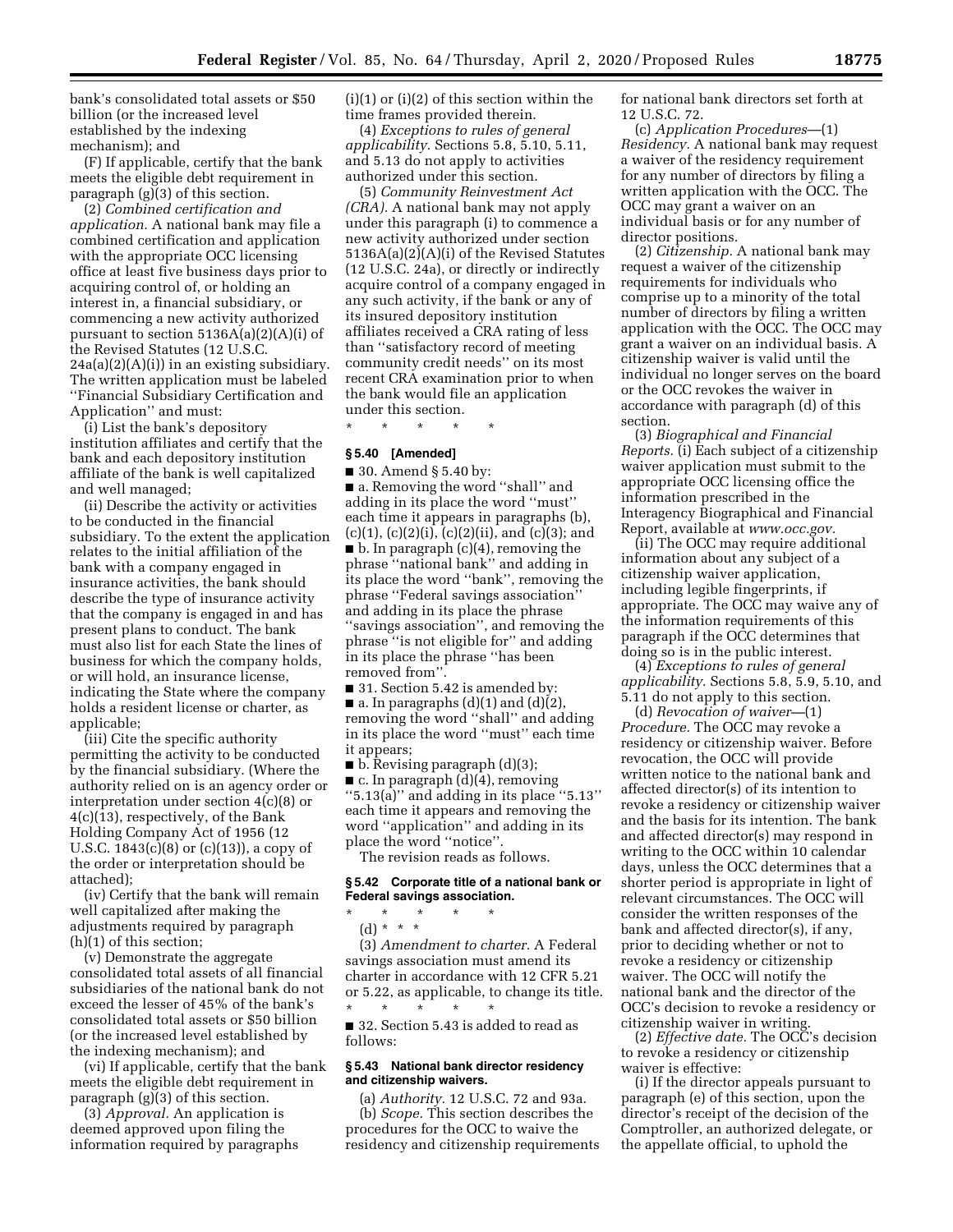bank's consolidated total assets or $50 billion (or the increased level established by the indexing mechanism); and

(F) If applicable, certify that the bank meets the eligible debt requirement in paragraph (g)(3) of this section.

(2) *Combined certification and application.* A national bank may file a combined certification and application with the appropriate OCC licensing office at least five business days prior to acquiring control of, or holding an interest in, a financial subsidiary, or commencing a new activity authorized pursuant to section 5136A(a)(2)(A)(i) of the Revised Statutes (12 U.S.C. 24a(a)(2)(A)(i)) in an existing subsidiary. The written application must be labeled ''Financial Subsidiary Certification and Application'' and must:

(i) List the bank's depository institution affiliates and certify that the bank and each depository institution affiliate of the bank is well capitalized and well managed;

(ii) Describe the activity or activities to be conducted in the financial subsidiary. To the extent the application relates to the initial affiliation of the bank with a company engaged in insurance activities, the bank should describe the type of insurance activity that the company is engaged in and has present plans to conduct. The bank must also list for each State the lines of business for which the company holds, or will hold, an insurance license, indicating the State where the company holds a resident license or charter, as applicable;

(iii) Cite the specific authority permitting the activity to be conducted by the financial subsidiary. (Where the authority relied on is an agency order or interpretation under section 4(c)(8) or 4(c)(13), respectively, of the Bank Holding Company Act of 1956 (12 U.S.C. 1843(c)(8) or (c)(13)), a copy of the order or interpretation should be attached);

(iv) Certify that the bank will remain well capitalized after making the adjustments required by paragraph (h)(1) of this section;

(v) Demonstrate the aggregate consolidated total assets of all financial subsidiaries of the national bank do not exceed the lesser of 45% of the bank's consolidated total assets or $50 billion (or the increased level established by the indexing mechanism); and

(vi) If applicable, certify that the bank meets the eligible debt requirement in paragraph (g)(3) of this section.

(3) *Approval.* An application is deemed approved upon filing the information required by paragraphs (i)(1) or (i)(2) of this section within the time frames provided therein.

(4) *Exceptions to rules of general applicability.* Sections 5.8, 5.10, 5.11, and 5.13 do not apply to activities authorized under this section.

(5) *Community Reinvestment Act (CRA).* A national bank may not apply under this paragraph (i) to commence a new activity authorized under section 5136A(a)(2)(A)(i) of the Revised Statutes (12 U.S.C. 24a), or directly or indirectly acquire control of a company engaged in any such activity, if the bank or any of its insured depository institution affiliates received a CRA rating of less than ''satisfactory record of meeting community credit needs'' on its most recent CRA examination prior to when the bank would file an application under this section.

\* \* \* \* \*

**§ 5.40 [Amended]**

■ 30. Amend § 5.40 by:

■ a. Removing the word ''shall'' and adding in its place the word ''must'' each time it appears in paragraphs (b), (c)(1), (c)(2)(i), (c)(2)(ii), and (c)(3); and

■ b. In paragraph (c)(4), removing the phrase ''national bank'' and adding in its place the word ''bank'', removing the phrase ''Federal savings association'' and adding in its place the phrase ''savings association'', and removing the phrase ''is not eligible for'' and adding in its place the phrase ''has been removed from''.

■ 31. Section 5.42 is amended by:

■ a. In paragraphs (d)(1) and (d)(2), removing the word ''shall'' and adding in its place the word ''must'' each time it appears;

■ b. Revising paragraph (d)(3);

■ c. In paragraph (d)(4), removing ''5.13(a)'' and adding in its place ''5.13'' each time it appears and removing the word ''application'' and adding in its place the word ''notice''.

The revision reads as follows.

**§ 5.42 Corporate title of a national bank or Federal savings association.**

\* \* \* \* \*

(d) \* \* \*

(3) *Amendment to charter.* A Federal savings association must amend its charter in accordance with 12 CFR 5.21 or 5.22, as applicable, to change its title.

\* \* \* \* \*

■ 32. Section 5.43 is added to read as follows:

**§ 5.43 National bank director residency and citizenship waivers.**

(a) *Authority.* 12 U.S.C. 72 and 93a.

(b) *Scope.* This section describes the procedures for the OCC to waive the residency and citizenship requirements for national bank directors set forth at 12 U.S.C. 72.

(c) *Application Procedures*—(1) *Residency.* A national bank may request a waiver of the residency requirement for any number of directors by filing a written application with the OCC. The OCC may grant a waiver on an individual basis or for any number of director positions.

(2) *Citizenship.* A national bank may request a waiver of the citizenship requirements for individuals who comprise up to a minority of the total number of directors by filing a written application with the OCC. The OCC may grant a waiver on an individual basis. A citizenship waiver is valid until the individual no longer serves on the board or the OCC revokes the waiver in accordance with paragraph (d) of this section.

(3) *Biographical and Financial Reports.* (i) Each subject of a citizenship waiver application must submit to the appropriate OCC licensing office the information prescribed in the Interagency Biographical and Financial Report, available at *www.occ.gov.*

(ii) The OCC may require additional information about any subject of a citizenship waiver application, including legible fingerprints, if appropriate. The OCC may waive any of the information requirements of this paragraph if the OCC determines that doing so is in the public interest.

(4) *Exceptions to rules of general applicability.* Sections 5.8, 5.9, 5.10, and 5.11 do not apply to this section.

(d) *Revocation of waiver*—(1) *Procedure.* The OCC may revoke a residency or citizenship waiver. Before revocation, the OCC will provide written notice to the national bank and affected director(s) of its intention to revoke a residency or citizenship waiver and the basis for its intention. The bank and affected director(s) may respond in writing to the OCC within 10 calendar days, unless the OCC determines that a shorter period is appropriate in light of relevant circumstances. The OCC will consider the written responses of the bank and affected director(s), if any, prior to deciding whether or not to revoke a residency or citizenship waiver. The OCC will notify the national bank and the director of the OCC's decision to revoke a residency or citizenship waiver in writing.

(2) *Effective date.* The OCC's decision to revoke a residency or citizenship waiver is effective:

(i) If the director appeals pursuant to paragraph (e) of this section, upon the director's receipt of the decision of the Comptroller, an authorized delegate, or the appellate official, to uphold the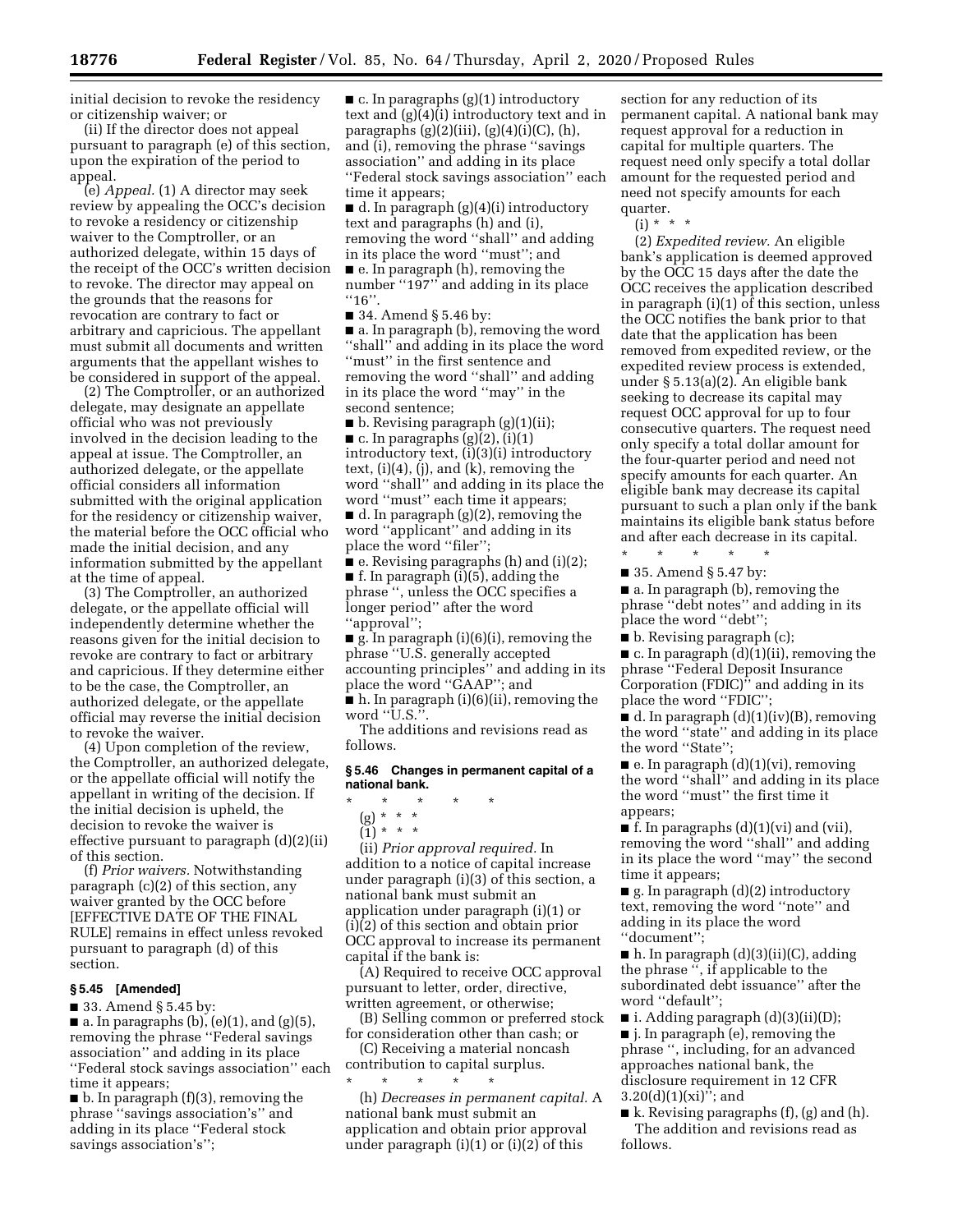initial decision to revoke the residency or citizenship waiver; or

(ii) If the director does not appeal pursuant to paragraph (e) of this section, upon the expiration of the period to appeal.

(e) *Appeal.* (1) A director may seek review by appealing the OCC's decision to revoke a residency or citizenship waiver to the Comptroller, or an authorized delegate, within 15 days of the receipt of the OCC's written decision to revoke. The director may appeal on the grounds that the reasons for revocation are contrary to fact or arbitrary and capricious. The appellant must submit all documents and written arguments that the appellant wishes to be considered in support of the appeal.

(2) The Comptroller, or an authorized delegate, may designate an appellate official who was not previously involved in the decision leading to the appeal at issue. The Comptroller, an authorized delegate, or the appellate official considers all information submitted with the original application for the residency or citizenship waiver, the material before the OCC official who made the initial decision, and any information submitted by the appellant at the time of appeal.

(3) The Comptroller, an authorized delegate, or the appellate official will independently determine whether the reasons given for the initial decision to revoke are contrary to fact or arbitrary and capricious. If they determine either to be the case, the Comptroller, an authorized delegate, or the appellate official may reverse the initial decision to revoke the waiver.

(4) Upon completion of the review, the Comptroller, an authorized delegate, or the appellate official will notify the appellant in writing of the decision. If the initial decision is upheld, the decision to revoke the waiver is effective pursuant to paragraph (d)(2)(ii) of this section.

(f) *Prior waivers.* Notwithstanding paragraph (c)(2) of this section, any waiver granted by the OCC before [EFFECTIVE DATE OF THE FINAL RULE] remains in effect unless revoked pursuant to paragraph (d) of this section.

### § 5.45 [Amended]

■ 33. Amend § 5.45 by:

■ a. In paragraphs (b), (e)(1), and (g)(5), removing the phrase ''Federal savings association'' and adding in its place ''Federal stock savings association'' each time it appears;

■ b. In paragraph (f)(3), removing the phrase ''savings association's'' and adding in its place ''Federal stock savings association's'';

■ c. In paragraphs (g)(1) introductory text and (g)(4)(i) introductory text and in paragraphs (g)(2)(iii), (g)(4)(i)(C), (h), and (i), removing the phrase ''savings association'' and adding in its place ''Federal stock savings association'' each time it appears;

■ d. In paragraph (g)(4)(i) introductory text and paragraphs (h) and (i), removing the word ''shall'' and adding in its place the word ''must''; and

■ e. In paragraph (h), removing the number ''197'' and adding in its place ''16''.

■ 34. Amend § 5.46 by:

■ a. In paragraph (b), removing the word ''shall'' and adding in its place the word ''must'' in the first sentence and removing the word ''shall'' and adding in its place the word ''may'' in the second sentence;

■ b. Revising paragraph (g)(1)(ii);

■ c. In paragraphs (g)(2), (i)(1) introductory text, (i)(3)(i) introductory text, (i)(4), (j), and (k), removing the word ''shall'' and adding in its place the word ''must'' each time it appears;

■ d. In paragraph (g)(2), removing the word ''applicant'' and adding in its place the word ''filer'';

■ e. Revising paragraphs (h) and (i)(2);

■ f. In paragraph (i)(5), adding the phrase '', unless the OCC specifies a longer period'' after the word ''approval'';

■ g. In paragraph (i)(6)(i), removing the phrase ''U.S. generally accepted accounting principles'' and adding in its place the word ''GAAP''; and

■ h. In paragraph (i)(6)(ii), removing the word ''U.S.''.

The additions and revisions read as follows.

### § 5.46 Changes in permanent capital of a national bank.

\* \* \* \* \*

(g) \* \* \*

(1) \* \* \*

(ii) *Prior approval required.* In addition to a notice of capital increase under paragraph (i)(3) of this section, a national bank must submit an application under paragraph (i)(1) or (i)(2) of this section and obtain prior OCC approval to increase its permanent capital if the bank is:

(A) Required to receive OCC approval pursuant to letter, order, directive, written agreement, or otherwise;

(B) Selling common or preferred stock for consideration other than cash; or

(C) Receiving a material noncash contribution to capital surplus.

\* \* \* \* \*

(h) *Decreases in permanent capital.* A national bank must submit an application and obtain prior approval under paragraph (i)(1) or (i)(2) of this section for any reduction of its permanent capital. A national bank may request approval for a reduction in capital for multiple quarters. The request need only specify a total dollar amount for the requested period and need not specify amounts for each quarter.

(i) \* \* \*

(2) *Expedited review.* An eligible bank's application is deemed approved by the OCC 15 days after the date the OCC receives the application described in paragraph (i)(1) of this section, unless the OCC notifies the bank prior to that date that the application has been removed from expedited review, or the expedited review process is extended, under § 5.13(a)(2). An eligible bank seeking to decrease its capital may request OCC approval for up to four consecutive quarters. The request need only specify a total dollar amount for the four-quarter period and need not specify amounts for each quarter. An eligible bank may decrease its capital pursuant to such a plan only if the bank maintains its eligible bank status before and after each decrease in its capital.

\* \* \* \* \*

■ 35. Amend § 5.47 by:

■ a. In paragraph (b), removing the phrase ''debt notes'' and adding in its place the word ''debt'';

■ b. Revising paragraph (c);

■ c. In paragraph (d)(1)(ii), removing the phrase ''Federal Deposit Insurance Corporation (FDIC)'' and adding in its place the word ''FDIC'';

■ d. In paragraph (d)(1)(iv)(B), removing the word ''state'' and adding in its place the word ''State'';

■ e. In paragraph (d)(1)(vi), removing the word ''shall'' and adding in its place the word ''must'' the first time it appears;

■ f. In paragraphs (d)(1)(vi) and (vii), removing the word ''shall'' and adding in its place the word ''may'' the second time it appears;

■ g. In paragraph (d)(2) introductory text, removing the word ''note'' and adding in its place the word ''document'';

■ h. In paragraph (d)(3)(ii)(C), adding the phrase '', if applicable to the subordinated debt issuance'' after the word ''default'';

■ i. Adding paragraph (d)(3)(ii)(D);

■ j. In paragraph (e), removing the phrase '', including, for an advanced approaches national bank, the disclosure requirement in 12 CFR 3.20(d)(1)(xi)''; and

■ k. Revising paragraphs (f), (g) and (h).

The addition and revisions read as follows.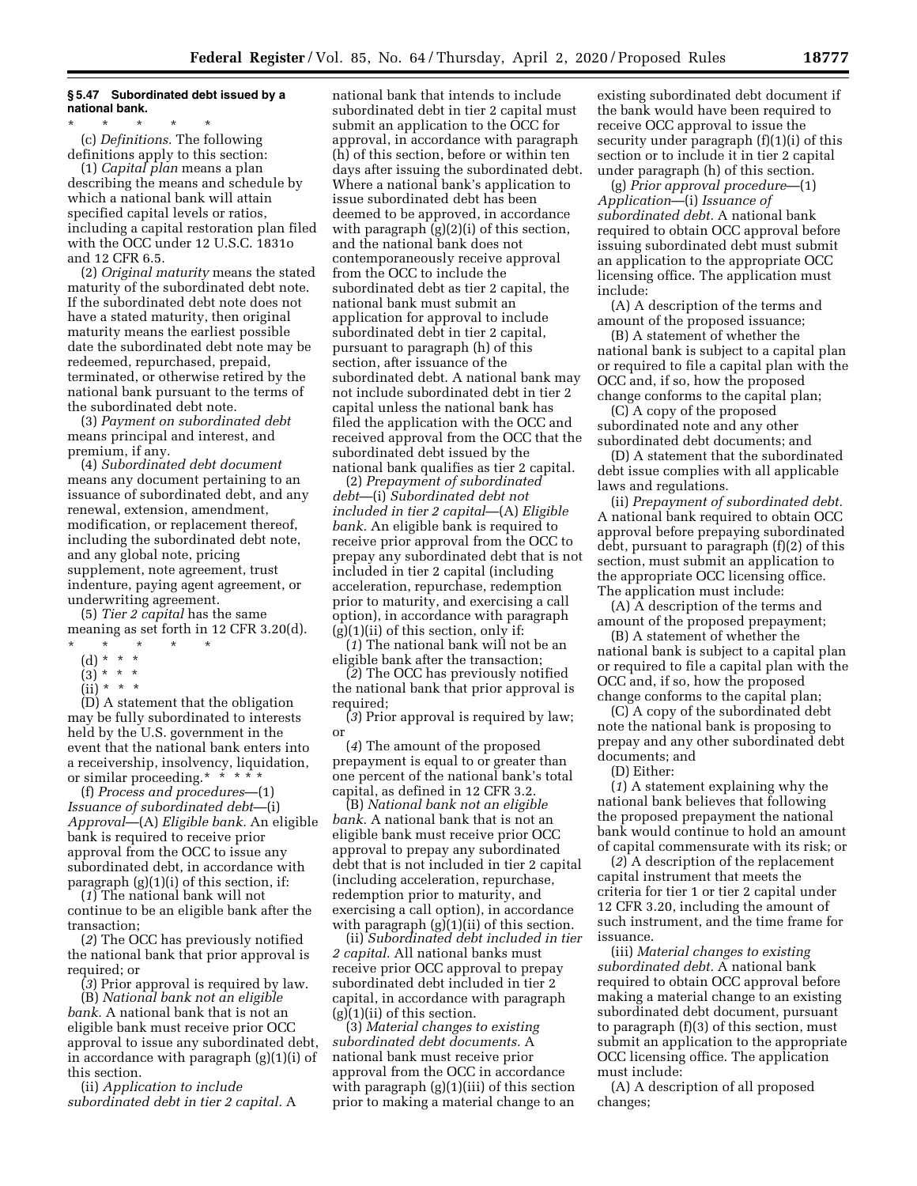**§ 5.47 Subordinated debt issued by a national bank.**

\* \* \* \* \*

(c) *Definitions.* The following definitions apply to this section:

(1) *Capital plan* means a plan describing the means and schedule by which a national bank will attain specified capital levels or ratios, including a capital restoration plan filed with the OCC under 12 U.S.C. 1831o and 12 CFR 6.5.

(2) *Original maturity* means the stated maturity of the subordinated debt note. If the subordinated debt note does not have a stated maturity, then original maturity means the earliest possible date the subordinated debt note may be redeemed, repurchased, prepaid, terminated, or otherwise retired by the national bank pursuant to the terms of the subordinated debt note.

(3) *Payment on subordinated debt* means principal and interest, and premium, if any.

(4) *Subordinated debt document* means any document pertaining to an issuance of subordinated debt, and any renewal, extension, amendment, modification, or replacement thereof, including the subordinated debt note, and any global note, pricing supplement, note agreement, trust indenture, paying agent agreement, or underwriting agreement.

(5) *Tier 2 capital* has the same meaning as set forth in 12 CFR 3.20(d).

\* \* \* \* \*

(d) \* \* \*

(3) \* \* \*

(ii) \* \* \*

(D) A statement that the obligation may be fully subordinated to interests held by the U.S. government in the event that the national bank enters into a receivership, insolvency, liquidation, or similar proceeding.\* \* \* \* \*

(f) *Process and procedures*—(1) *Issuance of subordinated debt*—(i) *Approval*—(A) *Eligible bank.* An eligible bank is required to receive prior approval from the OCC to issue any subordinated debt, in accordance with paragraph (g)(1)(i) of this section, if:

(*1*) The national bank will not continue to be an eligible bank after the transaction;

(*2*) The OCC has previously notified the national bank that prior approval is required; or

(*3*) Prior approval is required by law.

(B) *National bank not an eligible bank.* A national bank that is not an eligible bank must receive prior OCC approval to issue any subordinated debt, in accordance with paragraph (g)(1)(i) of this section.

(ii) *Application to include subordinated debt in tier 2 capital.* A national bank that intends to include subordinated debt in tier 2 capital must submit an application to the OCC for approval, in accordance with paragraph (h) of this section, before or within ten days after issuing the subordinated debt. Where a national bank's application to issue subordinated debt has been deemed to be approved, in accordance with paragraph (g)(2)(i) of this section, and the national bank does not contemporaneously receive approval from the OCC to include the subordinated debt as tier 2 capital, the national bank must submit an application for approval to include subordinated debt in tier 2 capital, pursuant to paragraph (h) of this section, after issuance of the subordinated debt. A national bank may not include subordinated debt in tier 2 capital unless the national bank has filed the application with the OCC and received approval from the OCC that the subordinated debt issued by the national bank qualifies as tier 2 capital.

(2) *Prepayment of subordinated debt*—(i) *Subordinated debt not included in tier 2 capital*—(A) *Eligible bank.* An eligible bank is required to receive prior approval from the OCC to prepay any subordinated debt that is not included in tier 2 capital (including acceleration, repurchase, redemption prior to maturity, and exercising a call option), in accordance with paragraph (g)(1)(ii) of this section, only if:

(*1*) The national bank will not be an eligible bank after the transaction;

(*2*) The OCC has previously notified the national bank that prior approval is required;

(*3*) Prior approval is required by law; or

(*4*) The amount of the proposed prepayment is equal to or greater than one percent of the national bank's total capital, as defined in 12 CFR 3.2.

(B) *National bank not an eligible bank.* A national bank that is not an eligible bank must receive prior OCC approval to prepay any subordinated debt that is not included in tier 2 capital (including acceleration, repurchase, redemption prior to maturity, and exercising a call option), in accordance with paragraph (g)(1)(ii) of this section.

(ii) *Subordinated debt included in tier 2 capital.* All national banks must receive prior OCC approval to prepay subordinated debt included in tier 2 capital, in accordance with paragraph (g)(1)(ii) of this section.

(3) *Material changes to existing subordinated debt documents.* A national bank must receive prior approval from the OCC in accordance with paragraph (g)(1)(iii) of this section prior to making a material change to an existing subordinated debt document if the bank would have been required to receive OCC approval to issue the security under paragraph (f)(1)(i) of this section or to include it in tier 2 capital under paragraph (h) of this section.

(g) *Prior approval procedure*—(1) *Application*—(i) *Issuance of subordinated debt.* A national bank required to obtain OCC approval before issuing subordinated debt must submit an application to the appropriate OCC licensing office. The application must include:

(A) A description of the terms and amount of the proposed issuance;

(B) A statement of whether the national bank is subject to a capital plan or required to file a capital plan with the OCC and, if so, how the proposed change conforms to the capital plan;

(C) A copy of the proposed subordinated note and any other subordinated debt documents; and

(D) A statement that the subordinated debt issue complies with all applicable laws and regulations.

(ii) *Prepayment of subordinated debt.* A national bank required to obtain OCC approval before prepaying subordinated debt, pursuant to paragraph (f)(2) of this section, must submit an application to the appropriate OCC licensing office. The application must include:

(A) A description of the terms and amount of the proposed prepayment;

(B) A statement of whether the national bank is subject to a capital plan or required to file a capital plan with the OCC and, if so, how the proposed change conforms to the capital plan;

(C) A copy of the subordinated debt note the national bank is proposing to prepay and any other subordinated debt documents; and

(D) Either:

(*1*) A statement explaining why the national bank believes that following the proposed prepayment the national bank would continue to hold an amount of capital commensurate with its risk; or

(*2*) A description of the replacement capital instrument that meets the criteria for tier 1 or tier 2 capital under 12 CFR 3.20, including the amount of such instrument, and the time frame for issuance.

(iii) *Material changes to existing subordinated debt.* A national bank required to obtain OCC approval before making a material change to an existing subordinated debt document, pursuant to paragraph (f)(3) of this section, must submit an application to the appropriate OCC licensing office. The application must include:

(A) A description of all proposed changes;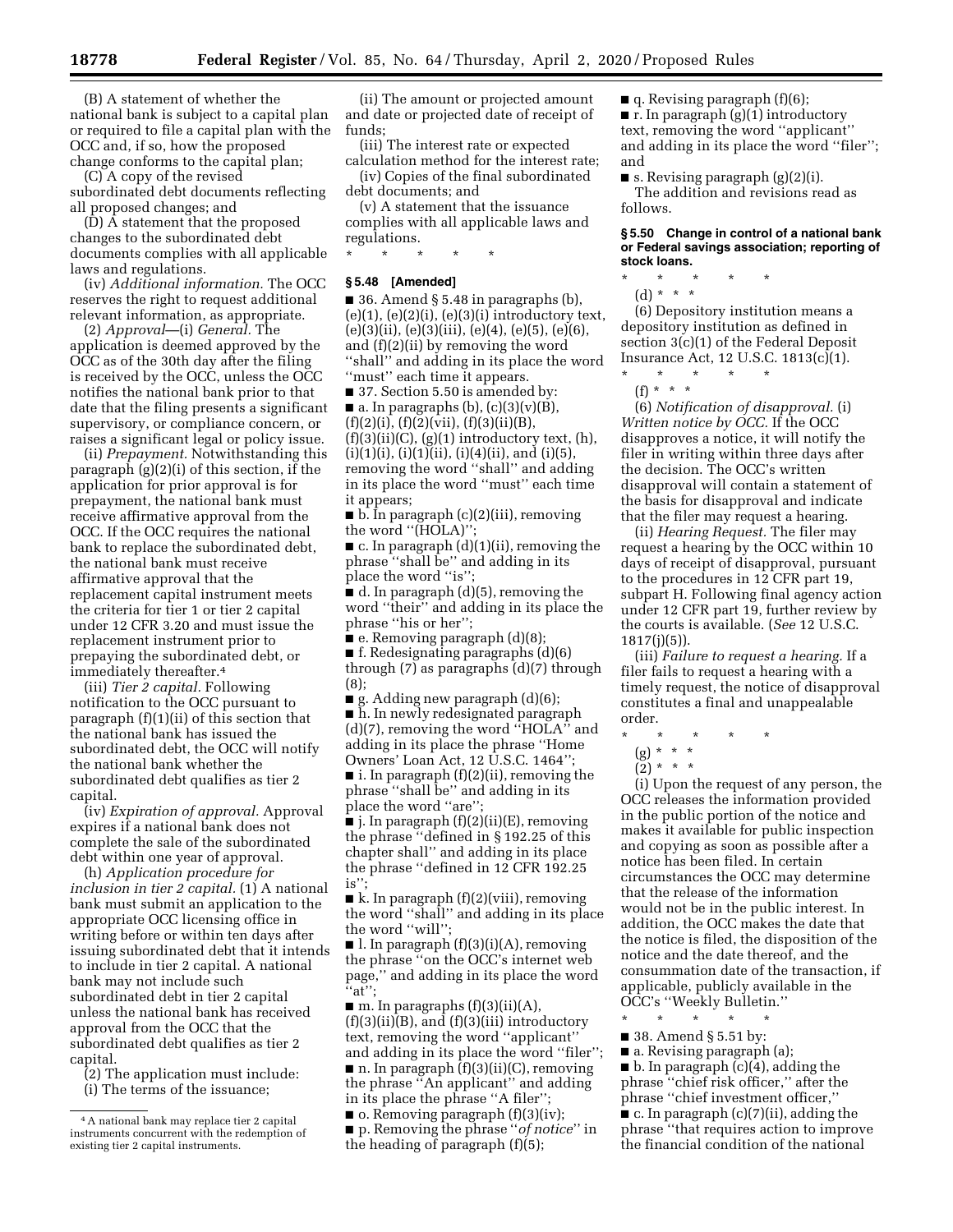(B) A statement of whether the national bank is subject to a capital plan or required to file a capital plan with the OCC and, if so, how the proposed change conforms to the capital plan;

(C) A copy of the revised subordinated debt documents reflecting all proposed changes; and

(D) A statement that the proposed changes to the subordinated debt documents complies with all applicable laws and regulations.

(iv) *Additional information.* The OCC reserves the right to request additional relevant information, as appropriate.

(2) *Approval*—(i) *General.* The application is deemed approved by the OCC as of the 30th day after the filing is received by the OCC, unless the OCC notifies the national bank prior to that date that the filing presents a significant supervisory, or compliance concern, or raises a significant legal or policy issue.

(ii) *Prepayment.* Notwithstanding this paragraph (g)(2)(i) of this section, if the application for prior approval is for prepayment, the national bank must receive affirmative approval from the OCC. If the OCC requires the national bank to replace the subordinated debt, the national bank must receive affirmative approval that the replacement capital instrument meets the criteria for tier 1 or tier 2 capital under 12 CFR 3.20 and must issue the replacement instrument prior to prepaying the subordinated debt, or immediately thereafter.[4]

(iii) *Tier 2 capital.* Following notification to the OCC pursuant to paragraph (f)(1)(ii) of this section that the national bank has issued the subordinated debt, the OCC will notify the national bank whether the subordinated debt qualifies as tier 2 capital.

(iv) *Expiration of approval.* Approval expires if a national bank does not complete the sale of the subordinated debt within one year of approval.

(h) *Application procedure for inclusion in tier 2 capital.* (1) A national bank must submit an application to the appropriate OCC licensing office in writing before or within ten days after issuing subordinated debt that it intends to include in tier 2 capital. A national bank may not include such subordinated debt in tier 2 capital unless the national bank has received approval from the OCC that the subordinated debt qualifies as tier 2 capital.

(2) The application must include:

(i) The terms of the issuance;

(ii) The amount or projected amount and date or projected date of receipt of funds;

(iii) The interest rate or expected calculation method for the interest rate;

(iv) Copies of the final subordinated debt documents; and

(v) A statement that the issuance complies with all applicable laws and regulations.

\* \* \* \* \*

**§ 5.48 [Amended]**

■ 36. Amend § 5.48 in paragraphs (b), (e)(1), (e)(2)(i), (e)(3)(i) introductory text, (e)(3)(ii), (e)(3)(iii), (e)(4), (e)(5), (e)(6), and (f)(2)(ii) by removing the word ''shall'' and adding in its place the word ''must'' each time it appears.

■ 37. Section 5.50 is amended by:

■ a. In paragraphs (b), (c)(3)(v)(B), (f)(2)(i), (f)(2)(vii), (f)(3)(ii)(B), (f)(3)(ii)(C), (g)(1) introductory text, (h), (i)(1)(i), (i)(1)(ii), (i)(4)(ii), and (i)(5), removing the word ''shall'' and adding in its place the word ''must'' each time it appears;

■ b. In paragraph (c)(2)(iii), removing the word ''(HOLA)'';

■ c. In paragraph (d)(1)(ii), removing the phrase ''shall be'' and adding in its place the word ''is'';

■ d. In paragraph (d)(5), removing the word ''their'' and adding in its place the phrase ''his or her'';

■ e. Removing paragraph (d)(8);

■ f. Redesignating paragraphs (d)(6) through (7) as paragraphs (d)(7) through (8);

■ g. Adding new paragraph (d)(6);

■ h. In newly redesignated paragraph (d)(7), removing the word ''HOLA'' and adding in its place the phrase ''Home Owners' Loan Act, 12 U.S.C. 1464'';

■ i. In paragraph (f)(2)(ii), removing the phrase ''shall be'' and adding in its place the word ''are'';

■ j. In paragraph (f)(2)(ii)(E), removing the phrase ''defined in § 192.25 of this chapter shall'' and adding in its place the phrase ''defined in 12 CFR 192.25 is'';

■ k. In paragraph (f)(2)(viii), removing the word ''shall'' and adding in its place the word ''will'';

■ l. In paragraph (f)(3)(i)(A), removing the phrase ''on the OCC's internet web page,'' and adding in its place the word ''at'';

■ m. In paragraphs (f)(3)(ii)(A), (f)(3)(ii)(B), and (f)(3)(iii) introductory text, removing the word ''applicant'' and adding in its place the word ''filer'';

■ n. In paragraph (f)(3)(ii)(C), removing the phrase ''An applicant'' and adding in its place the phrase ''A filer'';

■ o. Removing paragraph (f)(3)(iv);

■ p. Removing the phrase ''*of notice*'' in the heading of paragraph (f)(5);

■ q. Revising paragraph (f)(6);

■ r. In paragraph (g)(1) introductory text, removing the word ''applicant'' and adding in its place the word ''filer''; and

■ s. Revising paragraph (g)(2)(i).

The addition and revisions read as follows.

**§ 5.50 Change in control of a national bank or Federal savings association; reporting of stock loans.**

\* \* \* \* \*

(d) \* \* \*

(6) Depository institution means a depository institution as defined in section 3(c)(1) of the Federal Deposit Insurance Act, 12 U.S.C. 1813(c)(1).

\* \* \* \* \*

(f) \* \* \*

(6) *Notification of disapproval.* (i) *Written notice by OCC.* If the OCC disapproves a notice, it will notify the filer in writing within three days after the decision. The OCC's written disapproval will contain a statement of the basis for disapproval and indicate that the filer may request a hearing.

(ii) *Hearing Request.* The filer may request a hearing by the OCC within 10 days of receipt of disapproval, pursuant to the procedures in 12 CFR part 19, subpart H. Following final agency action under 12 CFR part 19, further review by the courts is available. (*See* 12 U.S.C. 1817(j)(5)).

(iii) *Failure to request a hearing.* If a filer fails to request a hearing with a timely request, the notice of disapproval constitutes a final and unappealable order.

\* \* \* \* \*

(g) \* \* \*

(2) \* \* \*

(i) Upon the request of any person, the OCC releases the information provided in the public portion of the notice and makes it available for public inspection and copying as soon as possible after a notice has been filed. In certain circumstances the OCC may determine that the release of the information would not be in the public interest. In addition, the OCC makes the date that the notice is filed, the disposition of the notice and the date thereof, and the consummation date of the transaction, if applicable, publicly available in the OCC's ''Weekly Bulletin.''

\* \* \* \* \*

■ 38. Amend § 5.51 by:

■ a. Revising paragraph (a);

■ b. In paragraph (c)(4), adding the phrase ''chief risk officer,'' after the phrase ''chief investment officer,''

■ c. In paragraph (c)(7)(ii), adding the phrase ''that requires action to improve the financial condition of the national

---

[4] A national bank may replace tier 2 capital instruments concurrent with the redemption of existing tier 2 capital instruments.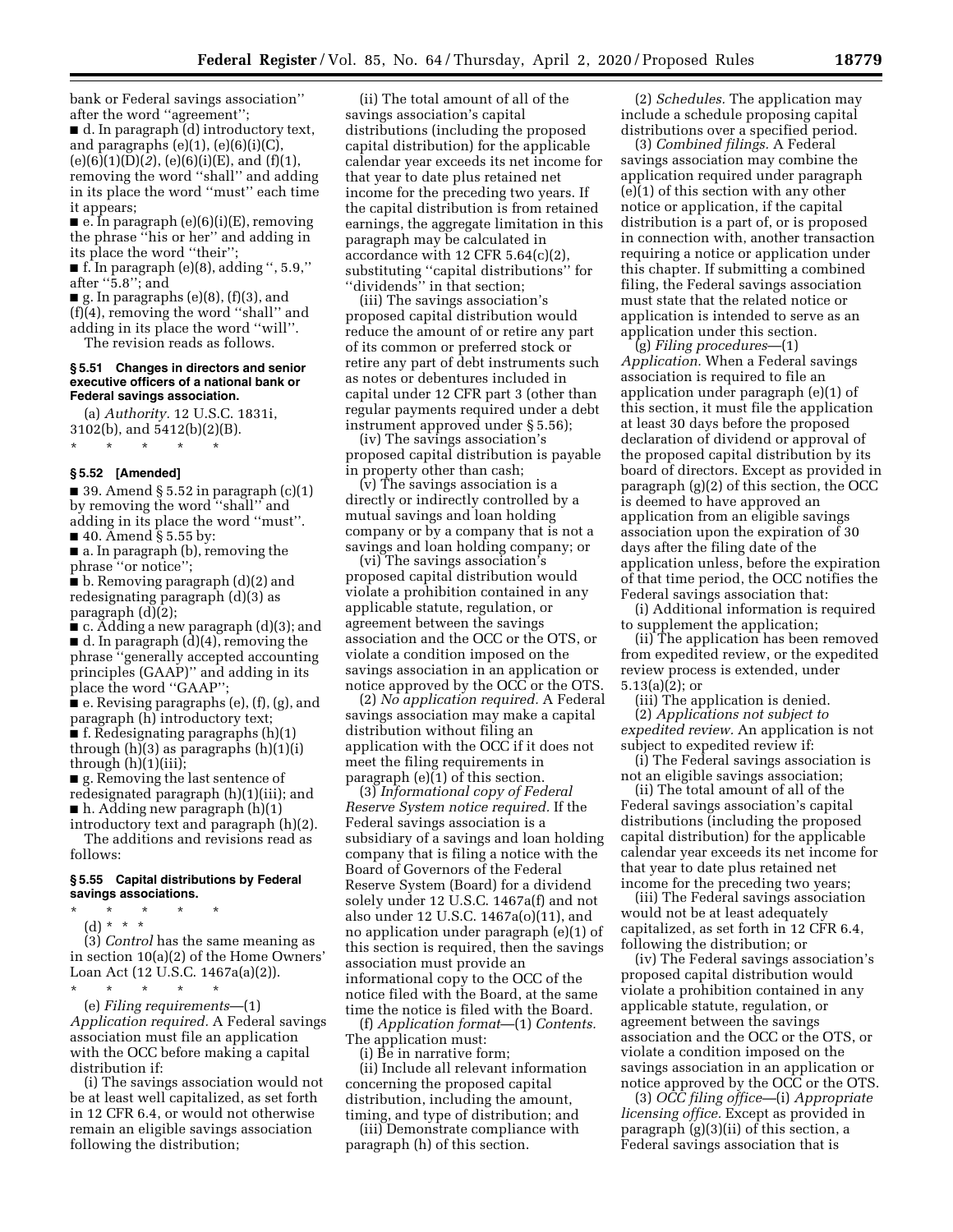bank or Federal savings association'' after the word ''agreement'';

■ d. In paragraph (d) introductory text, and paragraphs (e)(1), (e)(6)(i)(C), (e)(6)(1)(D)(*2*), (e)(6)(i)(E), and (f)(1), removing the word ''shall'' and adding in its place the word ''must'' each time it appears;

■ e. In paragraph (e)(6)(i)(E), removing the phrase ''his or her'' and adding in its place the word ''their'';

■ f. In paragraph (e)(8), adding '', 5.9,'' after ''5.8''; and

■ g. In paragraphs (e)(8), (f)(3), and (f)(4), removing the word ''shall'' and adding in its place the word ''will''.

The revision reads as follows.

**§ 5.51 Changes in directors and senior executive officers of a national bank or Federal savings association.**

(a) *Authority.* 12 U.S.C. 1831i, 3102(b), and 5412(b)(2)(B).

\* \* \* \* \*

**§ 5.52 [Amended]**

■ 39. Amend § 5.52 in paragraph (c)(1) by removing the word ''shall'' and adding in its place the word ''must''.

■ 40. Amend § 5.55 by:

■ a. In paragraph (b), removing the phrase ''or notice'';

■ b. Removing paragraph (d)(2) and redesignating paragraph (d)(3) as paragraph (d)(2);

■ c. Adding a new paragraph (d)(3); and

■ d. In paragraph (d)(4), removing the phrase ''generally accepted accounting principles (GAAP)'' and adding in its place the word ''GAAP'';

■ e. Revising paragraphs (e), (f), (g), and paragraph (h) introductory text;

■ f. Redesignating paragraphs (h)(1) through (h)(3) as paragraphs (h)(1)(i) through (h)(1)(iii);

■ g. Removing the last sentence of redesignated paragraph (h)(1)(iii); and

■ h. Adding new paragraph (h)(1) introductory text and paragraph (h)(2).

The additions and revisions read as follows:

**§ 5.55 Capital distributions by Federal savings associations.**

\* \* \* \* \*

(d) \* \* \*

(3) *Control* has the same meaning as in section 10(a)(2) of the Home Owners' Loan Act (12 U.S.C. 1467a(a)(2)).

\* \* \* \* \*

(e) *Filing requirements*—(1) *Application required.* A Federal savings association must file an application with the OCC before making a capital distribution if:

(i) The savings association would not be at least well capitalized, as set forth in 12 CFR 6.4, or would not otherwise remain an eligible savings association following the distribution;

(ii) The total amount of all of the savings association's capital distributions (including the proposed capital distribution) for the applicable calendar year exceeds its net income for that year to date plus retained net income for the preceding two years. If the capital distribution is from retained earnings, the aggregate limitation in this paragraph may be calculated in accordance with 12 CFR 5.64(c)(2), substituting ''capital distributions'' for ''dividends'' in that section;

(iii) The savings association's proposed capital distribution would reduce the amount of or retire any part of its common or preferred stock or retire any part of debt instruments such as notes or debentures included in capital under 12 CFR part 3 (other than regular payments required under a debt instrument approved under § 5.56);

(iv) The savings association's proposed capital distribution is payable in property other than cash;

(v) The savings association is a directly or indirectly controlled by a mutual savings and loan holding company or by a company that is not a savings and loan holding company; or

(vi) The savings association's proposed capital distribution would violate a prohibition contained in any applicable statute, regulation, or agreement between the savings association and the OCC or the OTS, or violate a condition imposed on the savings association in an application or notice approved by the OCC or the OTS.

(2) *No application required.* A Federal savings association may make a capital distribution without filing an application with the OCC if it does not meet the filing requirements in paragraph (e)(1) of this section.

(3) *Informational copy of Federal Reserve System notice required.* If the Federal savings association is a subsidiary of a savings and loan holding company that is filing a notice with the Board of Governors of the Federal Reserve System (Board) for a dividend solely under 12 U.S.C. 1467a(f) and not also under 12 U.S.C. 1467a(o)(11), and no application under paragraph (e)(1) of this section is required, then the savings association must provide an informational copy to the OCC of the notice filed with the Board, at the same time the notice is filed with the Board.

(f) *Application format*—(1) *Contents.* The application must:

(i) Be in narrative form;

(ii) Include all relevant information concerning the proposed capital distribution, including the amount, timing, and type of distribution; and

(iii) Demonstrate compliance with paragraph (h) of this section.

(2) *Schedules.* The application may include a schedule proposing capital distributions over a specified period.

(3) *Combined filings.* A Federal savings association may combine the application required under paragraph (e)(1) of this section with any other notice or application, if the capital distribution is a part of, or is proposed in connection with, another transaction requiring a notice or application under this chapter. If submitting a combined filing, the Federal savings association must state that the related notice or application is intended to serve as an application under this section.

(g) *Filing procedures*—(1) *Application.* When a Federal savings association is required to file an application under paragraph (e)(1) of this section, it must file the application at least 30 days before the proposed declaration of dividend or approval of the proposed capital distribution by its board of directors. Except as provided in paragraph (g)(2) of this section, the OCC is deemed to have approved an application from an eligible savings association upon the expiration of 30 days after the filing date of the application unless, before the expiration of that time period, the OCC notifies the Federal savings association that:

(i) Additional information is required to supplement the application;

(ii) The application has been removed from expedited review, or the expedited review process is extended, under 5.13(a)(2); or

(iii) The application is denied.

(2) *Applications not subject to expedited review.* An application is not subject to expedited review if:

(i) The Federal savings association is not an eligible savings association;

(ii) The total amount of all of the Federal savings association's capital distributions (including the proposed capital distribution) for the applicable calendar year exceeds its net income for that year to date plus retained net income for the preceding two years;

(iii) The Federal savings association would not be at least adequately capitalized, as set forth in 12 CFR 6.4, following the distribution; or

(iv) The Federal savings association's proposed capital distribution would violate a prohibition contained in any applicable statute, regulation, or agreement between the savings association and the OCC or the OTS, or violate a condition imposed on the savings association in an application or notice approved by the OCC or the OTS.

(3) *OCC filing office*—(i) *Appropriate licensing office.* Except as provided in paragraph (g)(3)(ii) of this section, a Federal savings association that is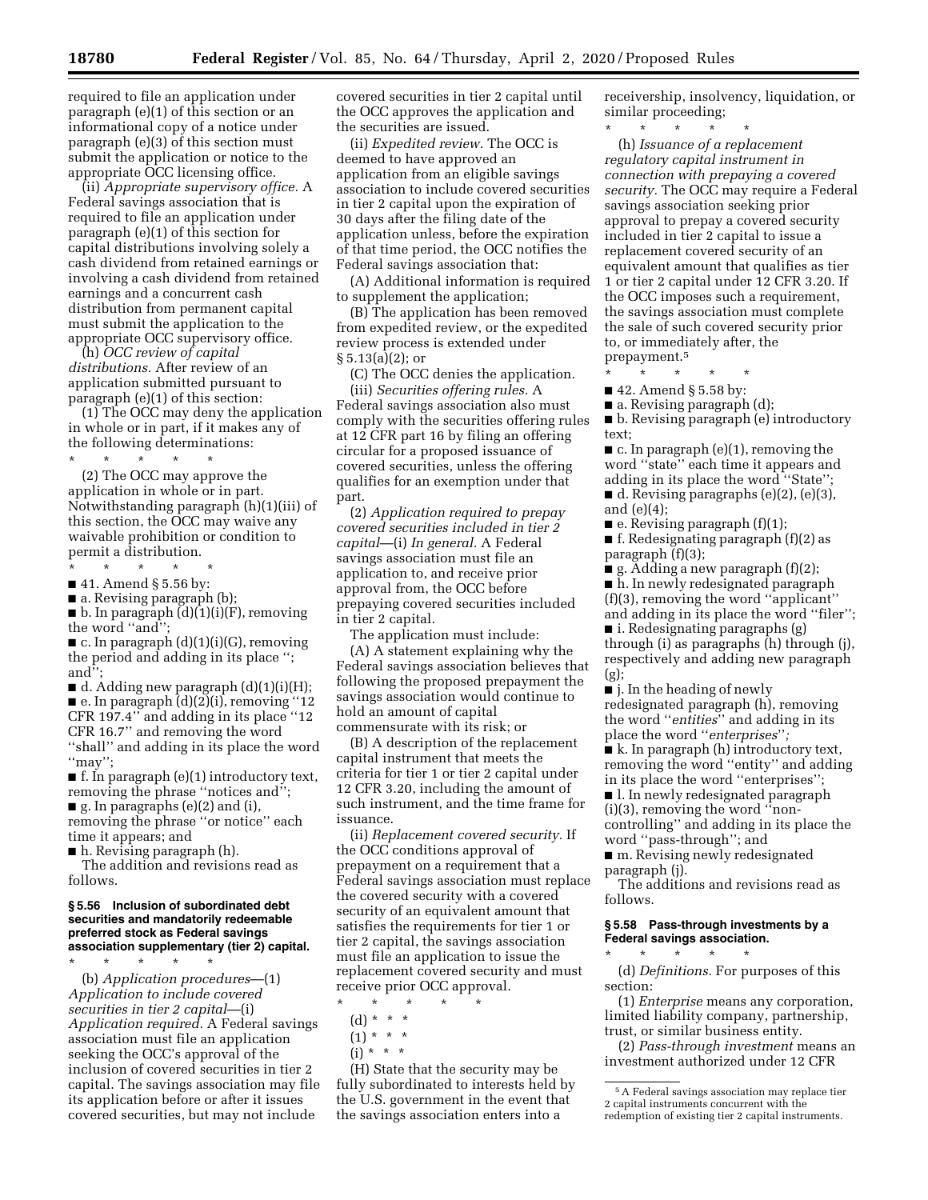required to file an application under paragraph (e)(1) of this section or an informational copy of a notice under paragraph (e)(3) of this section must submit the application or notice to the appropriate OCC licensing office.

(ii) *Appropriate supervisory office.* A Federal savings association that is required to file an application under paragraph (e)(1) of this section for capital distributions involving solely a cash dividend from retained earnings or involving a cash dividend from retained earnings and a concurrent cash distribution from permanent capital must submit the application to the appropriate OCC supervisory office.

(h) *OCC review of capital distributions.* After review of an application submitted pursuant to paragraph (e)(1) of this section:

(1) The OCC may deny the application in whole or in part, if it makes any of the following determinations:

\* \* \* \* \*

(2) The OCC may approve the application in whole or in part. Notwithstanding paragraph (h)(1)(iii) of this section, the OCC may waive any waivable prohibition or condition to permit a distribution.

\* \* \* \* \*

■ 41. Amend § 5.56 by:

■ a. Revising paragraph (b);

■ b. In paragraph (d)(1)(i)(F), removing the word "and";

■ c. In paragraph (d)(1)(i)(G), removing the period and adding in its place "; and";

■ d. Adding new paragraph (d)(1)(i)(H);

■ e. In paragraph (d)(2)(i), removing "12 CFR 197.4" and adding in its place "12 CFR 16.7" and removing the word "shall" and adding in its place the word "may";

■ f. In paragraph (e)(1) introductory text, removing the phrase "notices and";

■ g. In paragraphs (e)(2) and (i), removing the phrase "or notice" each time it appears; and

■ h. Revising paragraph (h).

The addition and revisions read as follows.

**§ 5.56 Inclusion of subordinated debt securities and mandatorily redeemable preferred stock as Federal savings association supplementary (tier 2) capital.**

\* \* \* \* \*

(b) *Application procedures*—(1) *Application to include covered securities in tier 2 capital*—(i) *Application required.* A Federal savings association must file an application seeking the OCC's approval of the inclusion of covered securities in tier 2 capital. The savings association may file its application before or after it issues covered securities, but may not include covered securities in tier 2 capital until the OCC approves the application and the securities are issued.

(ii) *Expedited review.* The OCC is deemed to have approved an application from an eligible savings association to include covered securities in tier 2 capital upon the expiration of 30 days after the filing date of the application unless, before the expiration of that time period, the OCC notifies the Federal savings association that:

(A) Additional information is required to supplement the application;

(B) The application has been removed from expedited review, or the expedited review process is extended under § 5.13(a)(2); or

(C) The OCC denies the application.

(iii) *Securities offering rules.* A Federal savings association also must comply with the securities offering rules at 12 CFR part 16 by filing an offering circular for a proposed issuance of covered securities, unless the offering qualifies for an exemption under that part.

(2) *Application required to prepay covered securities included in tier 2 capital*—(i) *In general.* A Federal savings association must file an application to, and receive prior approval from, the OCC before prepaying covered securities included in tier 2 capital.

The application must include:

(A) A statement explaining why the Federal savings association believes that following the proposed prepayment the savings association would continue to hold an amount of capital commensurate with its risk; or

(B) A description of the replacement capital instrument that meets the criteria for tier 1 or tier 2 capital under 12 CFR 3.20, including the amount of such instrument, and the time frame for issuance.

(ii) *Replacement covered security.* If the OCC conditions approval of prepayment on a requirement that a Federal savings association must replace the covered security with a covered security of an equivalent amount that satisfies the requirements for tier 1 or tier 2 capital, the savings association must file an application to issue the replacement covered security and must receive prior OCC approval.

\* \* \* \* \*

(d) \* \* \*

(1) \* \* \*

(i) \* \* \*

(H) State that the security may be fully subordinated to interests held by the U.S. government in the event that the savings association enters into a receivership, insolvency, liquidation, or similar proceeding;

\* \* \* \* \*

(h) *Issuance of a replacement regulatory capital instrument in connection with prepaying a covered security.* The OCC may require a Federal savings association seeking prior approval to prepay a covered security included in tier 2 capital to issue a replacement covered security of an equivalent amount that qualifies as tier 1 or tier 2 capital under 12 CFR 3.20. If the OCC imposes such a requirement, the savings association must complete the sale of such covered security prior to, or immediately after, the prepayment.[5]

\* \* \* \* \*

■ 42. Amend § 5.58 by:

■ a. Revising paragraph (d);

■ b. Revising paragraph (e) introductory text;

■ c. In paragraph (e)(1), removing the word "state" each time it appears and adding in its place the word "State";

■ d. Revising paragraphs (e)(2), (e)(3), and (e)(4);

■ e. Revising paragraph (f)(1);

■ f. Redesignating paragraph (f)(2) as paragraph (f)(3);

■ g. Adding a new paragraph (f)(2);

■ h. In newly redesignated paragraph (f)(3), removing the word "applicant" and adding in its place the word "filer";

■ i. Redesignating paragraphs (g) through (i) as paragraphs (h) through (j), respectively and adding new paragraph (g);

■ j. In the heading of newly redesignated paragraph (h), removing the word "*entities*" and adding in its place the word "*enterprises*";

■ k. In paragraph (h) introductory text, removing the word "entity" and adding in its place the word "enterprises";

■ l. In newly redesignated paragraph (i)(3), removing the word "non-controlling" and adding in its place the word "pass-through"; and

■ m. Revising newly redesignated paragraph (j).

The additions and revisions read as follows.

**§ 5.58 Pass-through investments by a Federal savings association.**

\* \* \* \* \*

(d) *Definitions.* For purposes of this section:

(1) *Enterprise* means any corporation, limited liability company, partnership, trust, or similar business entity.

(2) *Pass-through investment* means an investment authorized under 12 CFR

[5] A Federal savings association may replace tier 2 capital instruments concurrent with the redemption of existing tier 2 capital instruments.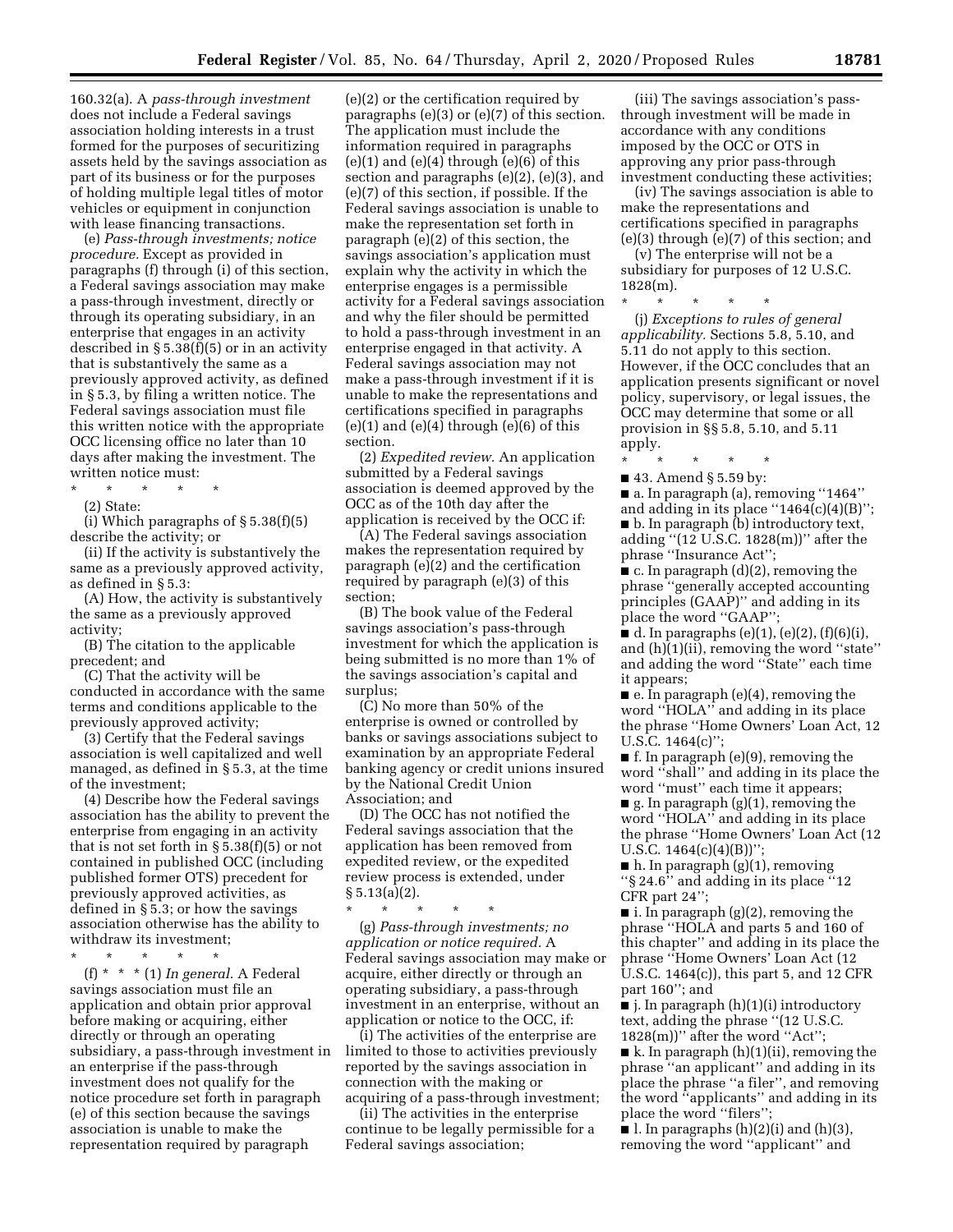160.32(a). A *pass-through investment* does not include a Federal savings association holding interests in a trust formed for the purposes of securitizing assets held by the savings association as part of its business or for the purposes of holding multiple legal titles of motor vehicles or equipment in conjunction with lease financing transactions.

(e) *Pass-through investments; notice procedure.* Except as provided in paragraphs (f) through (i) of this section, a Federal savings association may make a pass-through investment, directly or through its operating subsidiary, in an enterprise that engages in an activity described in § 5.38(f)(5) or in an activity that is substantively the same as a previously approved activity, as defined in § 5.3, by filing a written notice. The Federal savings association must file this written notice with the appropriate OCC licensing office no later than 10 days after making the investment. The written notice must:

\* \* \* \* \*

(2) State:

(i) Which paragraphs of § 5.38(f)(5) describe the activity; or

(ii) If the activity is substantively the same as a previously approved activity, as defined in § 5.3:

(A) How, the activity is substantively the same as a previously approved activity;

(B) The citation to the applicable precedent; and

(C) That the activity will be conducted in accordance with the same terms and conditions applicable to the previously approved activity;

(3) Certify that the Federal savings association is well capitalized and well managed, as defined in § 5.3, at the time of the investment;

(4) Describe how the Federal savings association has the ability to prevent the enterprise from engaging in an activity that is not set forth in § 5.38(f)(5) or not contained in published OCC (including published former OTS) precedent for previously approved activities, as defined in § 5.3; or how the savings association otherwise has the ability to withdraw its investment;

\* \* \* \* \*

(f) \* \* \* (1) *In general.* A Federal savings association must file an application and obtain prior approval before making or acquiring, either directly or through an operating subsidiary, a pass-through investment in an enterprise if the pass-through investment does not qualify for the notice procedure set forth in paragraph (e) of this section because the savings association is unable to make the representation required by paragraph (e)(2) or the certification required by paragraphs (e)(3) or (e)(7) of this section. The application must include the information required in paragraphs (e)(1) and (e)(4) through (e)(6) of this section and paragraphs (e)(2), (e)(3), and (e)(7) of this section, if possible. If the Federal savings association is unable to make the representation set forth in paragraph (e)(2) of this section, the savings association's application must explain why the activity in which the enterprise engages is a permissible activity for a Federal savings association and why the filer should be permitted to hold a pass-through investment in an enterprise engaged in that activity. A Federal savings association may not make a pass-through investment if it is unable to make the representations and certifications specified in paragraphs (e)(1) and (e)(4) through (e)(6) of this section.

(2) *Expedited review.* An application submitted by a Federal savings association is deemed approved by the OCC as of the 10th day after the application is received by the OCC if:

(A) The Federal savings association makes the representation required by paragraph (e)(2) and the certification required by paragraph (e)(3) of this section;

(B) The book value of the Federal savings association's pass-through investment for which the application is being submitted is no more than 1% of the savings association's capital and surplus;

(C) No more than 50% of the enterprise is owned or controlled by banks or savings associations subject to examination by an appropriate Federal banking agency or credit unions insured by the National Credit Union Association; and

(D) The OCC has not notified the Federal savings association that the application has been removed from expedited review, or the expedited review process is extended, under § 5.13(a)(2).

\* \* \* \* \*

(g) *Pass-through investments; no application or notice required.* A Federal savings association may make or acquire, either directly or through an operating subsidiary, a pass-through investment in an enterprise, without an application or notice to the OCC, if:

(i) The activities of the enterprise are limited to those to activities previously reported by the savings association in connection with the making or acquiring of a pass-through investment;

(ii) The activities in the enterprise continue to be legally permissible for a Federal savings association;

(iii) The savings association's pass-through investment will be made in accordance with any conditions imposed by the OCC or OTS in approving any prior pass-through investment conducting these activities;

(iv) The savings association is able to make the representations and certifications specified in paragraphs (e)(3) through (e)(7) of this section; and

(v) The enterprise will not be a subsidiary for purposes of 12 U.S.C. 1828(m).

\* \* \* \* \*

(j) *Exceptions to rules of general applicability.* Sections 5.8, 5.10, and 5.11 do not apply to this section. However, if the OCC concludes that an application presents significant or novel policy, supervisory, or legal issues, the OCC may determine that some or all provision in §§ 5.8, 5.10, and 5.11 apply.

\* \* \* \* \*

■ 43. Amend § 5.59 by:

■ a. In paragraph (a), removing "1464" and adding in its place "1464(c)(4)(B)";

■ b. In paragraph (b) introductory text, adding "(12 U.S.C. 1828(m))" after the phrase "Insurance Act";

■ c. In paragraph (d)(2), removing the phrase "generally accepted accounting principles (GAAP)" and adding in its place the word "GAAP";

■ d. In paragraphs (e)(1), (e)(2), (f)(6)(i), and (h)(1)(ii), removing the word "state" and adding the word "State" each time it appears;

■ e. In paragraph (e)(4), removing the word "HOLA" and adding in its place the phrase "Home Owners' Loan Act, 12 U.S.C. 1464(c)";

■ f. In paragraph (e)(9), removing the word "shall" and adding in its place the word "must" each time it appears;

■ g. In paragraph (g)(1), removing the word "HOLA" and adding in its place the phrase "Home Owners' Loan Act (12 U.S.C. 1464(c)(4)(B))";

■ h. In paragraph (g)(1), removing "§ 24.6" and adding in its place "12 CFR part 24";

■ i. In paragraph (g)(2), removing the phrase "HOLA and parts 5 and 160 of this chapter" and adding in its place the phrase "Home Owners' Loan Act (12 U.S.C. 1464(c)), this part 5, and 12 CFR part 160"; and

■ j. In paragraph (h)(1)(i) introductory text, adding the phrase "(12 U.S.C. 1828(m))" after the word "Act";

■ k. In paragraph (h)(1)(ii), removing the phrase "an applicant" and adding in its place the phrase "a filer", and removing the word "applicants" and adding in its place the word "filers";

■ l. In paragraphs (h)(2)(i) and (h)(3), removing the word "applicant" and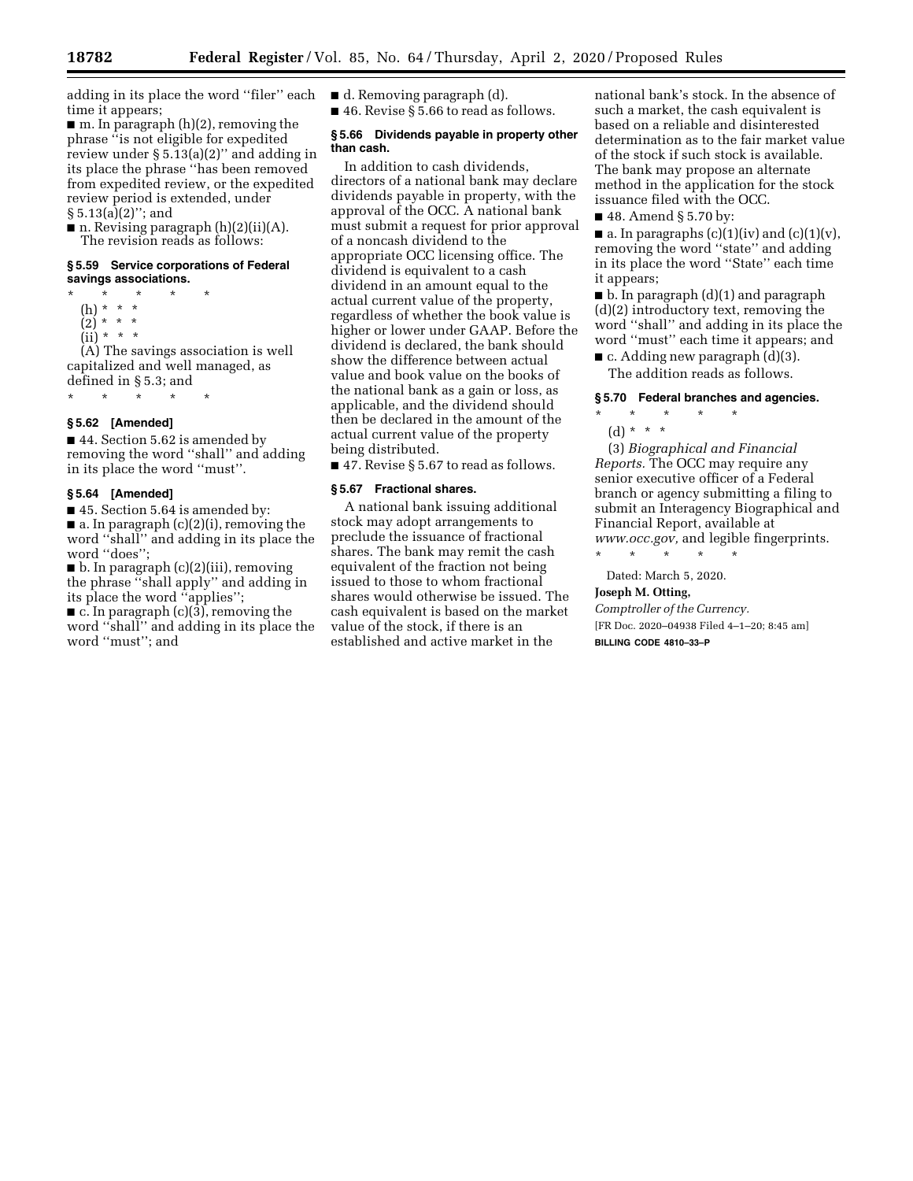adding in its place the word ''filer'' each time it appears;

■ m. In paragraph (h)(2), removing the phrase ''is not eligible for expedited review under § 5.13(a)(2)'' and adding in its place the phrase ''has been removed from expedited review, or the expedited review period is extended, under § 5.13(a)(2)''; and

■ n. Revising paragraph (h)(2)(ii)(A).

The revision reads as follows:

**§ 5.59 Service corporations of Federal savings associations.**

\* \* \* \* \*

(h) \* \* \*

(2) \* \* \*

(ii) \* \* \*

(A) The savings association is well capitalized and well managed, as defined in § 5.3; and

\* \* \* \* \*

**§ 5.62 [Amended]**

■ 44. Section 5.62 is amended by removing the word ''shall'' and adding in its place the word ''must''.

**§ 5.64 [Amended]**

■ 45. Section 5.64 is amended by:

■ a. In paragraph (c)(2)(i), removing the word ''shall'' and adding in its place the word ''does'';

■ b. In paragraph (c)(2)(iii), removing the phrase ''shall apply'' and adding in its place the word ''applies'';

■ c. In paragraph (c)(3), removing the word ''shall'' and adding in its place the word ''must''; and

■ d. Removing paragraph (d).

■ 46. Revise § 5.66 to read as follows.

**§ 5.66 Dividends payable in property other than cash.**

In addition to cash dividends, directors of a national bank may declare dividends payable in property, with the approval of the OCC. A national bank must submit a request for prior approval of a noncash dividend to the appropriate OCC licensing office. The dividend is equivalent to a cash dividend in an amount equal to the actual current value of the property, regardless of whether the book value is higher or lower under GAAP. Before the dividend is declared, the bank should show the difference between actual value and book value on the books of the national bank as a gain or loss, as applicable, and the dividend should then be declared in the amount of the actual current value of the property being distributed.

■ 47. Revise § 5.67 to read as follows.

**§ 5.67 Fractional shares.**

A national bank issuing additional stock may adopt arrangements to preclude the issuance of fractional shares. The bank may remit the cash equivalent of the fraction not being issued to those to whom fractional shares would otherwise be issued. The cash equivalent is based on the market value of the stock, if there is an established and active market in the national bank's stock. In the absence of such a market, the cash equivalent is based on a reliable and disinterested determination as to the fair market value of the stock if such stock is available. The bank may propose an alternate method in the application for the stock issuance filed with the OCC.

■ 48. Amend § 5.70 by:

■ a. In paragraphs (c)(1)(iv) and (c)(1)(v), removing the word ''state'' and adding in its place the word ''State'' each time it appears;

■ b. In paragraph (d)(1) and paragraph (d)(2) introductory text, removing the word ''shall'' and adding in its place the word ''must'' each time it appears; and

■ c. Adding new paragraph (d)(3).

The addition reads as follows.

**§ 5.70 Federal branches and agencies.**

\* \* \* \* \*

(d) \* \* \*

(3) *Biographical and Financial Reports.* The OCC may require any senior executive officer of a Federal branch or agency submitting a filing to submit an Interagency Biographical and Financial Report, available at *www.occ.gov,* and legible fingerprints.

\* \* \* \* \*

Dated: March 5, 2020.

**Joseph M. Otting,**

*Comptroller of the Currency.*

[FR Doc. 2020–04938 Filed 4–1–20; 8:45 am]

**BILLING CODE 4810–33–P**